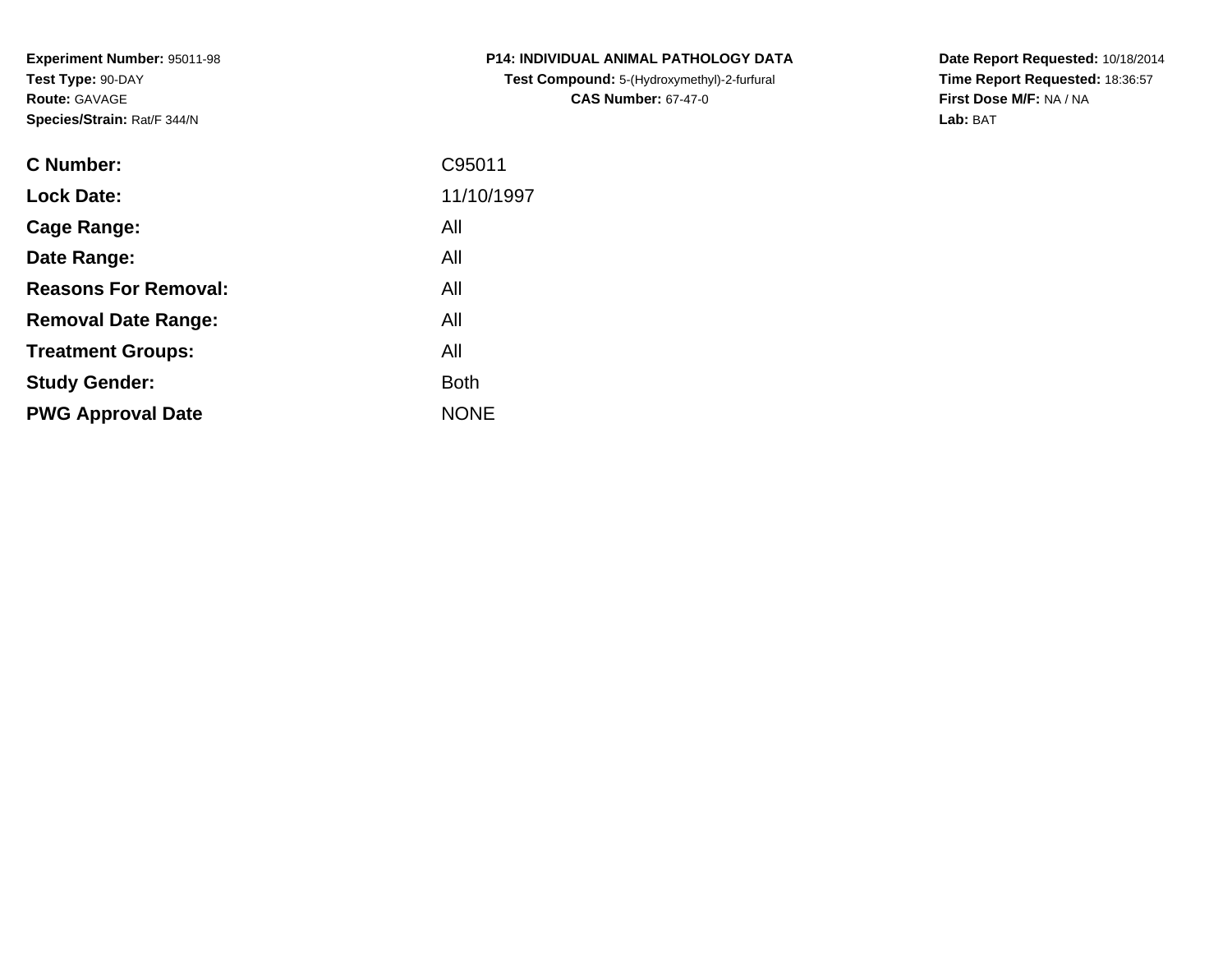**Experiment Number:** 95011-98
**Test Type:** 90-DAY
**Route:** GAVAGE
**Species/Strain:** Rat/F 344/N

**P14: INDIVIDUAL ANIMAL PATHOLOGY DATA**
**Test Compound:** 5-(Hydroxymethyl)-2-furfural
**CAS Number:** 67-47-0

**Date Report Requested:** 10/18/2014
**Time Report Requested:** 18:36:57
**First Dose M/F:** NA / NA
**Lab:** BAT

| | |
|---|---|
| **C Number:** | C95011 |
| **Lock Date:** | 11/10/1997 |
| **Cage Range:** | All |
| **Date Range:** | All |
| **Reasons For Removal:** | All |
| **Removal Date Range:** | All |
| **Treatment Groups:** | All |
| **Study Gender:** | Both |
| **PWG Approval Date** | NONE |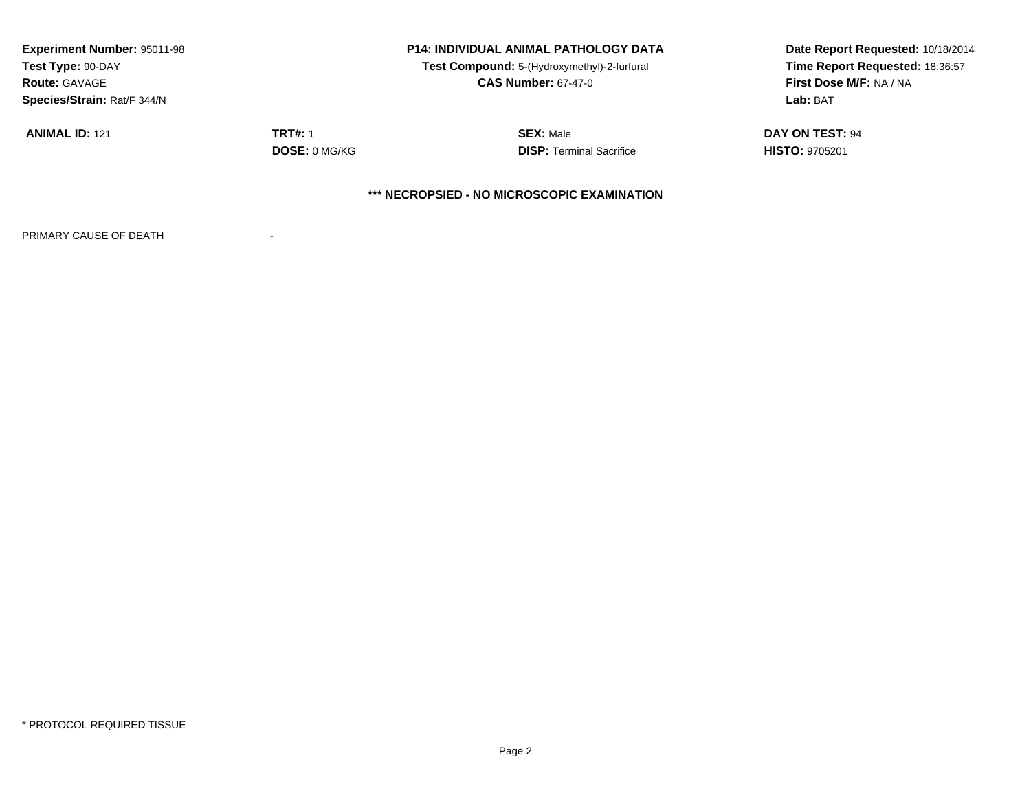| Experiment Number: 95011-98 | P14: INDIVIDUAL ANIMAL PATHOLOGY DATA | Date Report Requested: 10/18/2014 |
|---|---|---|
| Test Type: 90-DAY | Test Compound: 5-(Hydroxymethyl)-2-furfural | Time Report Requested: 18:36:57 |
| Route: GAVAGE | CAS Number: 67-47-0 | First Dose M/F: NA / NA |
| Species/Strain: Rat/F 344/N | | Lab: BAT |

| ANIMAL ID: 121 | TRT#: 1 | SEX: Male | DAY ON TEST: 94 |
|---|---|---|---|
| | DOSE: 0 MG/KG | DISP: Terminal Sacrifice | HISTO: 9705201 |

**\*\*\* NECROPSIED - NO MICROSCOPIC EXAMINATION**

PRIMARY CAUSE OF DEATH -

\* PROTOCOL REQUIRED TISSUE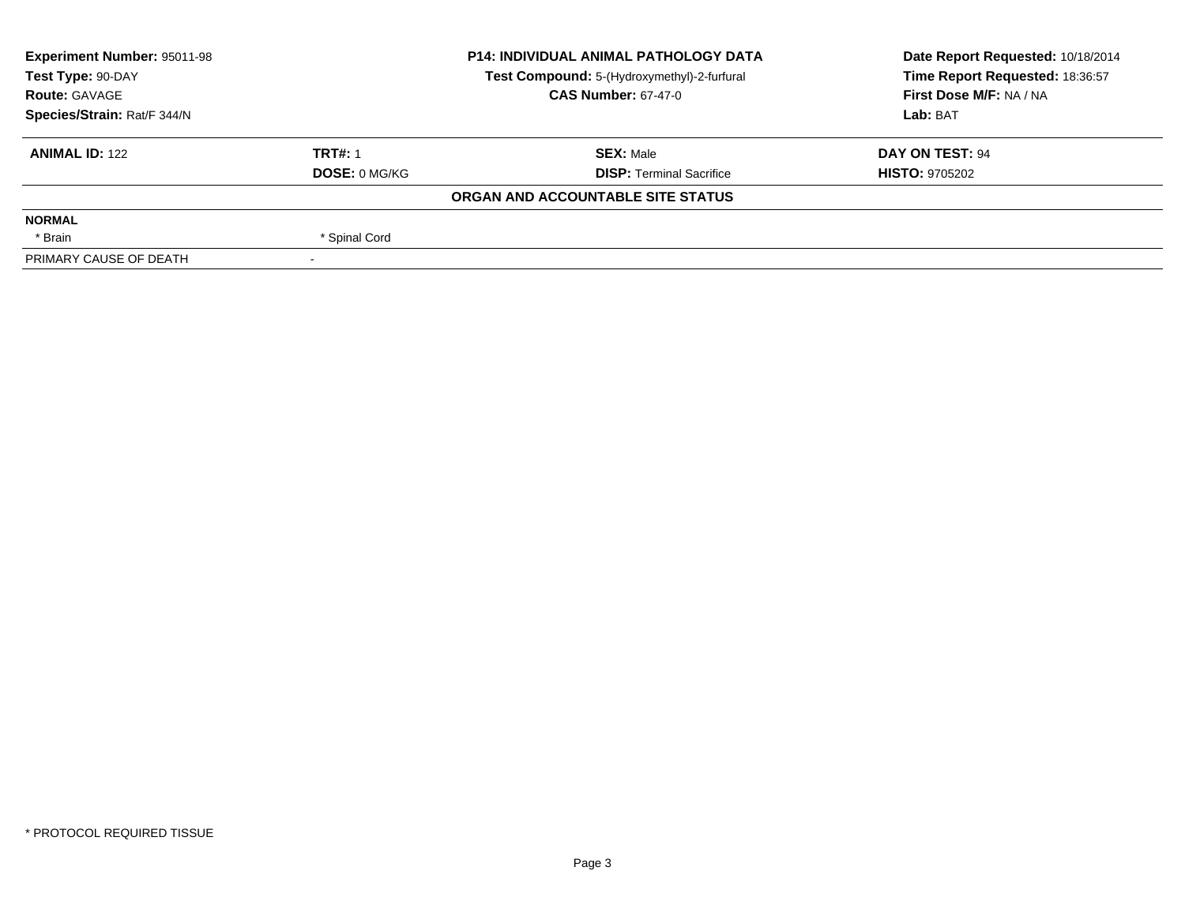**Experiment Number:** 95011-98
**Test Type:** 90-DAY
**Route:** GAVAGE
**Species/Strain:** Rat/F 344/N

**P14: INDIVIDUAL ANIMAL PATHOLOGY DATA**
**Test Compound:** 5-(Hydroxymethyl)-2-furfural
**CAS Number:** 67-47-0

**Date Report Requested:** 10/18/2014
**Time Report Requested:** 18:36:57
**First Dose M/F:** NA / NA
**Lab:** BAT

| **ANIMAL ID:** 122 | **TRT#:** 1 | **SEX:** Male | **DAY ON TEST:** 94 |
|---|---|---|---|
| | **DOSE:** 0 MG/KG | **DISP:** Terminal Sacrifice | **HISTO:** 9705202 |

**ORGAN AND ACCOUNTABLE SITE STATUS**

**NORMAL**

| | |
|---|---|
| * Brain | * Spinal Cord |
| PRIMARY CAUSE OF DEATH | - |

* PROTOCOL REQUIRED TISSUE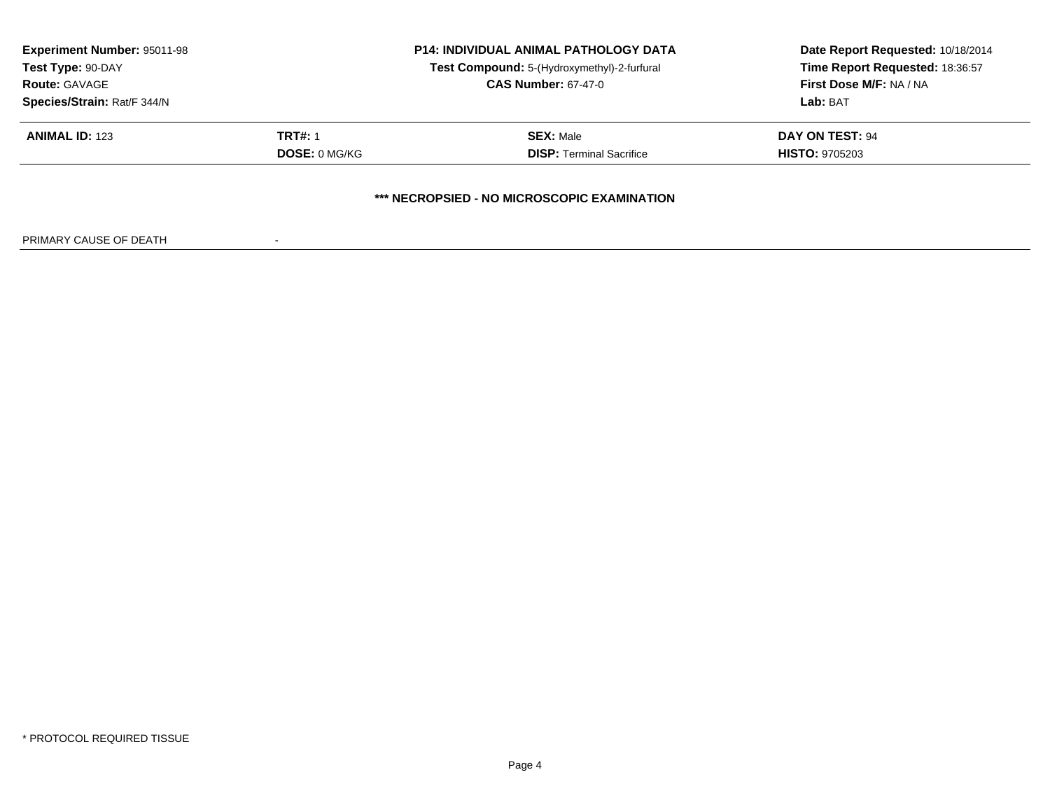**Experiment Number:** 95011-98
**Test Type:** 90-DAY
**Route:** GAVAGE
**Species/Strain:** Rat/F 344/N

**P14: INDIVIDUAL ANIMAL PATHOLOGY DATA**
**Test Compound:** 5-(Hydroxymethyl)-2-furfural
**CAS Number:** 67-47-0

**Date Report Requested:** 10/18/2014
**Time Report Requested:** 18:36:57
**First Dose M/F:** NA / NA
**Lab:** BAT

| **ANIMAL ID:** 123 | **TRT#:** 1 | **SEX:** Male | **DAY ON TEST:** 94 |
|---|---|---|---|
| | **DOSE:** 0 MG/KG | **DISP:** Terminal Sacrifice | **HISTO:** 9705203 |

**\*\*\* NECROPSIED - NO MICROSCOPIC EXAMINATION**

PRIMARY CAUSE OF DEATH -

\* PROTOCOL REQUIRED TISSUE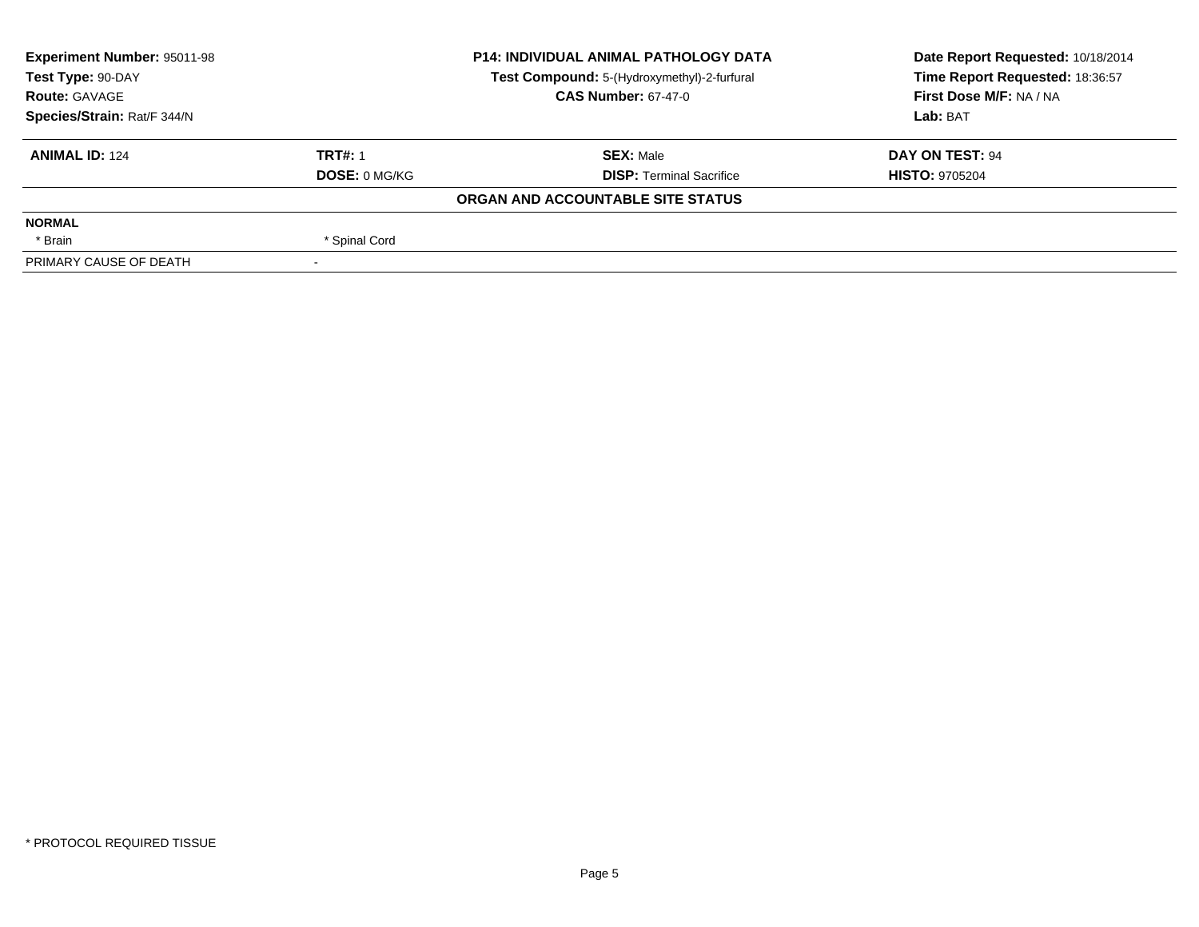| Experiment Number: 95011-98 | P14: INDIVIDUAL ANIMAL PATHOLOGY DATA | Date Report Requested: 10/18/2014 |
|---|---|---|
| Test Type: 90-DAY | Test Compound: 5-(Hydroxymethyl)-2-furfural | Time Report Requested: 18:36:57 |
| Route: GAVAGE | CAS Number: 67-47-0 | First Dose M/F: NA / NA |
| Species/Strain: Rat/F 344/N | | Lab: BAT |

| ANIMAL ID: 124 | TRT#: 1 | SEX: Male | DAY ON TEST: 94 |
|---|---|---|---|
| | DOSE: 0 MG/KG | DISP: Terminal Sacrifice | HISTO: 9705204 |

**ORGAN AND ACCOUNTABLE SITE STATUS**

| NORMAL | | | |
|---|---|---|---|
| * Brain | * Spinal Cord | | |
| PRIMARY CAUSE OF DEATH | - | | |

* PROTOCOL REQUIRED TISSUE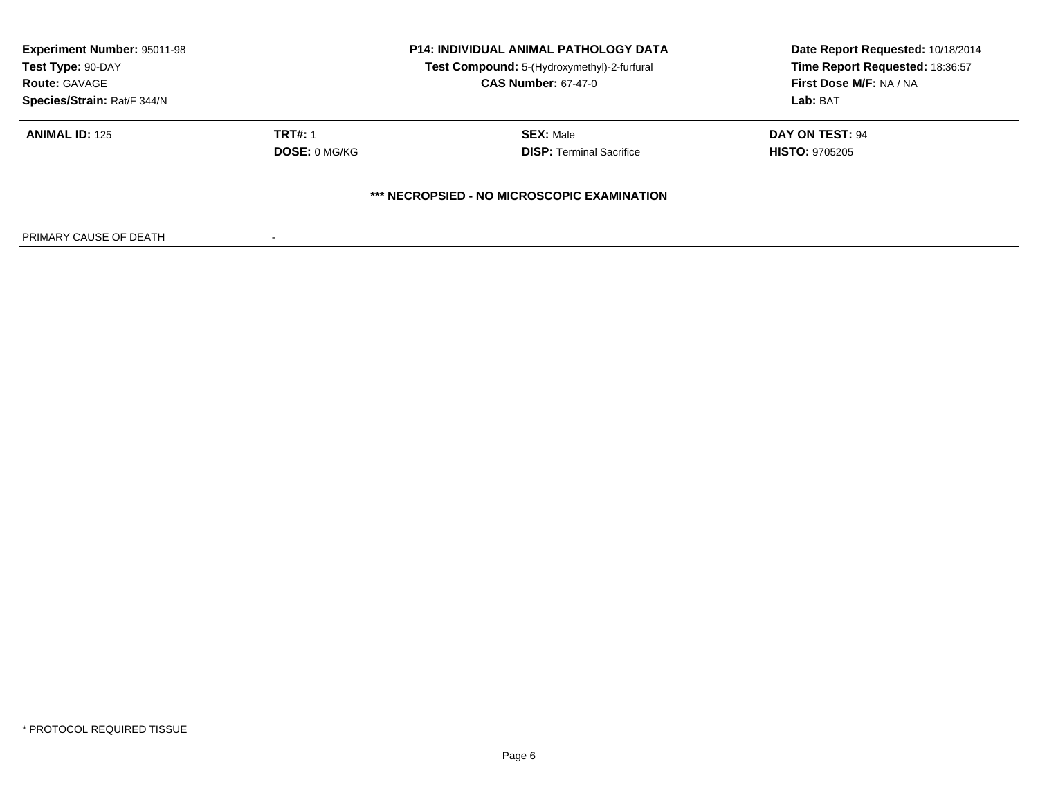**Experiment Number:** 95011-98
**Test Type:** 90-DAY
**Route:** GAVAGE
**Species/Strain:** Rat/F 344/N

**P14: INDIVIDUAL ANIMAL PATHOLOGY DATA**
**Test Compound:** 5-(Hydroxymethyl)-2-furfural
**CAS Number:** 67-47-0

**Date Report Requested:** 10/18/2014
**Time Report Requested:** 18:36:57
**First Dose M/F:** NA / NA
**Lab:** BAT

| **ANIMAL ID:** 125 | **TRT#:** 1 | **SEX:** Male | **DAY ON TEST:** 94 |
|---|---|---|---|
| | **DOSE:** 0 MG/KG | **DISP:** Terminal Sacrifice | **HISTO:** 9705205 |

**\*\*\* NECROPSIED - NO MICROSCOPIC EXAMINATION**

PRIMARY CAUSE OF DEATH -

\* PROTOCOL REQUIRED TISSUE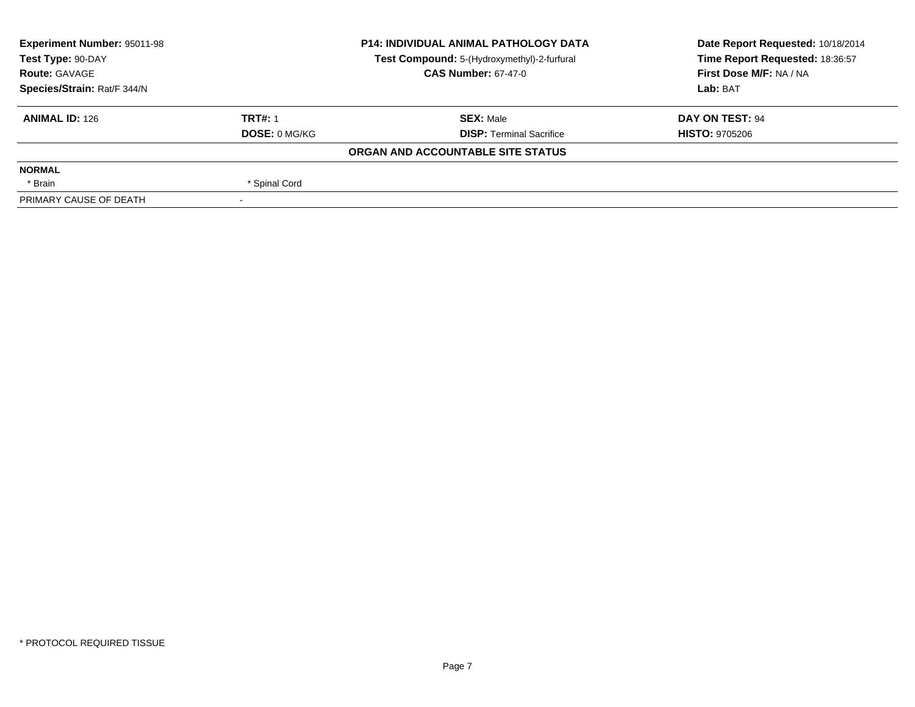**Experiment Number:** 95011-98
**Test Type:** 90-DAY
**Route:** GAVAGE
**Species/Strain:** Rat/F 344/N

**P14: INDIVIDUAL ANIMAL PATHOLOGY DATA**
**Test Compound:** 5-(Hydroxymethyl)-2-furfural
**CAS Number:** 67-47-0

**Date Report Requested:** 10/18/2014
**Time Report Requested:** 18:36:57
**First Dose M/F:** NA / NA
**Lab:** BAT

| **ANIMAL ID:** 126 | **TRT#:** 1 | **SEX:** Male | **DAY ON TEST:** 94 |
|---|---|---|---|
| | **DOSE:** 0 MG/KG | **DISP:** Terminal Sacrifice | **HISTO:** 9705206 |

**ORGAN AND ACCOUNTABLE SITE STATUS**

| | | | |
|---|---|---|---|
| **NORMAL** | | | |
| * Brain | * Spinal Cord | | |
| PRIMARY CAUSE OF DEATH | - | | |

* PROTOCOL REQUIRED TISSUE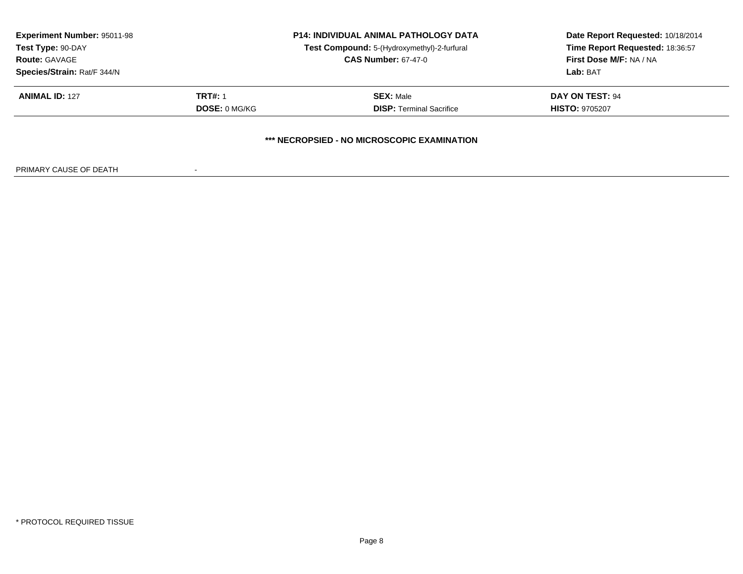| Experiment Number: 95011-98 | P14: INDIVIDUAL ANIMAL PATHOLOGY DATA | Date Report Requested: 10/18/2014 |
|---|---|---|
| Test Type: 90-DAY | Test Compound: 5-(Hydroxymethyl)-2-furfural | Time Report Requested: 18:36:57 |
| Route: GAVAGE | CAS Number: 67-47-0 | First Dose M/F: NA / NA |
| Species/Strain: Rat/F 344/N | | Lab: BAT |

| ANIMAL ID: 127 | TRT#: 1 | SEX: Male | DAY ON TEST: 94 |
|---|---|---|---|
| | DOSE: 0 MG/KG | DISP: Terminal Sacrifice | HISTO: 9705207 |

**\*\*\* NECROPSIED - NO MICROSCOPIC EXAMINATION**

PRIMARY CAUSE OF DEATH -

\* PROTOCOL REQUIRED TISSUE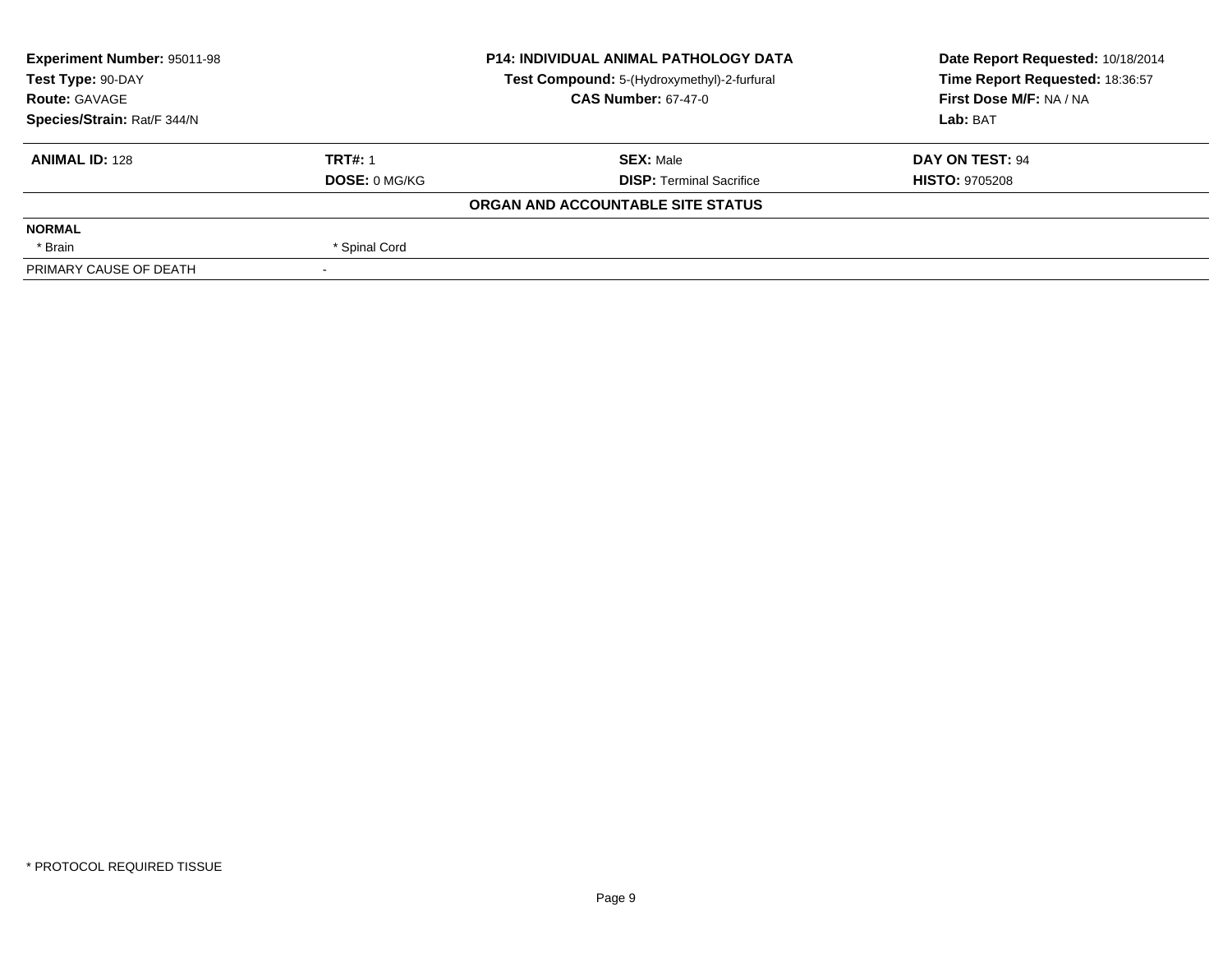**Experiment Number:** 95011-98
**Test Type:** 90-DAY
**Route:** GAVAGE
**Species/Strain:** Rat/F 344/N

**P14: INDIVIDUAL ANIMAL PATHOLOGY DATA**
**Test Compound:** 5-(Hydroxymethyl)-2-furfural
**CAS Number:** 67-47-0

**Date Report Requested:** 10/18/2014
**Time Report Requested:** 18:36:57
**First Dose M/F:** NA / NA
**Lab:** BAT

| **ANIMAL ID:** 128 | **TRT#:** 1 | **SEX:** Male | **DAY ON TEST:** 94 |
|---|---|---|---|
| | **DOSE:** 0 MG/KG | **DISP:** Terminal Sacrifice | **HISTO:** 9705208 |

**ORGAN AND ACCOUNTABLE SITE STATUS**

| | |
|---|---|
| **NORMAL** | |
| * Brain | * Spinal Cord |
| PRIMARY CAUSE OF DEATH | - |

* PROTOCOL REQUIRED TISSUE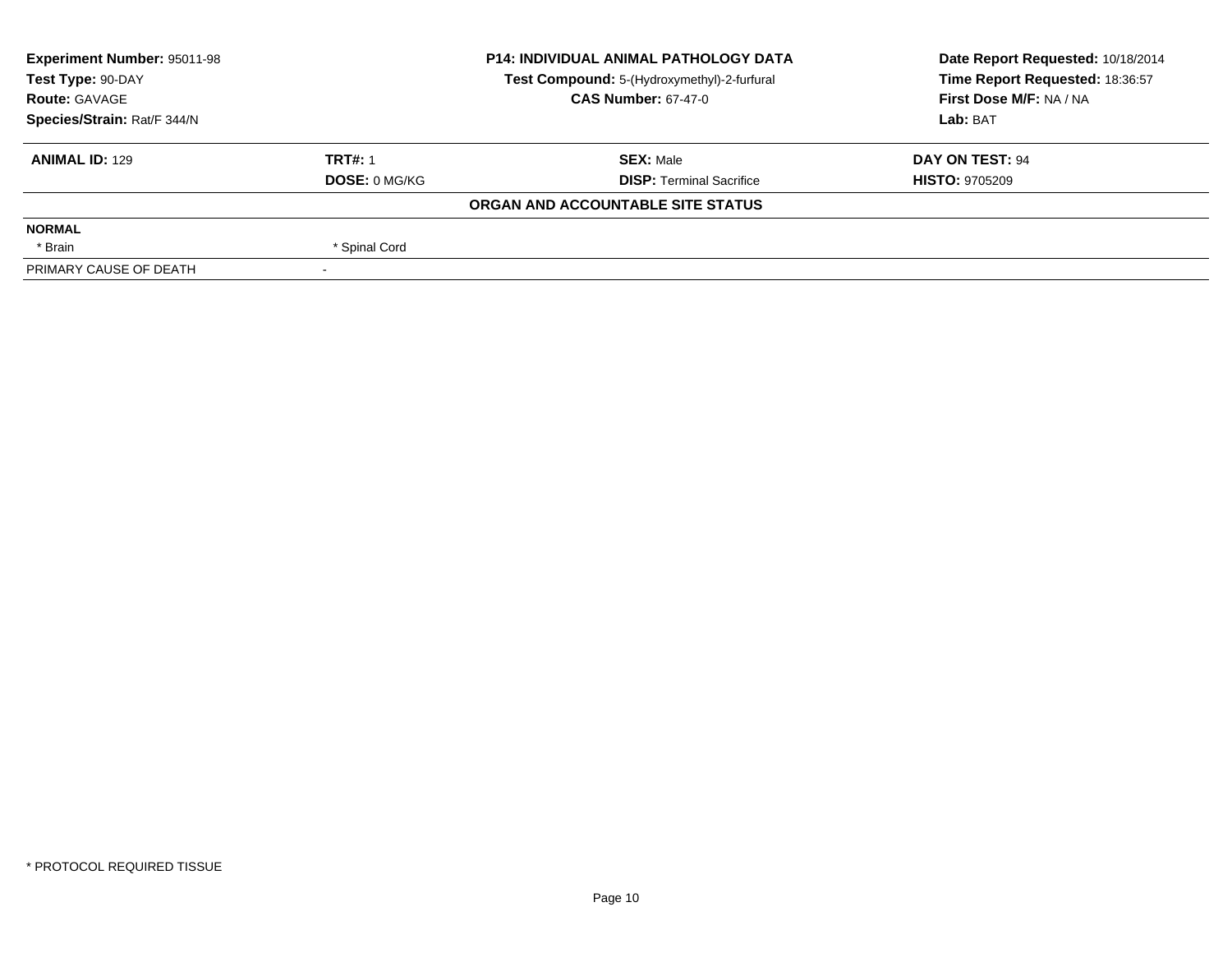**Experiment Number:** 95011-98
**Test Type:** 90-DAY
**Route:** GAVAGE
**Species/Strain:** Rat/F 344/N

**P14: INDIVIDUAL ANIMAL PATHOLOGY DATA**
**Test Compound:** 5-(Hydroxymethyl)-2-furfural
**CAS Number:** 67-47-0

**Date Report Requested:** 10/18/2014
**Time Report Requested:** 18:36:57
**First Dose M/F:** NA / NA
**Lab:** BAT

| **ANIMAL ID:** 129 | **TRT#:** 1 | **SEX:** Male | **DAY ON TEST:** 94 |
|---|---|---|---|
| | **DOSE:** 0 MG/KG | **DISP:** Terminal Sacrifice | **HISTO:** 9705209 |

**ORGAN AND ACCOUNTABLE SITE STATUS**

| **NORMAL** | | | |
|---|---|---|---|
| * Brain | * Spinal Cord | | |
| PRIMARY CAUSE OF DEATH | - | | |

* PROTOCOL REQUIRED TISSUE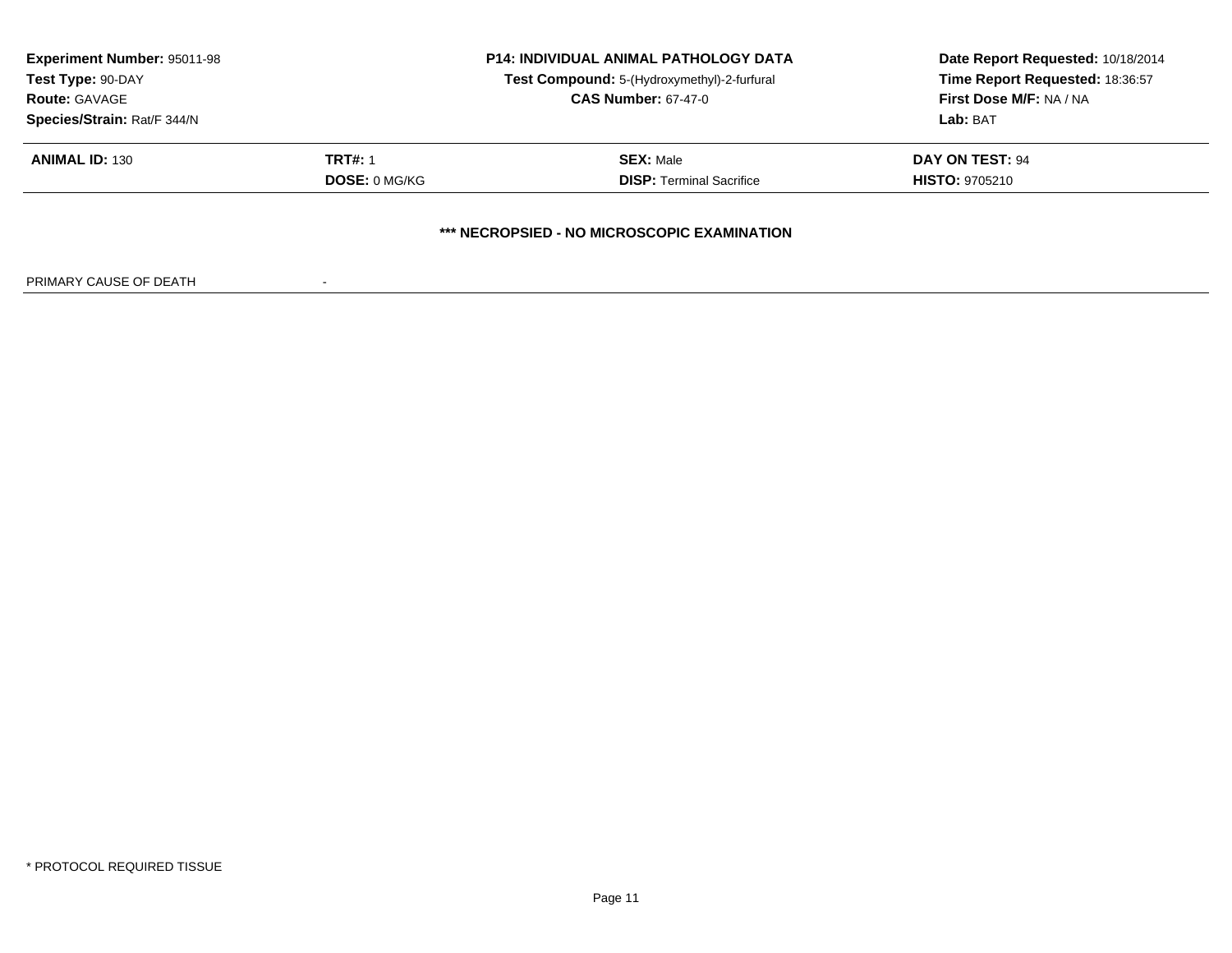**Experiment Number:** 95011-98
**Test Type:** 90-DAY
**Route:** GAVAGE
**Species/Strain:** Rat/F 344/N

**P14: INDIVIDUAL ANIMAL PATHOLOGY DATA**
**Test Compound:** 5-(Hydroxymethyl)-2-furfural
**CAS Number:** 67-47-0

**Date Report Requested:** 10/18/2014
**Time Report Requested:** 18:36:57
**First Dose M/F:** NA / NA
**Lab:** BAT

| **ANIMAL ID:** 130 | **TRT#:** 1 | **SEX:** Male | **DAY ON TEST:** 94 |
|---|---|---|---|
| | **DOSE:** 0 MG/KG | **DISP:** Terminal Sacrifice | **HISTO:** 9705210 |

**\*\*\* NECROPSIED - NO MICROSCOPIC EXAMINATION**

PRIMARY CAUSE OF DEATH -

\* PROTOCOL REQUIRED TISSUE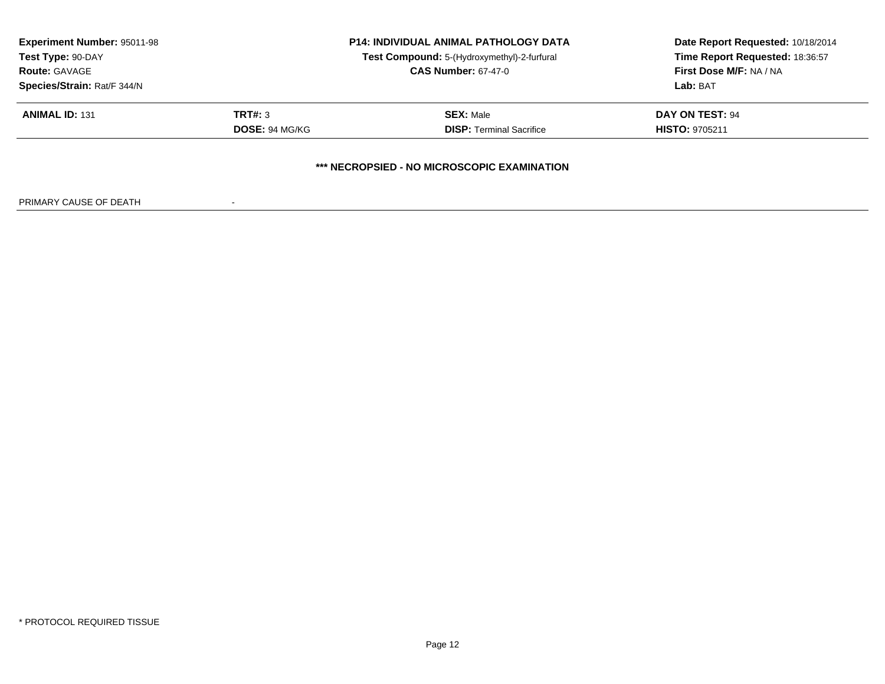| Experiment Number: 95011-98 | P14: INDIVIDUAL ANIMAL PATHOLOGY DATA | Date Report Requested: 10/18/2014 |
|---|---|---|
| Test Type: 90-DAY | Test Compound: 5-(Hydroxymethyl)-2-furfural | Time Report Requested: 18:36:57 |
| Route: GAVAGE | CAS Number: 67-47-0 | First Dose M/F: NA / NA |
| Species/Strain: Rat/F 344/N | | Lab: BAT |

| ANIMAL ID: 131 | TRT#: 3 | SEX: Male | DAY ON TEST: 94 |
|---|---|---|---|
| | DOSE: 94 MG/KG | DISP: Terminal Sacrifice | HISTO: 9705211 |

**\*\*\* NECROPSIED - NO MICROSCOPIC EXAMINATION**

PRIMARY CAUSE OF DEATH -

\* PROTOCOL REQUIRED TISSUE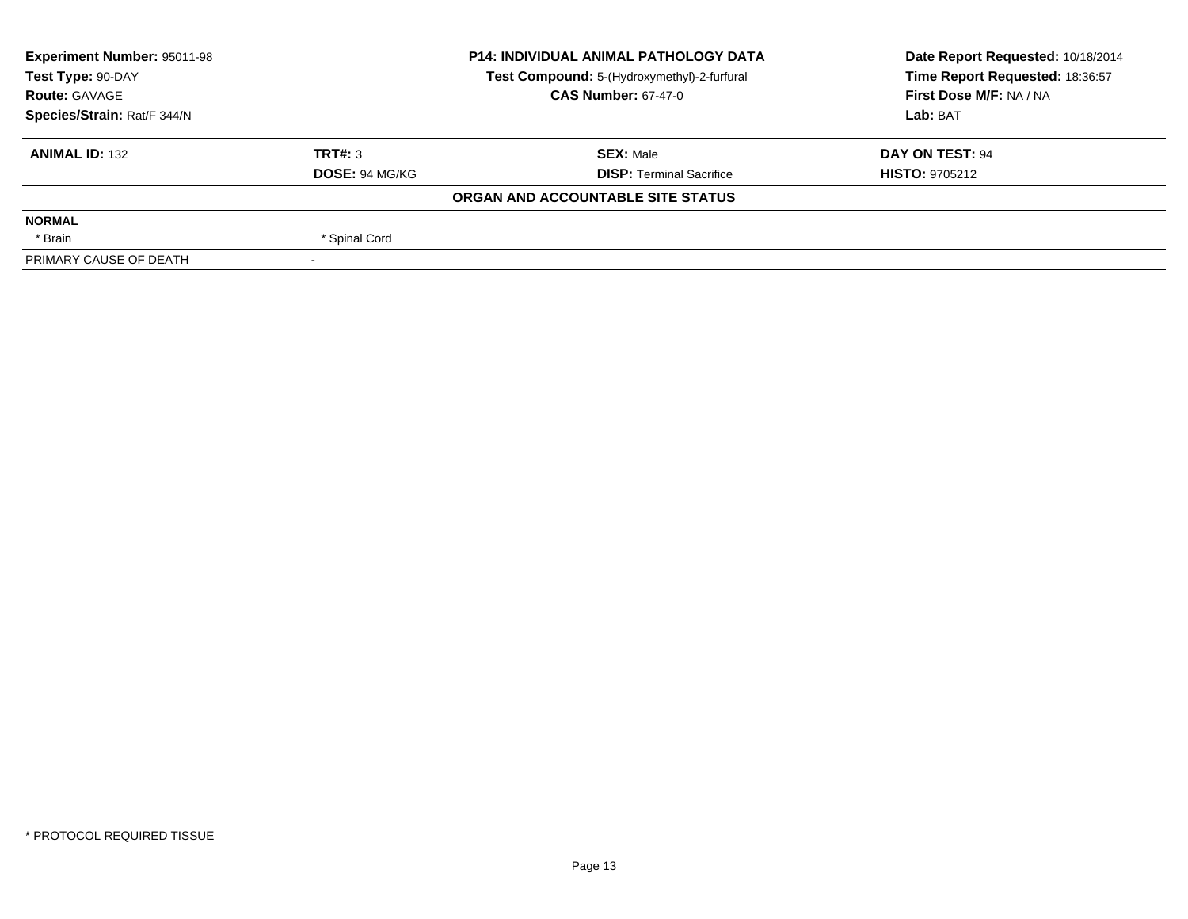| **Experiment Number:** 95011-98 | **P14: INDIVIDUAL ANIMAL PATHOLOGY DATA** | **Date Report Requested:** 10/18/2014 |
|---|---|---|
| **Test Type:** 90-DAY | **Test Compound:** 5-(Hydroxymethyl)-2-furfural | **Time Report Requested:** 18:36:57 |
| **Route:** GAVAGE | **CAS Number:** 67-47-0 | **First Dose M/F:** NA / NA |
| **Species/Strain:** Rat/F 344/N | | **Lab:** BAT |

| **ANIMAL ID:** 132 | **TRT#:** 3 | **SEX:** Male | **DAY ON TEST:** 94 |
|---|---|---|---|
| | **DOSE:** 94 MG/KG | **DISP:** Terminal Sacrifice | **HISTO:** 9705212 |

**ORGAN AND ACCOUNTABLE SITE STATUS**

| | |
|---|---|
| **NORMAL** | |
| * Brain | * Spinal Cord |
| PRIMARY CAUSE OF DEATH | - |

* PROTOCOL REQUIRED TISSUE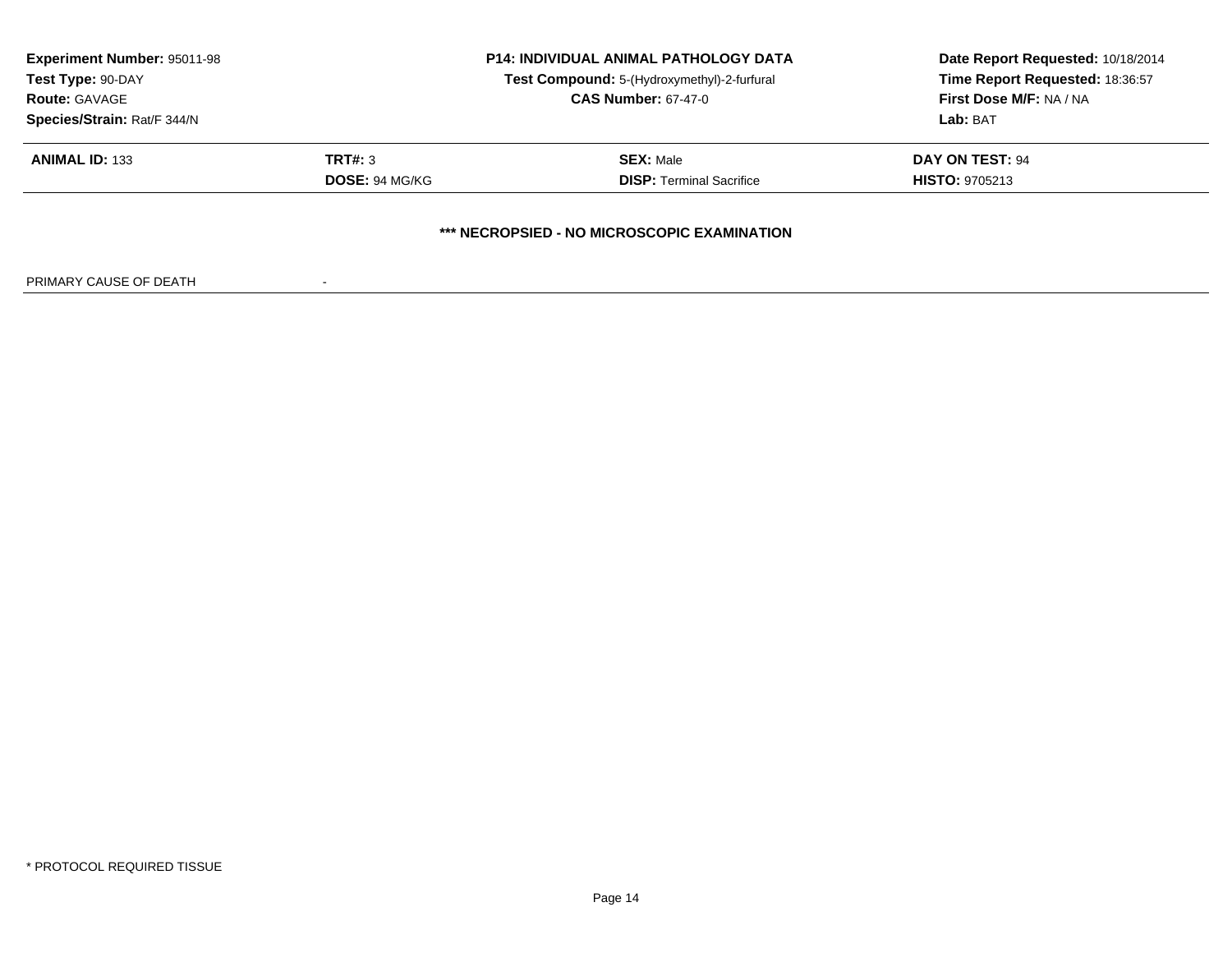| **Experiment Number:** 95011-98 | **P14: INDIVIDUAL ANIMAL PATHOLOGY DATA** | **Date Report Requested:** 10/18/2014 |
|---|---|---|
| **Test Type:** 90-DAY | **Test Compound:** 5-(Hydroxymethyl)-2-furfural | **Time Report Requested:** 18:36:57 |
| **Route:** GAVAGE | **CAS Number:** 67-47-0 | **First Dose M/F:** NA / NA |
| **Species/Strain:** Rat/F 344/N | | **Lab:** BAT |

| **ANIMAL ID:** 133 | **TRT#:** 3 | **SEX:** Male | **DAY ON TEST:** 94 |
|---|---|---|---|
| | **DOSE:** 94 MG/KG | **DISP:** Terminal Sacrifice | **HISTO:** 9705213 |

**\*\*\* NECROPSIED - NO MICROSCOPIC EXAMINATION**

PRIMARY CAUSE OF DEATH -

\* PROTOCOL REQUIRED TISSUE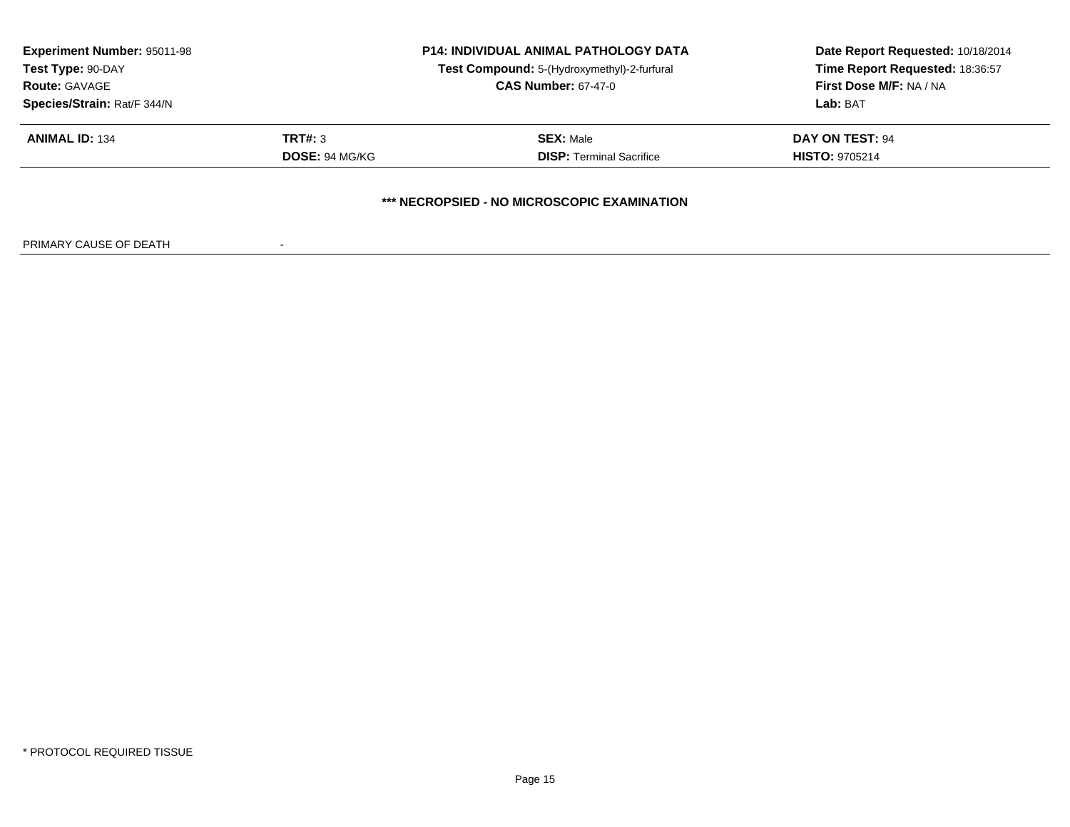| **Experiment Number:** 95011-98 | **P14: INDIVIDUAL ANIMAL PATHOLOGY DATA** | **Date Report Requested:** 10/18/2014 |
|---|---|---|
| **Test Type:** 90-DAY | **Test Compound:** 5-(Hydroxymethyl)-2-furfural | **Time Report Requested:** 18:36:57 |
| **Route:** GAVAGE | **CAS Number:** 67-47-0 | **First Dose M/F:** NA / NA |
| **Species/Strain:** Rat/F 344/N | | **Lab:** BAT |

| **ANIMAL ID:** 134 | **TRT#:** 3 | **SEX:** Male | **DAY ON TEST:** 94 |
|---|---|---|---|
| | **DOSE:** 94 MG/KG | **DISP:** Terminal Sacrifice | **HISTO:** 9705214 |

**\*\*\* NECROPSIED - NO MICROSCOPIC EXAMINATION**

PRIMARY CAUSE OF DEATH -

\* PROTOCOL REQUIRED TISSUE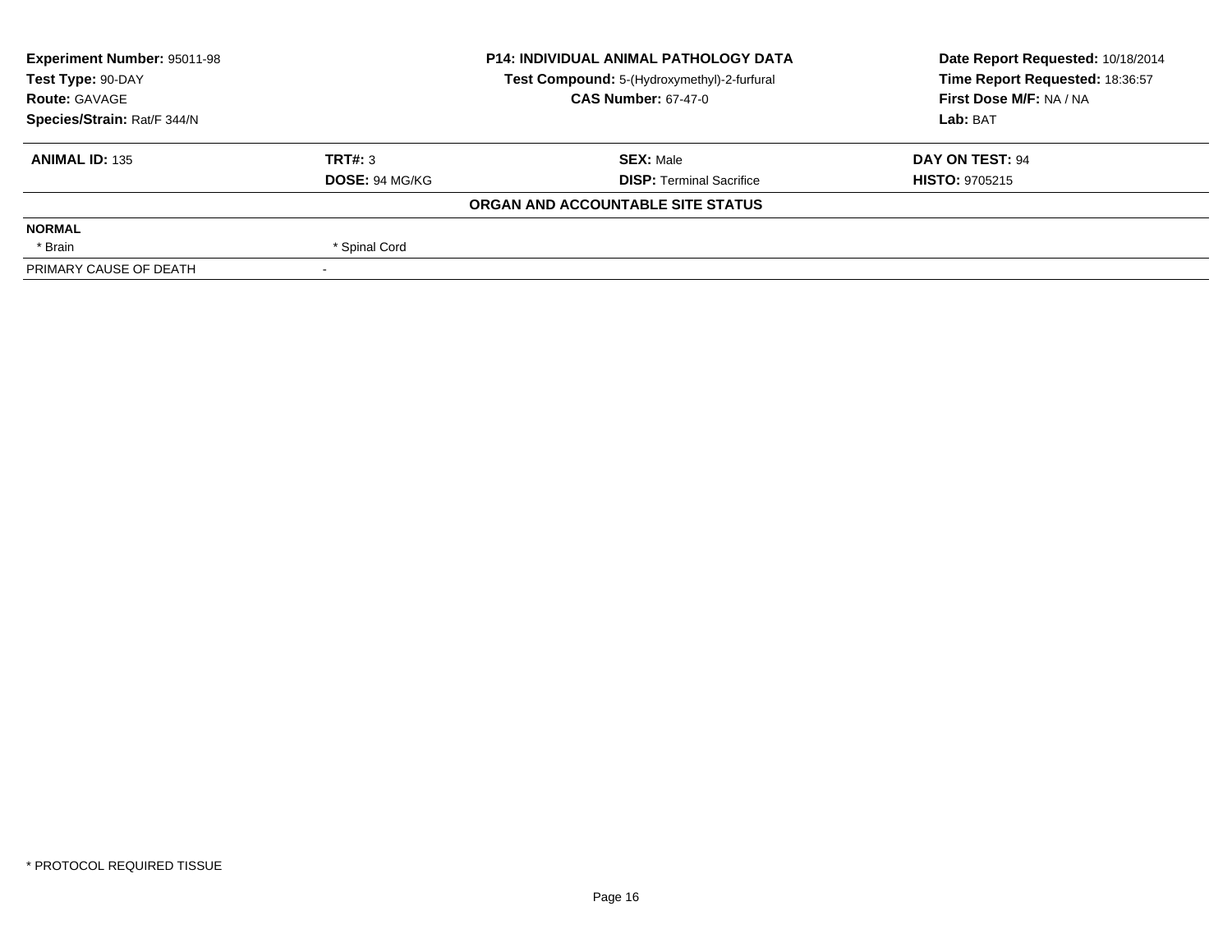| **Experiment Number:** 95011-98 | **P14: INDIVIDUAL ANIMAL PATHOLOGY DATA** | **Date Report Requested:** 10/18/2014 |
|---|---|---|
| **Test Type:** 90-DAY | **Test Compound:** 5-(Hydroxymethyl)-2-furfural | **Time Report Requested:** 18:36:57 |
| **Route:** GAVAGE | **CAS Number:** 67-47-0 | **First Dose M/F:** NA / NA |
| **Species/Strain:** Rat/F 344/N | | **Lab:** BAT |

| **ANIMAL ID:** 135 | **TRT#:** 3 | **SEX:** Male | **DAY ON TEST:** 94 |
|---|---|---|---|
| | **DOSE:** 94 MG/KG | **DISP:** Terminal Sacrifice | **HISTO:** 9705215 |

**ORGAN AND ACCOUNTABLE SITE STATUS**

| | | | |
|---|---|---|---|
| **NORMAL** | | | |
| * Brain | * Spinal Cord | | |
| PRIMARY CAUSE OF DEATH | - | | |

* PROTOCOL REQUIRED TISSUE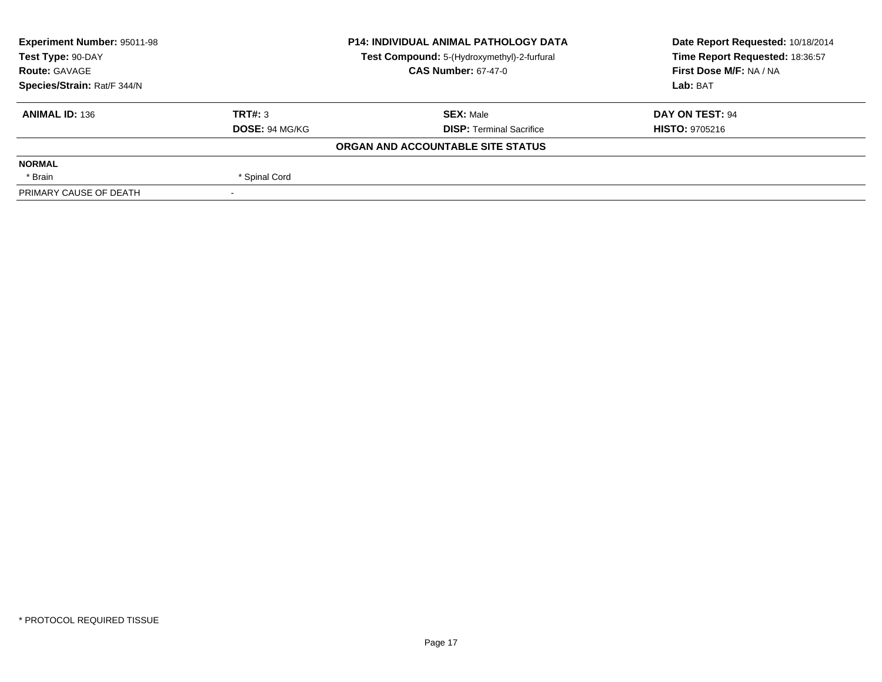| Experiment Number: 95011-98 | P14: INDIVIDUAL ANIMAL PATHOLOGY DATA | Date Report Requested: 10/18/2014 |
|---|---|---|
| Test Type: 90-DAY | Test Compound: 5-(Hydroxymethyl)-2-furfural | Time Report Requested: 18:36:57 |
| Route: GAVAGE | CAS Number: 67-47-0 | First Dose M/F: NA / NA |
| Species/Strain: Rat/F 344/N | | Lab: BAT |

| ANIMAL ID: 136 | TRT#: 3 | SEX: Male | DAY ON TEST: 94 |
|---|---|---|---|
| | DOSE: 94 MG/KG | DISP: Terminal Sacrifice | HISTO: 9705216 |

**ORGAN AND ACCOUNTABLE SITE STATUS**

| | |
|---|---|
| **NORMAL** | |
| * Brain | * Spinal Cord |
| PRIMARY CAUSE OF DEATH | - |

* PROTOCOL REQUIRED TISSUE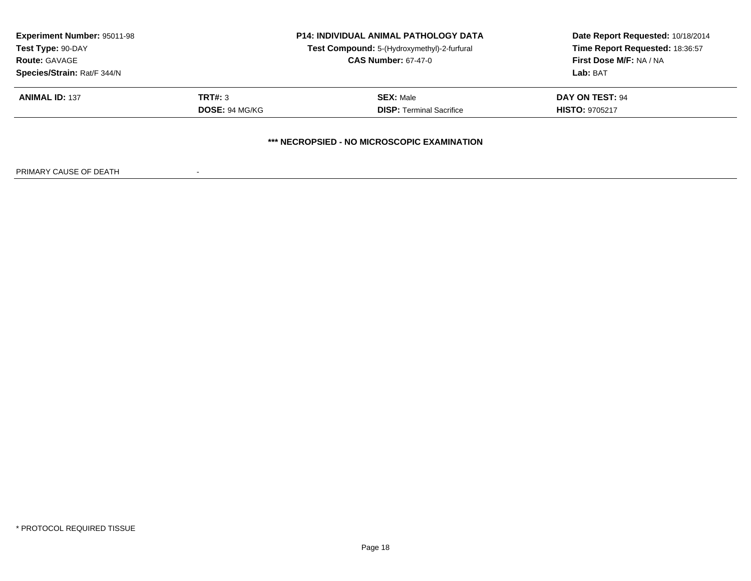**Experiment Number:** 95011-98
**Test Type:** 90-DAY
**Route:** GAVAGE
**Species/Strain:** Rat/F 344/N

**P14: INDIVIDUAL ANIMAL PATHOLOGY DATA**
**Test Compound:** 5-(Hydroxymethyl)-2-furfural
**CAS Number:** 67-47-0

**Date Report Requested:** 10/18/2014
**Time Report Requested:** 18:36:57
**First Dose M/F:** NA / NA
**Lab:** BAT

| **ANIMAL ID:** 137 | **TRT#:** 3 | **SEX:** Male | **DAY ON TEST:** 94 |
|---|---|---|---|
| | **DOSE:** 94 MG/KG | **DISP:** Terminal Sacrifice | **HISTO:** 9705217 |

**\*\*\* NECROPSIED - NO MICROSCOPIC EXAMINATION**

PRIMARY CAUSE OF DEATH -

\* PROTOCOL REQUIRED TISSUE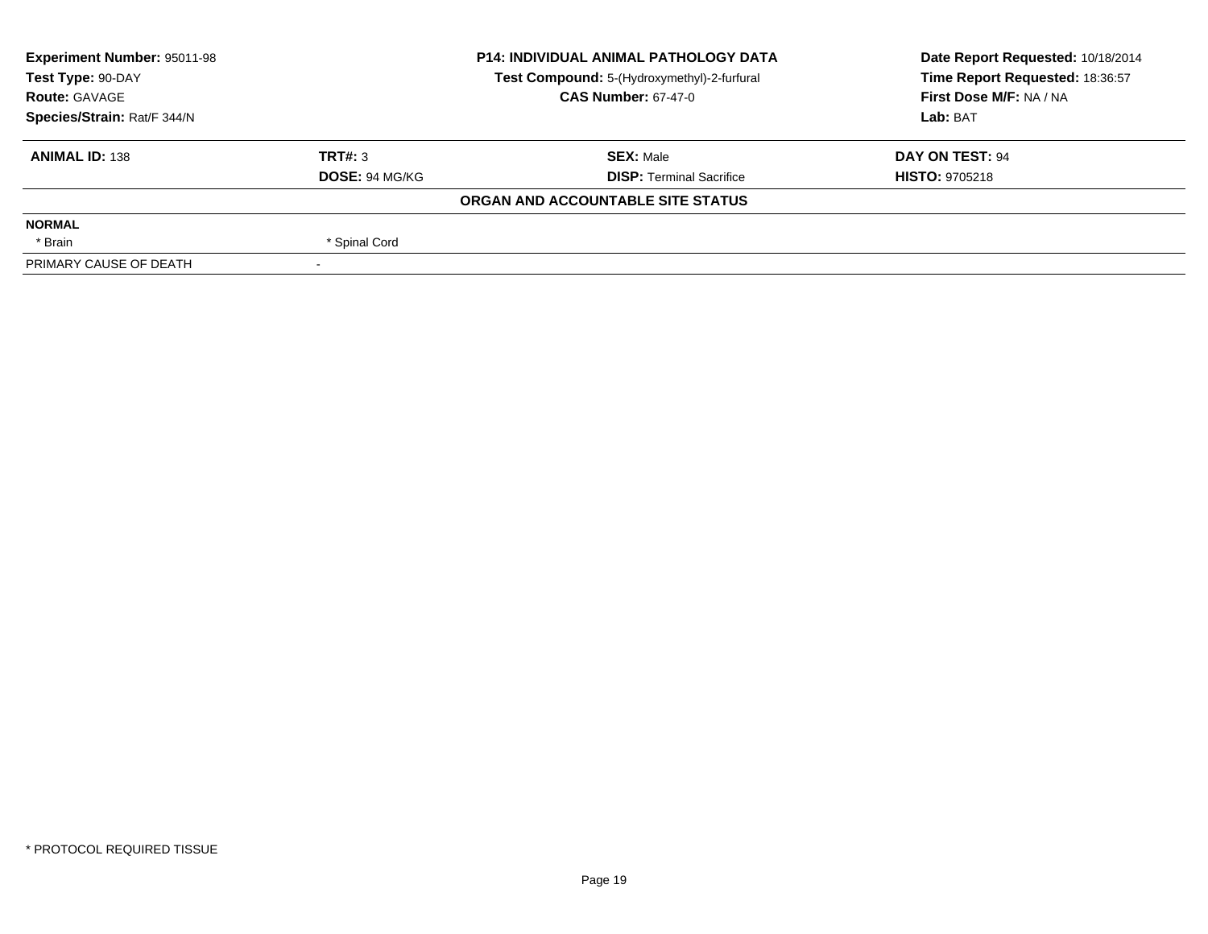| **Experiment Number:** 95011-98 | **P14: INDIVIDUAL ANIMAL PATHOLOGY DATA** | **Date Report Requested:** 10/18/2014 |
|---|---|---|
| **Test Type:** 90-DAY | **Test Compound:** 5-(Hydroxymethyl)-2-furfural | **Time Report Requested:** 18:36:57 |
| **Route:** GAVAGE | **CAS Number:** 67-47-0 | **First Dose M/F:** NA / NA |
| **Species/Strain:** Rat/F 344/N | | **Lab:** BAT |

| **ANIMAL ID:** 138 | **TRT#:** 3 | **SEX:** Male | **DAY ON TEST:** 94 |
|---|---|---|---|
| | **DOSE:** 94 MG/KG | **DISP:** Terminal Sacrifice | **HISTO:** 9705218 |

**ORGAN AND ACCOUNTABLE SITE STATUS**

| **NORMAL** | | | |
|---|---|---|---|
| * Brain | * Spinal Cord | | |
| PRIMARY CAUSE OF DEATH | - | | |

* PROTOCOL REQUIRED TISSUE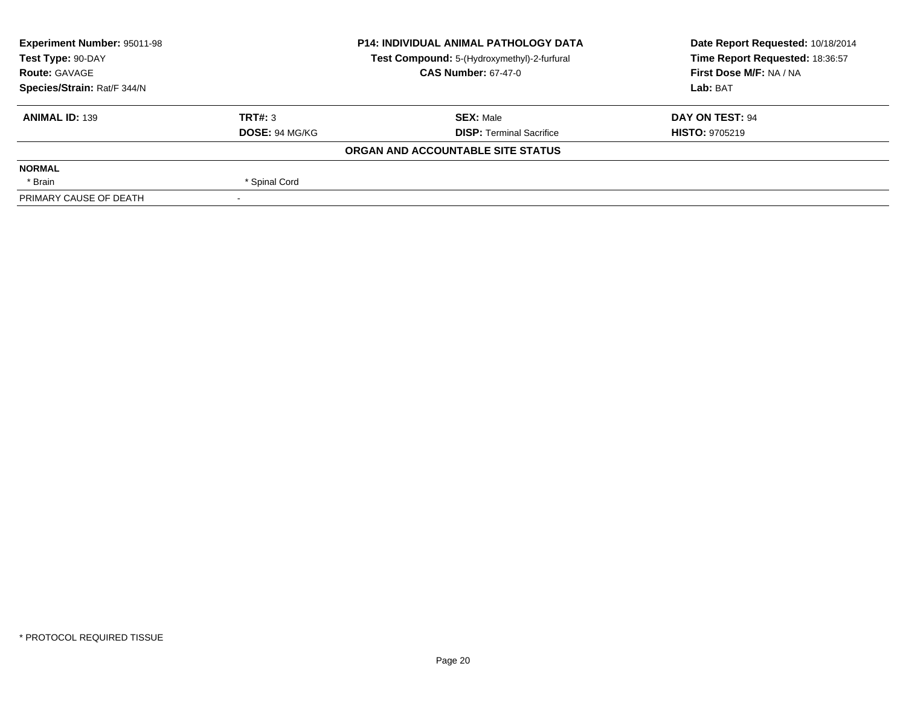**Experiment Number:** 95011-98
**Test Type:** 90-DAY
**Route:** GAVAGE
**Species/Strain:** Rat/F 344/N

**P14: INDIVIDUAL ANIMAL PATHOLOGY DATA**
**Test Compound:** 5-(Hydroxymethyl)-2-furfural
**CAS Number:** 67-47-0

**Date Report Requested:** 10/18/2014
**Time Report Requested:** 18:36:57
**First Dose M/F:** NA / NA
**Lab:** BAT

| **ANIMAL ID:** 139 | **TRT#:** 3 | **SEX:** Male | **DAY ON TEST:** 94 |
|---|---|---|---|
| | **DOSE:** 94 MG/KG | **DISP:** Terminal Sacrifice | **HISTO:** 9705219 |

**ORGAN AND ACCOUNTABLE SITE STATUS**

| | | | |
|---|---|---|---|
| **NORMAL** | | | |
| * Brain | * Spinal Cord | | |
| PRIMARY CAUSE OF DEATH | - | | |

* PROTOCOL REQUIRED TISSUE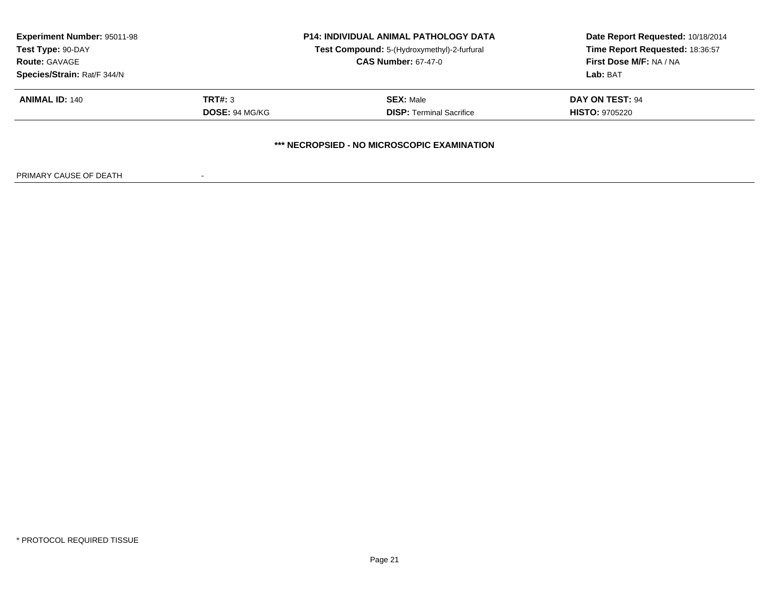**Experiment Number:** 95011-98
**Test Type:** 90-DAY
**Route:** GAVAGE
**Species/Strain:** Rat/F 344/N

**P14: INDIVIDUAL ANIMAL PATHOLOGY DATA**
**Test Compound:** 5-(Hydroxymethyl)-2-furfural
**CAS Number:** 67-47-0

**Date Report Requested:** 10/18/2014
**Time Report Requested:** 18:36:57
**First Dose M/F:** NA / NA
**Lab:** BAT

| **ANIMAL ID:** 140 | **TRT#:** 3 | **SEX:** Male | **DAY ON TEST:** 94 |
|---|---|---|---|
| | **DOSE:** 94 MG/KG | **DISP:** Terminal Sacrifice | **HISTO:** 9705220 |

**\*\*\* NECROPSIED - NO MICROSCOPIC EXAMINATION**

PRIMARY CAUSE OF DEATH -

\* PROTOCOL REQUIRED TISSUE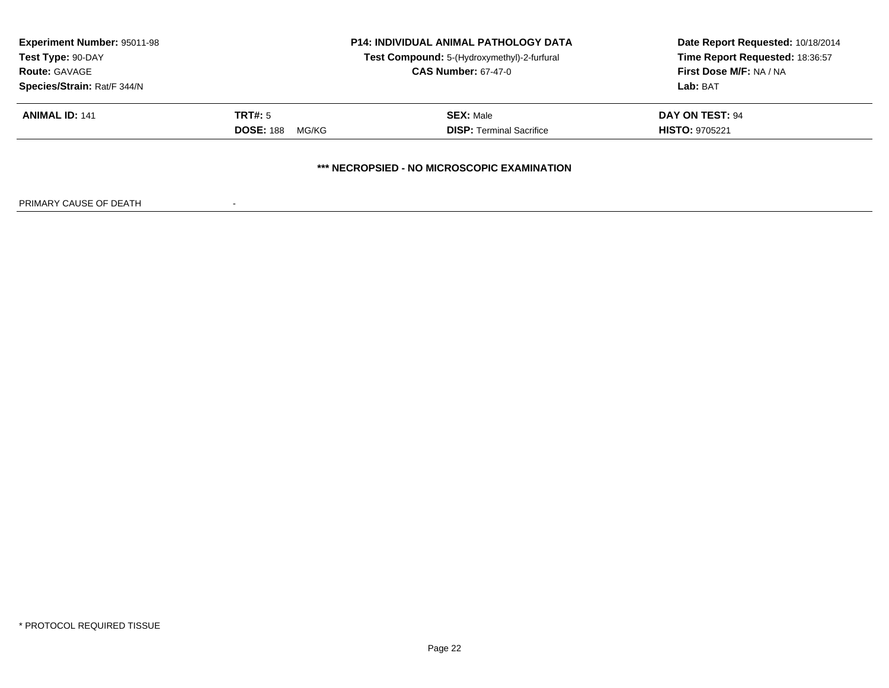**Experiment Number:** 95011-98
**Test Type:** 90-DAY
**Route:** GAVAGE
**Species/Strain:** Rat/F 344/N

**P14: INDIVIDUAL ANIMAL PATHOLOGY DATA**
**Test Compound:** 5-(Hydroxymethyl)-2-furfural
**CAS Number:** 67-47-0

**Date Report Requested:** 10/18/2014
**Time Report Requested:** 18:36:57
**First Dose M/F:** NA / NA
**Lab:** BAT

| **ANIMAL ID:** 141 | **TRT#:** 5 | **SEX:** Male | **DAY ON TEST:** 94 |
|---|---|---|---|
| | **DOSE:** 188 MG/KG | **DISP:** Terminal Sacrifice | **HISTO:** 9705221 |

**\*\*\* NECROPSIED - NO MICROSCOPIC EXAMINATION**

PRIMARY CAUSE OF DEATH -

\* PROTOCOL REQUIRED TISSUE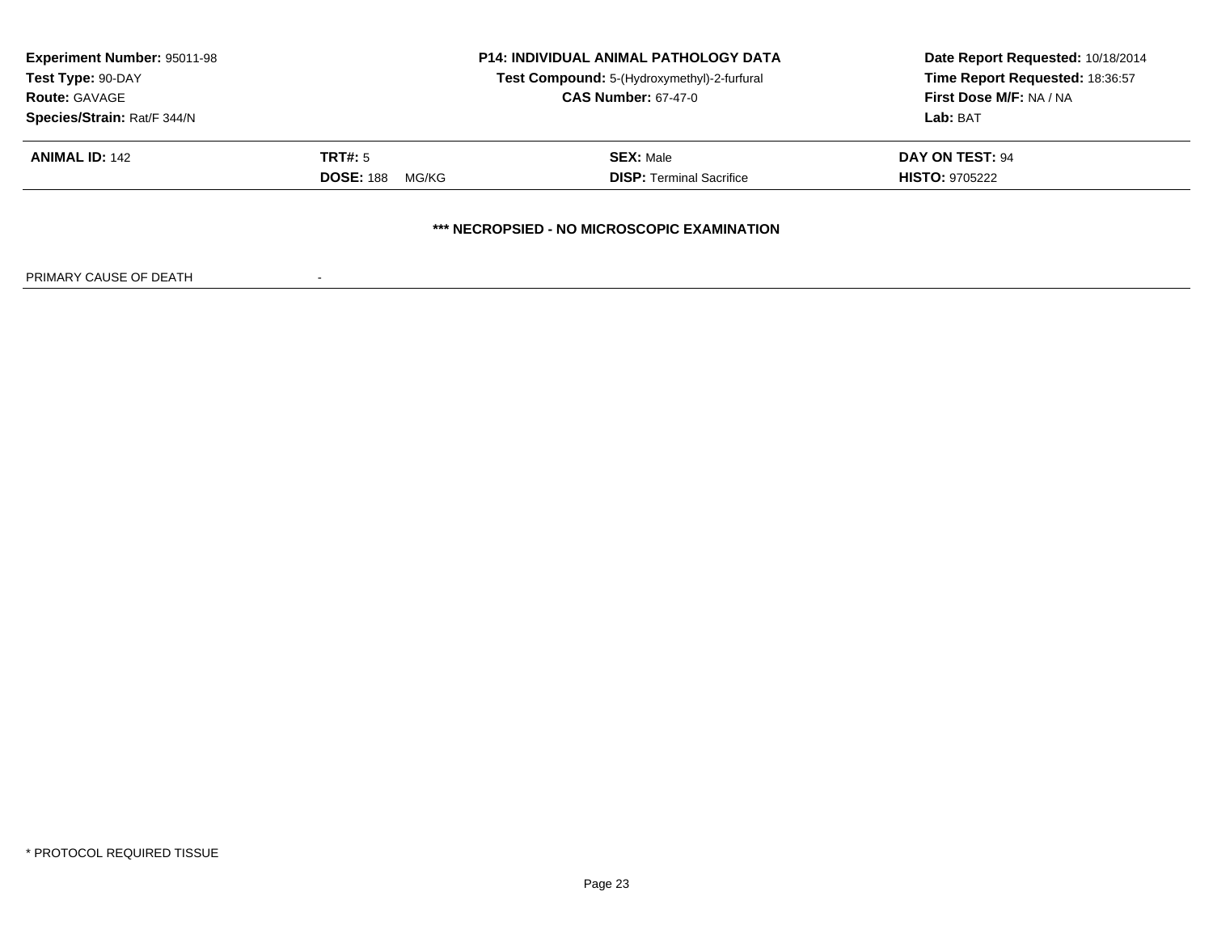| **Experiment Number:** 95011-98 | **P14: INDIVIDUAL ANIMAL PATHOLOGY DATA** | **Date Report Requested:** 10/18/2014 |
|---|---|---|
| **Test Type:** 90-DAY | **Test Compound:** 5-(Hydroxymethyl)-2-furfural | **Time Report Requested:** 18:36:57 |
| **Route:** GAVAGE | **CAS Number:** 67-47-0 | **First Dose M/F:** NA / NA |
| **Species/Strain:** Rat/F 344/N | | **Lab:** BAT |

| **ANIMAL ID:** 142 | **TRT#:** 5 | **SEX:** Male | **DAY ON TEST:** 94 |
|---|---|---|---|
| | **DOSE:** 188 MG/KG | **DISP:** Terminal Sacrifice | **HISTO:** 9705222 |

**\*\*\* NECROPSIED - NO MICROSCOPIC EXAMINATION**

PRIMARY CAUSE OF DEATH -

\* PROTOCOL REQUIRED TISSUE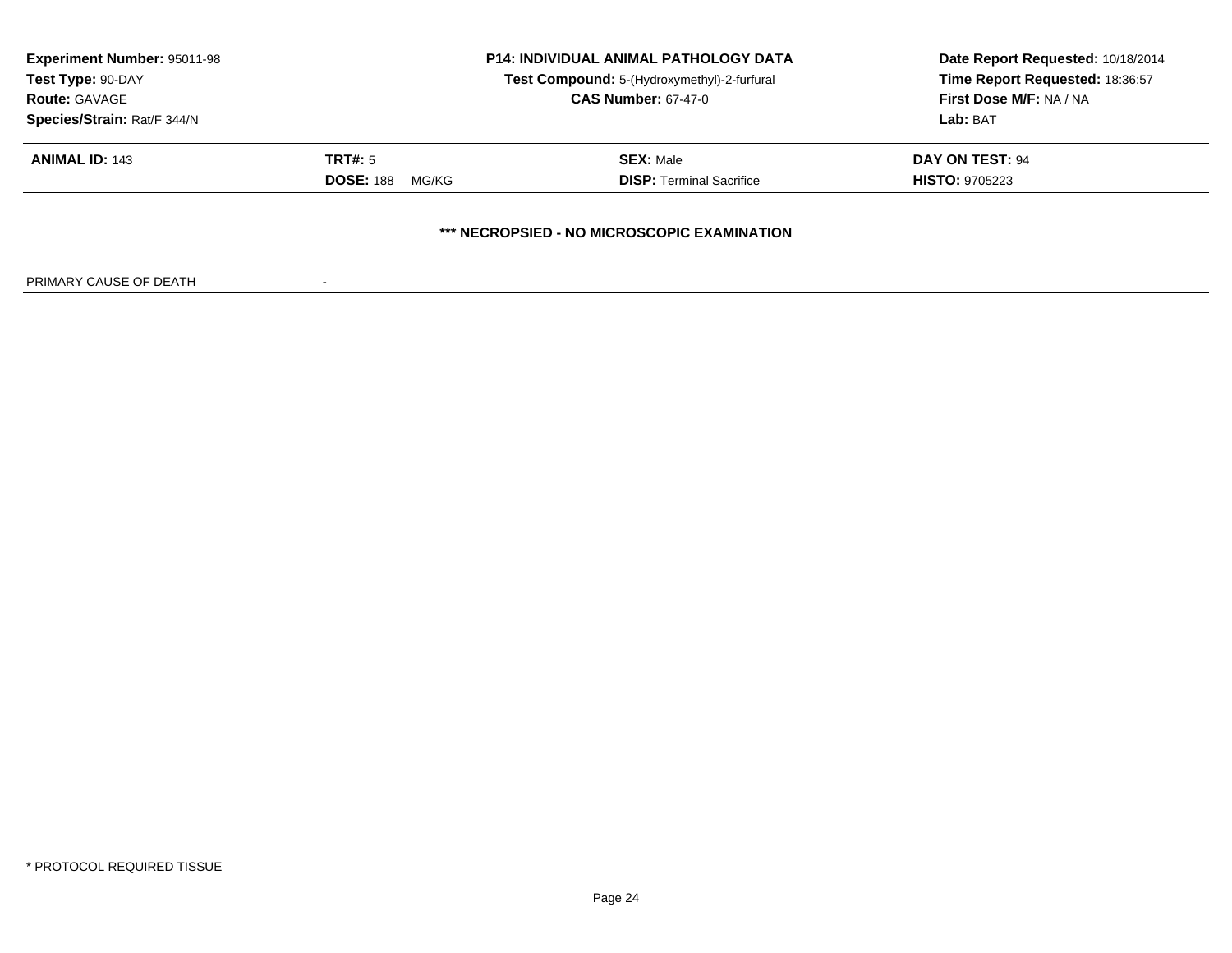| **Experiment Number:** 95011-98 | **P14: INDIVIDUAL ANIMAL PATHOLOGY DATA** | **Date Report Requested:** 10/18/2014 |
|---|---|---|
| **Test Type:** 90-DAY | **Test Compound:** 5-(Hydroxymethyl)-2-furfural | **Time Report Requested:** 18:36:57 |
| **Route:** GAVAGE | **CAS Number:** 67-47-0 | **First Dose M/F:** NA / NA |
| **Species/Strain:** Rat/F 344/N | | **Lab:** BAT |

| **ANIMAL ID:** 143 | **TRT#:** 5 | **SEX:** Male | **DAY ON TEST:** 94 |
|---|---|---|---|
| | **DOSE:** 188 MG/KG | **DISP:** Terminal Sacrifice | **HISTO:** 9705223 |

**\*\*\* NECROPSIED - NO MICROSCOPIC EXAMINATION**

PRIMARY CAUSE OF DEATH -

* PROTOCOL REQUIRED TISSUE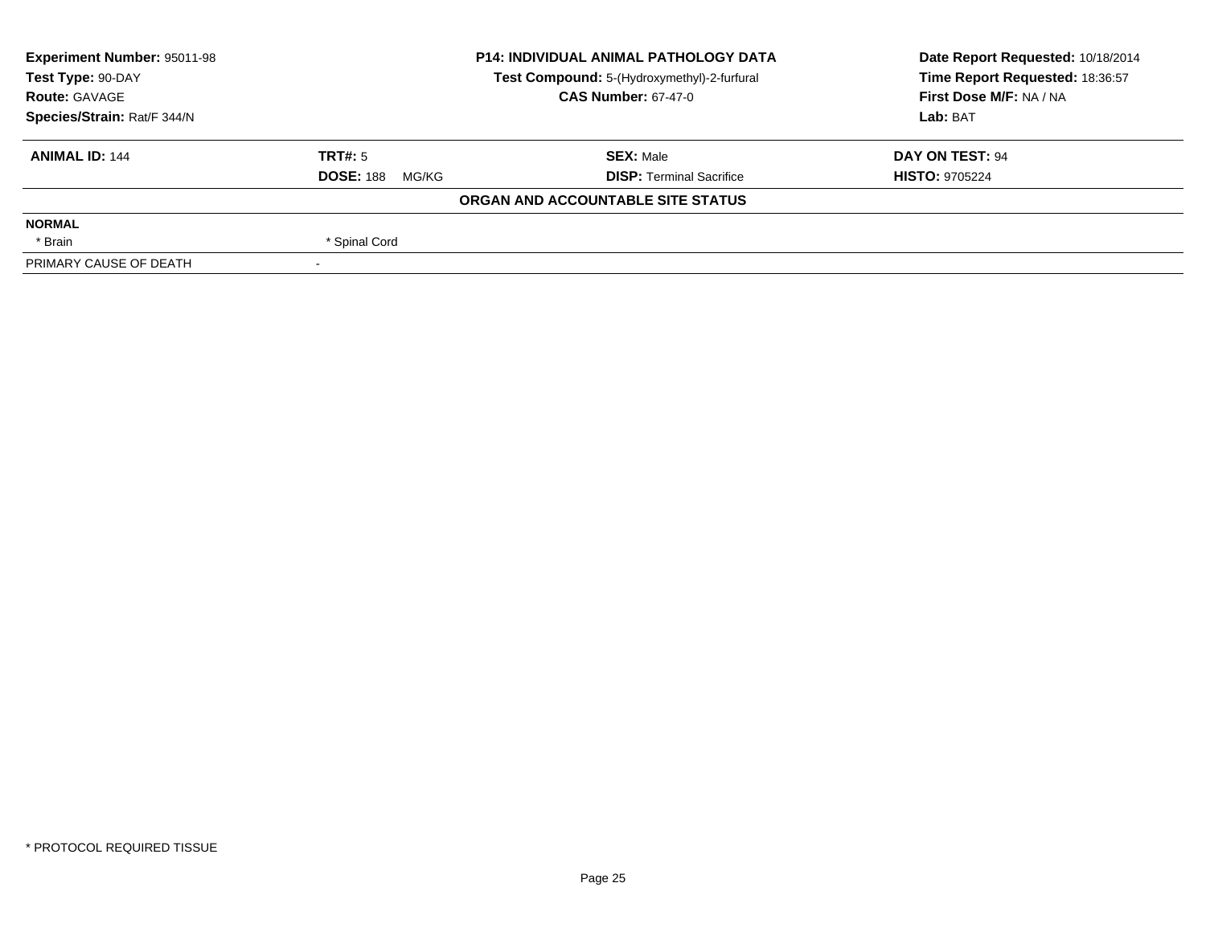| Experiment Number: 95011-98 | P14: INDIVIDUAL ANIMAL PATHOLOGY DATA | Date Report Requested: 10/18/2014 |
|---|---|---|
| Test Type: 90-DAY | Test Compound: 5-(Hydroxymethyl)-2-furfural | Time Report Requested: 18:36:57 |
| Route: GAVAGE | CAS Number: 67-47-0 | First Dose M/F: NA / NA |
| Species/Strain: Rat/F 344/N | | Lab: BAT |

| ANIMAL ID: 144 | TRT#: 5 | SEX: Male | DAY ON TEST: 94 |
|---|---|---|---|
| | DOSE: 188 MG/KG | DISP: Terminal Sacrifice | HISTO: 9705224 |

**ORGAN AND ACCOUNTABLE SITE STATUS**

| NORMAL | |
|---|---|
| * Brain | * Spinal Cord |
| PRIMARY CAUSE OF DEATH | - |

* PROTOCOL REQUIRED TISSUE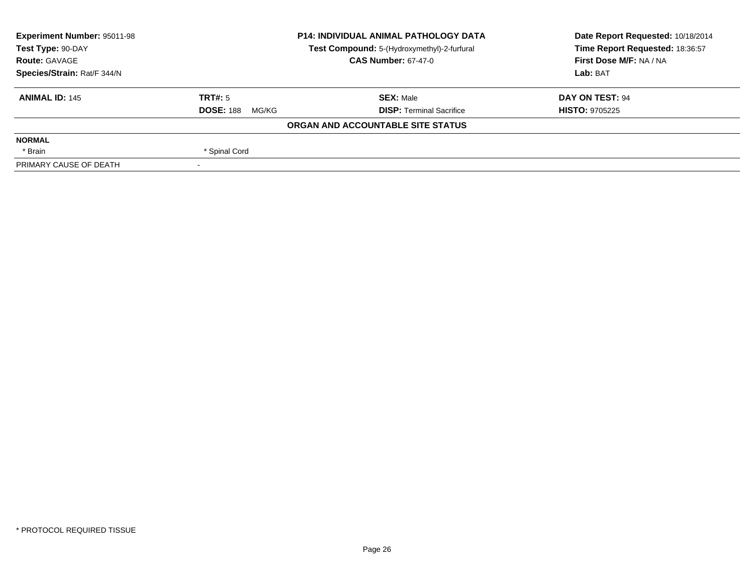**Experiment Number:** 95011-98
**Test Type:** 90-DAY
**Route:** GAVAGE
**Species/Strain:** Rat/F 344/N

**P14: INDIVIDUAL ANIMAL PATHOLOGY DATA**
**Test Compound:** 5-(Hydroxymethyl)-2-furfural
**CAS Number:** 67-47-0

**Date Report Requested:** 10/18/2014
**Time Report Requested:** 18:36:57
**First Dose M/F:** NA / NA
**Lab:** BAT

| **ANIMAL ID:** 145 | **TRT#:** 5 | **SEX:** Male | **DAY ON TEST:** 94 |
|---|---|---|---|
| | **DOSE:** 188 MG/KG | **DISP:** Terminal Sacrifice | **HISTO:** 9705225 |

**ORGAN AND ACCOUNTABLE SITE STATUS**

| | |
|---|---|
| **NORMAL** | |
| * Brain | * Spinal Cord |
| PRIMARY CAUSE OF DEATH | - |

* PROTOCOL REQUIRED TISSUE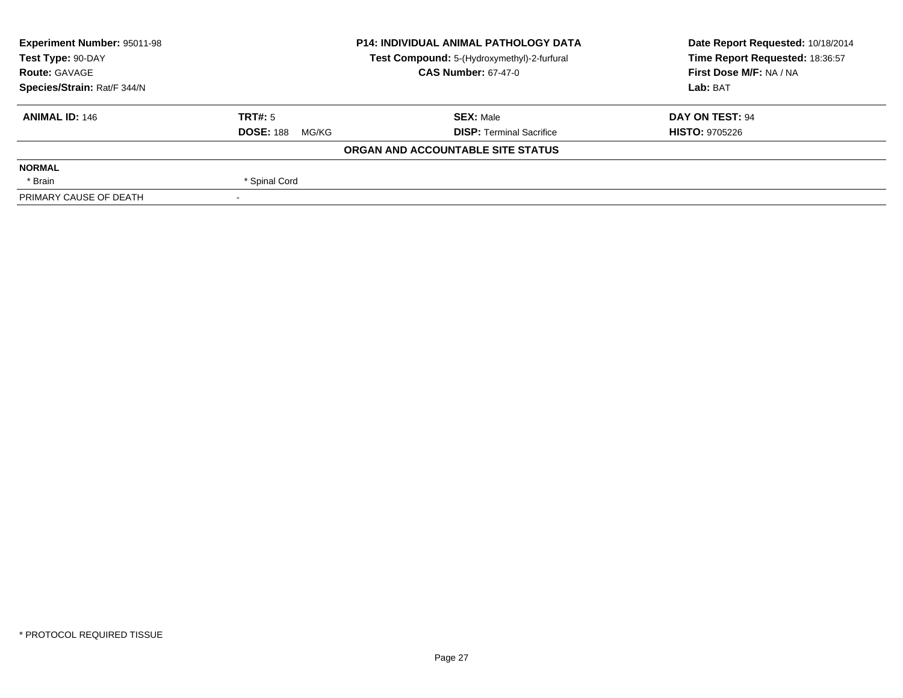| Experiment Number: 95011-98 | P14: INDIVIDUAL ANIMAL PATHOLOGY DATA | Date Report Requested: 10/18/2014 |
|---|---|---|
| Test Type: 90-DAY | Test Compound: 5-(Hydroxymethyl)-2-furfural | Time Report Requested: 18:36:57 |
| Route: GAVAGE | CAS Number: 67-47-0 | First Dose M/F: NA / NA |
| Species/Strain: Rat/F 344/N | | Lab: BAT |

| ANIMAL ID: 146 | TRT#: 5 | SEX: Male | DAY ON TEST: 94 |
|---|---|---|---|
| | DOSE: 188 MG/KG | DISP: Terminal Sacrifice | HISTO: 9705226 |

**ORGAN AND ACCOUNTABLE SITE STATUS**

| NORMAL | |
|---|---|
| * Brain | * Spinal Cord |
| PRIMARY CAUSE OF DEATH | - |

* PROTOCOL REQUIRED TISSUE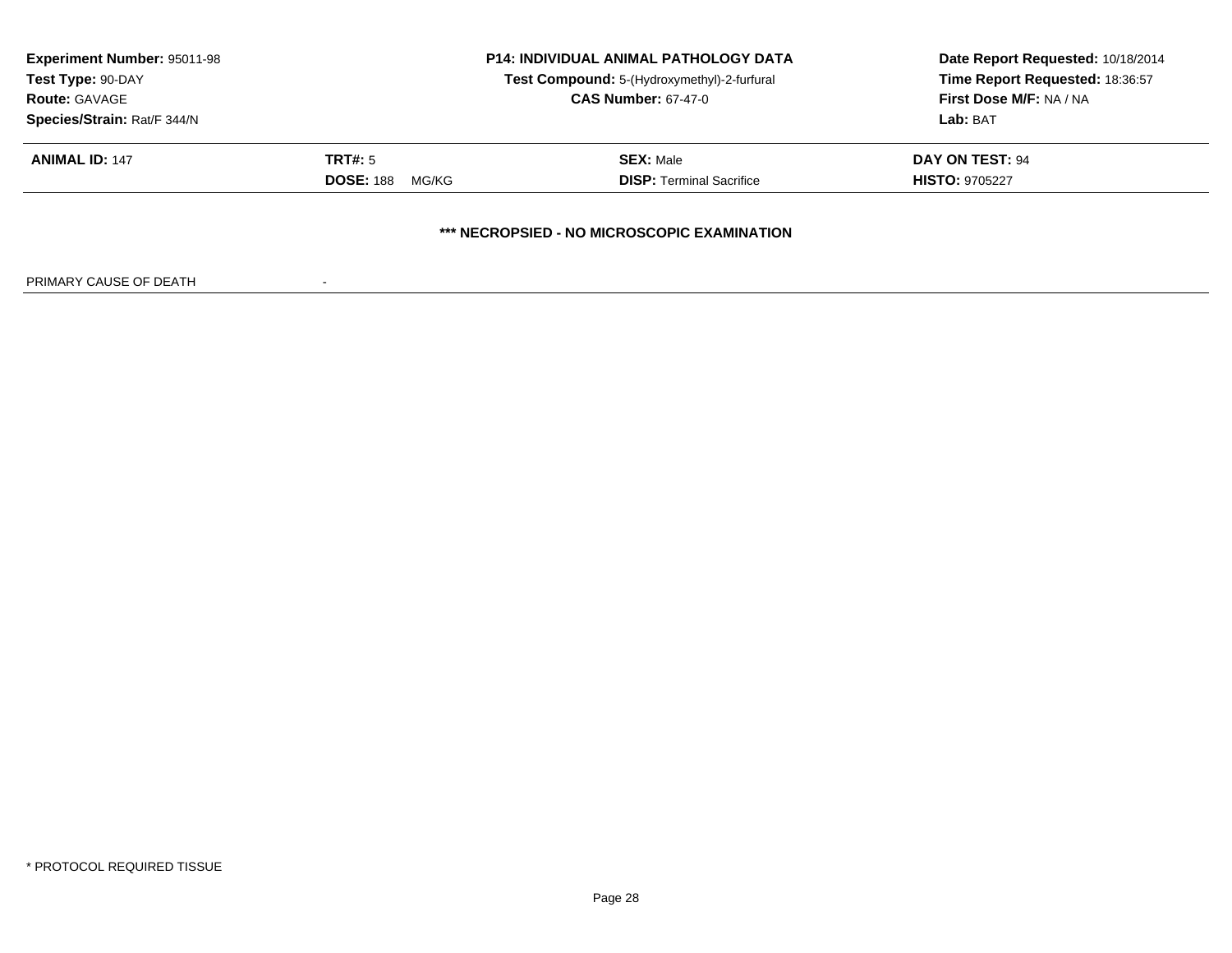**Experiment Number:** 95011-98
**Test Type:** 90-DAY
**Route:** GAVAGE
**Species/Strain:** Rat/F 344/N

**P14: INDIVIDUAL ANIMAL PATHOLOGY DATA**
**Test Compound:** 5-(Hydroxymethyl)-2-furfural
**CAS Number:** 67-47-0

**Date Report Requested:** 10/18/2014
**Time Report Requested:** 18:36:57
**First Dose M/F:** NA / NA
**Lab:** BAT

| **ANIMAL ID:** 147 | **TRT#:** 5 | **SEX:** Male | **DAY ON TEST:** 94 |
|---|---|---|---|
| | **DOSE:** 188 MG/KG | **DISP:** Terminal Sacrifice | **HISTO:** 9705227 |

**\*\*\* NECROPSIED - NO MICROSCOPIC EXAMINATION**

PRIMARY CAUSE OF DEATH -

\* PROTOCOL REQUIRED TISSUE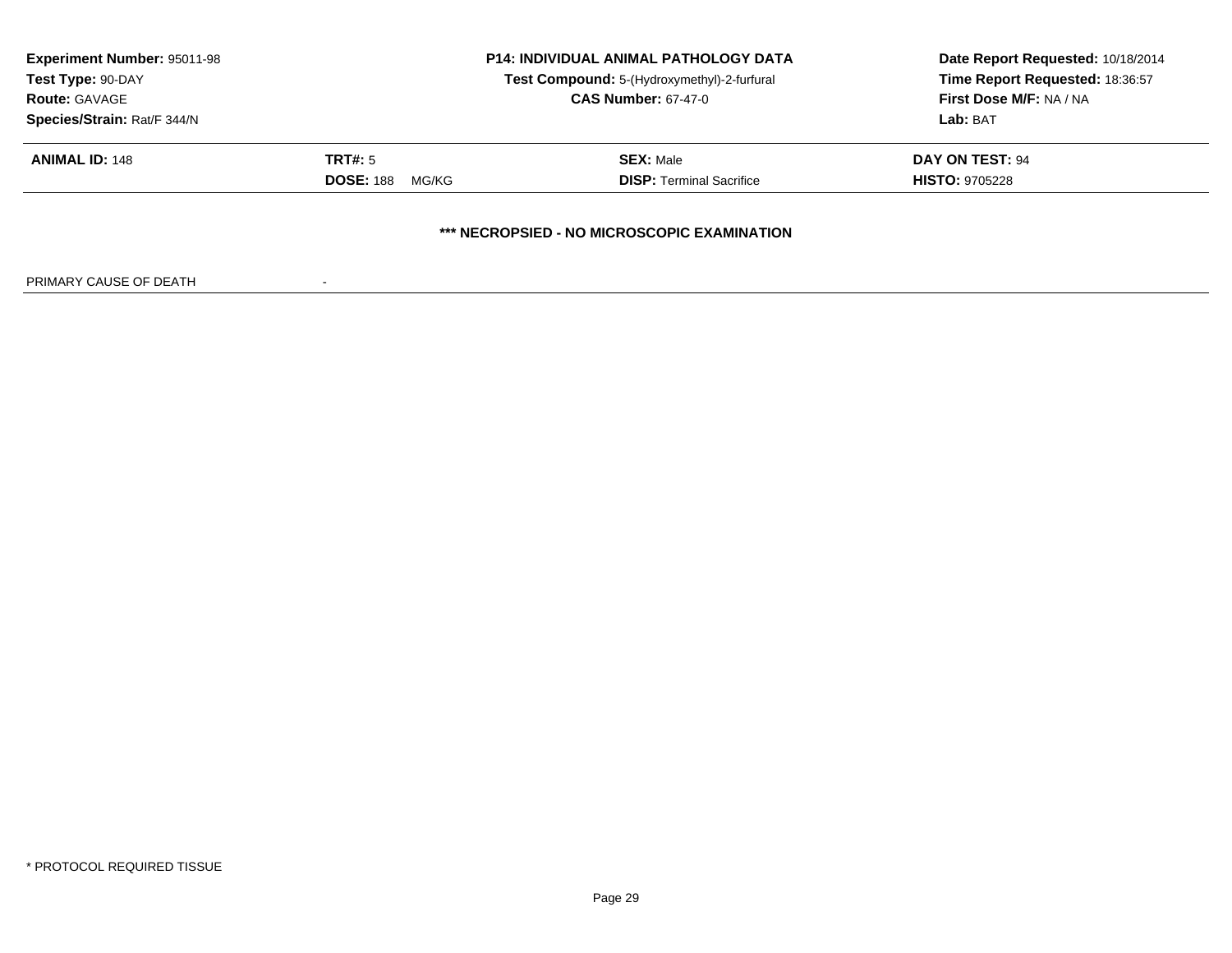**Experiment Number:** 95011-98
**Test Type:** 90-DAY
**Route:** GAVAGE
**Species/Strain:** Rat/F 344/N

**P14: INDIVIDUAL ANIMAL PATHOLOGY DATA**
**Test Compound:** 5-(Hydroxymethyl)-2-furfural
**CAS Number:** 67-47-0

**Date Report Requested:** 10/18/2014
**Time Report Requested:** 18:36:57
**First Dose M/F:** NA / NA
**Lab:** BAT

| **ANIMAL ID:** 148 | **TRT#:** 5 | **SEX:** Male | **DAY ON TEST:** 94 |
|---|---|---|---|
| | **DOSE:** 188 MG/KG | **DISP:** Terminal Sacrifice | **HISTO:** 9705228 |

**\*\*\* NECROPSIED - NO MICROSCOPIC EXAMINATION**

PRIMARY CAUSE OF DEATH -

\* PROTOCOL REQUIRED TISSUE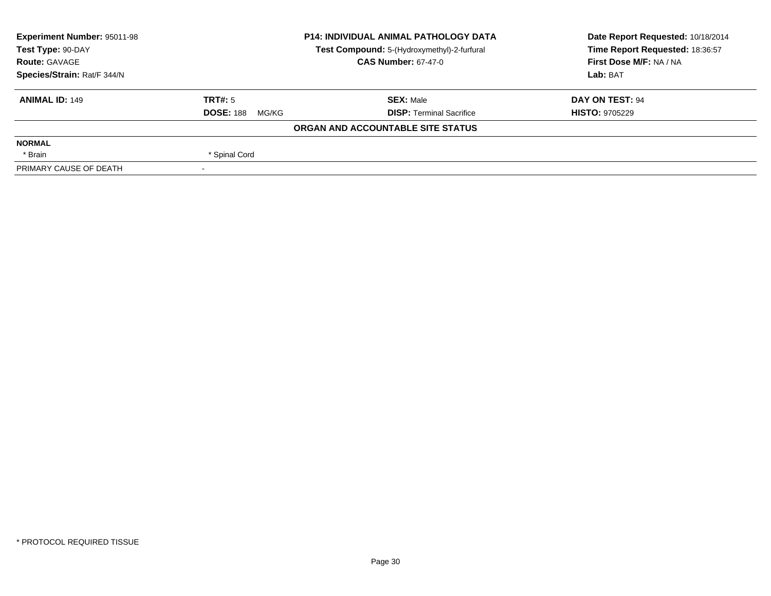**Experiment Number:** 95011-98
**Test Type:** 90-DAY
**Route:** GAVAGE
**Species/Strain:** Rat/F 344/N

**P14: INDIVIDUAL ANIMAL PATHOLOGY DATA**
**Test Compound:** 5-(Hydroxymethyl)-2-furfural
**CAS Number:** 67-47-0

**Date Report Requested:** 10/18/2014
**Time Report Requested:** 18:36:57
**First Dose M/F:** NA / NA
**Lab:** BAT

| **ANIMAL ID:** 149 | **TRT#:** 5 | **SEX:** Male | **DAY ON TEST:** 94 |
|---|---|---|---|
| | **DOSE:** 188 MG/KG | **DISP:** Terminal Sacrifice | **HISTO:** 9705229 |

**ORGAN AND ACCOUNTABLE SITE STATUS**

| | |
|---|---|
| **NORMAL** | |
| * Brain | * Spinal Cord |
| PRIMARY CAUSE OF DEATH | - |

* PROTOCOL REQUIRED TISSUE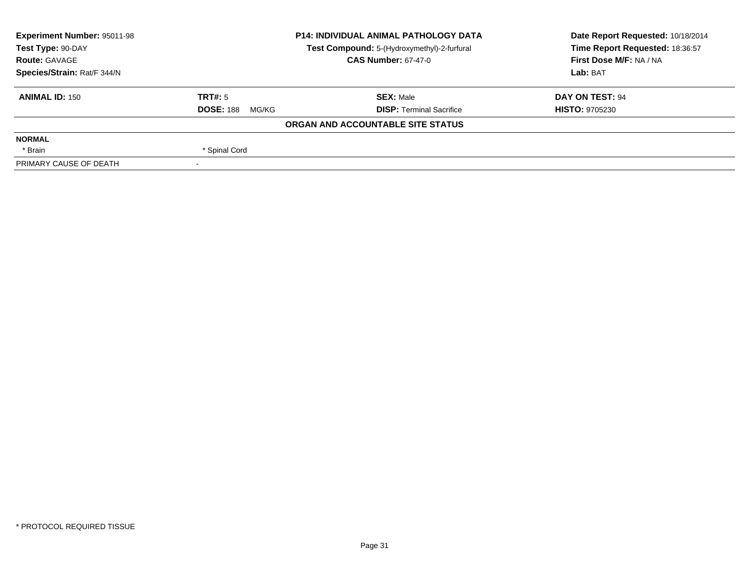| Experiment Number: 95011-98 | P14: INDIVIDUAL ANIMAL PATHOLOGY DATA | Date Report Requested: 10/18/2014 |
|---|---|---|
| Test Type: 90-DAY | Test Compound: 5-(Hydroxymethyl)-2-furfural | Time Report Requested: 18:36:57 |
| Route: GAVAGE | CAS Number: 67-47-0 | First Dose M/F: NA / NA |
| Species/Strain: Rat/F 344/N | | Lab: BAT |

| ANIMAL ID: 150 | TRT#: 5 | SEX: Male | DAY ON TEST: 94 |
|---|---|---|---|
| | DOSE: 188 MG/KG | DISP: Terminal Sacrifice | HISTO: 9705230 |

**ORGAN AND ACCOUNTABLE SITE STATUS**

| NORMAL | |
|---|---|
| * Brain | * Spinal Cord |
| PRIMARY CAUSE OF DEATH | - |

* PROTOCOL REQUIRED TISSUE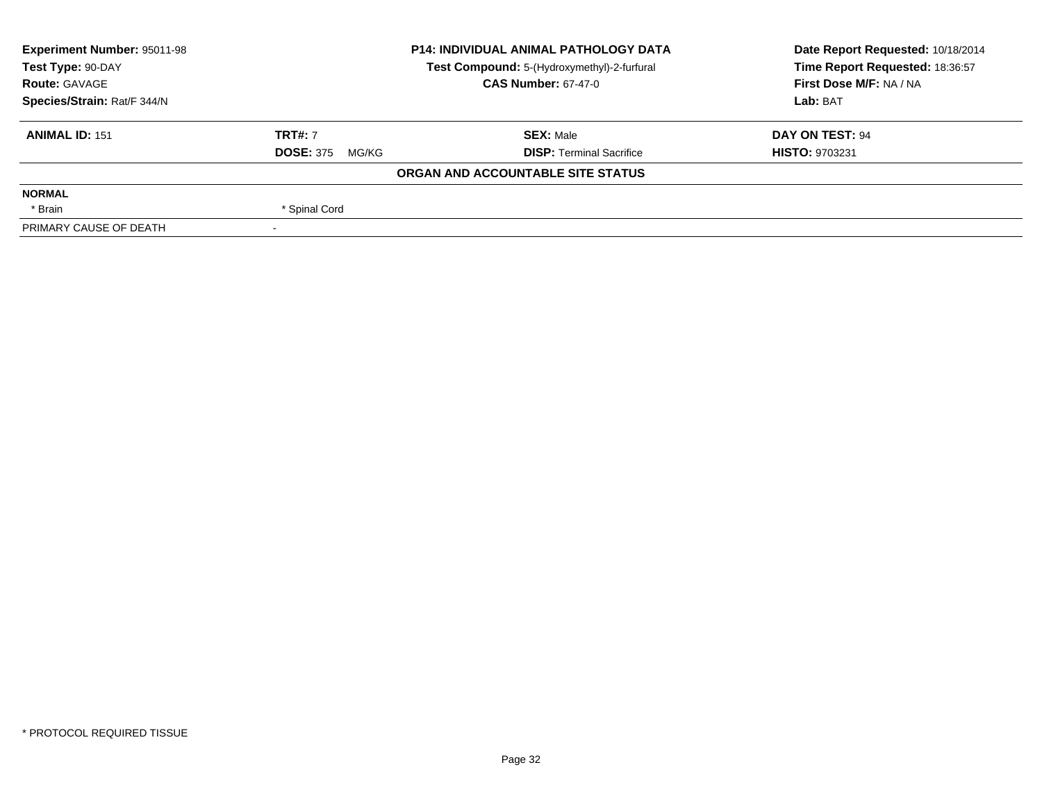**Experiment Number:** 95011-98
**Test Type:** 90-DAY
**Route:** GAVAGE
**Species/Strain:** Rat/F 344/N

**P14: INDIVIDUAL ANIMAL PATHOLOGY DATA**
**Test Compound:** 5-(Hydroxymethyl)-2-furfural
**CAS Number:** 67-47-0

**Date Report Requested:** 10/18/2014
**Time Report Requested:** 18:36:57
**First Dose M/F:** NA / NA
**Lab:** BAT

| **ANIMAL ID:** 151 | **TRT#:** 7 | **SEX:** Male | **DAY ON TEST:** 94 |
|---|---|---|---|
| | **DOSE:** 375 MG/KG | **DISP:** Terminal Sacrifice | **HISTO:** 9703231 |

**ORGAN AND ACCOUNTABLE SITE STATUS**

| **NORMAL** | |
|---|---|
| * Brain | * Spinal Cord |
| PRIMARY CAUSE OF DEATH | - |

* PROTOCOL REQUIRED TISSUE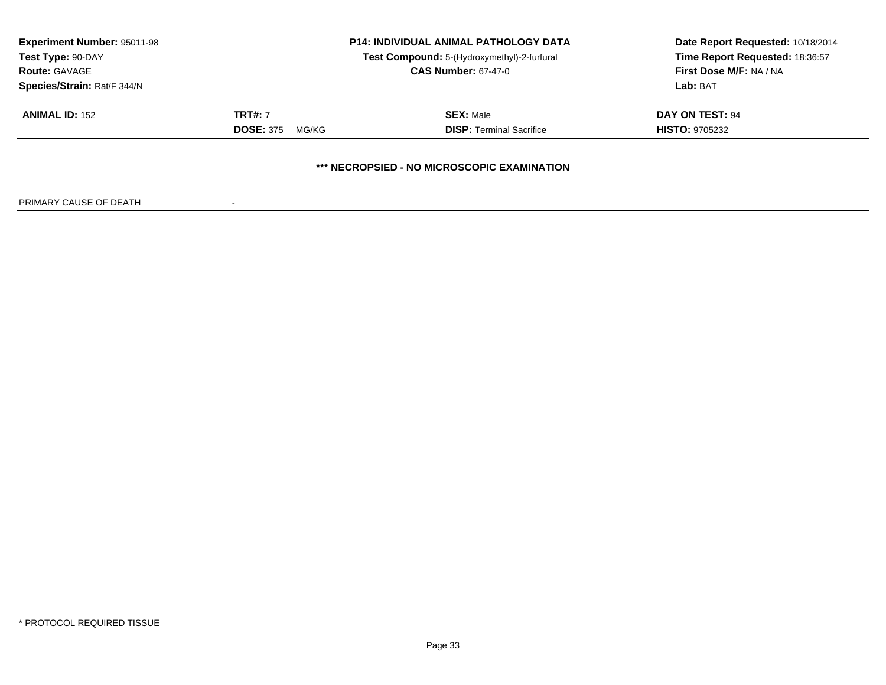| **Experiment Number:** 95011-98 | **P14: INDIVIDUAL ANIMAL PATHOLOGY DATA** | **Date Report Requested:** 10/18/2014 |
|---|---|---|
| **Test Type:** 90-DAY | **Test Compound:** 5-(Hydroxymethyl)-2-furfural | **Time Report Requested:** 18:36:57 |
| **Route:** GAVAGE | **CAS Number:** 67-47-0 | **First Dose M/F:** NA / NA |
| **Species/Strain:** Rat/F 344/N | | **Lab:** BAT |

| **ANIMAL ID:** 152 | **TRT#:** 7 | **SEX:** Male | **DAY ON TEST:** 94 |
|---|---|---|---|
| | **DOSE:** 375 MG/KG | **DISP:** Terminal Sacrifice | **HISTO:** 9705232 |

**\*\*\* NECROPSIED - NO MICROSCOPIC EXAMINATION**

PRIMARY CAUSE OF DEATH -

\* PROTOCOL REQUIRED TISSUE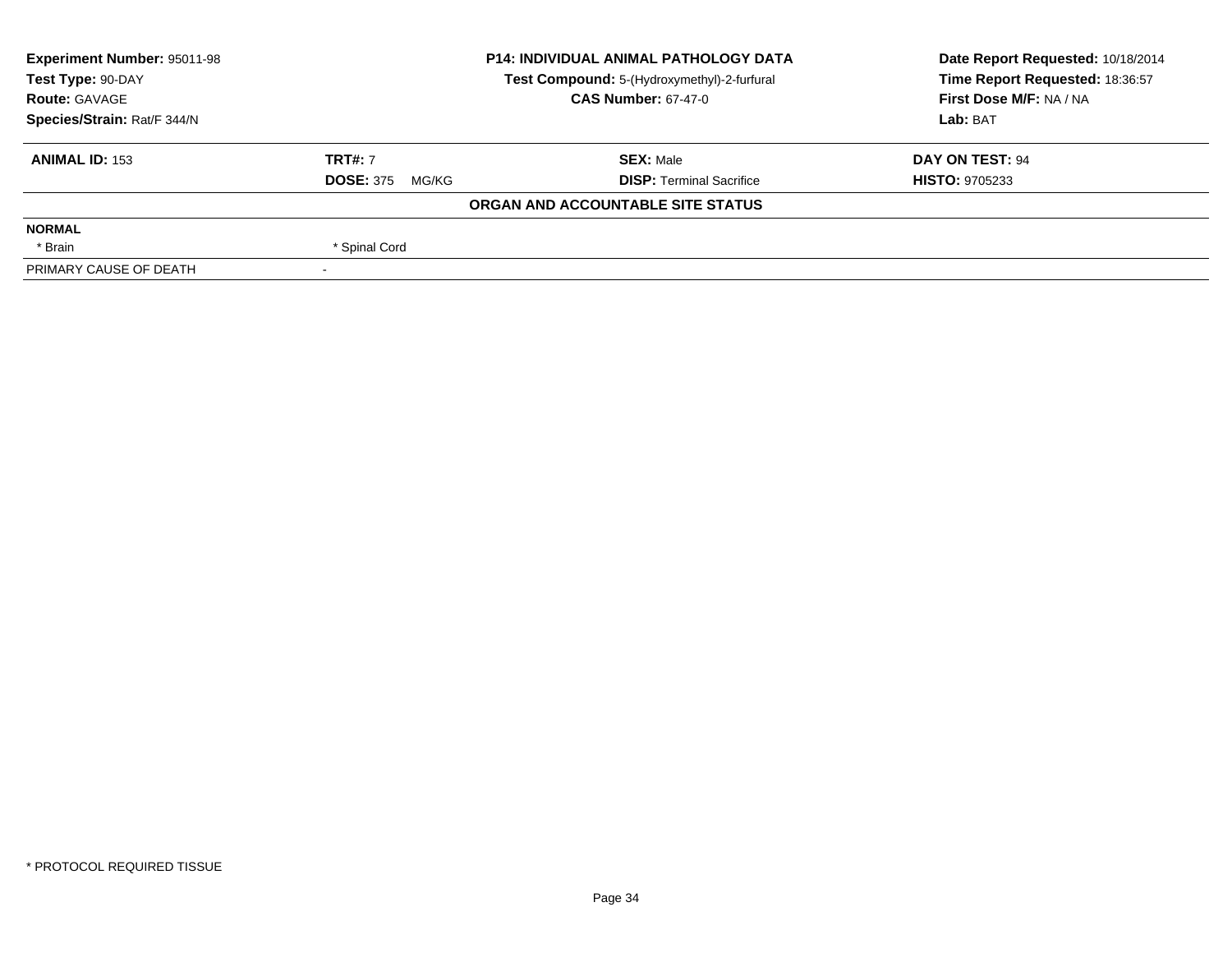| **Experiment Number:** 95011-98 | **P14: INDIVIDUAL ANIMAL PATHOLOGY DATA** | **Date Report Requested:** 10/18/2014 |
|---|---|---|
| **Test Type:** 90-DAY | **Test Compound:** 5-(Hydroxymethyl)-2-furfural | **Time Report Requested:** 18:36:57 |
| **Route:** GAVAGE | **CAS Number:** 67-47-0 | **First Dose M/F:** NA / NA |
| **Species/Strain:** Rat/F 344/N | | **Lab:** BAT |

| **ANIMAL ID:** 153 | **TRT#:** 7 | **SEX:** Male | **DAY ON TEST:** 94 |
|---|---|---|---|
| | **DOSE:** 375 MG/KG | **DISP:** Terminal Sacrifice | **HISTO:** 9705233 |

**ORGAN AND ACCOUNTABLE SITE STATUS**

| | | | |
|---|---|---|---|
| **NORMAL** | | | |
| * Brain | * Spinal Cord | | |
| PRIMARY CAUSE OF DEATH | - | | |

* PROTOCOL REQUIRED TISSUE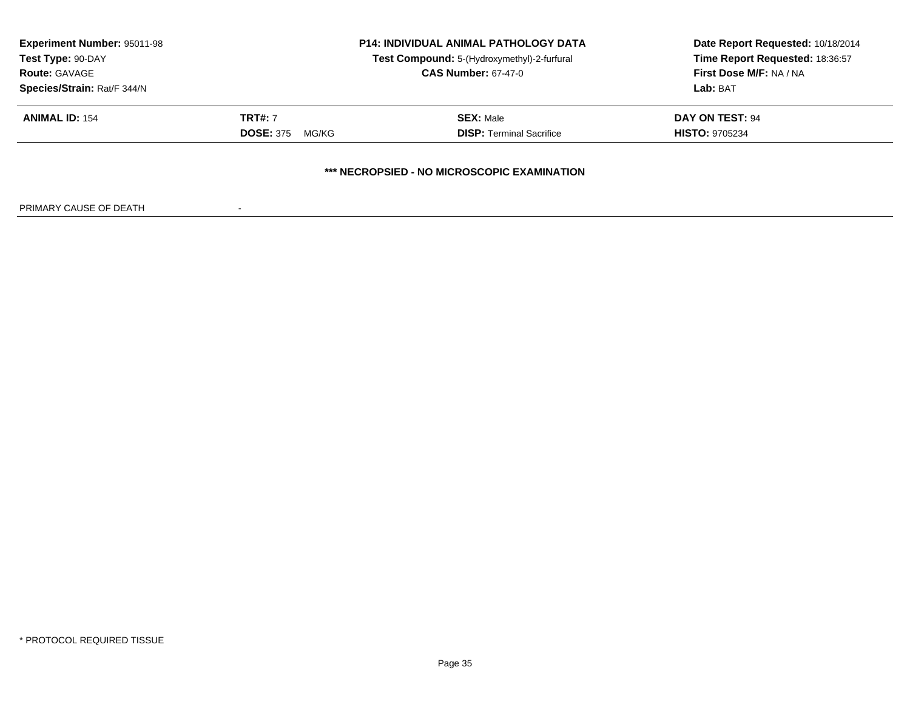**Experiment Number:** 95011-98
**Test Type:** 90-DAY
**Route:** GAVAGE
**Species/Strain:** Rat/F 344/N

**P14: INDIVIDUAL ANIMAL PATHOLOGY DATA**
**Test Compound:** 5-(Hydroxymethyl)-2-furfural
**CAS Number:** 67-47-0

**Date Report Requested:** 10/18/2014
**Time Report Requested:** 18:36:57
**First Dose M/F:** NA / NA
**Lab:** BAT

| **ANIMAL ID:** 154 | **TRT#:** 7 | **SEX:** Male | **DAY ON TEST:** 94 |
|---|---|---|---|
| | **DOSE:** 375 MG/KG | **DISP:** Terminal Sacrifice | **HISTO:** 9705234 |

**\*\*\* NECROPSIED - NO MICROSCOPIC EXAMINATION**

PRIMARY CAUSE OF DEATH -

\* PROTOCOL REQUIRED TISSUE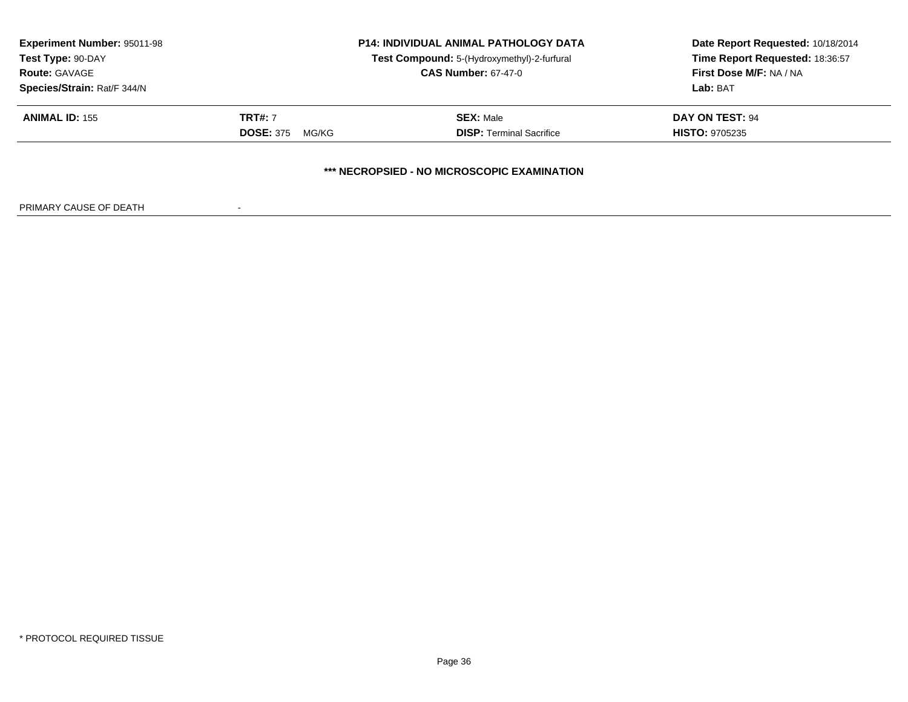| **Experiment Number:** 95011-98 | **P14: INDIVIDUAL ANIMAL PATHOLOGY DATA** | **Date Report Requested:** 10/18/2014 |
|---|---|---|
| **Test Type:** 90-DAY | **Test Compound:** 5-(Hydroxymethyl)-2-furfural | **Time Report Requested:** 18:36:57 |
| **Route:** GAVAGE | **CAS Number:** 67-47-0 | **First Dose M/F:** NA / NA |
| **Species/Strain:** Rat/F 344/N | | **Lab:** BAT |

| **ANIMAL ID:** 155 | **TRT#:** 7 | **SEX:** Male | **DAY ON TEST:** 94 |
|---|---|---|---|
| | **DOSE:** 375 MG/KG | **DISP:** Terminal Sacrifice | **HISTO:** 9705235 |

**\*\*\* NECROPSIED - NO MICROSCOPIC EXAMINATION**

PRIMARY CAUSE OF DEATH -

\* PROTOCOL REQUIRED TISSUE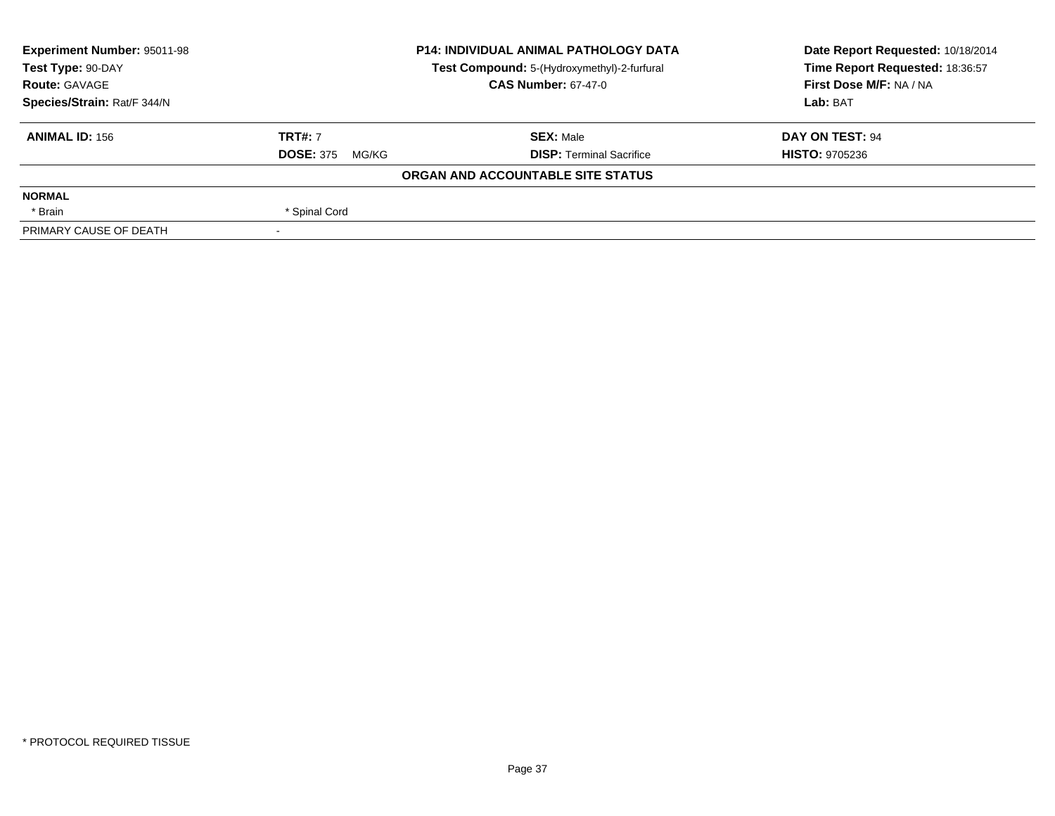| **Experiment Number:** 95011-98 | **P14: INDIVIDUAL ANIMAL PATHOLOGY DATA** | **Date Report Requested:** 10/18/2014 |
|---|---|---|
| **Test Type:** 90-DAY | **Test Compound:** 5-(Hydroxymethyl)-2-furfural | **Time Report Requested:** 18:36:57 |
| **Route:** GAVAGE | **CAS Number:** 67-47-0 | **First Dose M/F:** NA / NA |
| **Species/Strain:** Rat/F 344/N | | **Lab:** BAT |

| **ANIMAL ID:** 156 | **TRT#:** 7 | **SEX:** Male | **DAY ON TEST:** 94 |
|---|---|---|---|
| | **DOSE:** 375 MG/KG | **DISP:** Terminal Sacrifice | **HISTO:** 9705236 |

**ORGAN AND ACCOUNTABLE SITE STATUS**

| | |
|---|---|
| **NORMAL** | |
| * Brain | * Spinal Cord |
| PRIMARY CAUSE OF DEATH | - |

* PROTOCOL REQUIRED TISSUE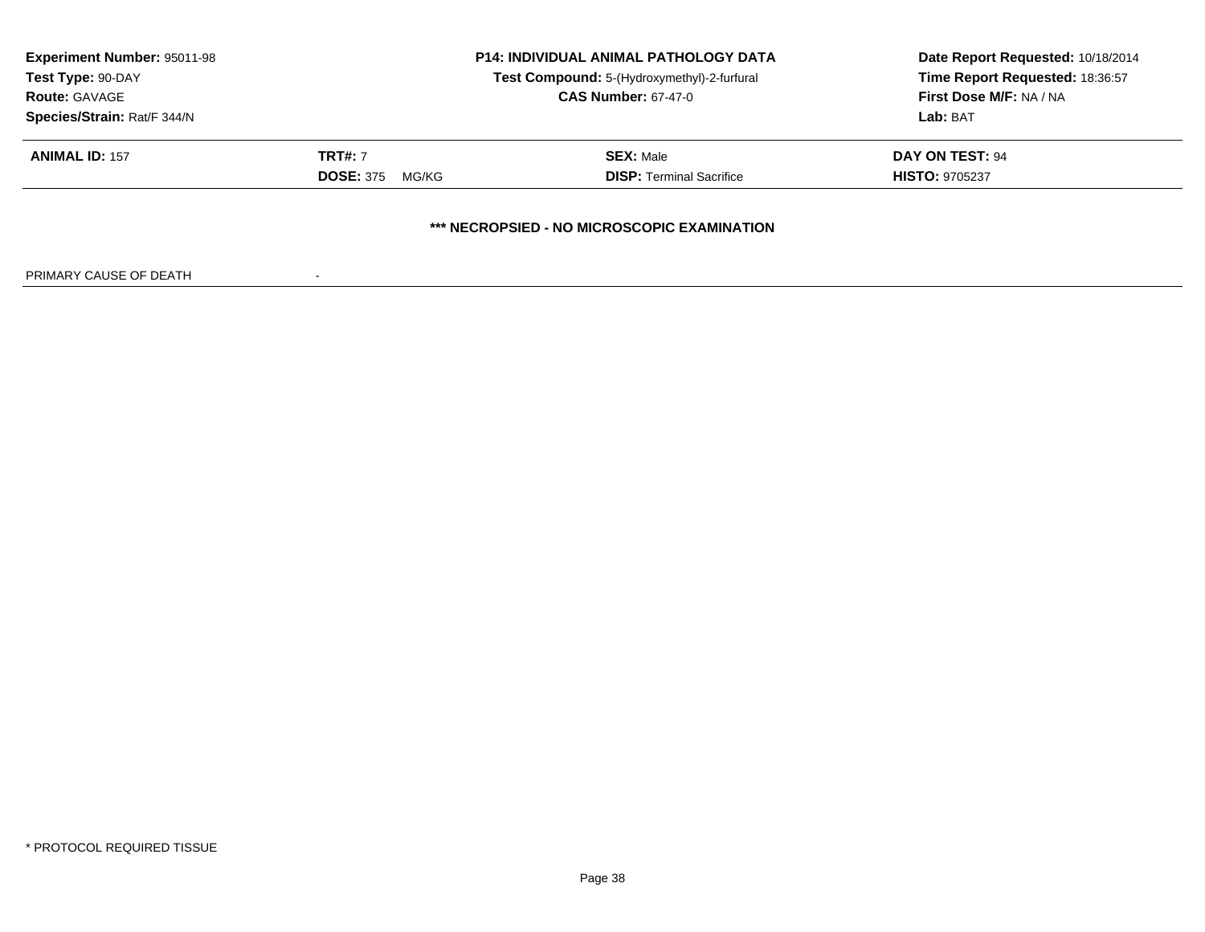**Experiment Number:** 95011-98
**Test Type:** 90-DAY
**Route:** GAVAGE
**Species/Strain:** Rat/F 344/N

**P14: INDIVIDUAL ANIMAL PATHOLOGY DATA**
**Test Compound:** 5-(Hydroxymethyl)-2-furfural
**CAS Number:** 67-47-0

**Date Report Requested:** 10/18/2014
**Time Report Requested:** 18:36:57
**First Dose M/F:** NA / NA
**Lab:** BAT

| **ANIMAL ID:** 157 | **TRT#:** 7 | **SEX:** Male | **DAY ON TEST:** 94 |
|---|---|---|---|
| | **DOSE:** 375 MG/KG | **DISP:** Terminal Sacrifice | **HISTO:** 9705237 |

**\*\*\* NECROPSIED - NO MICROSCOPIC EXAMINATION**

PRIMARY CAUSE OF DEATH -

\* PROTOCOL REQUIRED TISSUE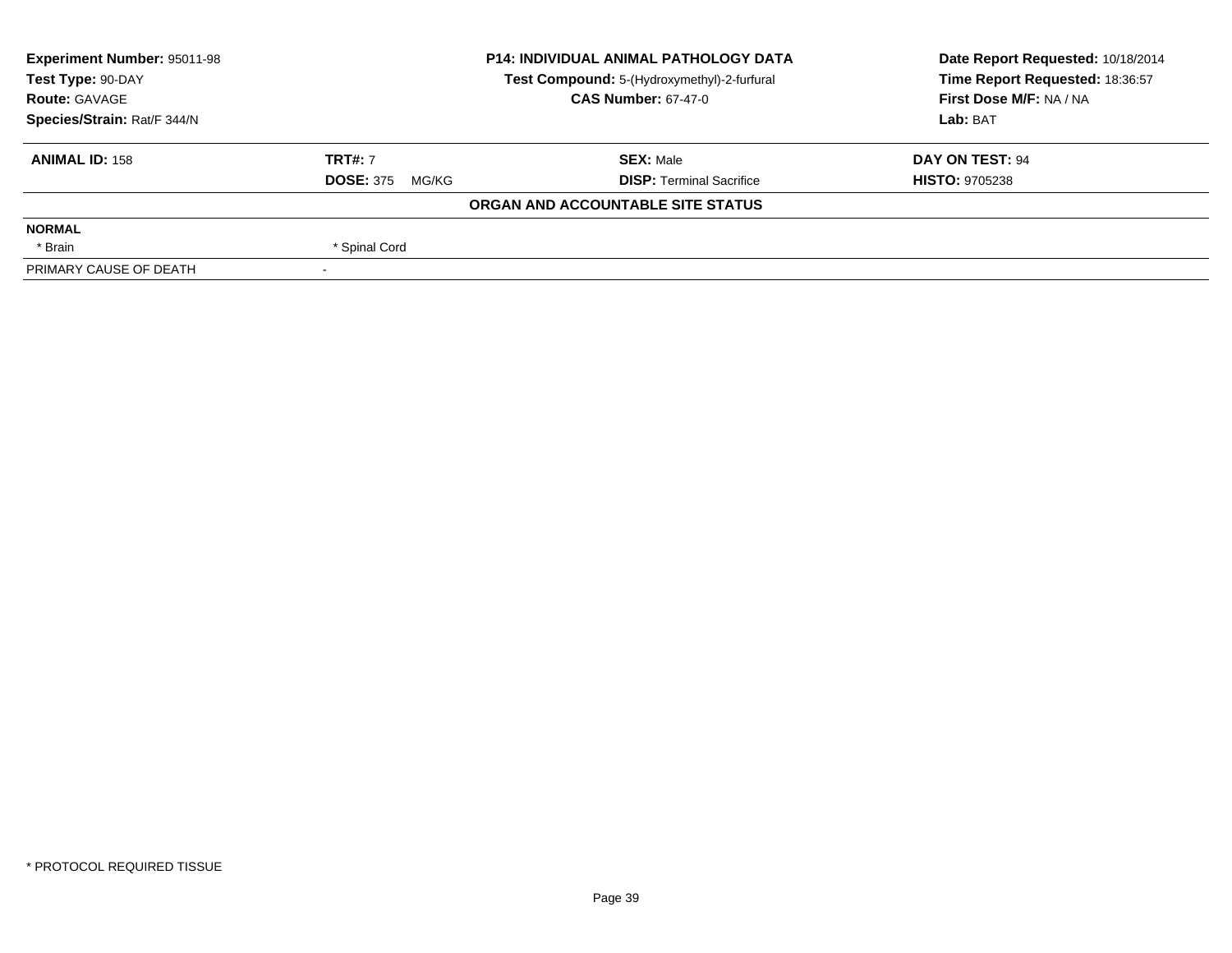| Experiment Number: 95011-98 | P14: INDIVIDUAL ANIMAL PATHOLOGY DATA | Date Report Requested: 10/18/2014 |
|---|---|---|
| Test Type: 90-DAY | Test Compound: 5-(Hydroxymethyl)-2-furfural | Time Report Requested: 18:36:57 |
| Route: GAVAGE | CAS Number: 67-47-0 | First Dose M/F: NA / NA |
| Species/Strain: Rat/F 344/N | | Lab: BAT |

| ANIMAL ID: 158 | TRT#: 7 | SEX: Male | DAY ON TEST: 94 |
|---|---|---|---|
| | DOSE: 375 MG/KG | DISP: Terminal Sacrifice | HISTO: 9705238 |

**ORGAN AND ACCOUNTABLE SITE STATUS**

| NORMAL | |
|---|---|
| * Brain | * Spinal Cord |
| PRIMARY CAUSE OF DEATH | - |

* PROTOCOL REQUIRED TISSUE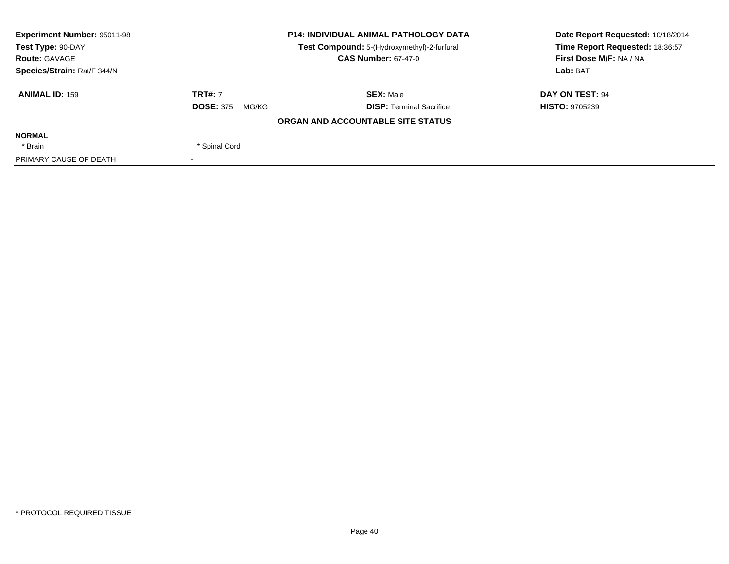| Experiment Number: 95011-98 | P14: INDIVIDUAL ANIMAL PATHOLOGY DATA | Date Report Requested: 10/18/2014 |
|---|---|---|
| Test Type: 90-DAY | Test Compound: 5-(Hydroxymethyl)-2-furfural | Time Report Requested: 18:36:57 |
| Route: GAVAGE | CAS Number: 67-47-0 | First Dose M/F: NA / NA |
| Species/Strain: Rat/F 344/N | | Lab: BAT |

| ANIMAL ID: 159 | TRT#: 7 | SEX: Male | DAY ON TEST: 94 |
|---|---|---|---|
| | DOSE: 375 MG/KG | DISP: Terminal Sacrifice | HISTO: 9705239 |

**ORGAN AND ACCOUNTABLE SITE STATUS**

| NORMAL | | | |
|---|---|---|---|
| * Brain | * Spinal Cord | | |
| PRIMARY CAUSE OF DEATH | - | | |

\* PROTOCOL REQUIRED TISSUE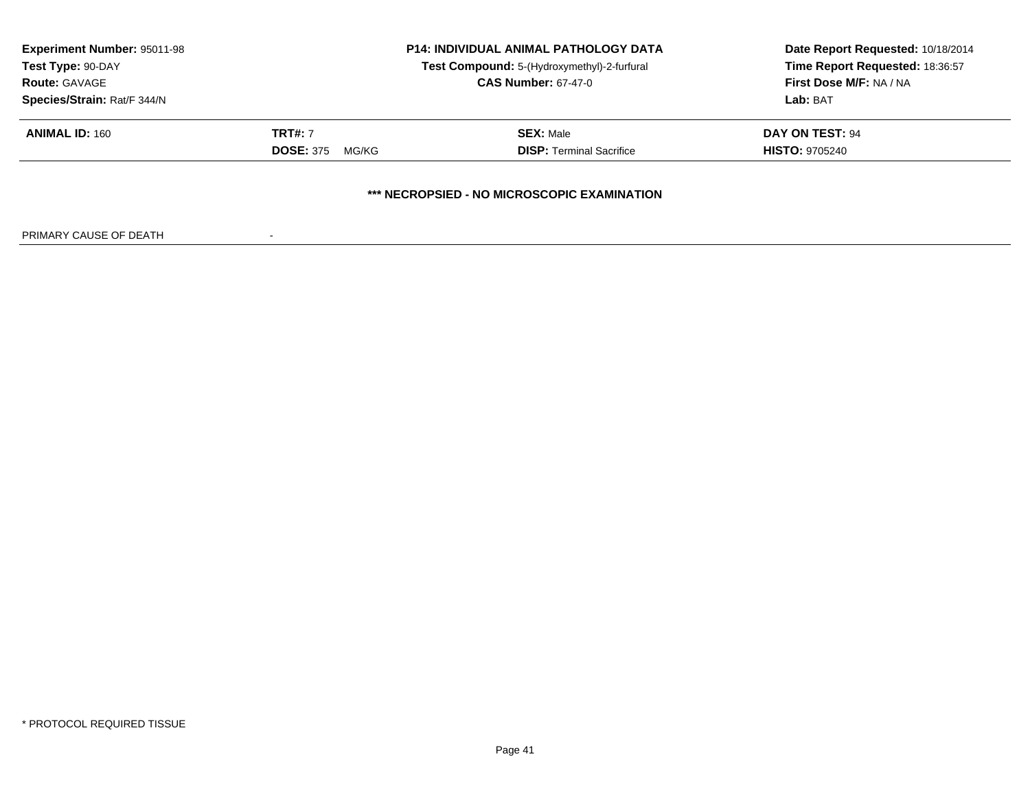| **Experiment Number:** 95011-98 | **P14: INDIVIDUAL ANIMAL PATHOLOGY DATA** | **Date Report Requested:** 10/18/2014 |
|---|---|---|
| **Test Type:** 90-DAY | **Test Compound:** 5-(Hydroxymethyl)-2-furfural | **Time Report Requested:** 18:36:57 |
| **Route:** GAVAGE | **CAS Number:** 67-47-0 | **First Dose M/F:** NA / NA |
| **Species/Strain:** Rat/F 344/N | | **Lab:** BAT |

| **ANIMAL ID:** 160 | **TRT#:** 7 | **SEX:** Male | **DAY ON TEST:** 94 |
|---|---|---|---|
| | **DOSE:** 375 MG/KG | **DISP:** Terminal Sacrifice | **HISTO:** 9705240 |

**\*\*\* NECROPSIED - NO MICROSCOPIC EXAMINATION**

PRIMARY CAUSE OF DEATH -

\* PROTOCOL REQUIRED TISSUE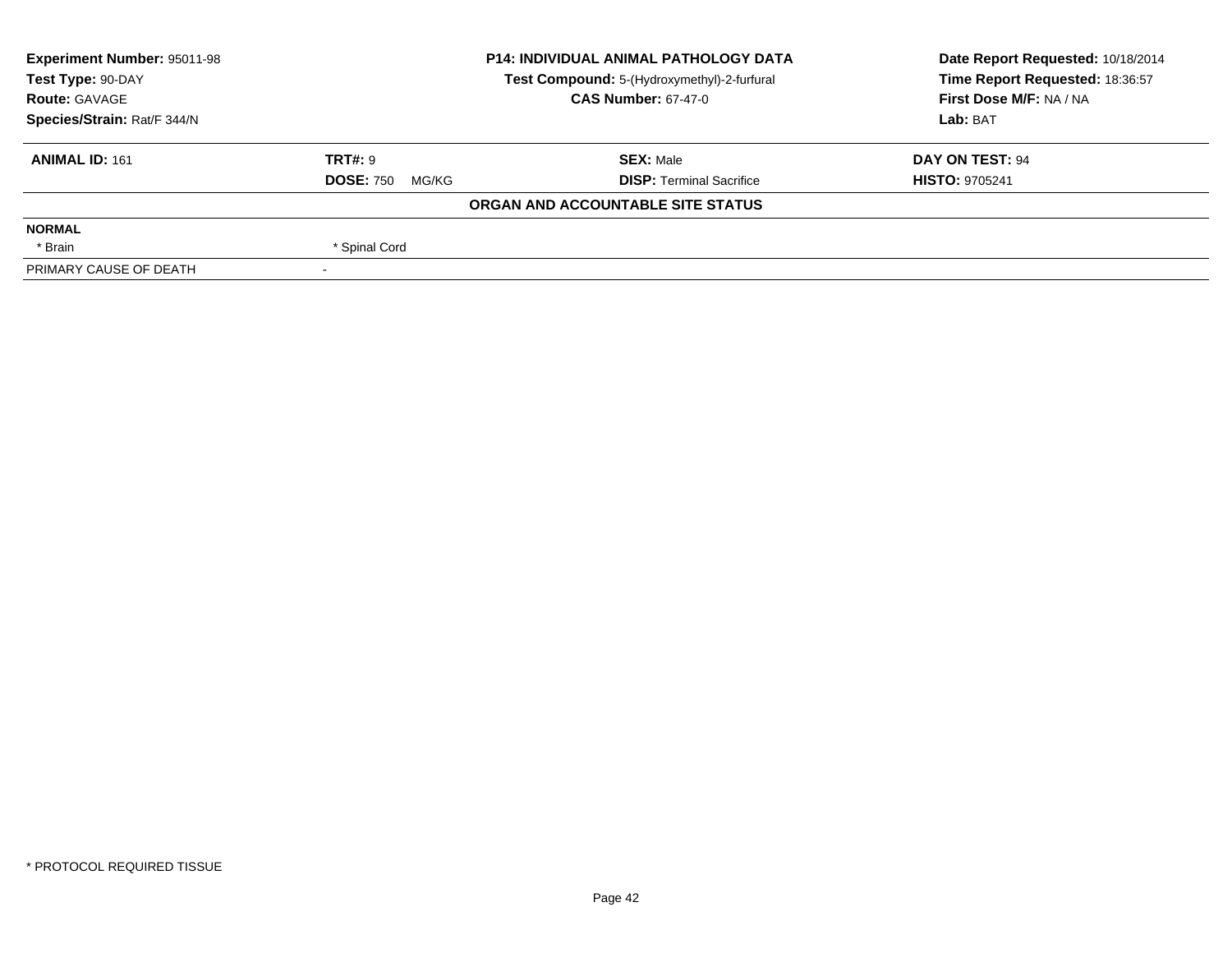**Experiment Number:** 95011-98
**Test Type:** 90-DAY
**Route:** GAVAGE
**Species/Strain:** Rat/F 344/N

**P14: INDIVIDUAL ANIMAL PATHOLOGY DATA**
**Test Compound:** 5-(Hydroxymethyl)-2-furfural
**CAS Number:** 67-47-0

**Date Report Requested:** 10/18/2014
**Time Report Requested:** 18:36:57
**First Dose M/F:** NA / NA
**Lab:** BAT

| **ANIMAL ID:** 161 | **TRT#:** 9 | **SEX:** Male | **DAY ON TEST:** 94 |
|---|---|---|---|
| | **DOSE:** 750 MG/KG | **DISP:** Terminal Sacrifice | **HISTO:** 9705241 |

**ORGAN AND ACCOUNTABLE SITE STATUS**

| **NORMAL** | |
|---|---|
| * Brain | * Spinal Cord |
| PRIMARY CAUSE OF DEATH | - |

* PROTOCOL REQUIRED TISSUE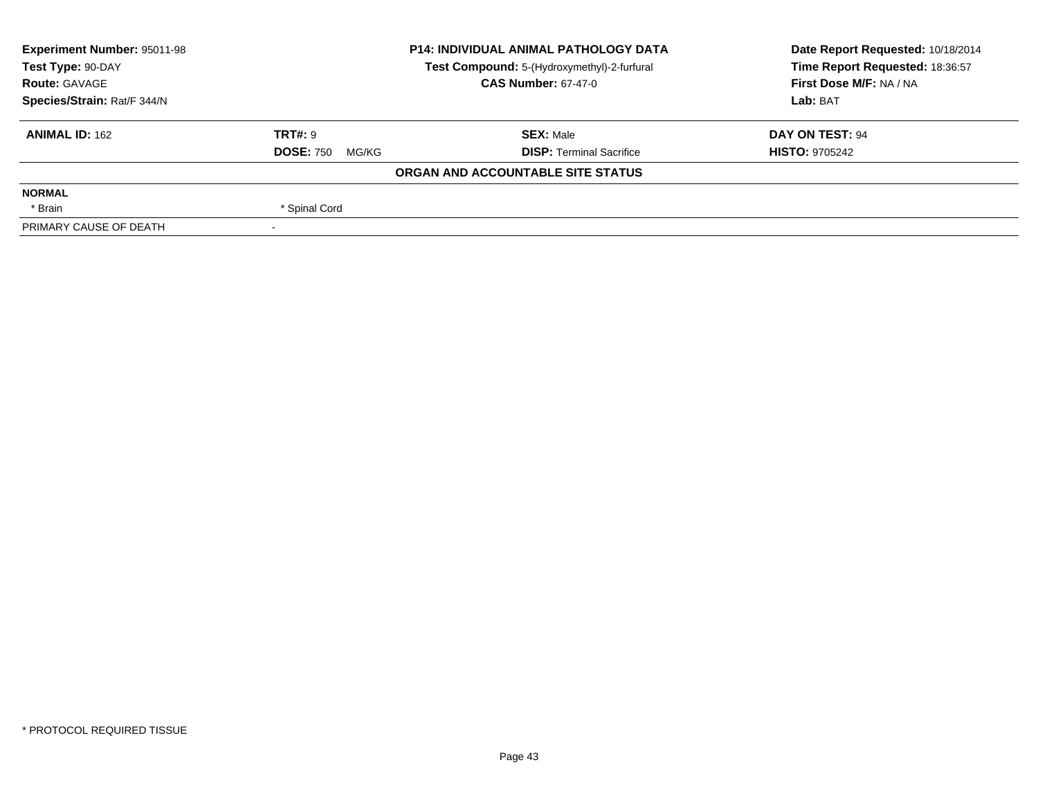| Experiment Number: 95011-98 | P14: INDIVIDUAL ANIMAL PATHOLOGY DATA | Date Report Requested: 10/18/2014 |
|---|---|---|
| Test Type: 90-DAY | Test Compound: 5-(Hydroxymethyl)-2-furfural | Time Report Requested: 18:36:57 |
| Route: GAVAGE | CAS Number: 67-47-0 | First Dose M/F: NA / NA |
| Species/Strain: Rat/F 344/N | | Lab: BAT |

| ANIMAL ID: 162 | TRT#: 9 | SEX: Male | DAY ON TEST: 94 |
|---|---|---|---|
| | DOSE: 750 MG/KG | DISP: Terminal Sacrifice | HISTO: 9705242 |

**ORGAN AND ACCOUNTABLE SITE STATUS**

| NORMAL | | | |
|---|---|---|---|
| * Brain | * Spinal Cord | | |
| PRIMARY CAUSE OF DEATH | - | | |

* PROTOCOL REQUIRED TISSUE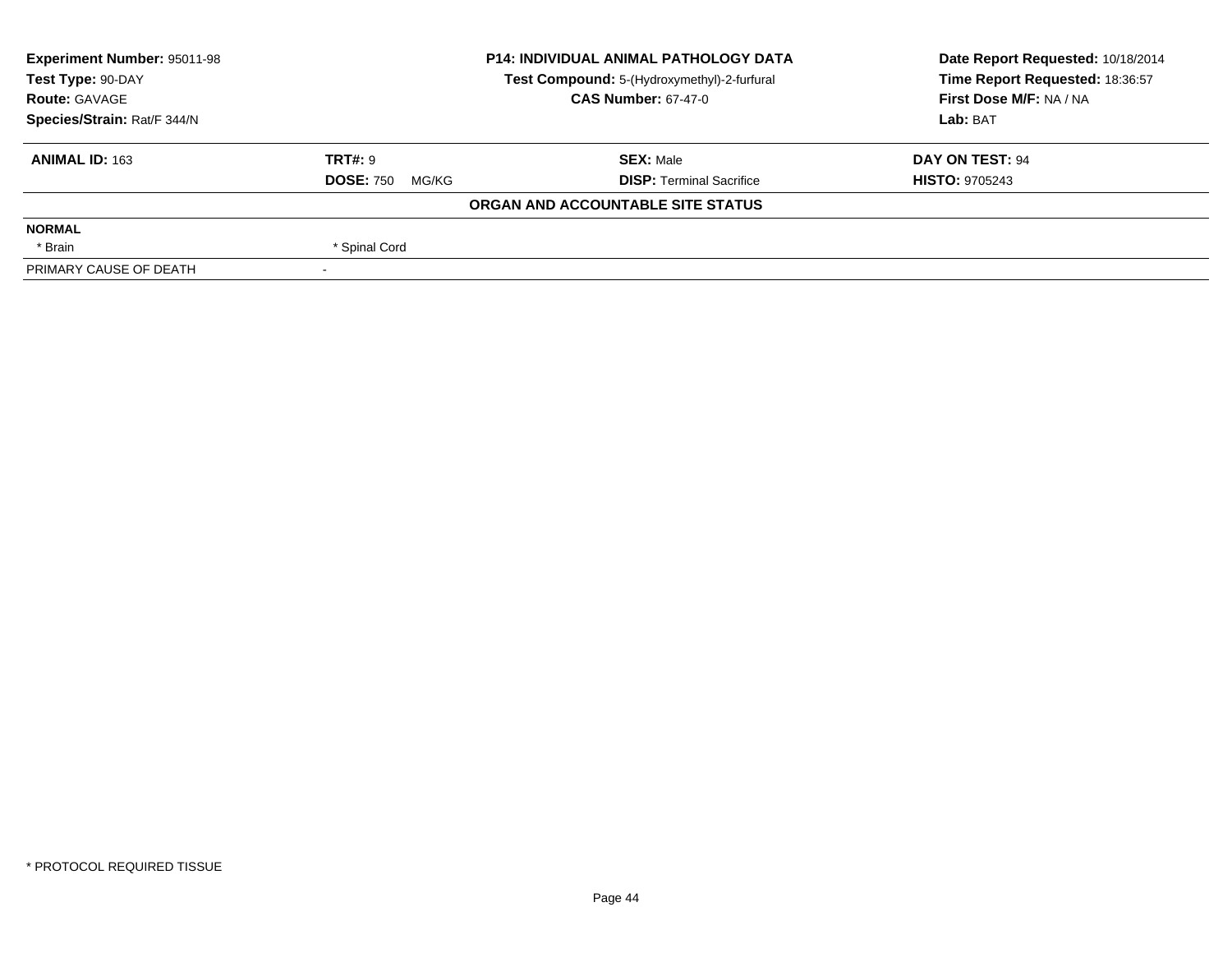| Experiment Number: 95011-98 | P14: INDIVIDUAL ANIMAL PATHOLOGY DATA | Date Report Requested: 10/18/2014 |
|---|---|---|
| Test Type: 90-DAY | Test Compound: 5-(Hydroxymethyl)-2-furfural | Time Report Requested: 18:36:57 |
| Route: GAVAGE | CAS Number: 67-47-0 | First Dose M/F: NA / NA |
| Species/Strain: Rat/F 344/N | | Lab: BAT |

| ANIMAL ID: 163 | TRT#: 9 | SEX: Male | DAY ON TEST: 94 |
|---|---|---|---|
| | DOSE: 750 MG/KG | DISP: Terminal Sacrifice | HISTO: 9705243 |

**ORGAN AND ACCOUNTABLE SITE STATUS**

| NORMAL | |
|---|---|
| * Brain | * Spinal Cord |
| PRIMARY CAUSE OF DEATH | - |

* PROTOCOL REQUIRED TISSUE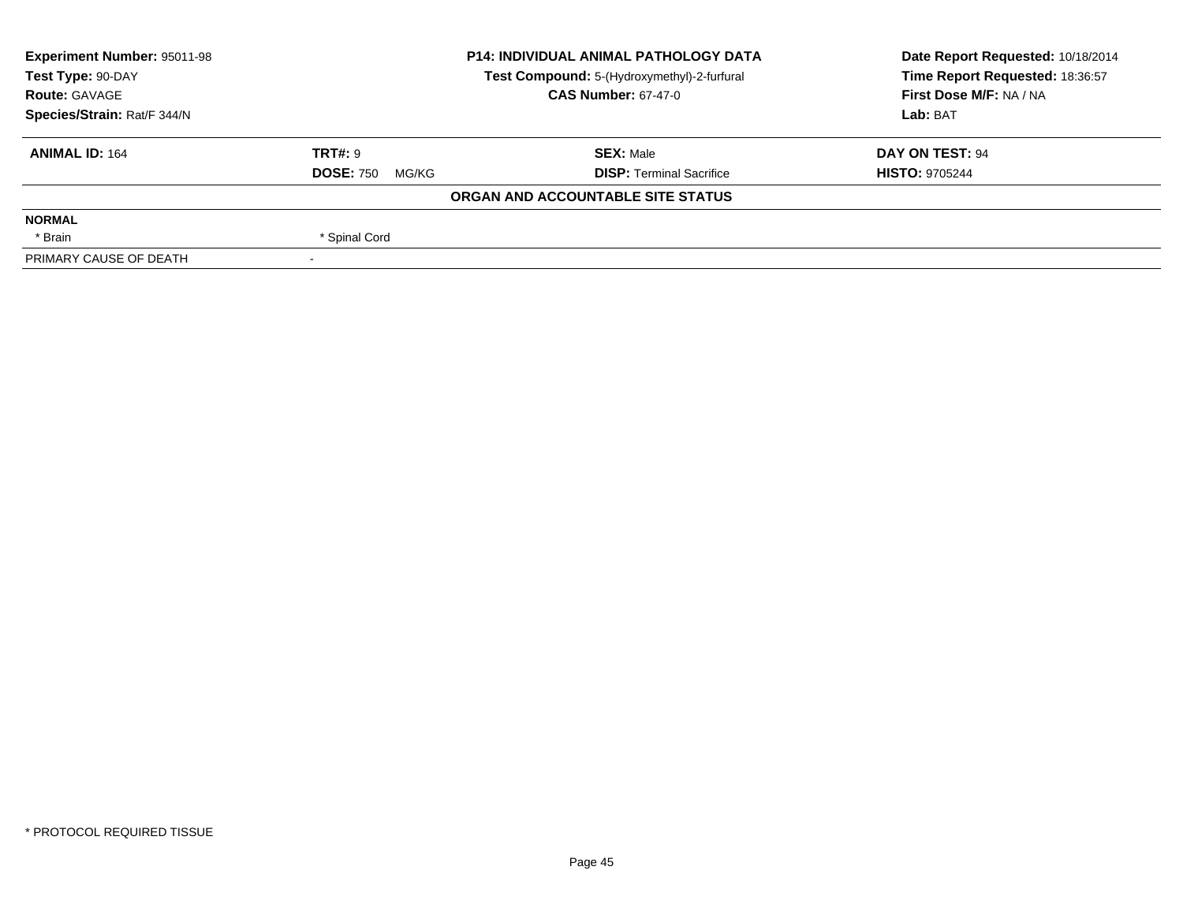| **Experiment Number:** 95011-98 | **P14: INDIVIDUAL ANIMAL PATHOLOGY DATA** | **Date Report Requested:** 10/18/2014 |
|---|---|---|
| **Test Type:** 90-DAY | **Test Compound:** 5-(Hydroxymethyl)-2-furfural | **Time Report Requested:** 18:36:57 |
| **Route:** GAVAGE | **CAS Number:** 67-47-0 | **First Dose M/F:** NA / NA |
| **Species/Strain:** Rat/F 344/N | | **Lab:** BAT |

| **ANIMAL ID:** 164 | **TRT#:** 9 | **SEX:** Male | **DAY ON TEST:** 94 |
|---|---|---|---|
| | **DOSE:** 750 MG/KG | **DISP:** Terminal Sacrifice | **HISTO:** 9705244 |

**ORGAN AND ACCOUNTABLE SITE STATUS**

| **NORMAL** | |
|---|---|
| * Brain | * Spinal Cord |
| PRIMARY CAUSE OF DEATH | - |

\* PROTOCOL REQUIRED TISSUE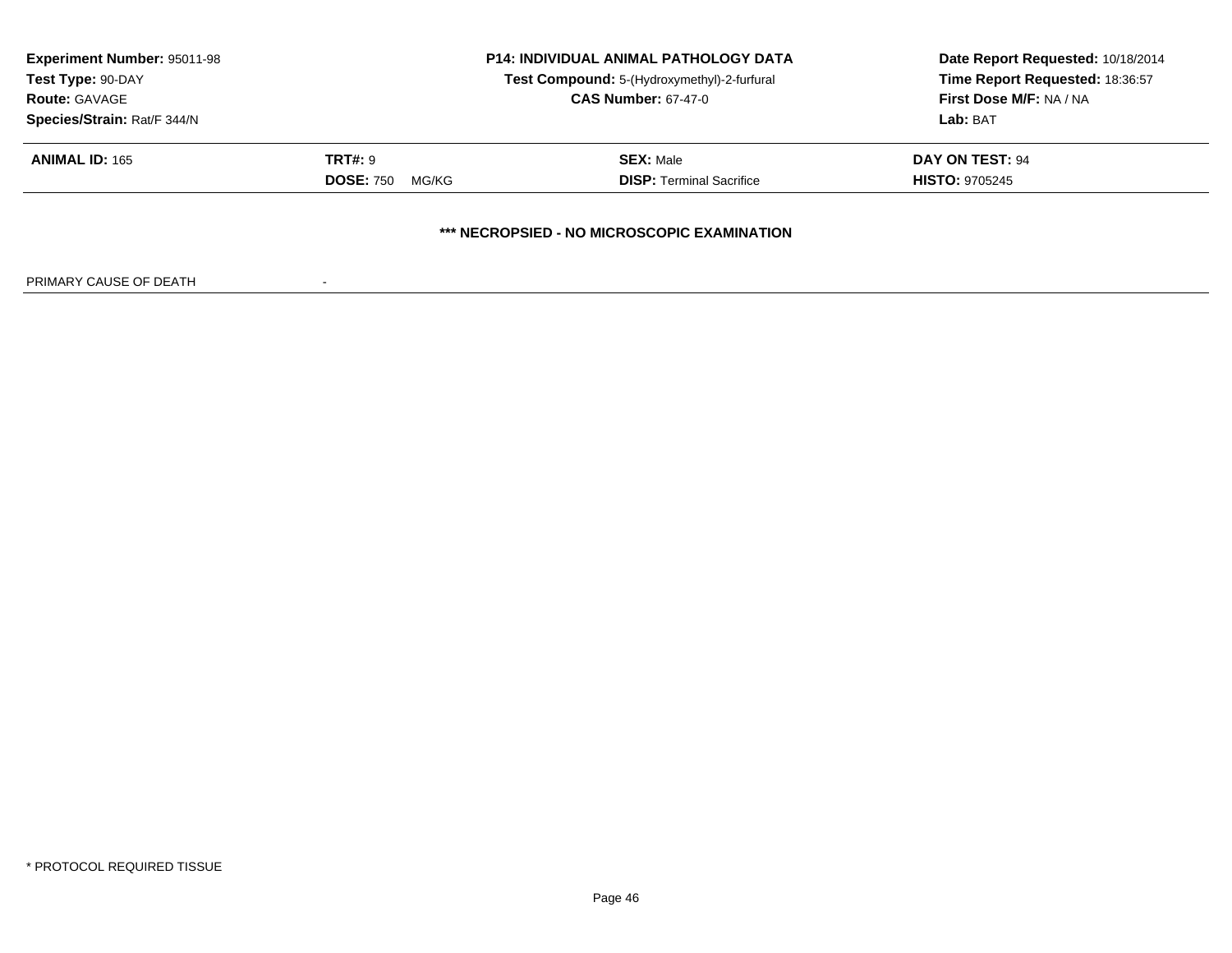**Experiment Number:** 95011-98
**Test Type:** 90-DAY
**Route:** GAVAGE
**Species/Strain:** Rat/F 344/N

**P14: INDIVIDUAL ANIMAL PATHOLOGY DATA**
**Test Compound:** 5-(Hydroxymethyl)-2-furfural
**CAS Number:** 67-47-0

**Date Report Requested:** 10/18/2014
**Time Report Requested:** 18:36:57
**First Dose M/F:** NA / NA
**Lab:** BAT

| **ANIMAL ID:** 165 | **TRT#:** 9 | **SEX:** Male | **DAY ON TEST:** 94 |
|---|---|---|---|
| | **DOSE:** 750 MG/KG | **DISP:** Terminal Sacrifice | **HISTO:** 9705245 |

**\*\*\* NECROPSIED - NO MICROSCOPIC EXAMINATION**

PRIMARY CAUSE OF DEATH -

\* PROTOCOL REQUIRED TISSUE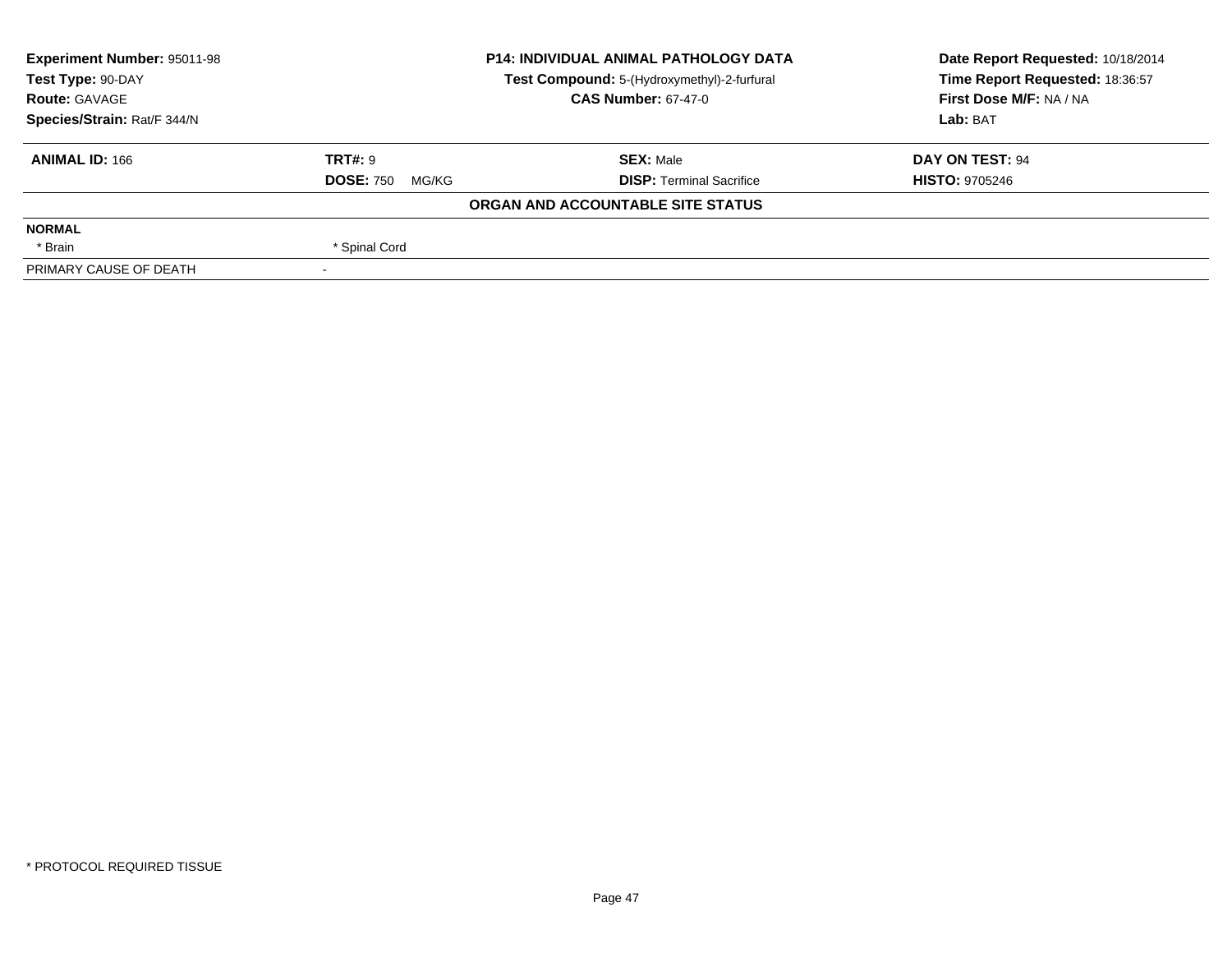**Experiment Number:** 95011-98
**Test Type:** 90-DAY
**Route:** GAVAGE
**Species/Strain:** Rat/F 344/N

**P14: INDIVIDUAL ANIMAL PATHOLOGY DATA**
**Test Compound:** 5-(Hydroxymethyl)-2-furfural
**CAS Number:** 67-47-0

**Date Report Requested:** 10/18/2014
**Time Report Requested:** 18:36:57
**First Dose M/F:** NA / NA
**Lab:** BAT

| **ANIMAL ID:** 166 | **TRT#:** 9 | **SEX:** Male | **DAY ON TEST:** 94 |
|---|---|---|---|
| | **DOSE:** 750 MG/KG | **DISP:** Terminal Sacrifice | **HISTO:** 9705246 |

**ORGAN AND ACCOUNTABLE SITE STATUS**

| | |
|---|---|
| **NORMAL** | |
| * Brain | * Spinal Cord |
| PRIMARY CAUSE OF DEATH | - |

* PROTOCOL REQUIRED TISSUE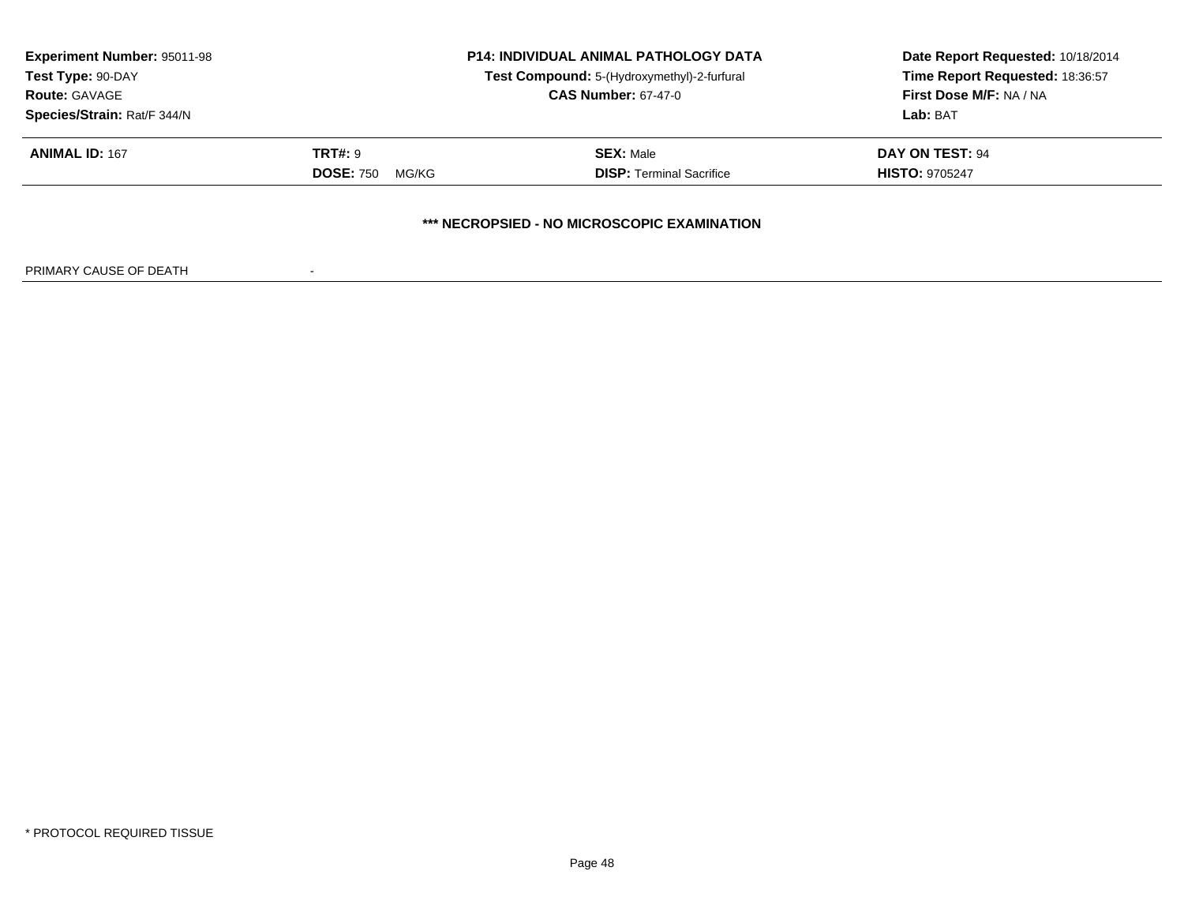**Experiment Number:** 95011-98
**Test Type:** 90-DAY
**Route:** GAVAGE
**Species/Strain:** Rat/F 344/N

**P14: INDIVIDUAL ANIMAL PATHOLOGY DATA**
**Test Compound:** 5-(Hydroxymethyl)-2-furfural
**CAS Number:** 67-47-0

**Date Report Requested:** 10/18/2014
**Time Report Requested:** 18:36:57
**First Dose M/F:** NA / NA
**Lab:** BAT

| **ANIMAL ID:** 167 | **TRT#:** 9 | **SEX:** Male | **DAY ON TEST:** 94 |
|---|---|---|---|
| | **DOSE:** 750 MG/KG | **DISP:** Terminal Sacrifice | **HISTO:** 9705247 |

**\*\*\* NECROPSIED - NO MICROSCOPIC EXAMINATION**

PRIMARY CAUSE OF DEATH -

\* PROTOCOL REQUIRED TISSUE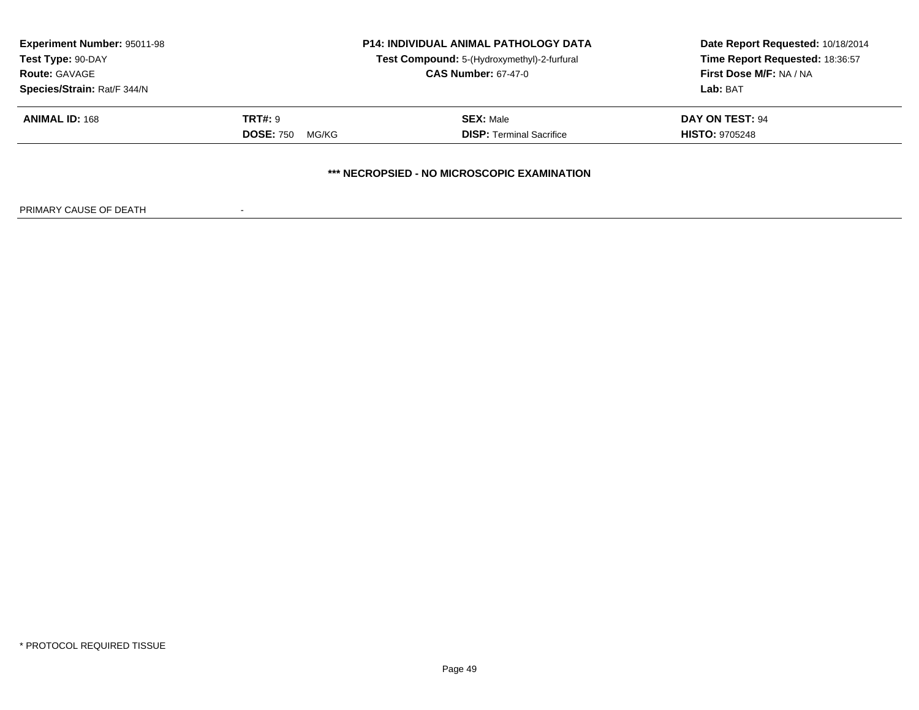**Experiment Number:** 95011-98
**Test Type:** 90-DAY
**Route:** GAVAGE
**Species/Strain:** Rat/F 344/N

**P14: INDIVIDUAL ANIMAL PATHOLOGY DATA**
**Test Compound:** 5-(Hydroxymethyl)-2-furfural
**CAS Number:** 67-47-0

**Date Report Requested:** 10/18/2014
**Time Report Requested:** 18:36:57
**First Dose M/F:** NA / NA
**Lab:** BAT

| **ANIMAL ID:** 168 | **TRT#:** 9 | **SEX:** Male | **DAY ON TEST:** 94 |
|---|---|---|---|
| | **DOSE:** 750 MG/KG | **DISP:** Terminal Sacrifice | **HISTO:** 9705248 |

**\*\*\* NECROPSIED - NO MICROSCOPIC EXAMINATION**

PRIMARY CAUSE OF DEATH -

\* PROTOCOL REQUIRED TISSUE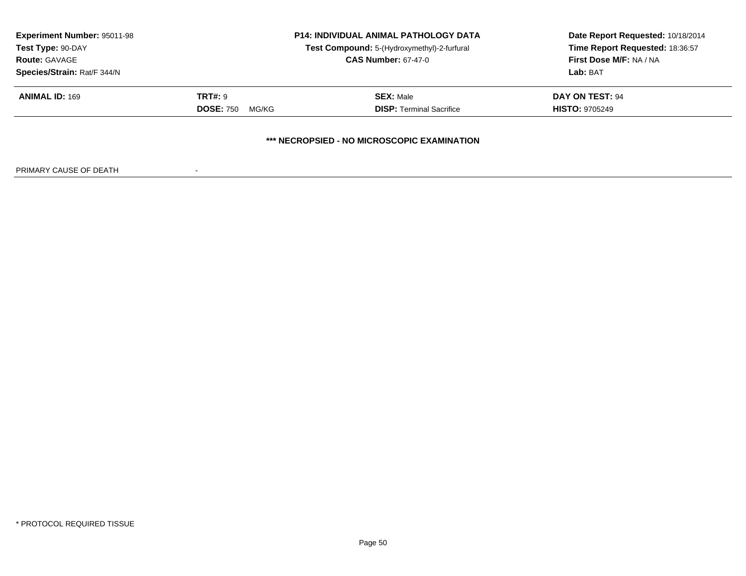**Experiment Number:** 95011-98
**Test Type:** 90-DAY
**Route:** GAVAGE
**Species/Strain:** Rat/F 344/N

**P14: INDIVIDUAL ANIMAL PATHOLOGY DATA**
**Test Compound:** 5-(Hydroxymethyl)-2-furfural
**CAS Number:** 67-47-0

**Date Report Requested:** 10/18/2014
**Time Report Requested:** 18:36:57
**First Dose M/F:** NA / NA
**Lab:** BAT

| **ANIMAL ID:** 169 | **TRT#:** 9 | **SEX:** Male | **DAY ON TEST:** 94 |
|---|---|---|---|
| | **DOSE:** 750 MG/KG | **DISP:** Terminal Sacrifice | **HISTO:** 9705249 |

**\*\*\* NECROPSIED - NO MICROSCOPIC EXAMINATION**

PRIMARY CAUSE OF DEATH -

\* PROTOCOL REQUIRED TISSUE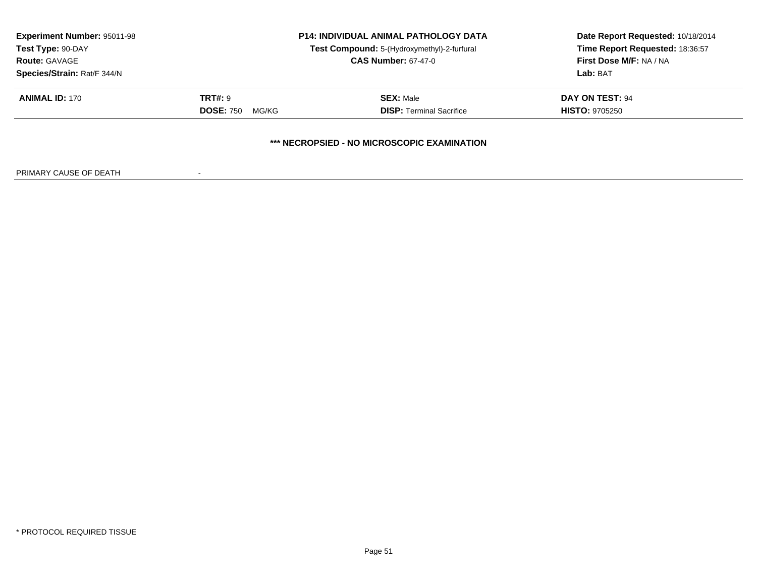| **Experiment Number:** 95011-98 | **P14: INDIVIDUAL ANIMAL PATHOLOGY DATA** | **Date Report Requested:** 10/18/2014 |
|---|---|---|
| **Test Type:** 90-DAY | **Test Compound:** 5-(Hydroxymethyl)-2-furfural | **Time Report Requested:** 18:36:57 |
| **Route:** GAVAGE | **CAS Number:** 67-47-0 | **First Dose M/F:** NA / NA |
| **Species/Strain:** Rat/F 344/N | | **Lab:** BAT |

| **ANIMAL ID:** 170 | **TRT#:** 9 | **SEX:** Male | **DAY ON TEST:** 94 |
|---|---|---|---|
| | **DOSE:** 750 MG/KG | **DISP:** Terminal Sacrifice | **HISTO:** 9705250 |

**\*\*\* NECROPSIED - NO MICROSCOPIC EXAMINATION**

PRIMARY CAUSE OF DEATH -

\* PROTOCOL REQUIRED TISSUE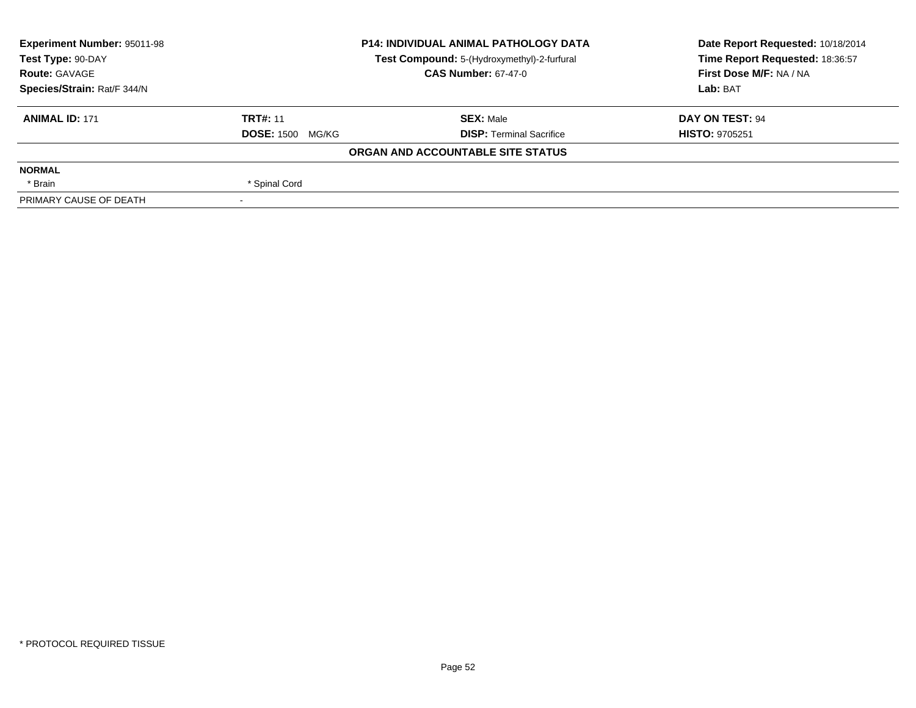**Experiment Number:** 95011-98
**Test Type:** 90-DAY
**Route:** GAVAGE
**Species/Strain:** Rat/F 344/N

**P14: INDIVIDUAL ANIMAL PATHOLOGY DATA**
**Test Compound:** 5-(Hydroxymethyl)-2-furfural
**CAS Number:** 67-47-0

**Date Report Requested:** 10/18/2014
**Time Report Requested:** 18:36:57
**First Dose M/F:** NA / NA
**Lab:** BAT

| **ANIMAL ID:** 171 | **TRT#:** 11 | **SEX:** Male | **DAY ON TEST:** 94 |
|---|---|---|---|
| | **DOSE:** 1500 MG/KG | **DISP:** Terminal Sacrifice | **HISTO:** 9705251 |

**ORGAN AND ACCOUNTABLE SITE STATUS**

| | | | |
|---|---|---|---|
| **NORMAL** | | | |
| * Brain | * Spinal Cord | | |
| PRIMARY CAUSE OF DEATH | - | | |

* PROTOCOL REQUIRED TISSUE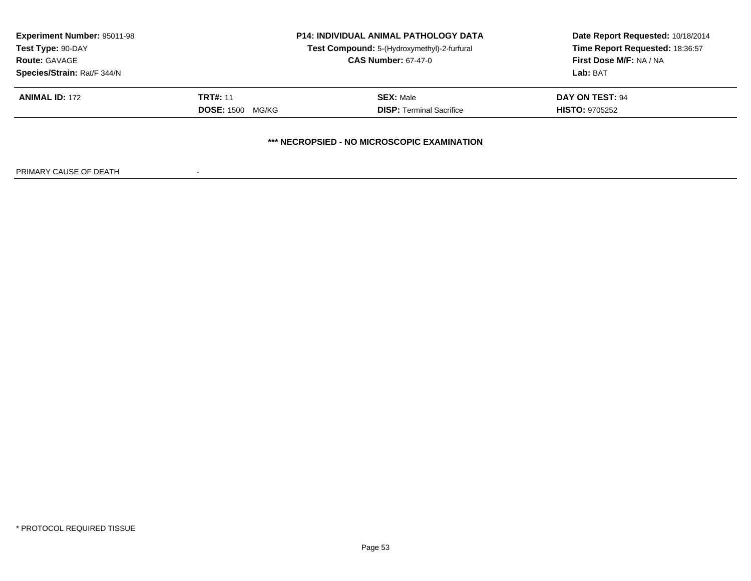**Experiment Number:** 95011-98
**Test Type:** 90-DAY
**Route:** GAVAGE
**Species/Strain:** Rat/F 344/N

**P14: INDIVIDUAL ANIMAL PATHOLOGY DATA**
**Test Compound:** 5-(Hydroxymethyl)-2-furfural
**CAS Number:** 67-47-0

**Date Report Requested:** 10/18/2014
**Time Report Requested:** 18:36:57
**First Dose M/F:** NA / NA
**Lab:** BAT

| **ANIMAL ID:** 172 | **TRT#:** 11 | **SEX:** Male | **DAY ON TEST:** 94 |
|---|---|---|---|
| | **DOSE:** 1500 MG/KG | **DISP:** Terminal Sacrifice | **HISTO:** 9705252 |

**\*\*\* NECROPSIED - NO MICROSCOPIC EXAMINATION**

PRIMARY CAUSE OF DEATH -

\* PROTOCOL REQUIRED TISSUE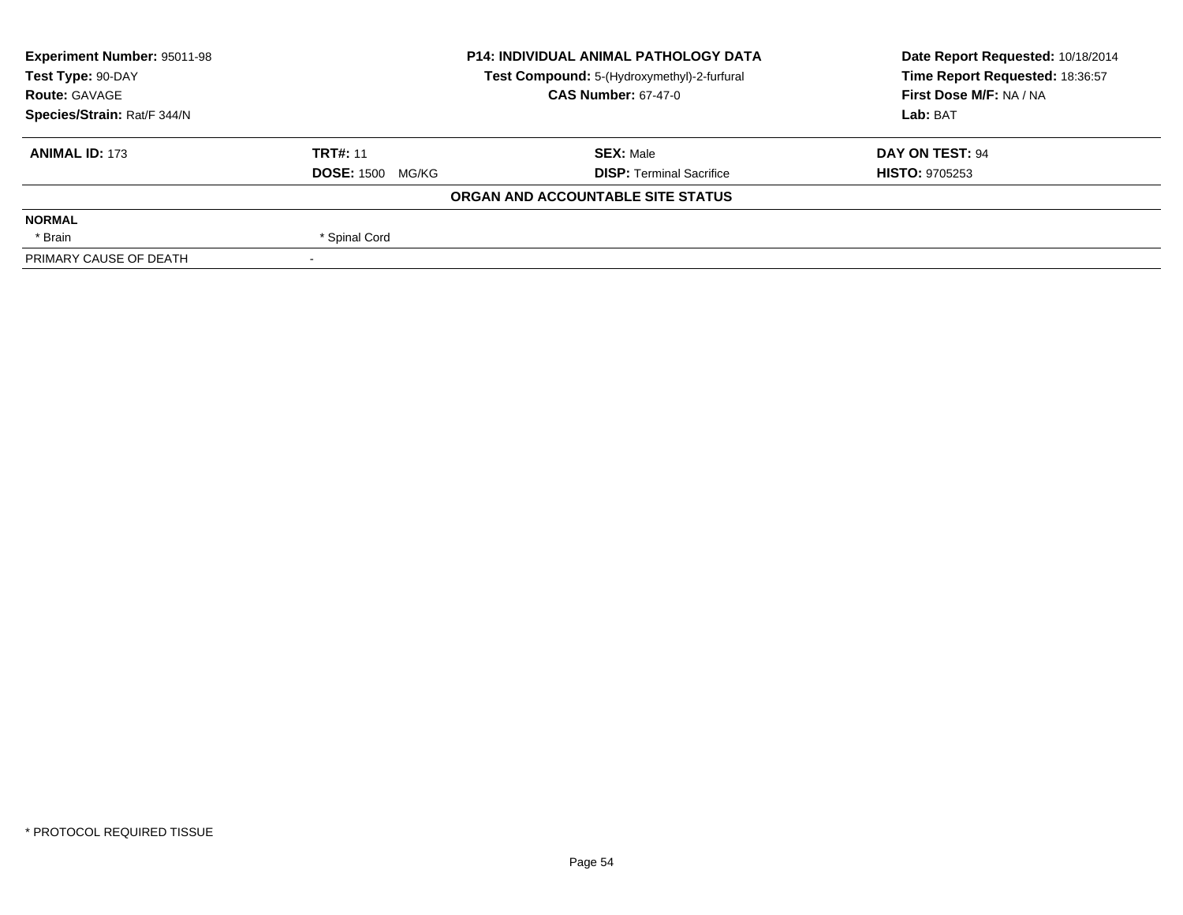**Experiment Number:** 95011-98
**Test Type:** 90-DAY
**Route:** GAVAGE
**Species/Strain:** Rat/F 344/N

**P14: INDIVIDUAL ANIMAL PATHOLOGY DATA**
**Test Compound:** 5-(Hydroxymethyl)-2-furfural
**CAS Number:** 67-47-0

**Date Report Requested:** 10/18/2014
**Time Report Requested:** 18:36:57
**First Dose M/F:** NA / NA
**Lab:** BAT

| **ANIMAL ID:** 173 | **TRT#:** 11 | **SEX:** Male | **DAY ON TEST:** 94 |
|---|---|---|---|
| | **DOSE:** 1500 MG/KG | **DISP:** Terminal Sacrifice | **HISTO:** 9705253 |

**ORGAN AND ACCOUNTABLE SITE STATUS**

| | |
|---|---|
| **NORMAL** | |
| * Brain | * Spinal Cord |
| PRIMARY CAUSE OF DEATH | - |

* PROTOCOL REQUIRED TISSUE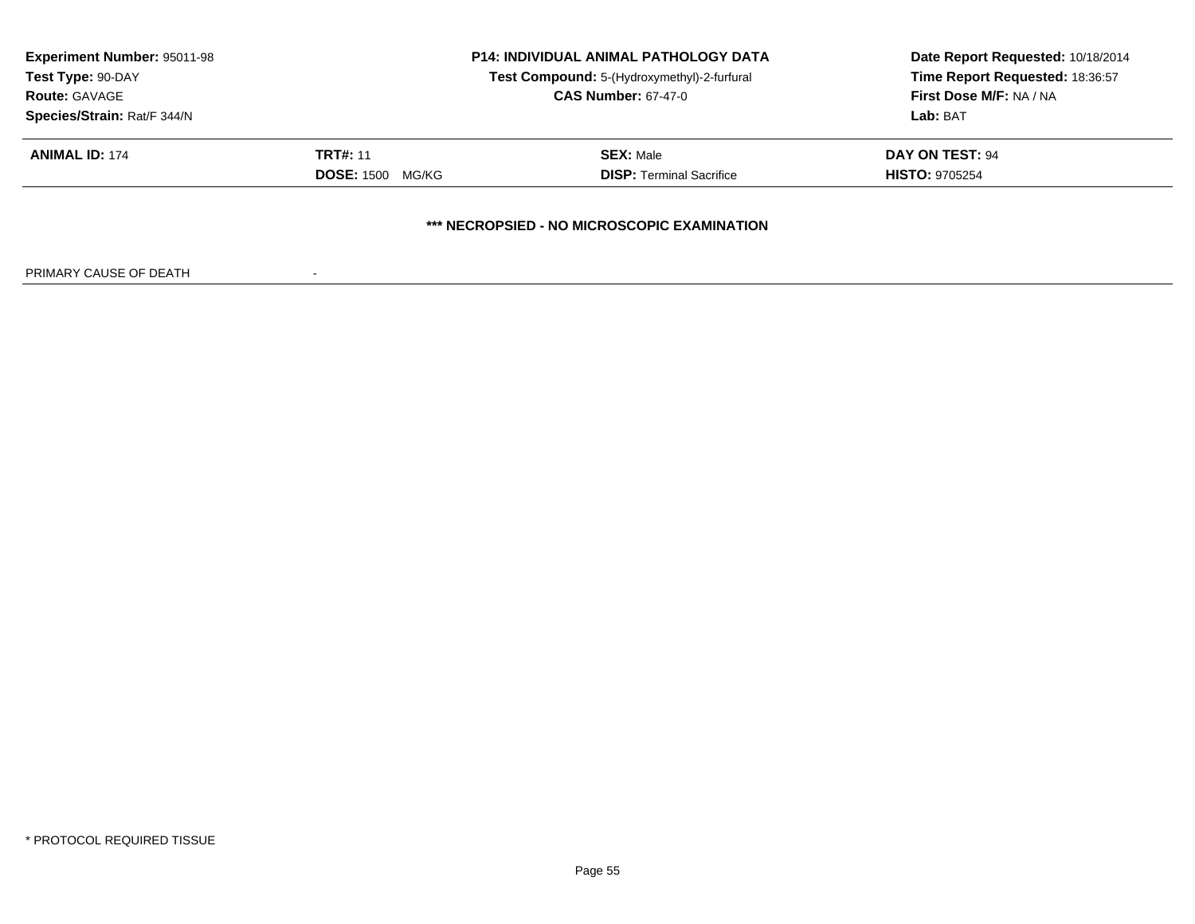**Experiment Number:** 95011-98
**Test Type:** 90-DAY
**Route:** GAVAGE
**Species/Strain:** Rat/F 344/N

**P14: INDIVIDUAL ANIMAL PATHOLOGY DATA**
**Test Compound:** 5-(Hydroxymethyl)-2-furfural
**CAS Number:** 67-47-0

**Date Report Requested:** 10/18/2014
**Time Report Requested:** 18:36:57
**First Dose M/F:** NA / NA
**Lab:** BAT

| **ANIMAL ID:** 174 | **TRT#:** 11 | **SEX:** Male | **DAY ON TEST:** 94 |
|---|---|---|---|
| | **DOSE:** 1500 MG/KG | **DISP:** Terminal Sacrifice | **HISTO:** 9705254 |

**\*\*\* NECROPSIED - NO MICROSCOPIC EXAMINATION**

PRIMARY CAUSE OF DEATH -

\* PROTOCOL REQUIRED TISSUE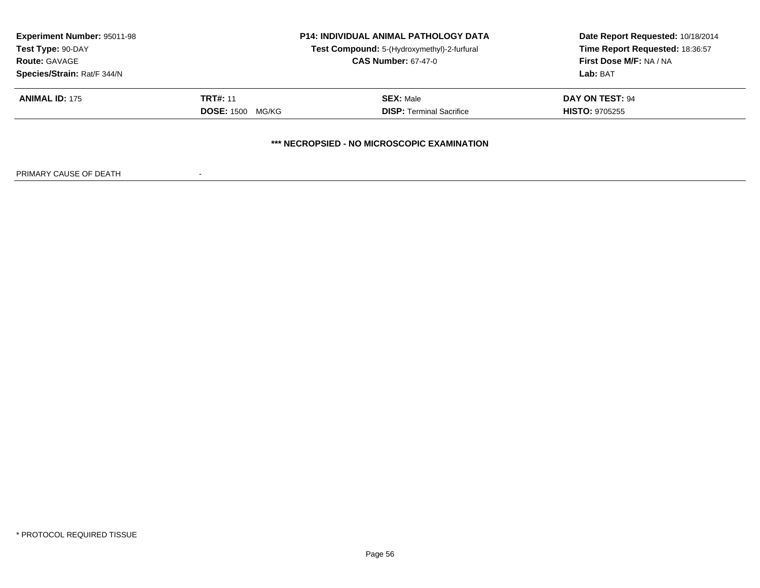**Experiment Number:** 95011-98
**Test Type:** 90-DAY
**Route:** GAVAGE
**Species/Strain:** Rat/F 344/N

**P14: INDIVIDUAL ANIMAL PATHOLOGY DATA**
**Test Compound:** 5-(Hydroxymethyl)-2-furfural
**CAS Number:** 67-47-0

**Date Report Requested:** 10/18/2014
**Time Report Requested:** 18:36:57
**First Dose M/F:** NA / NA
**Lab:** BAT

| **ANIMAL ID:** 175 | **TRT#:** 11 | **SEX:** Male | **DAY ON TEST:** 94 |
|---|---|---|---|
| | **DOSE:** 1500 MG/KG | **DISP:** Terminal Sacrifice | **HISTO:** 9705255 |

**\*\*\* NECROPSIED - NO MICROSCOPIC EXAMINATION**

PRIMARY CAUSE OF DEATH -

\* PROTOCOL REQUIRED TISSUE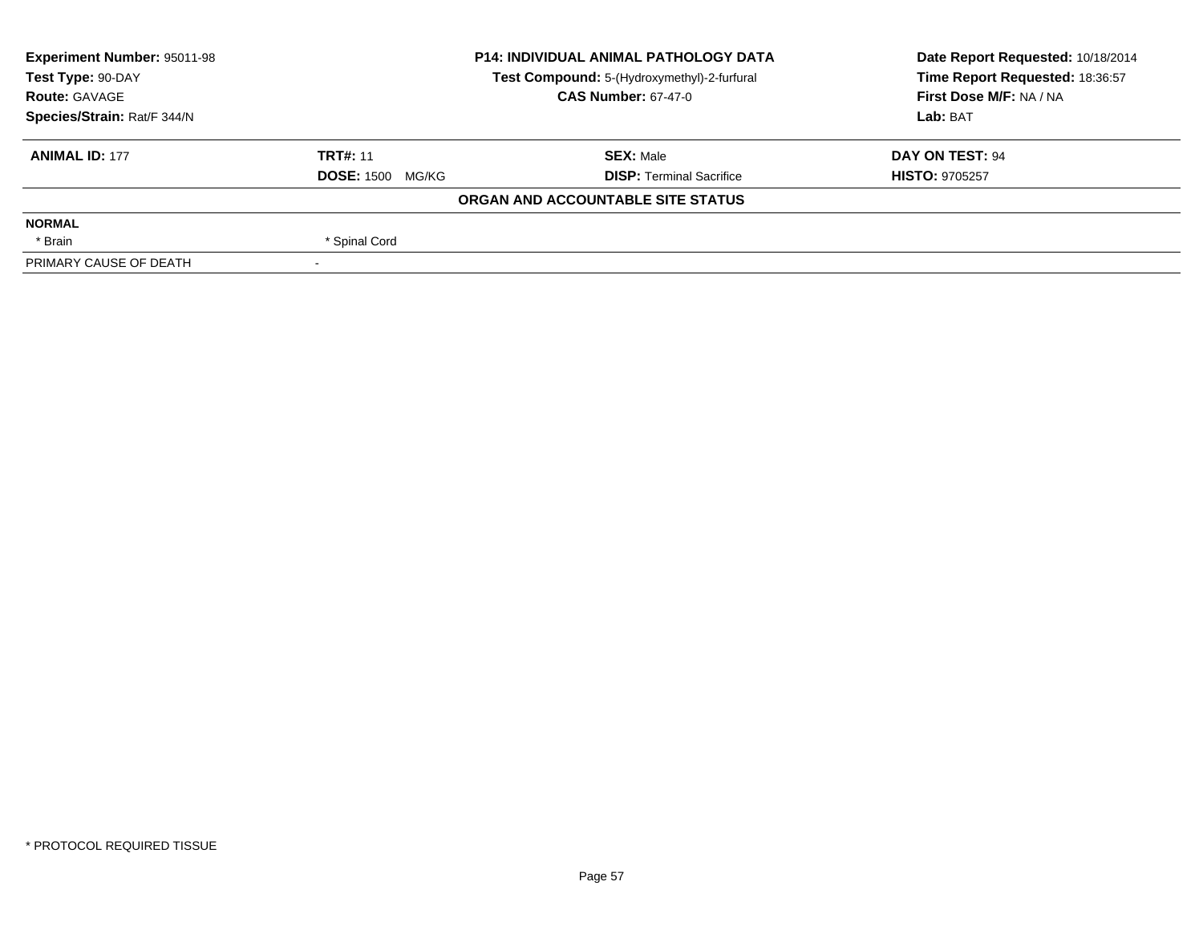| Experiment Number: 95011-98 | P14: INDIVIDUAL ANIMAL PATHOLOGY DATA | Date Report Requested: 10/18/2014 |
|---|---|---|
| Test Type: 90-DAY | Test Compound: 5-(Hydroxymethyl)-2-furfural | Time Report Requested: 18:36:57 |
| Route: GAVAGE | CAS Number: 67-47-0 | First Dose M/F: NA / NA |
| Species/Strain: Rat/F 344/N | | Lab: BAT |

| ANIMAL ID: 177 | TRT#: 11 | SEX: Male | DAY ON TEST: 94 |
|---|---|---|---|
| | DOSE: 1500 MG/KG | DISP: Terminal Sacrifice | HISTO: 9705257 |

**ORGAN AND ACCOUNTABLE SITE STATUS**

**NORMAL**

| * Brain | * Spinal Cord |
|---|---|

PRIMARY CAUSE OF DEATH -

* PROTOCOL REQUIRED TISSUE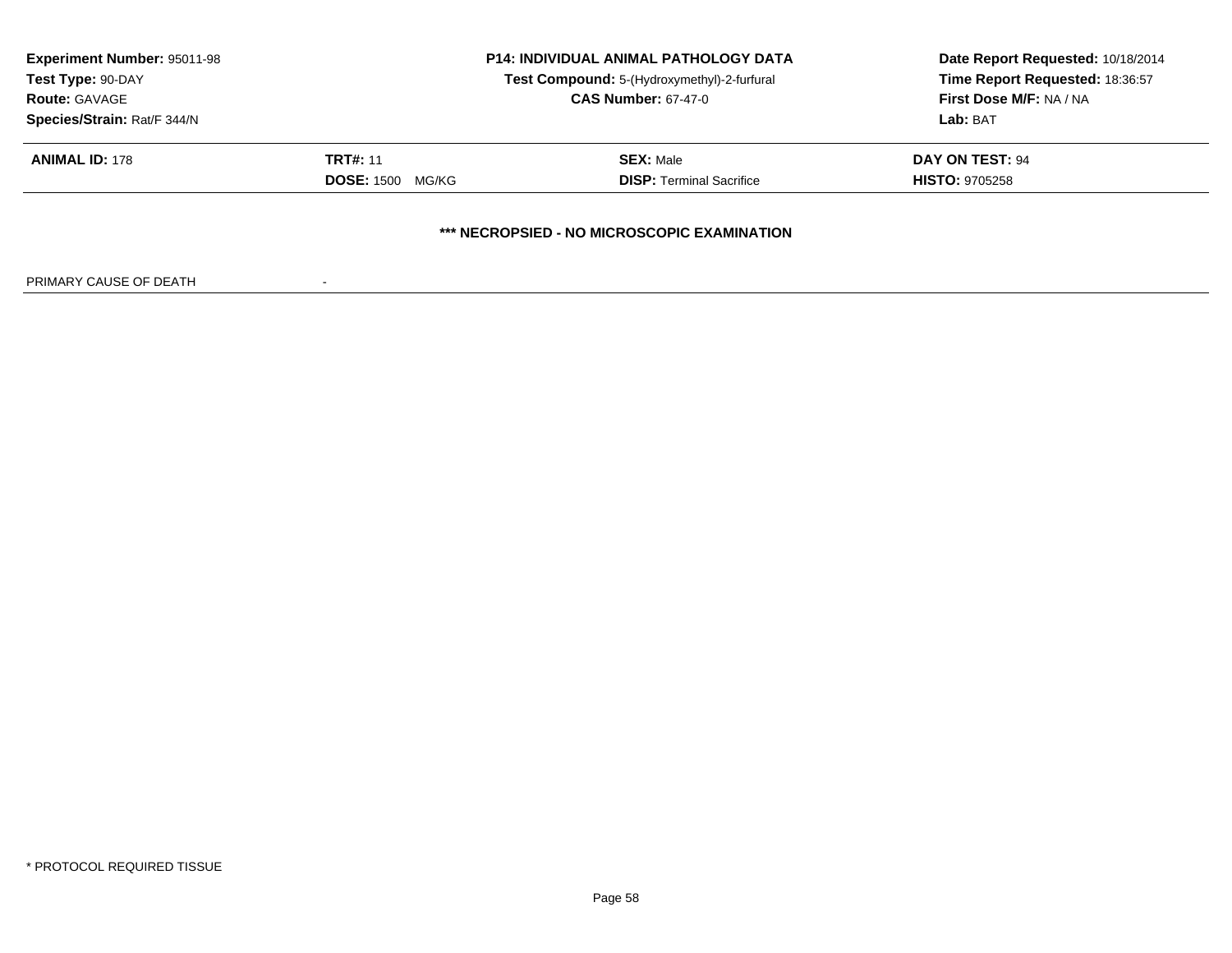**Experiment Number:** 95011-98
**Test Type:** 90-DAY
**Route:** GAVAGE
**Species/Strain:** Rat/F 344/N

**P14: INDIVIDUAL ANIMAL PATHOLOGY DATA**
**Test Compound:** 5-(Hydroxymethyl)-2-furfural
**CAS Number:** 67-47-0

**Date Report Requested:** 10/18/2014
**Time Report Requested:** 18:36:57
**First Dose M/F:** NA / NA
**Lab:** BAT

| **ANIMAL ID:** 178 | **TRT#:** 11 | **SEX:** Male | **DAY ON TEST:** 94 |
|---|---|---|---|
| | **DOSE:** 1500 MG/KG | **DISP:** Terminal Sacrifice | **HISTO:** 9705258 |

**\*\*\* NECROPSIED - NO MICROSCOPIC EXAMINATION**

PRIMARY CAUSE OF DEATH -

\* PROTOCOL REQUIRED TISSUE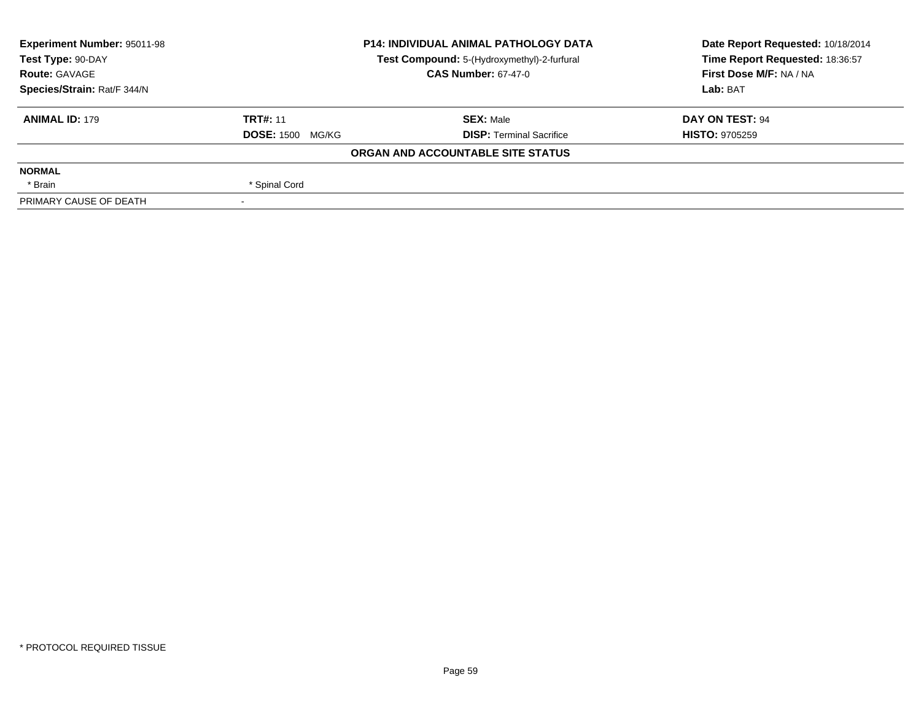| Experiment Number: 95011-98 | P14: INDIVIDUAL ANIMAL PATHOLOGY DATA | Date Report Requested: 10/18/2014 |
|---|---|---|
| Test Type: 90-DAY | Test Compound: 5-(Hydroxymethyl)-2-furfural | Time Report Requested: 18:36:57 |
| Route: GAVAGE | CAS Number: 67-47-0 | First Dose M/F: NA / NA |
| Species/Strain: Rat/F 344/N | | Lab: BAT |

| ANIMAL ID: 179 | TRT#: 11 | SEX: Male | DAY ON TEST: 94 |
|---|---|---|---|
| | DOSE: 1500 MG/KG | DISP: Terminal Sacrifice | HISTO: 9705259 |

**ORGAN AND ACCOUNTABLE SITE STATUS**

**NORMAL**

| | |
|---|---|
| * Brain | * Spinal Cord |
| PRIMARY CAUSE OF DEATH | - |

* PROTOCOL REQUIRED TISSUE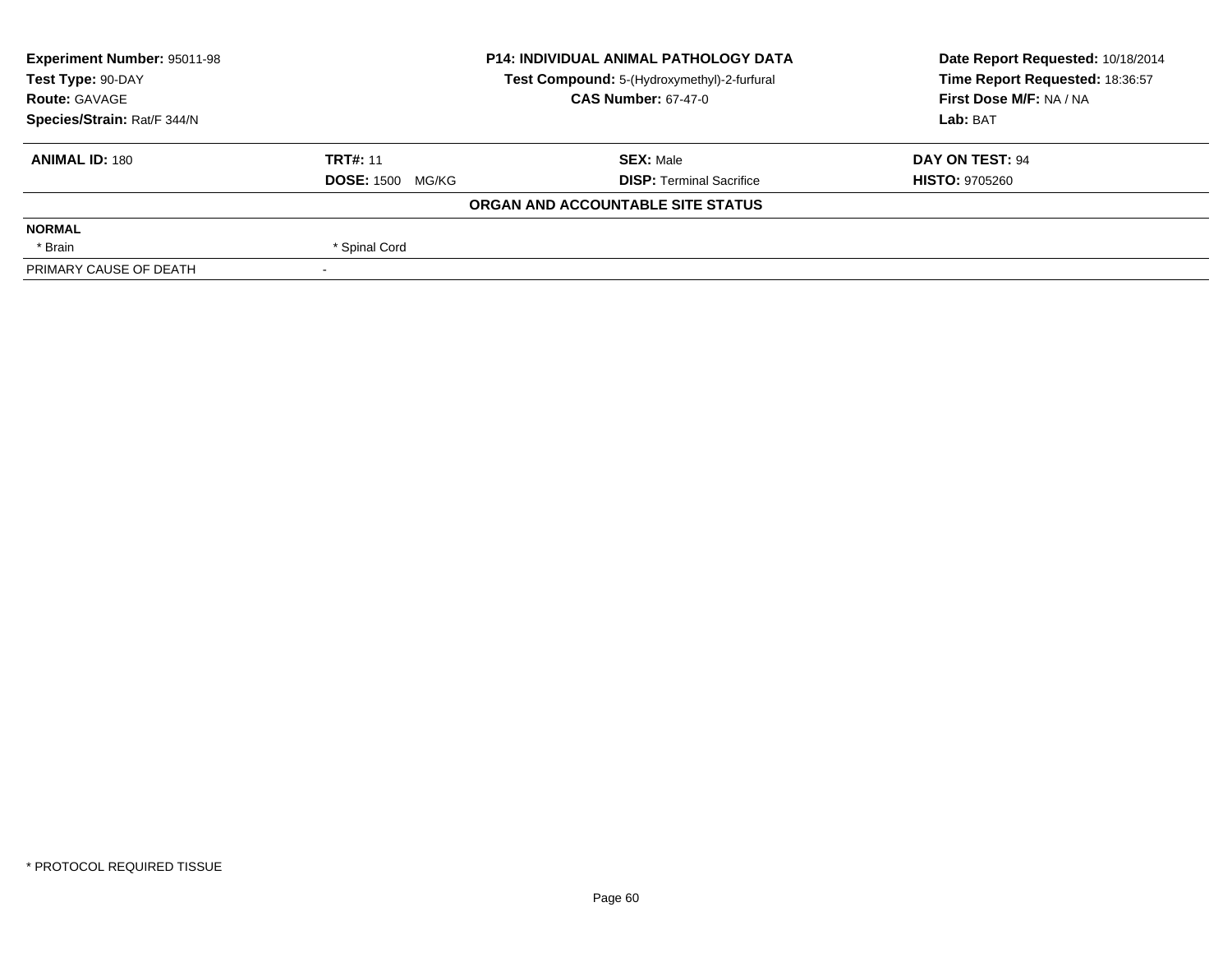**Experiment Number:** 95011-98
**Test Type:** 90-DAY
**Route:** GAVAGE
**Species/Strain:** Rat/F 344/N

**P14: INDIVIDUAL ANIMAL PATHOLOGY DATA**
**Test Compound:** 5-(Hydroxymethyl)-2-furfural
**CAS Number:** 67-47-0

**Date Report Requested:** 10/18/2014
**Time Report Requested:** 18:36:57
**First Dose M/F:** NA / NA
**Lab:** BAT

| **ANIMAL ID:** 180 | **TRT#:** 11 | **SEX:** Male | **DAY ON TEST:** 94 |
|---|---|---|---|
| | **DOSE:** 1500 MG/KG | **DISP:** Terminal Sacrifice | **HISTO:** 9705260 |

**ORGAN AND ACCOUNTABLE SITE STATUS**

| | |
|---|---|
| **NORMAL** | |
| * Brain | * Spinal Cord |
| PRIMARY CAUSE OF DEATH | - |

* PROTOCOL REQUIRED TISSUE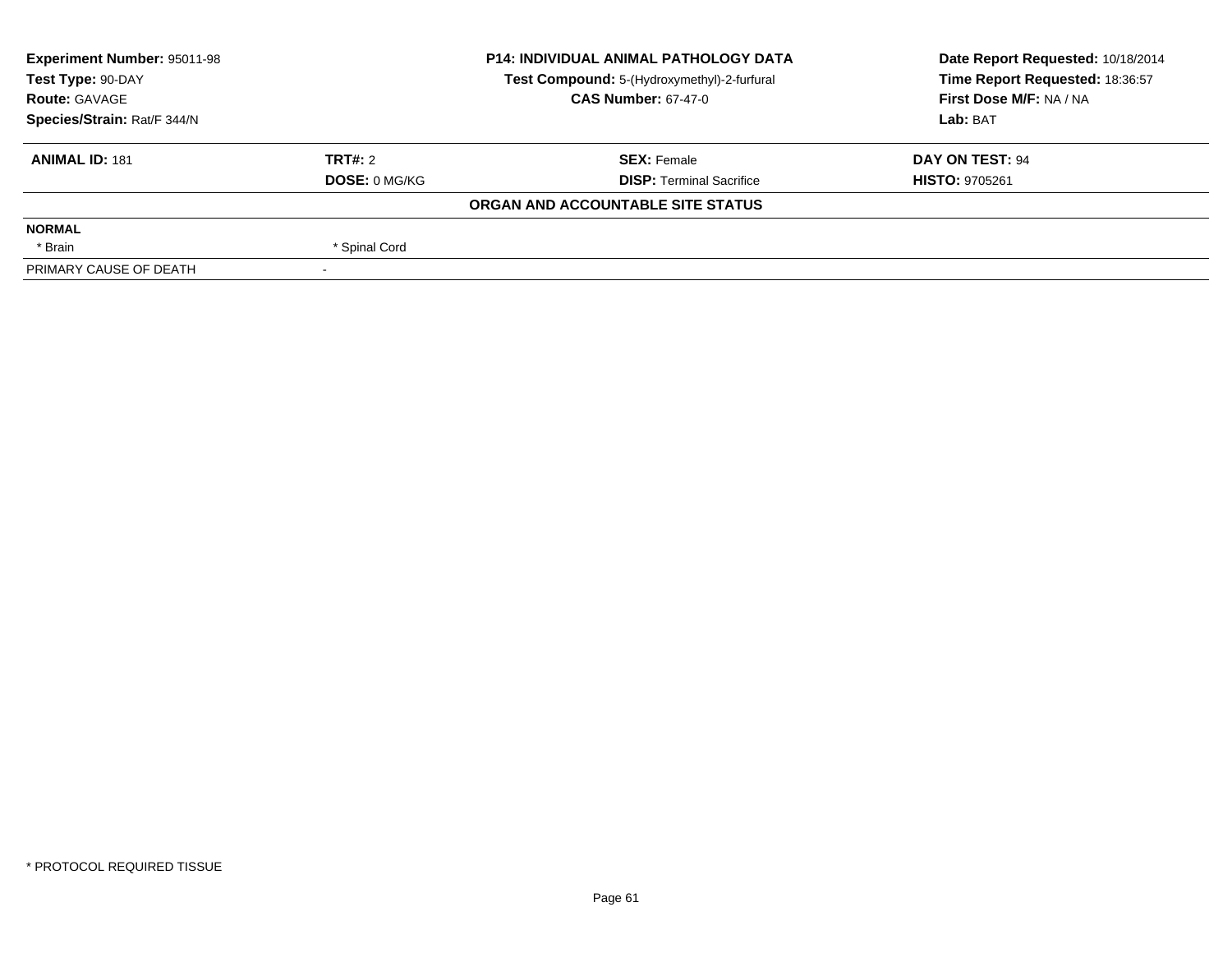| **Experiment Number:** 95011-98 | **P14: INDIVIDUAL ANIMAL PATHOLOGY DATA** | **Date Report Requested:** 10/18/2014 |
|---|---|---|
| **Test Type:** 90-DAY | **Test Compound:** 5-(Hydroxymethyl)-2-furfural | **Time Report Requested:** 18:36:57 |
| **Route:** GAVAGE | **CAS Number:** 67-47-0 | **First Dose M/F:** NA / NA |
| **Species/Strain:** Rat/F 344/N | | **Lab:** BAT |

| **ANIMAL ID:** 181 | **TRT#:** 2 | **SEX:** Female | **DAY ON TEST:** 94 |
|---|---|---|---|
| | **DOSE:** 0 MG/KG | **DISP:** Terminal Sacrifice | **HISTO:** 9705261 |

**ORGAN AND ACCOUNTABLE SITE STATUS**

| **NORMAL** | | | |
|---|---|---|---|
| * Brain | * Spinal Cord | | |
| PRIMARY CAUSE OF DEATH | - | | |

* PROTOCOL REQUIRED TISSUE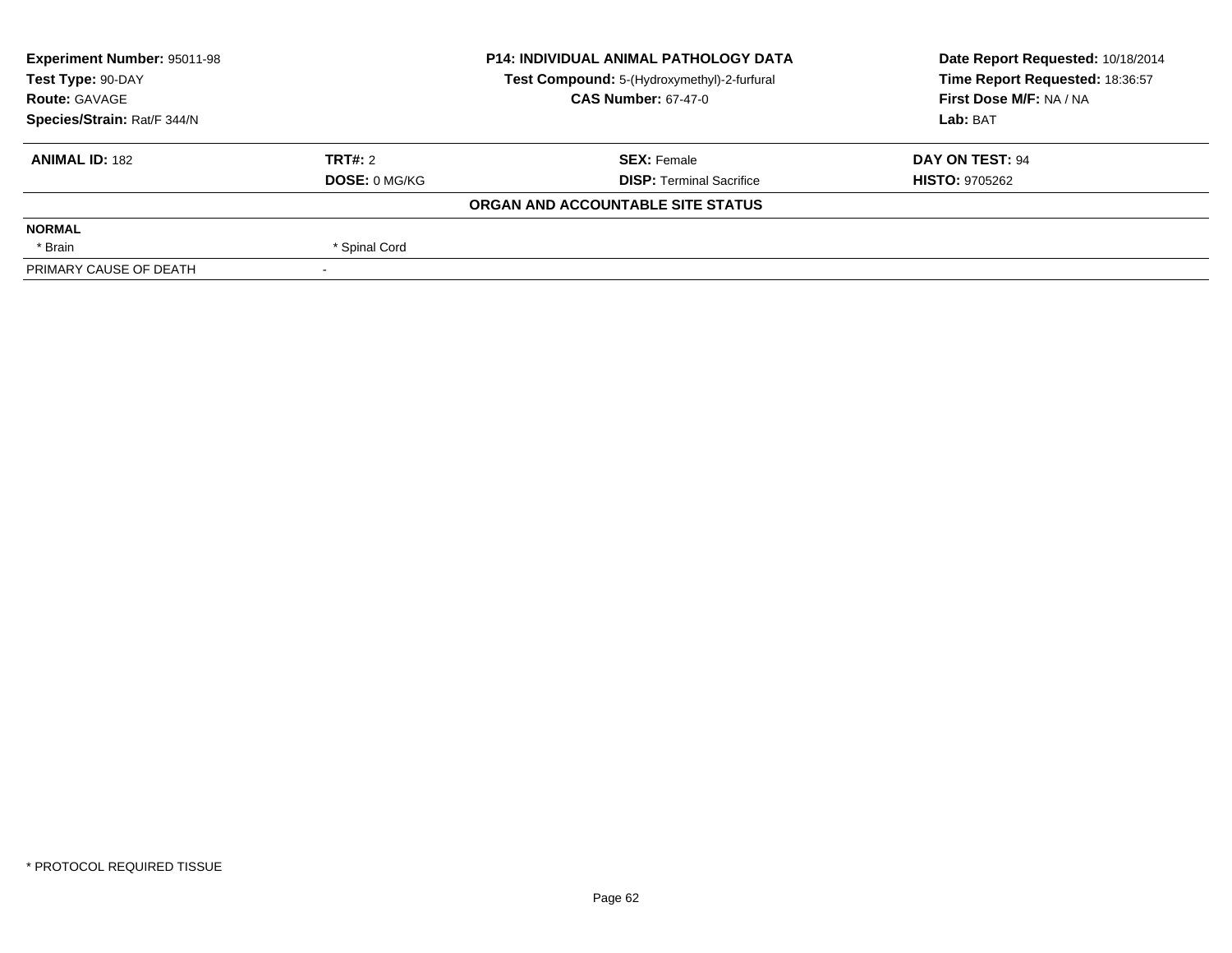| Experiment Number: 95011-98 | P14: INDIVIDUAL ANIMAL PATHOLOGY DATA | Date Report Requested: 10/18/2014 |
|---|---|---|
| Test Type: 90-DAY | Test Compound: 5-(Hydroxymethyl)-2-furfural | Time Report Requested: 18:36:57 |
| Route: GAVAGE | CAS Number: 67-47-0 | First Dose M/F: NA / NA |
| Species/Strain: Rat/F 344/N | | Lab: BAT |

| ANIMAL ID: 182 | TRT#: 2 | SEX: Female | DAY ON TEST: 94 |
|---|---|---|---|
| | DOSE: 0 MG/KG | DISP: Terminal Sacrifice | HISTO: 9705262 |

**ORGAN AND ACCOUNTABLE SITE STATUS**

| NORMAL | | | |
|---|---|---|---|
| * Brain | * Spinal Cord | | |
| PRIMARY CAUSE OF DEATH | - | | |

* PROTOCOL REQUIRED TISSUE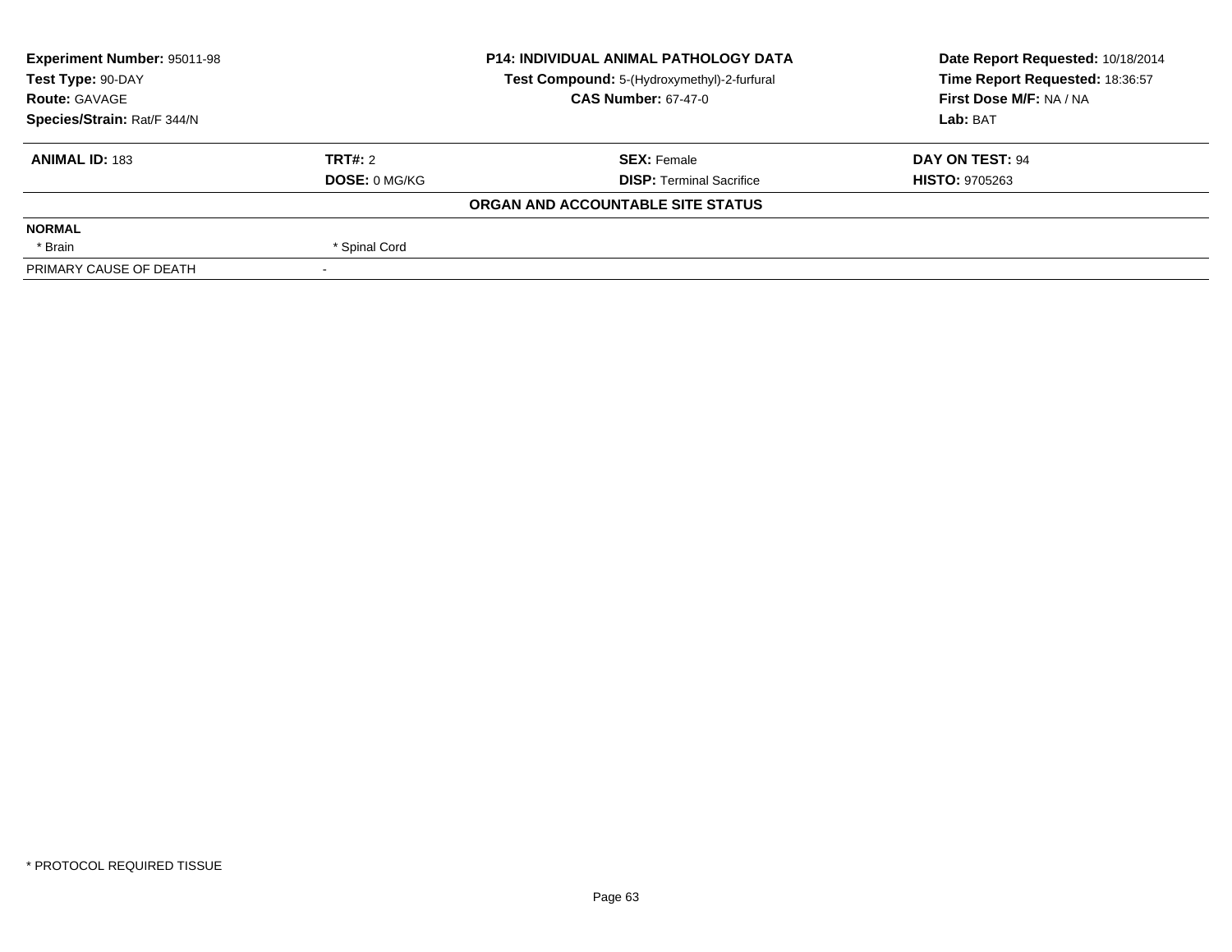| Experiment Number: 95011-98 | P14: INDIVIDUAL ANIMAL PATHOLOGY DATA | Date Report Requested: 10/18/2014 |
|---|---|---|
| Test Type: 90-DAY | Test Compound: 5-(Hydroxymethyl)-2-furfural | Time Report Requested: 18:36:57 |
| Route: GAVAGE | CAS Number: 67-47-0 | First Dose M/F: NA / NA |
| Species/Strain: Rat/F 344/N | | Lab: BAT |

| ANIMAL ID: 183 | TRT#: 2 | SEX: Female | DAY ON TEST: 94 |
|---|---|---|---|
| | DOSE: 0 MG/KG | DISP: Terminal Sacrifice | HISTO: 9705263 |

**ORGAN AND ACCOUNTABLE SITE STATUS**

| NORMAL | |
|---|---|
| * Brain | * Spinal Cord |
| PRIMARY CAUSE OF DEATH | - |

* PROTOCOL REQUIRED TISSUE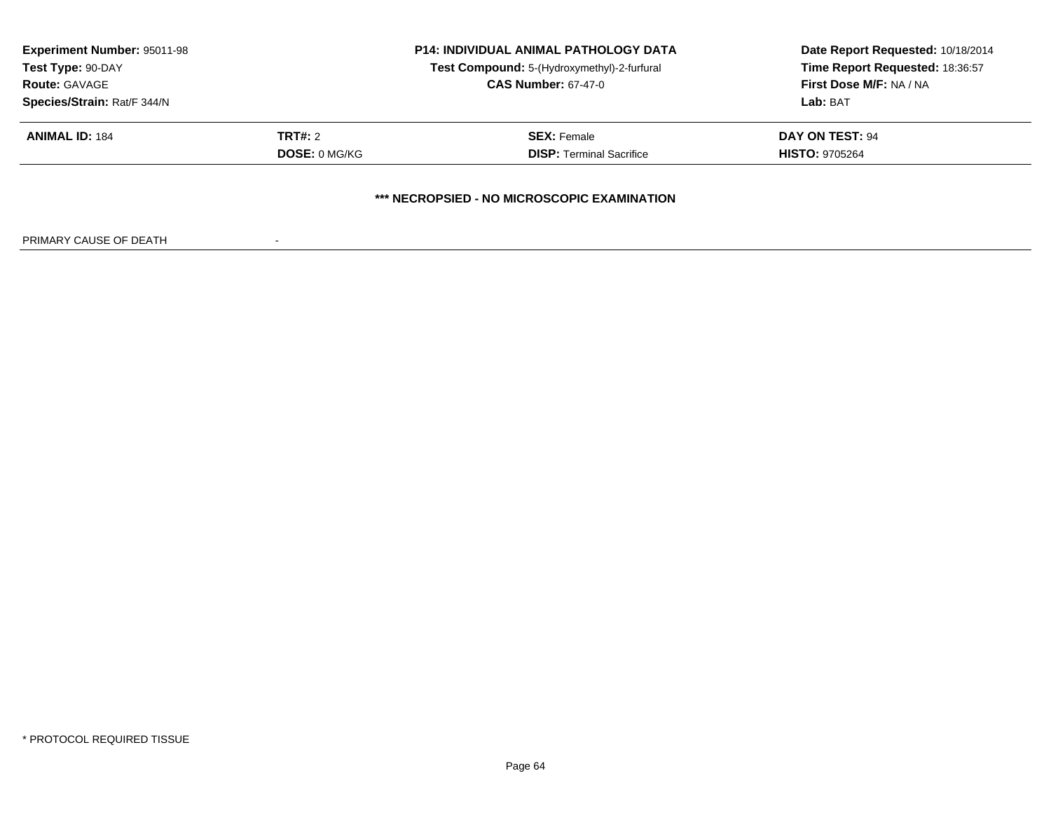**Experiment Number:** 95011-98
**Test Type:** 90-DAY
**Route:** GAVAGE
**Species/Strain:** Rat/F 344/N

**P14: INDIVIDUAL ANIMAL PATHOLOGY DATA**
**Test Compound:** 5-(Hydroxymethyl)-2-furfural
**CAS Number:** 67-47-0

**Date Report Requested:** 10/18/2014
**Time Report Requested:** 18:36:57
**First Dose M/F:** NA / NA
**Lab:** BAT

| **ANIMAL ID:** 184 | **TRT#:** 2 | **SEX:** Female | **DAY ON TEST:** 94 |
|---|---|---|---|
| | **DOSE:** 0 MG/KG | **DISP:** Terminal Sacrifice | **HISTO:** 9705264 |

**\*\*\* NECROPSIED - NO MICROSCOPIC EXAMINATION**

PRIMARY CAUSE OF DEATH -

\* PROTOCOL REQUIRED TISSUE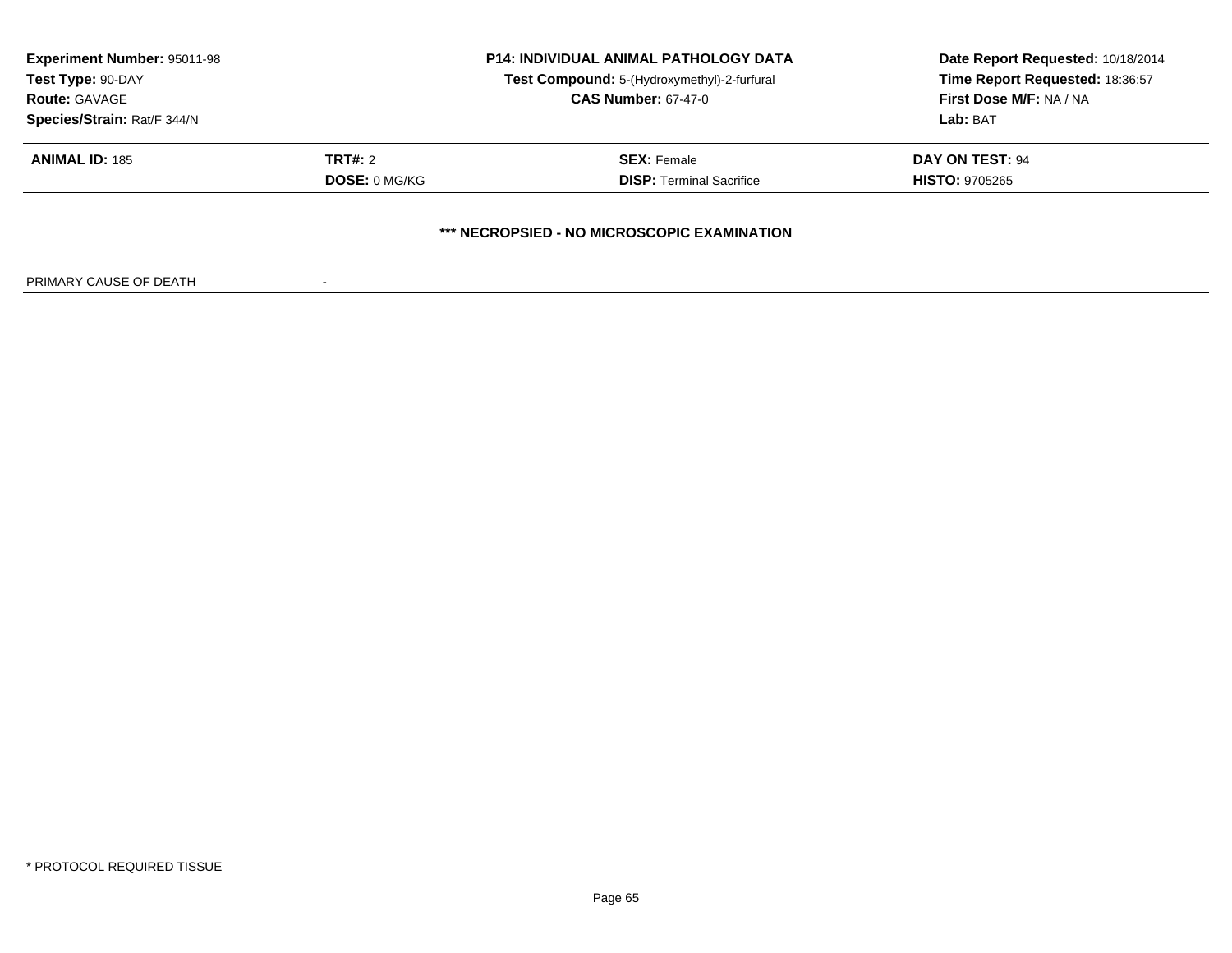| **Experiment Number:** 95011-98 | **P14: INDIVIDUAL ANIMAL PATHOLOGY DATA** | **Date Report Requested:** 10/18/2014 |
|---|---|---|
| **Test Type:** 90-DAY | **Test Compound:** 5-(Hydroxymethyl)-2-furfural | **Time Report Requested:** 18:36:57 |
| **Route:** GAVAGE | **CAS Number:** 67-47-0 | **First Dose M/F:** NA / NA |
| **Species/Strain:** Rat/F 344/N | | **Lab:** BAT |

| **ANIMAL ID:** 185 | **TRT#:** 2 | **SEX:** Female | **DAY ON TEST:** 94 |
|---|---|---|---|
| | **DOSE:** 0 MG/KG | **DISP:** Terminal Sacrifice | **HISTO:** 9705265 |

**\*\*\* NECROPSIED - NO MICROSCOPIC EXAMINATION**

PRIMARY CAUSE OF DEATH -

\* PROTOCOL REQUIRED TISSUE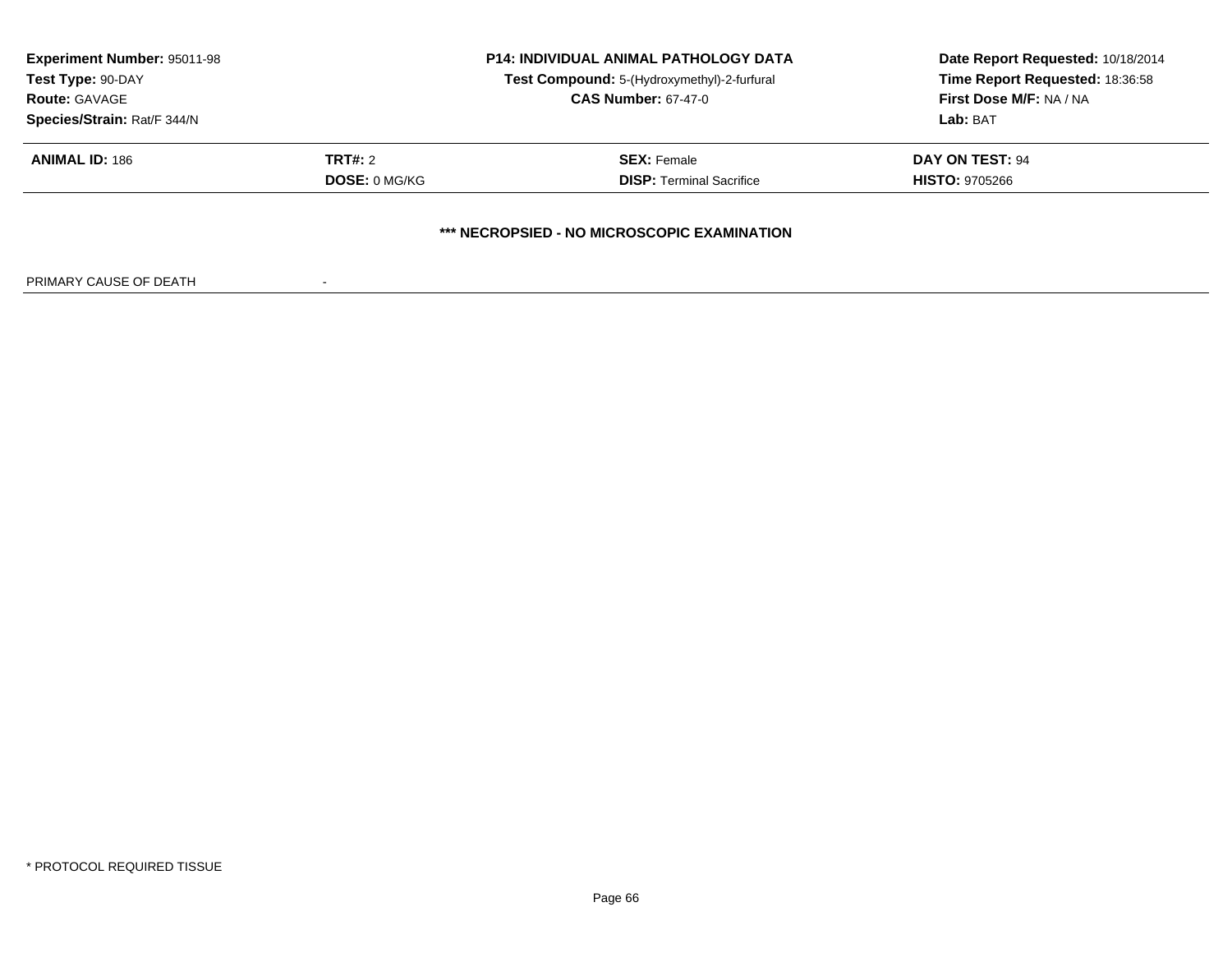**Experiment Number:** 95011-98
**Test Type:** 90-DAY
**Route:** GAVAGE
**Species/Strain:** Rat/F 344/N

**P14: INDIVIDUAL ANIMAL PATHOLOGY DATA**
**Test Compound:** 5-(Hydroxymethyl)-2-furfural
**CAS Number:** 67-47-0

**Date Report Requested:** 10/18/2014
**Time Report Requested:** 18:36:58
**First Dose M/F:** NA / NA
**Lab:** BAT

| **ANIMAL ID:** 186 | **TRT#:** 2 | **SEX:** Female | **DAY ON TEST:** 94 |
|---|---|---|---|
| | **DOSE:** 0 MG/KG | **DISP:** Terminal Sacrifice | **HISTO:** 9705266 |

**\*\*\* NECROPSIED - NO MICROSCOPIC EXAMINATION**

PRIMARY CAUSE OF DEATH -

\* PROTOCOL REQUIRED TISSUE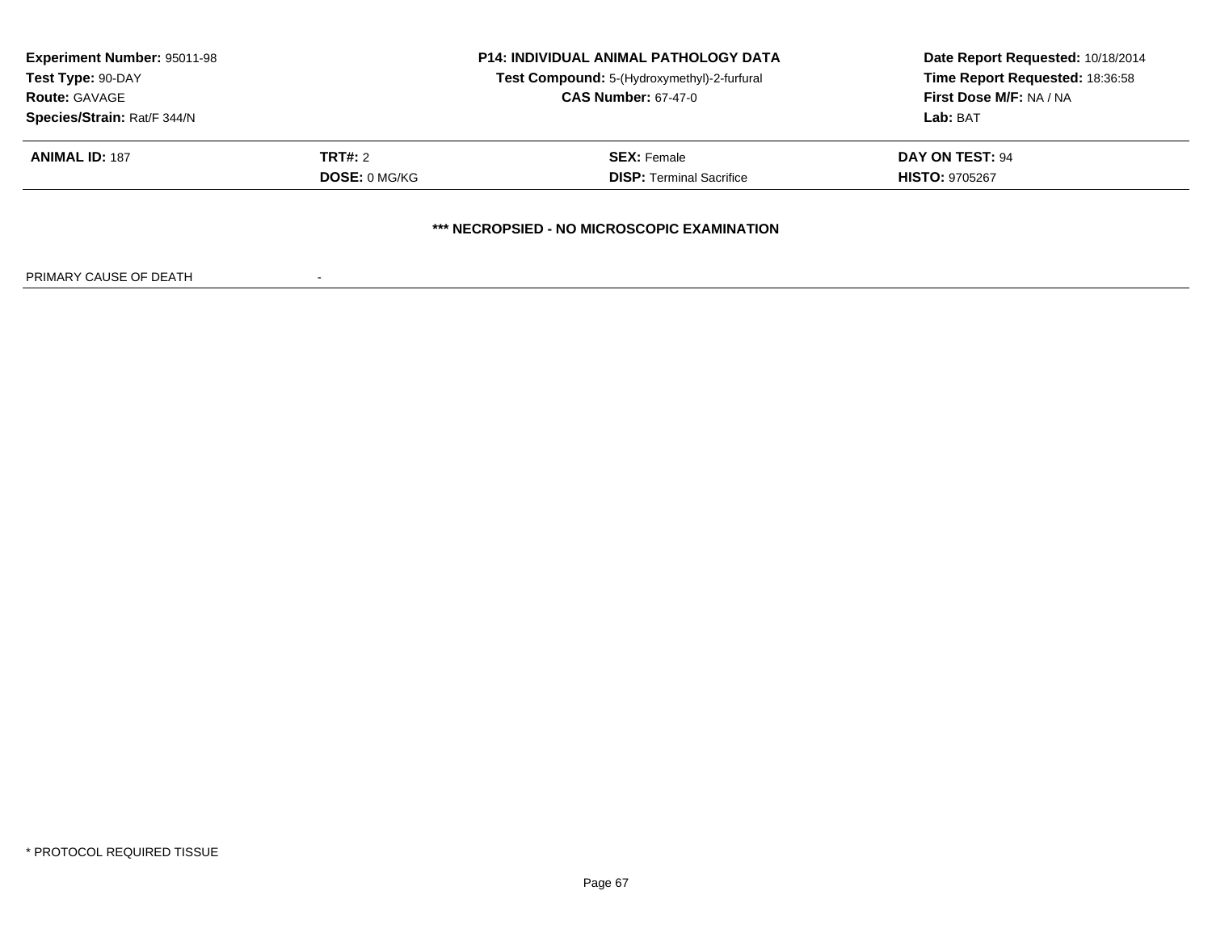**Experiment Number:** 95011-98
**Test Type:** 90-DAY
**Route:** GAVAGE
**Species/Strain:** Rat/F 344/N

**P14: INDIVIDUAL ANIMAL PATHOLOGY DATA**
**Test Compound:** 5-(Hydroxymethyl)-2-furfural
**CAS Number:** 67-47-0

**Date Report Requested:** 10/18/2014
**Time Report Requested:** 18:36:58
**First Dose M/F:** NA / NA
**Lab:** BAT

| **ANIMAL ID:** 187 | **TRT#:** 2 | **SEX:** Female | **DAY ON TEST:** 94 |
|---|---|---|---|
| | **DOSE:** 0 MG/KG | **DISP:** Terminal Sacrifice | **HISTO:** 9705267 |

**\*\*\* NECROPSIED - NO MICROSCOPIC EXAMINATION**

PRIMARY CAUSE OF DEATH -

\* PROTOCOL REQUIRED TISSUE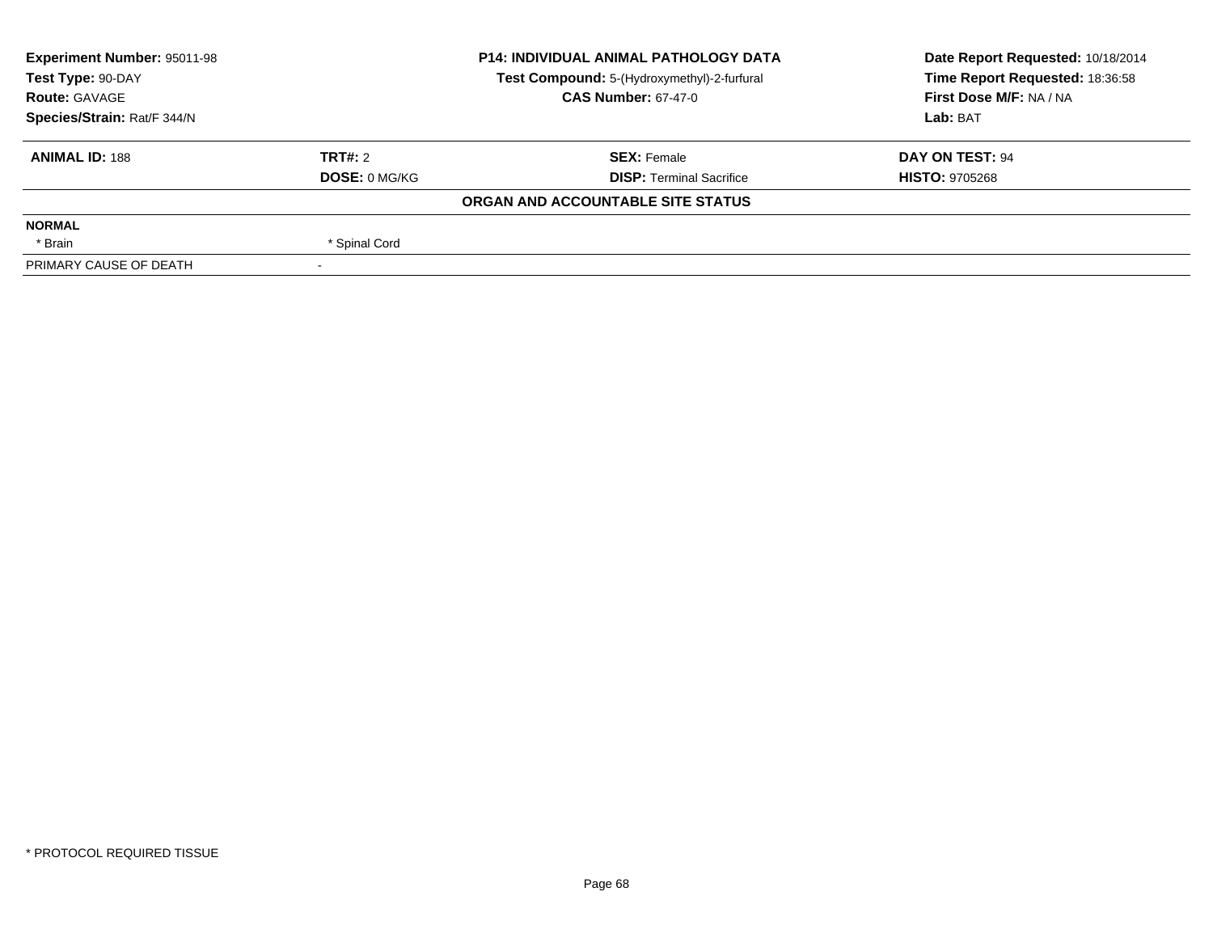| **Experiment Number:** 95011-98 | **P14: INDIVIDUAL ANIMAL PATHOLOGY DATA** | **Date Report Requested:** 10/18/2014 |
|---|---|---|
| **Test Type:** 90-DAY | **Test Compound:** 5-(Hydroxymethyl)-2-furfural | **Time Report Requested:** 18:36:58 |
| **Route:** GAVAGE | **CAS Number:** 67-47-0 | **First Dose M/F:** NA / NA |
| **Species/Strain:** Rat/F 344/N | | **Lab:** BAT |

| **ANIMAL ID:** 188 | **TRT#:** 2 | **SEX:** Female | **DAY ON TEST:** 94 |
|---|---|---|---|
| | **DOSE:** 0 MG/KG | **DISP:** Terminal Sacrifice | **HISTO:** 9705268 |

**ORGAN AND ACCOUNTABLE SITE STATUS**

| | |
|---|---|
| **NORMAL** | |
| * Brain | * Spinal Cord |
| PRIMARY CAUSE OF DEATH | - |

* PROTOCOL REQUIRED TISSUE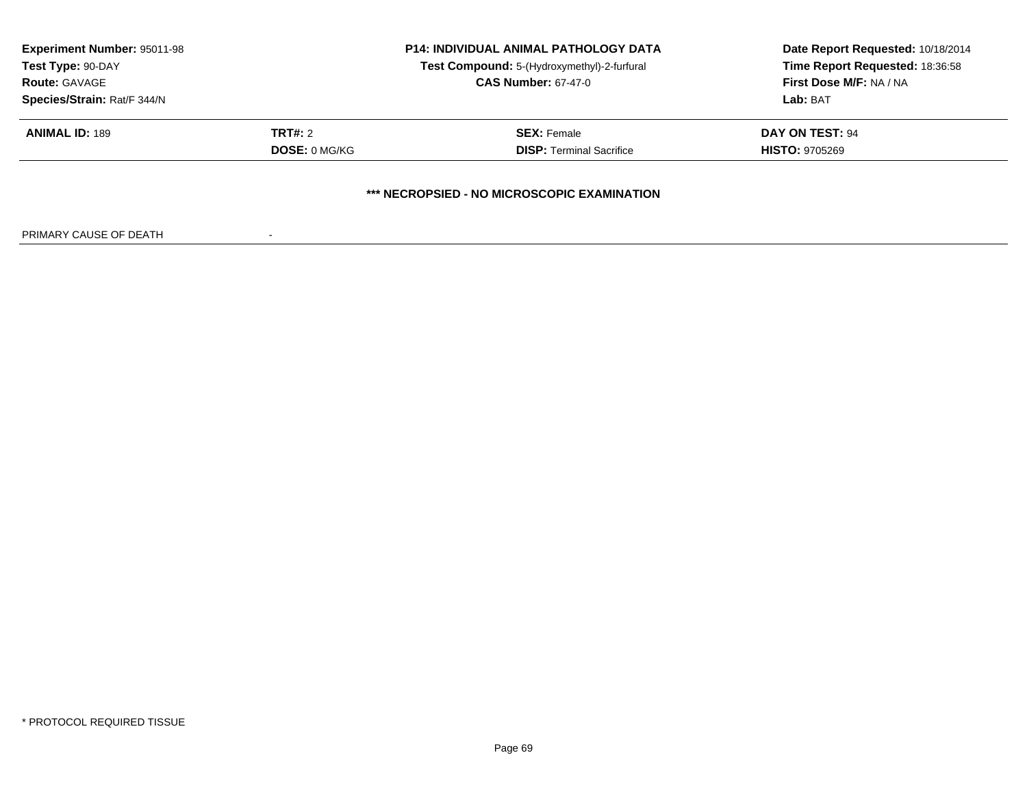**Experiment Number:** 95011-98
**Test Type:** 90-DAY
**Route:** GAVAGE
**Species/Strain:** Rat/F 344/N

**P14: INDIVIDUAL ANIMAL PATHOLOGY DATA**
**Test Compound:** 5-(Hydroxymethyl)-2-furfural
**CAS Number:** 67-47-0

**Date Report Requested:** 10/18/2014
**Time Report Requested:** 18:36:58
**First Dose M/F:** NA / NA
**Lab:** BAT

| **ANIMAL ID:** 189 | **TRT#:** 2 | **SEX:** Female | **DAY ON TEST:** 94 |
|---|---|---|---|
| | **DOSE:** 0 MG/KG | **DISP:** Terminal Sacrifice | **HISTO:** 9705269 |

**\*\*\* NECROPSIED - NO MICROSCOPIC EXAMINATION**

PRIMARY CAUSE OF DEATH -

* PROTOCOL REQUIRED TISSUE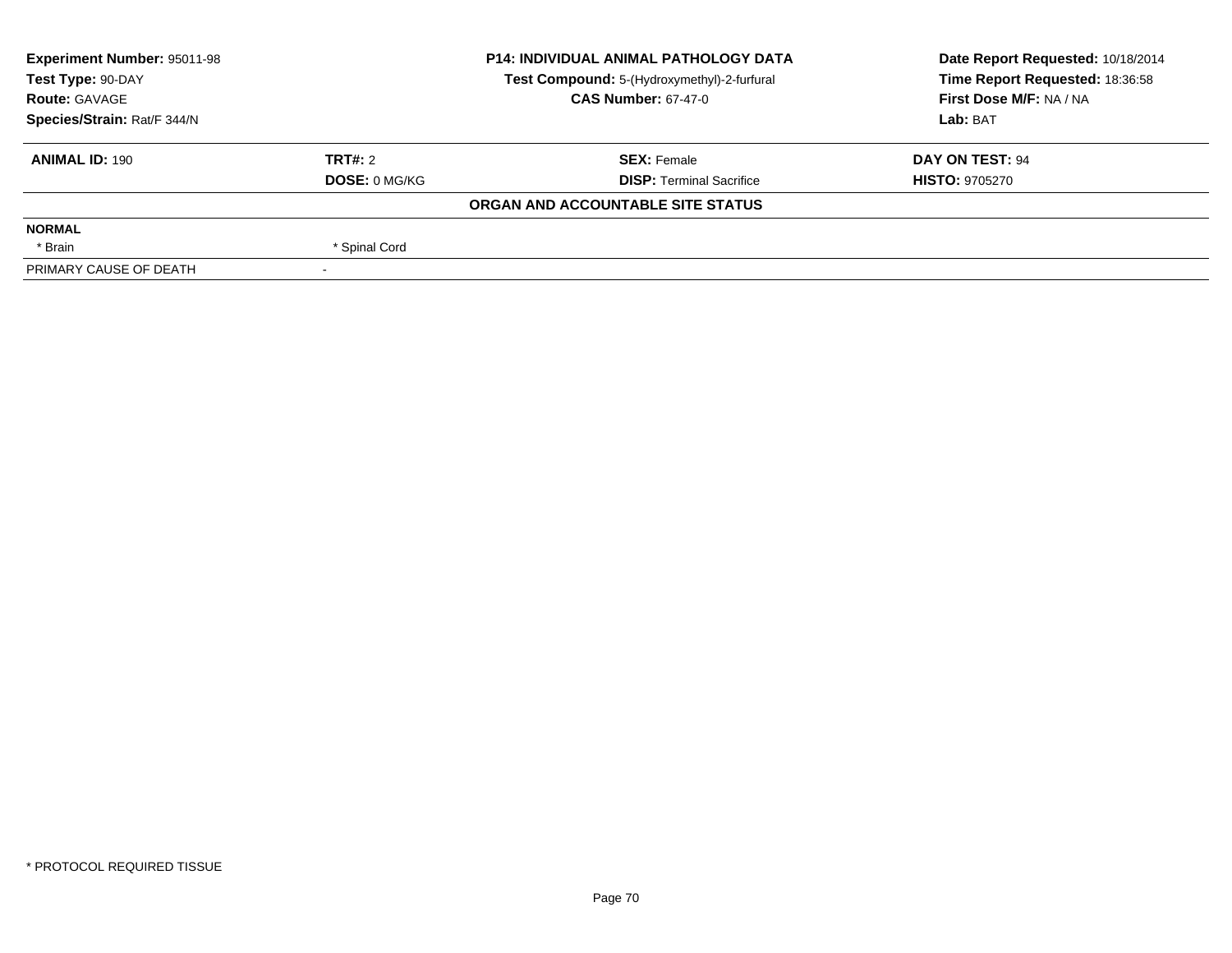| **Experiment Number:** 95011-98 | **P14: INDIVIDUAL ANIMAL PATHOLOGY DATA** | **Date Report Requested:** 10/18/2014 |
|---|---|---|
| **Test Type:** 90-DAY | **Test Compound:** 5-(Hydroxymethyl)-2-furfural | **Time Report Requested:** 18:36:58 |
| **Route:** GAVAGE | **CAS Number:** 67-47-0 | **First Dose M/F:** NA / NA |
| **Species/Strain:** Rat/F 344/N | | **Lab:** BAT |

| **ANIMAL ID:** 190 | **TRT#:** 2 | **SEX:** Female | **DAY ON TEST:** 94 |
|---|---|---|---|
| | **DOSE:** 0 MG/KG | **DISP:** Terminal Sacrifice | **HISTO:** 9705270 |
| | | **ORGAN AND ACCOUNTABLE SITE STATUS** | |
| **NORMAL** | | | |
| * Brain | * Spinal Cord | | |
| PRIMARY CAUSE OF DEATH | - | | |

* PROTOCOL REQUIRED TISSUE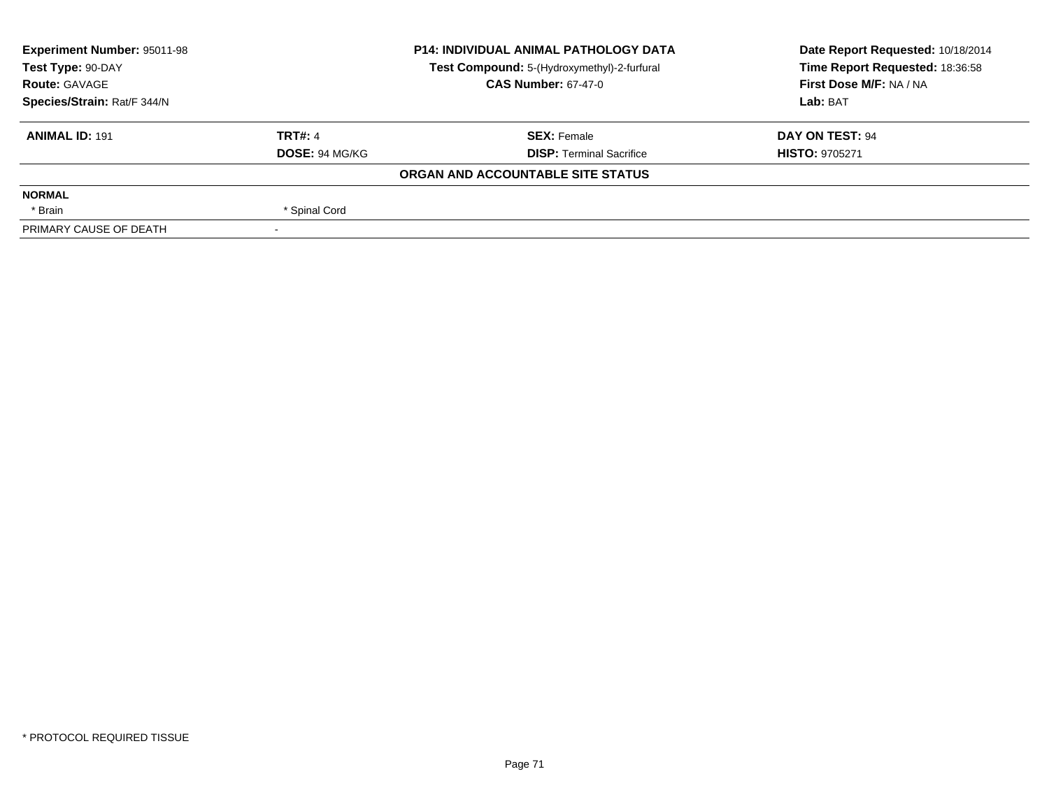| Experiment Number: 95011-98 | P14: INDIVIDUAL ANIMAL PATHOLOGY DATA | Date Report Requested: 10/18/2014 |
|---|---|---|
| Test Type: 90-DAY | Test Compound: 5-(Hydroxymethyl)-2-furfural | Time Report Requested: 18:36:58 |
| Route: GAVAGE | CAS Number: 67-47-0 | First Dose M/F: NA / NA |
| Species/Strain: Rat/F 344/N | | Lab: BAT |

| ANIMAL ID: 191 | TRT#: 4 | SEX: Female | DAY ON TEST: 94 |
|---|---|---|---|
| | DOSE: 94 MG/KG | DISP: Terminal Sacrifice | HISTO: 9705271 |

**ORGAN AND ACCOUNTABLE SITE STATUS**

| NORMAL | | | |
|---|---|---|---|
| * Brain | * Spinal Cord | | |
| PRIMARY CAUSE OF DEATH | - | | |

* PROTOCOL REQUIRED TISSUE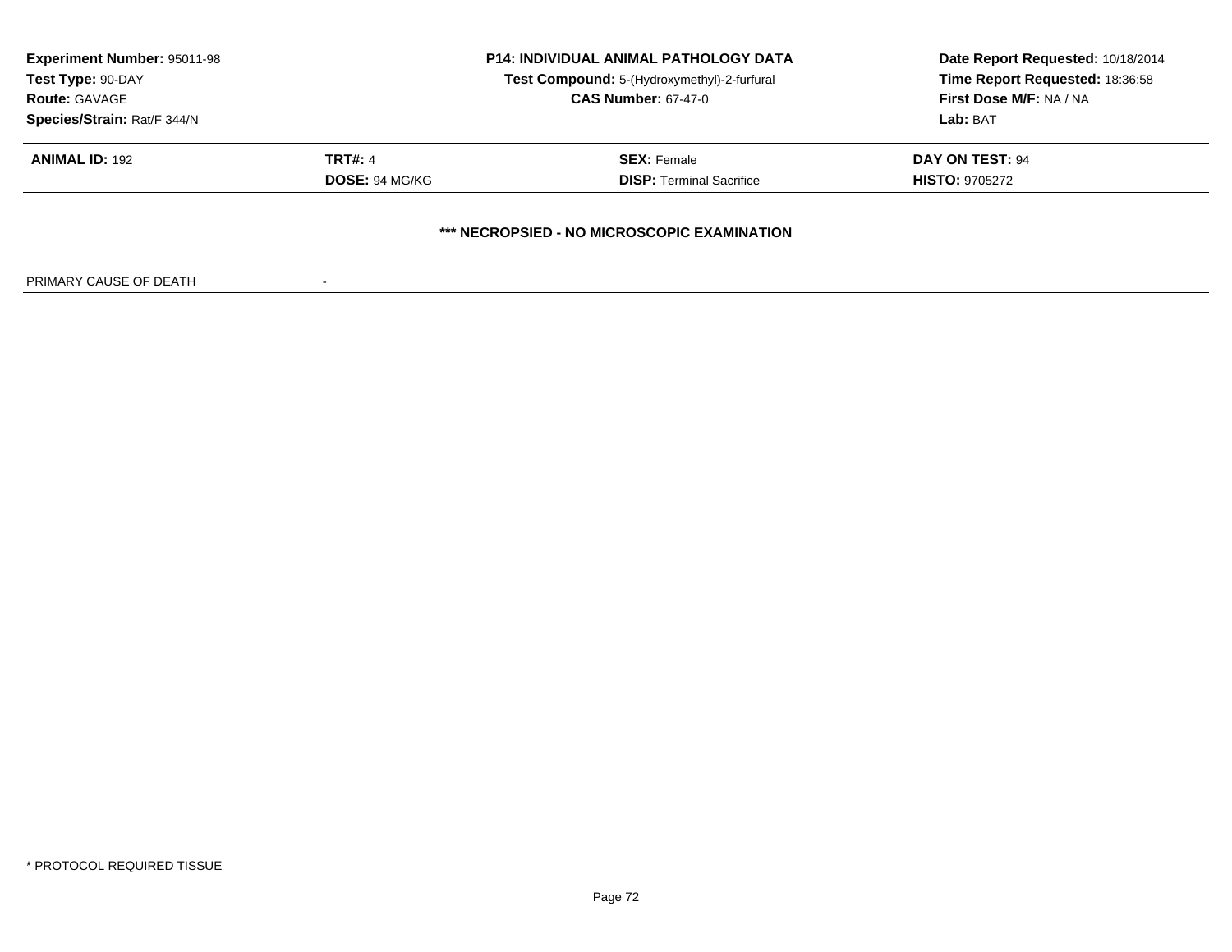**Experiment Number:** 95011-98
**Test Type:** 90-DAY
**Route:** GAVAGE
**Species/Strain:** Rat/F 344/N

**P14: INDIVIDUAL ANIMAL PATHOLOGY DATA**
**Test Compound:** 5-(Hydroxymethyl)-2-furfural
**CAS Number:** 67-47-0

**Date Report Requested:** 10/18/2014
**Time Report Requested:** 18:36:58
**First Dose M/F:** NA / NA
**Lab:** BAT

| **ANIMAL ID:** 192 | **TRT#:** 4 | **SEX:** Female | **DAY ON TEST:** 94 |
|---|---|---|---|
| | **DOSE:** 94 MG/KG | **DISP:** Terminal Sacrifice | **HISTO:** 9705272 |

**\*\*\* NECROPSIED - NO MICROSCOPIC EXAMINATION**

PRIMARY CAUSE OF DEATH -

\* PROTOCOL REQUIRED TISSUE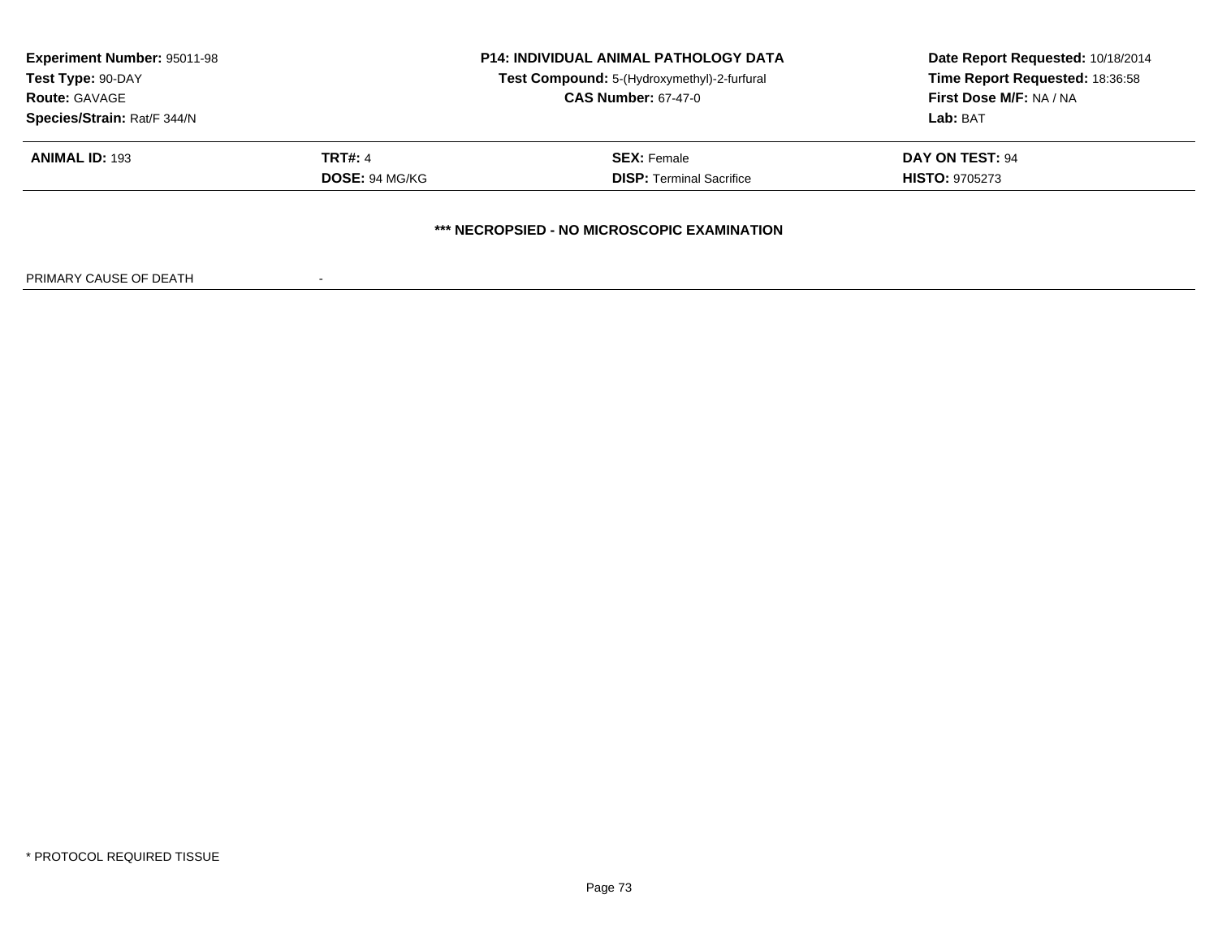| Experiment Number: 95011-98 | P14: INDIVIDUAL ANIMAL PATHOLOGY DATA | Date Report Requested: 10/18/2014 |
|---|---|---|
| Test Type: 90-DAY | Test Compound: 5-(Hydroxymethyl)-2-furfural | Time Report Requested: 18:36:58 |
| Route: GAVAGE | CAS Number: 67-47-0 | First Dose M/F: NA / NA |
| Species/Strain: Rat/F 344/N | | Lab: BAT |

| ANIMAL ID: 193 | TRT#: 4 | SEX: Female | DAY ON TEST: 94 |
|---|---|---|---|
| | DOSE: 94 MG/KG | DISP: Terminal Sacrifice | HISTO: 9705273 |

**\*\*\* NECROPSIED - NO MICROSCOPIC EXAMINATION**

PRIMARY CAUSE OF DEATH -

* PROTOCOL REQUIRED TISSUE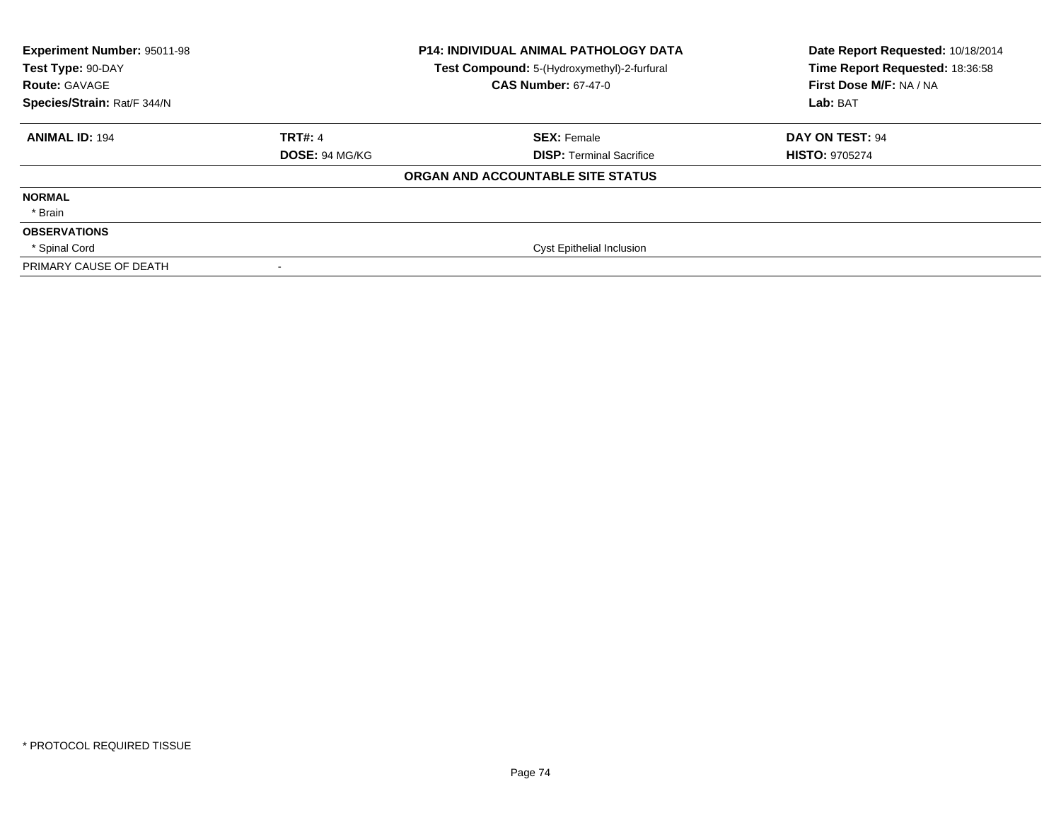**Experiment Number:** 95011-98
**Test Type:** 90-DAY
**Route:** GAVAGE
**Species/Strain:** Rat/F 344/N

**P14: INDIVIDUAL ANIMAL PATHOLOGY DATA**
**Test Compound:** 5-(Hydroxymethyl)-2-furfural
**CAS Number:** 67-47-0

**Date Report Requested:** 10/18/2014
**Time Report Requested:** 18:36:58
**First Dose M/F:** NA / NA
**Lab:** BAT

| **ANIMAL ID:** 194 | **TRT#:** 4 | **SEX:** Female | **DAY ON TEST:** 94 |
|---|---|---|---|
| | **DOSE:** 94 MG/KG | **DISP:** Terminal Sacrifice | **HISTO:** 9705274 |

**ORGAN AND ACCOUNTABLE SITE STATUS**

| | | | |
|---|---|---|---|
| **NORMAL** | | | |
| * Brain | | | |
| **OBSERVATIONS** | | | |
| * Spinal Cord | | Cyst Epithelial Inclusion | |
| PRIMARY CAUSE OF DEATH | - | | |

* PROTOCOL REQUIRED TISSUE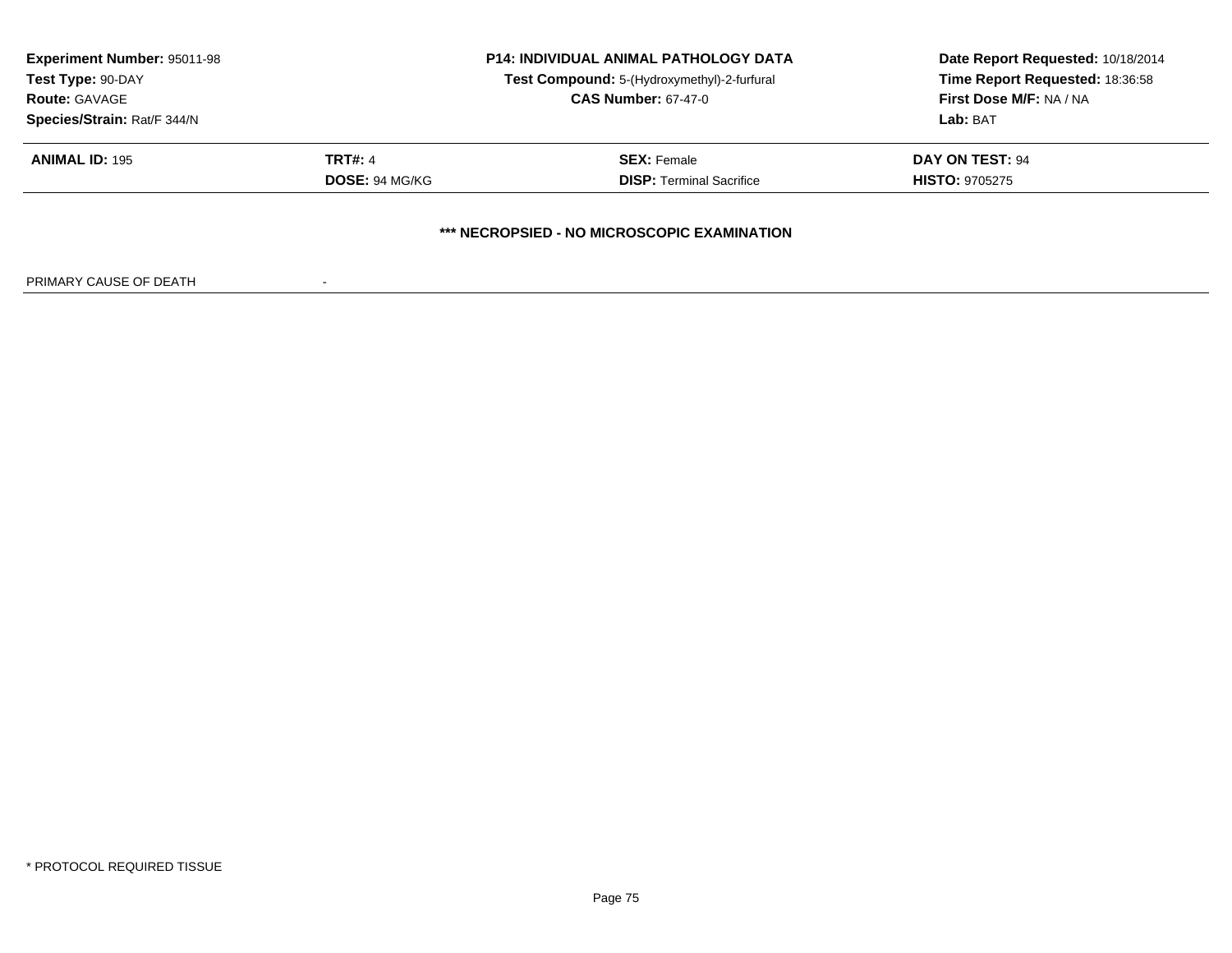**Experiment Number:** 95011-98
**Test Type:** 90-DAY
**Route:** GAVAGE
**Species/Strain:** Rat/F 344/N

**P14: INDIVIDUAL ANIMAL PATHOLOGY DATA**
**Test Compound:** 5-(Hydroxymethyl)-2-furfural
**CAS Number:** 67-47-0

**Date Report Requested:** 10/18/2014
**Time Report Requested:** 18:36:58
**First Dose M/F:** NA / NA
**Lab:** BAT

| **ANIMAL ID:** 195 | **TRT#:** 4 | **SEX:** Female | **DAY ON TEST:** 94 |
|---|---|---|---|
| | **DOSE:** 94 MG/KG | **DISP:** Terminal Sacrifice | **HISTO:** 9705275 |

**\*\*\* NECROPSIED - NO MICROSCOPIC EXAMINATION**

PRIMARY CAUSE OF DEATH -

\* PROTOCOL REQUIRED TISSUE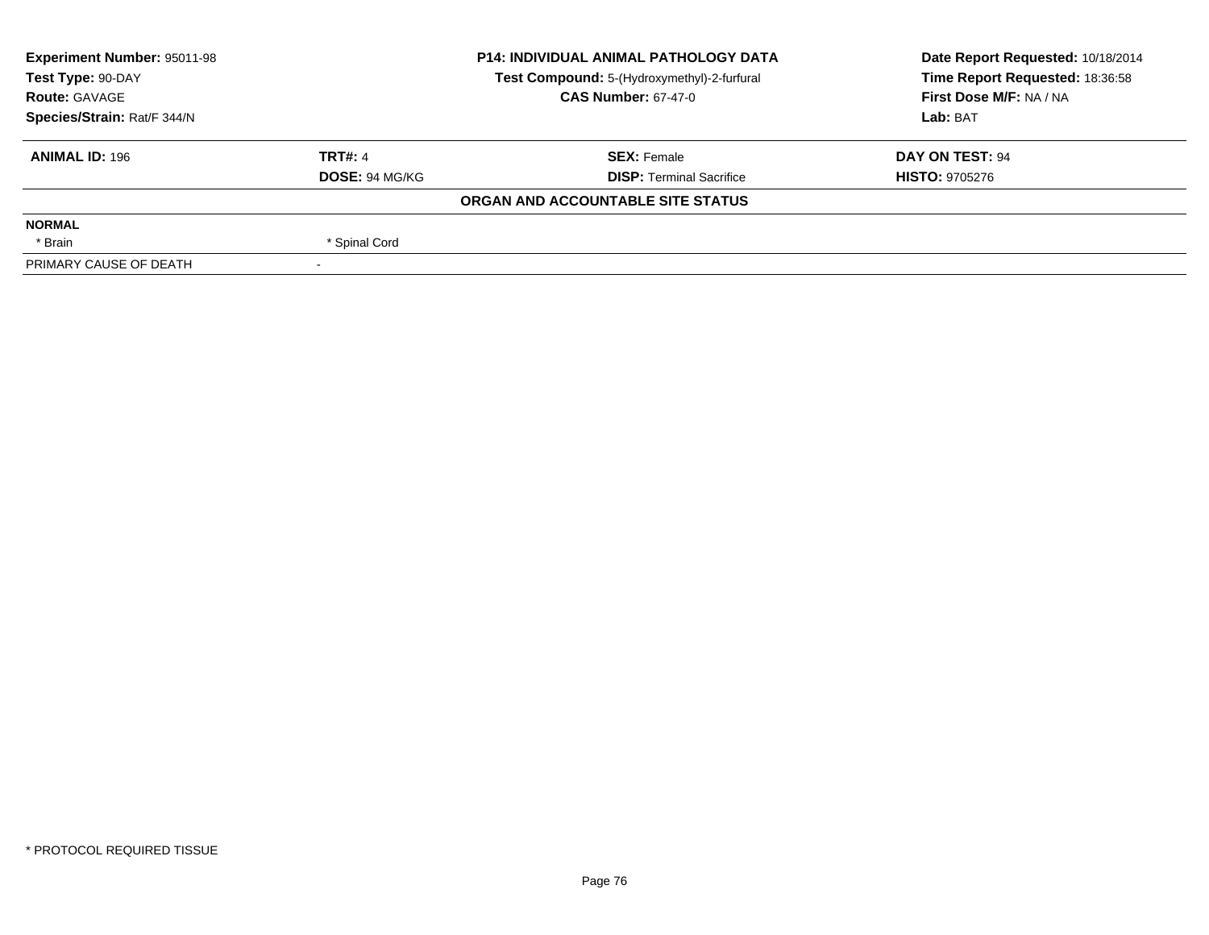**Experiment Number:** 95011-98
**Test Type:** 90-DAY
**Route:** GAVAGE
**Species/Strain:** Rat/F 344/N

**P14: INDIVIDUAL ANIMAL PATHOLOGY DATA**
**Test Compound:** 5-(Hydroxymethyl)-2-furfural
**CAS Number:** 67-47-0

**Date Report Requested:** 10/18/2014
**Time Report Requested:** 18:36:58
**First Dose M/F:** NA / NA
**Lab:** BAT

| **ANIMAL ID:** 196 | **TRT#:** 4 | **SEX:** Female | **DAY ON TEST:** 94 |
|---|---|---|---|
| | **DOSE:** 94 MG/KG | **DISP:** Terminal Sacrifice | **HISTO:** 9705276 |

**ORGAN AND ACCOUNTABLE SITE STATUS**

| | | | |
|---|---|---|---|
| **NORMAL** | | | |
| * Brain | * Spinal Cord | | |
| PRIMARY CAUSE OF DEATH | - | | |

* PROTOCOL REQUIRED TISSUE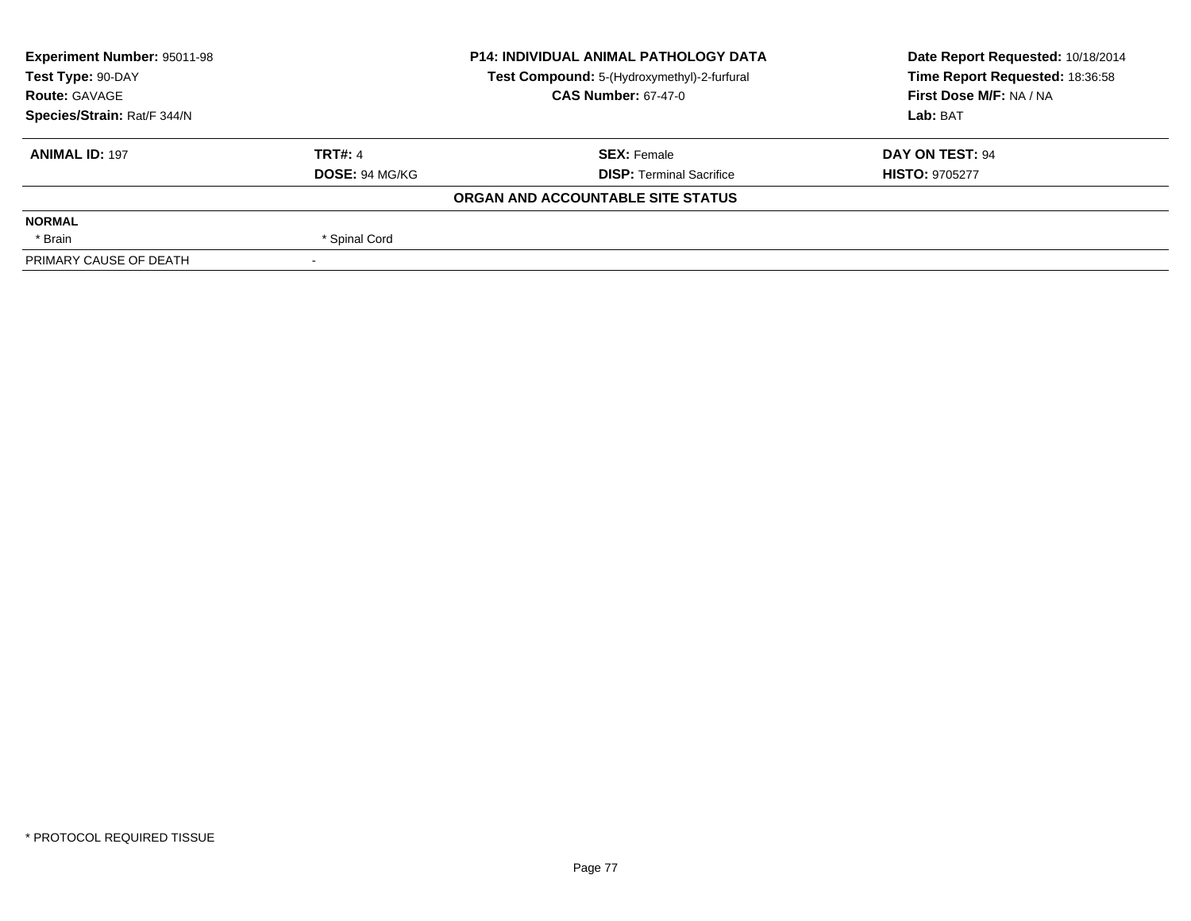**Experiment Number:** 95011-98
**Test Type:** 90-DAY
**Route:** GAVAGE
**Species/Strain:** Rat/F 344/N

**P14: INDIVIDUAL ANIMAL PATHOLOGY DATA**
**Test Compound:** 5-(Hydroxymethyl)-2-furfural
**CAS Number:** 67-47-0

**Date Report Requested:** 10/18/2014
**Time Report Requested:** 18:36:58
**First Dose M/F:** NA / NA
**Lab:** BAT

| **ANIMAL ID:** 197 | **TRT#:** 4 | **SEX:** Female | **DAY ON TEST:** 94 |
|---|---|---|---|
| | **DOSE:** 94 MG/KG | **DISP:** Terminal Sacrifice | **HISTO:** 9705277 |

**ORGAN AND ACCOUNTABLE SITE STATUS**

| | |
|---|---|
| **NORMAL** | |
| * Brain | * Spinal Cord |
| PRIMARY CAUSE OF DEATH | - |

* PROTOCOL REQUIRED TISSUE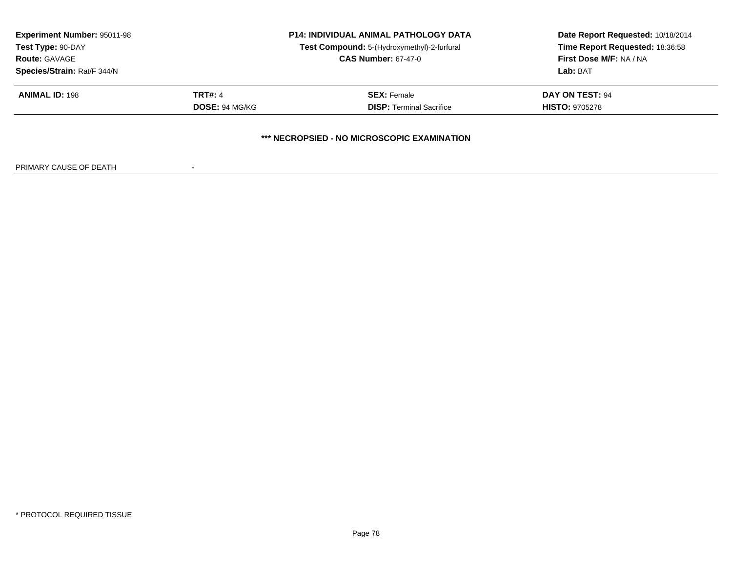**Experiment Number:** 95011-98
**Test Type:** 90-DAY
**Route:** GAVAGE
**Species/Strain:** Rat/F 344/N

**P14: INDIVIDUAL ANIMAL PATHOLOGY DATA**
**Test Compound:** 5-(Hydroxymethyl)-2-furfural
**CAS Number:** 67-47-0

**Date Report Requested:** 10/18/2014
**Time Report Requested:** 18:36:58
**First Dose M/F:** NA / NA
**Lab:** BAT

| | | | |
|---|---|---|---|
| **ANIMAL ID:** 198 | **TRT#:** 4 | **SEX:** Female | **DAY ON TEST:** 94 |
| | **DOSE:** 94 MG/KG | **DISP:** Terminal Sacrifice | **HISTO:** 9705278 |

**\*\*\* NECROPSIED - NO MICROSCOPIC EXAMINATION**

PRIMARY CAUSE OF DEATH -

\* PROTOCOL REQUIRED TISSUE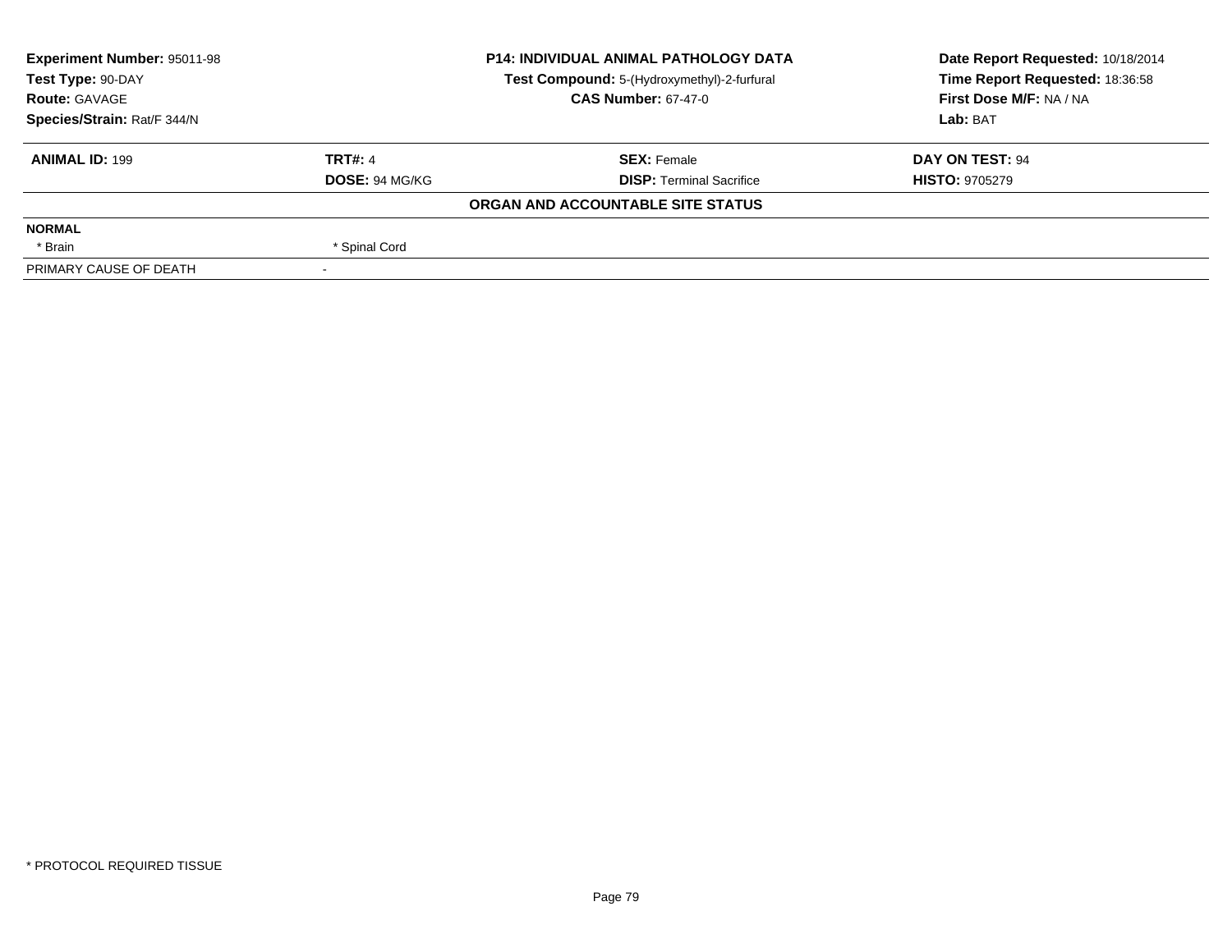**Experiment Number:** 95011-98
**Test Type:** 90-DAY
**Route:** GAVAGE
**Species/Strain:** Rat/F 344/N

**P14: INDIVIDUAL ANIMAL PATHOLOGY DATA**
**Test Compound:** 5-(Hydroxymethyl)-2-furfural
**CAS Number:** 67-47-0

**Date Report Requested:** 10/18/2014
**Time Report Requested:** 18:36:58
**First Dose M/F:** NA / NA
**Lab:** BAT

| **ANIMAL ID:** 199 | **TRT#:** 4 | **SEX:** Female | **DAY ON TEST:** 94 |
|---|---|---|---|
| | **DOSE:** 94 MG/KG | **DISP:** Terminal Sacrifice | **HISTO:** 9705279 |

**ORGAN AND ACCOUNTABLE SITE STATUS**

| | |
|---|---|
| **NORMAL** | |
| * Brain | * Spinal Cord |
| PRIMARY CAUSE OF DEATH | - |

* PROTOCOL REQUIRED TISSUE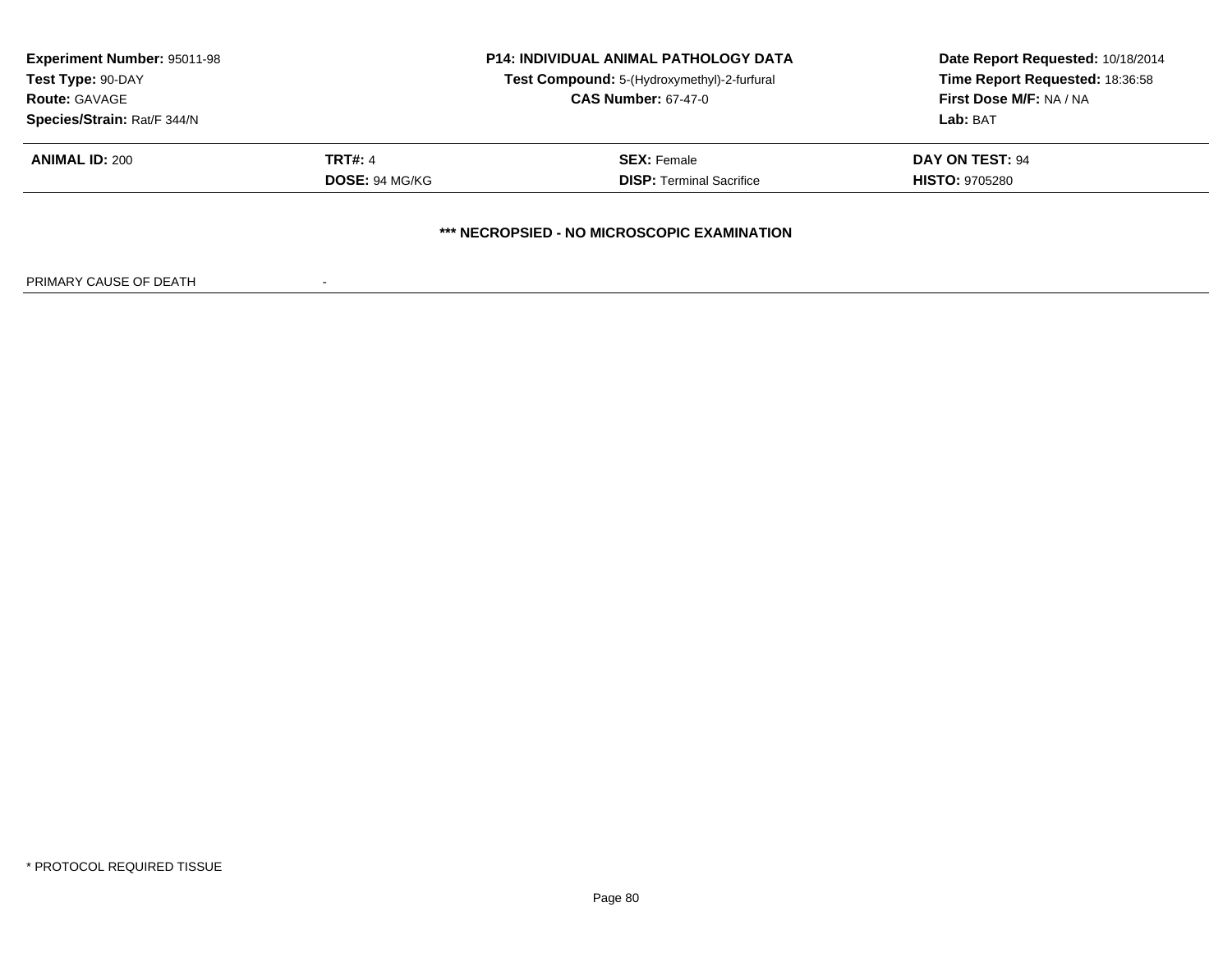| **Experiment Number:** 95011-98 | **P14: INDIVIDUAL ANIMAL PATHOLOGY DATA** | **Date Report Requested:** 10/18/2014 |
|---|---|---|
| **Test Type:** 90-DAY | **Test Compound:** 5-(Hydroxymethyl)-2-furfural | **Time Report Requested:** 18:36:58 |
| **Route:** GAVAGE | **CAS Number:** 67-47-0 | **First Dose M/F:** NA / NA |
| **Species/Strain:** Rat/F 344/N | | **Lab:** BAT |

| **ANIMAL ID:** 200 | **TRT#:** 4 | **SEX:** Female | **DAY ON TEST:** 94 |
|---|---|---|---|
| | **DOSE:** 94 MG/KG | **DISP:** Terminal Sacrifice | **HISTO:** 9705280 |

**\*\*\* NECROPSIED - NO MICROSCOPIC EXAMINATION**

PRIMARY CAUSE OF DEATH -

\* PROTOCOL REQUIRED TISSUE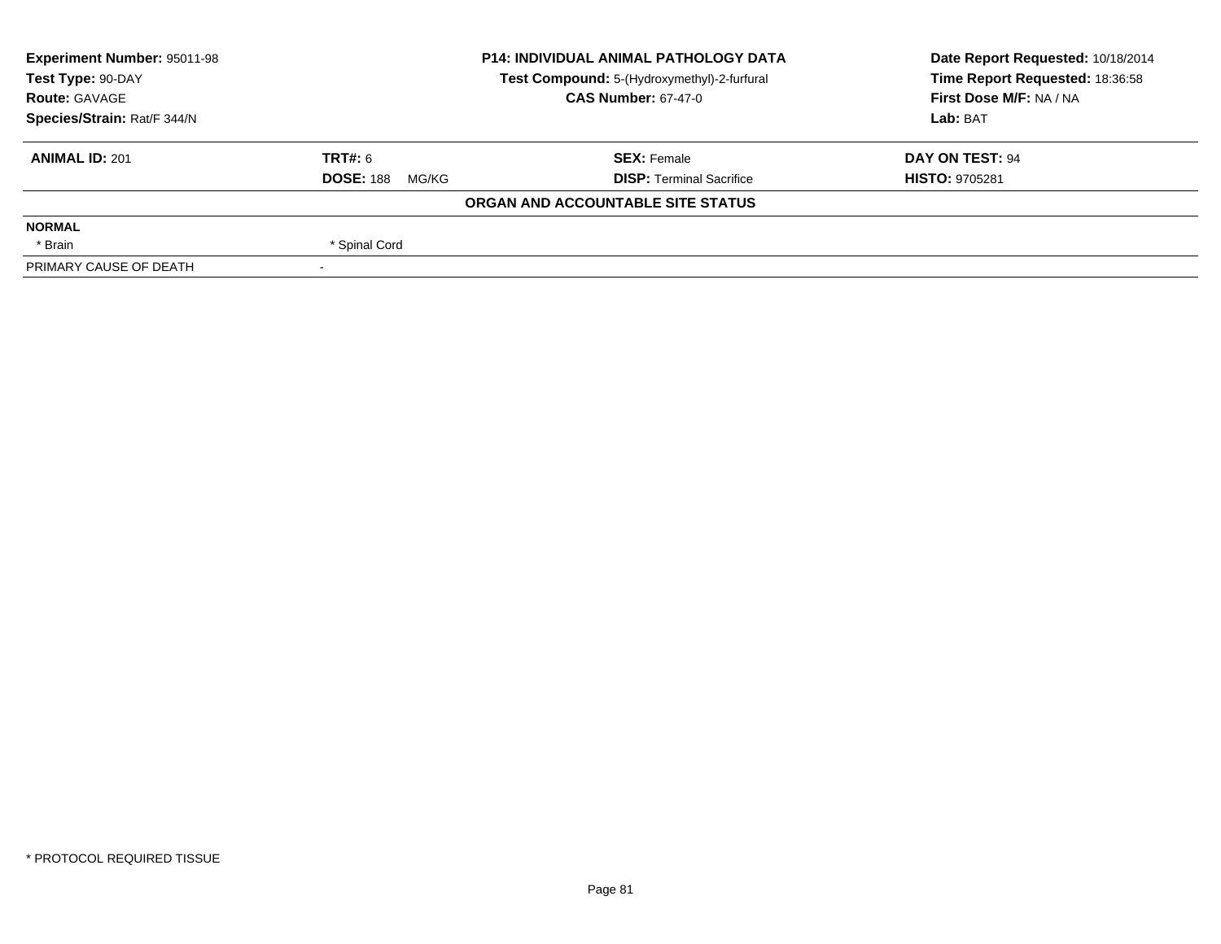**Experiment Number:** 95011-98
**Test Type:** 90-DAY
**Route:** GAVAGE
**Species/Strain:** Rat/F 344/N

**P14: INDIVIDUAL ANIMAL PATHOLOGY DATA**
**Test Compound:** 5-(Hydroxymethyl)-2-furfural
**CAS Number:** 67-47-0

**Date Report Requested:** 10/18/2014
**Time Report Requested:** 18:36:58
**First Dose M/F:** NA / NA
**Lab:** BAT

| **ANIMAL ID:** 201 | **TRT#:** 6 | **SEX:** Female | **DAY ON TEST:** 94 |
|---|---|---|---|
| | **DOSE:** 188 MG/KG | **DISP:** Terminal Sacrifice | **HISTO:** 9705281 |

**ORGAN AND ACCOUNTABLE SITE STATUS**

| | | | |
|---|---|---|---|
| **NORMAL** | | | |
| * Brain | * Spinal Cord | | |
| PRIMARY CAUSE OF DEATH | - | | |

* PROTOCOL REQUIRED TISSUE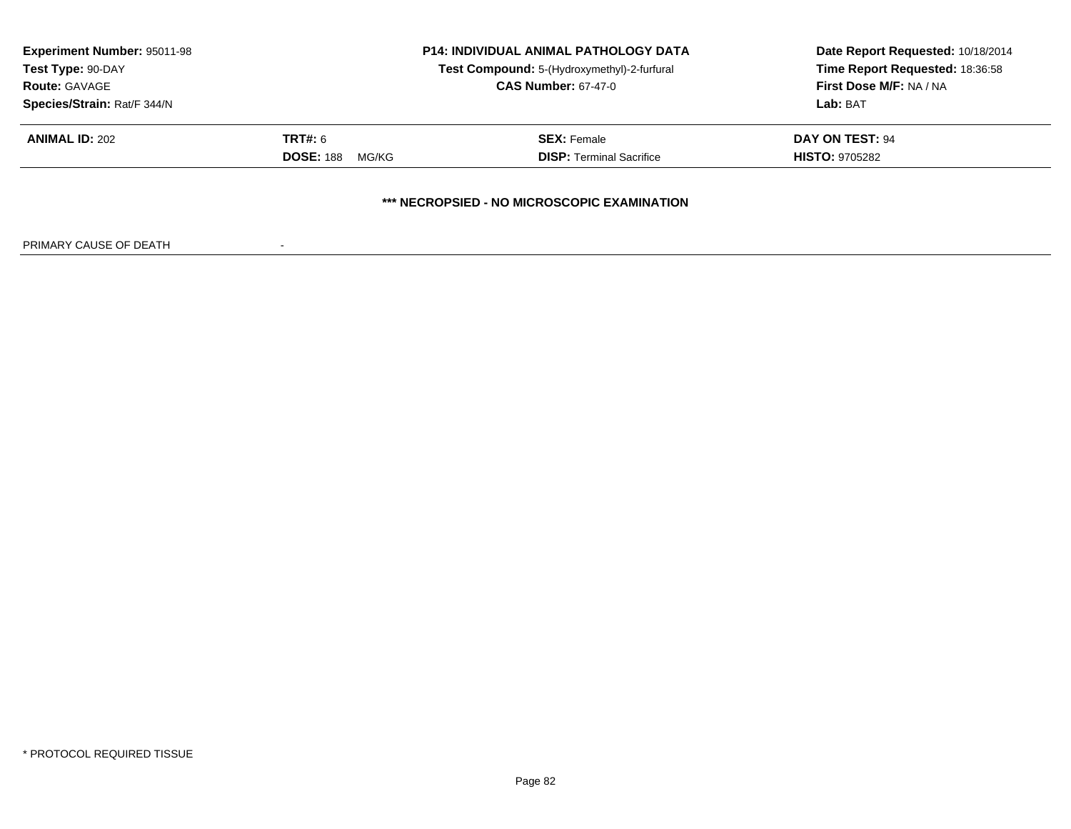| Experiment Number: 95011-98 | P14: INDIVIDUAL ANIMAL PATHOLOGY DATA | Date Report Requested: 10/18/2014 |
|---|---|---|
| Test Type: 90-DAY | Test Compound: 5-(Hydroxymethyl)-2-furfural | Time Report Requested: 18:36:58 |
| Route: GAVAGE | CAS Number: 67-47-0 | First Dose M/F: NA / NA |
| Species/Strain: Rat/F 344/N | | Lab: BAT |

| ANIMAL ID: 202 | TRT#: 6 | SEX: Female | DAY ON TEST: 94 |
|---|---|---|---|
| | DOSE: 188 MG/KG | DISP: Terminal Sacrifice | HISTO: 9705282 |

**\*\*\* NECROPSIED - NO MICROSCOPIC EXAMINATION**

PRIMARY CAUSE OF DEATH -

\* PROTOCOL REQUIRED TISSUE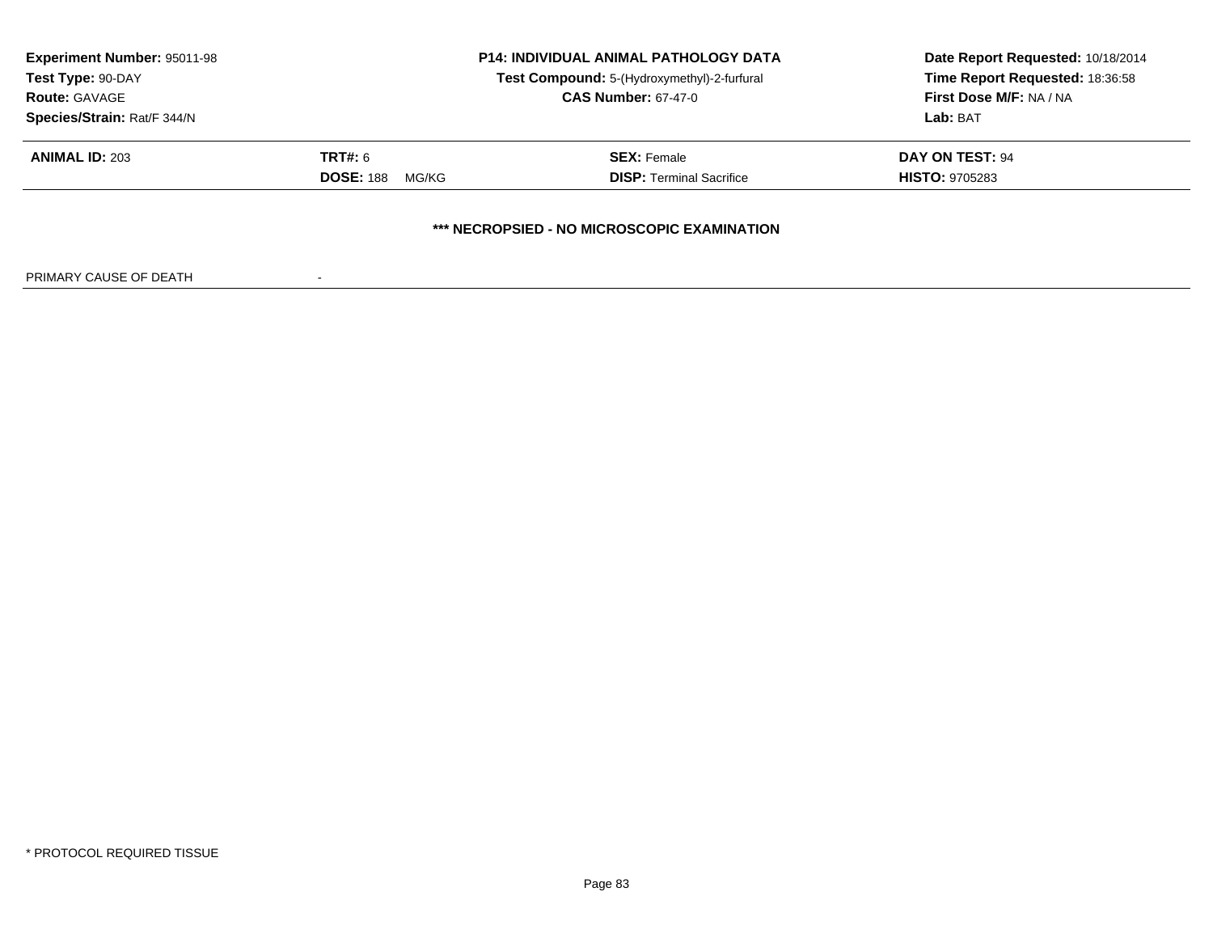**Experiment Number:** 95011-98
**Test Type:** 90-DAY
**Route:** GAVAGE
**Species/Strain:** Rat/F 344/N

**P14: INDIVIDUAL ANIMAL PATHOLOGY DATA**
**Test Compound:** 5-(Hydroxymethyl)-2-furfural
**CAS Number:** 67-47-0

**Date Report Requested:** 10/18/2014
**Time Report Requested:** 18:36:58
**First Dose M/F:** NA / NA
**Lab:** BAT

| **ANIMAL ID:** 203 | **TRT#:** 6 | **SEX:** Female | **DAY ON TEST:** 94 |
|---|---|---|---|
| | **DOSE:** 188 MG/KG | **DISP:** Terminal Sacrifice | **HISTO:** 9705283 |

**\*\*\* NECROPSIED - NO MICROSCOPIC EXAMINATION**

PRIMARY CAUSE OF DEATH -

\* PROTOCOL REQUIRED TISSUE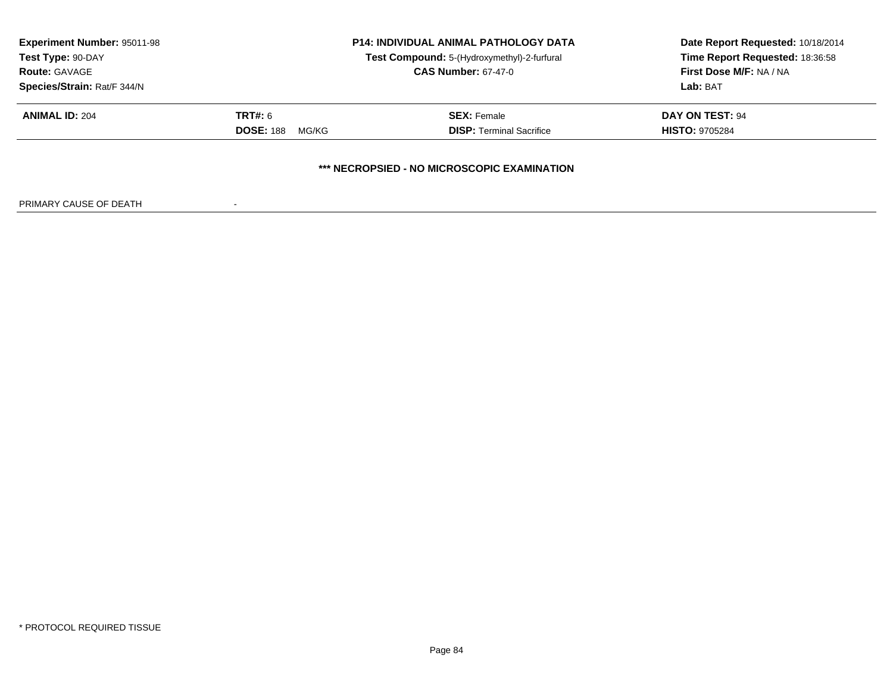**Experiment Number:** 95011-98
**Test Type:** 90-DAY
**Route:** GAVAGE
**Species/Strain:** Rat/F 344/N

**P14: INDIVIDUAL ANIMAL PATHOLOGY DATA**
**Test Compound:** 5-(Hydroxymethyl)-2-furfural
**CAS Number:** 67-47-0

**Date Report Requested:** 10/18/2014
**Time Report Requested:** 18:36:58
**First Dose M/F:** NA / NA
**Lab:** BAT

| **ANIMAL ID:** 204 | **TRT#:** 6 | **SEX:** Female | **DAY ON TEST:** 94 |
|---|---|---|---|
| | **DOSE:** 188 MG/KG | **DISP:** Terminal Sacrifice | **HISTO:** 9705284 |

**\*\*\* NECROPSIED - NO MICROSCOPIC EXAMINATION**

PRIMARY CAUSE OF DEATH -

\* PROTOCOL REQUIRED TISSUE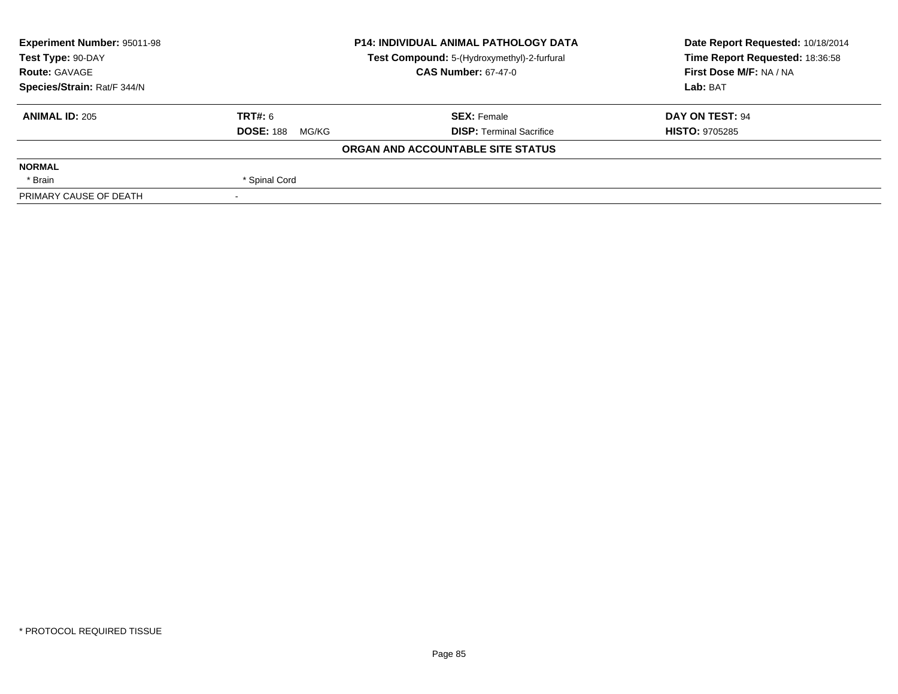**Experiment Number:** 95011-98
**Test Type:** 90-DAY
**Route:** GAVAGE
**Species/Strain:** Rat/F 344/N

**P14: INDIVIDUAL ANIMAL PATHOLOGY DATA**
**Test Compound:** 5-(Hydroxymethyl)-2-furfural
**CAS Number:** 67-47-0

**Date Report Requested:** 10/18/2014
**Time Report Requested:** 18:36:58
**First Dose M/F:** NA / NA
**Lab:** BAT

| **ANIMAL ID:** 205 | **TRT#:** 6 | **SEX:** Female | **DAY ON TEST:** 94 |
|---|---|---|---|
| | **DOSE:** 188 MG/KG | **DISP:** Terminal Sacrifice | **HISTO:** 9705285 |

**ORGAN AND ACCOUNTABLE SITE STATUS**

| | |
|---|---|
| **NORMAL** | |
| * Brain | * Spinal Cord |
| PRIMARY CAUSE OF DEATH | - |

* PROTOCOL REQUIRED TISSUE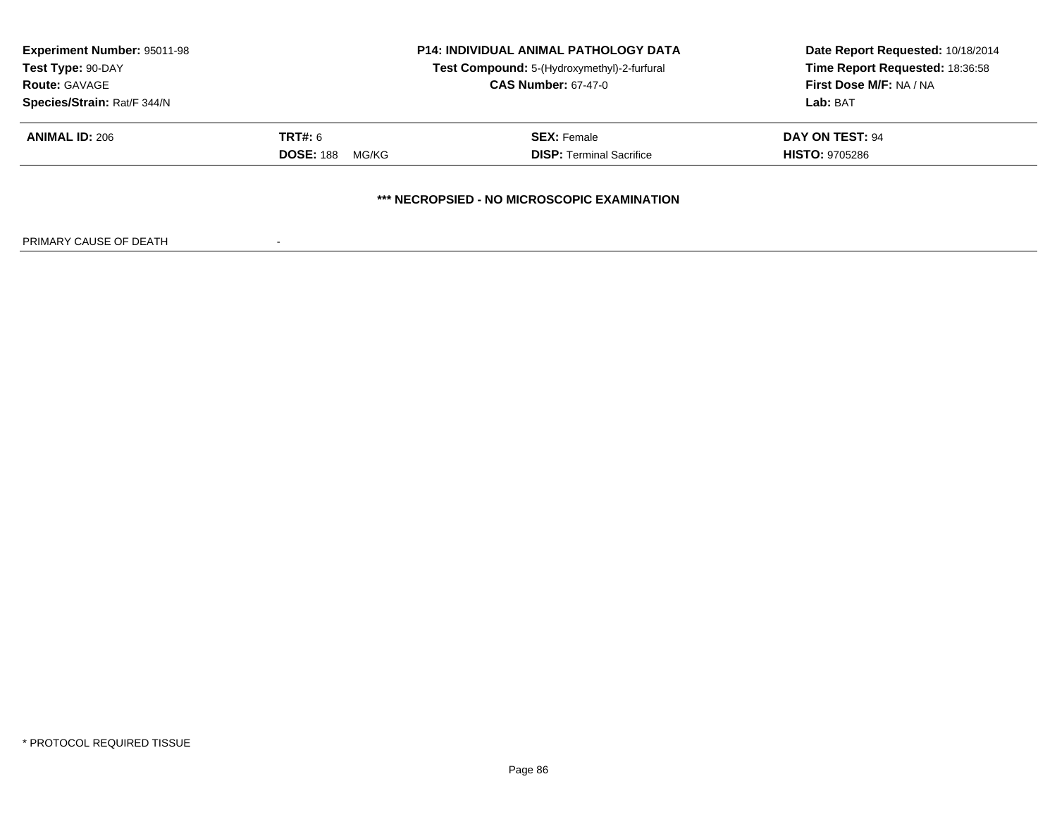**Experiment Number:** 95011-98
**Test Type:** 90-DAY
**Route:** GAVAGE
**Species/Strain:** Rat/F 344/N

**P14: INDIVIDUAL ANIMAL PATHOLOGY DATA**
**Test Compound:** 5-(Hydroxymethyl)-2-furfural
**CAS Number:** 67-47-0

**Date Report Requested:** 10/18/2014
**Time Report Requested:** 18:36:58
**First Dose M/F:** NA / NA
**Lab:** BAT

| **ANIMAL ID:** 206 | **TRT#:** 6 | **SEX:** Female | **DAY ON TEST:** 94 |
|---|---|---|---|
| | **DOSE:** 188 MG/KG | **DISP:** Terminal Sacrifice | **HISTO:** 9705286 |

**\*\*\* NECROPSIED - NO MICROSCOPIC EXAMINATION**

PRIMARY CAUSE OF DEATH -

\* PROTOCOL REQUIRED TISSUE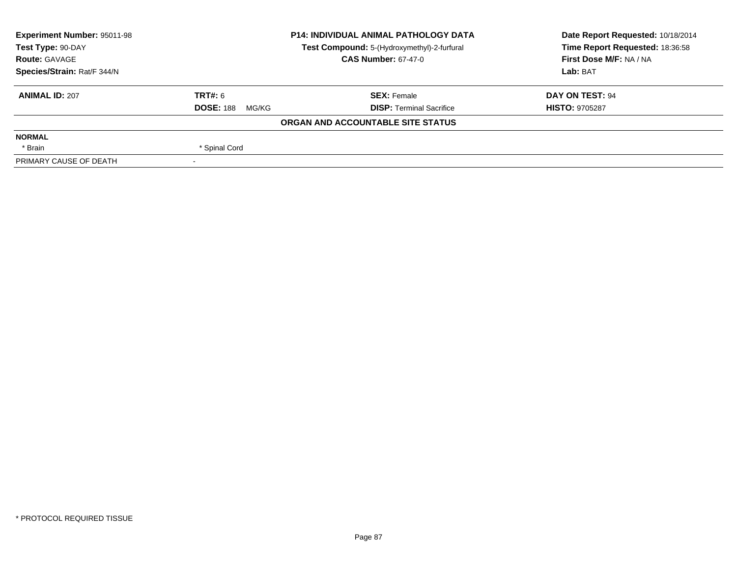**Experiment Number:** 95011-98
**Test Type:** 90-DAY
**Route:** GAVAGE
**Species/Strain:** Rat/F 344/N

**P14: INDIVIDUAL ANIMAL PATHOLOGY DATA**
**Test Compound:** 5-(Hydroxymethyl)-2-furfural
**CAS Number:** 67-47-0

**Date Report Requested:** 10/18/2014
**Time Report Requested:** 18:36:58
**First Dose M/F:** NA / NA
**Lab:** BAT

| **ANIMAL ID:** 207 | **TRT#:** 6 | **SEX:** Female | **DAY ON TEST:** 94 |
|---|---|---|---|
| | **DOSE:** 188 MG/KG | **DISP:** Terminal Sacrifice | **HISTO:** 9705287 |

**ORGAN AND ACCOUNTABLE SITE STATUS**

| | |
|---|---|
| **NORMAL** | |
| * Brain | * Spinal Cord |
| PRIMARY CAUSE OF DEATH | - |

* PROTOCOL REQUIRED TISSUE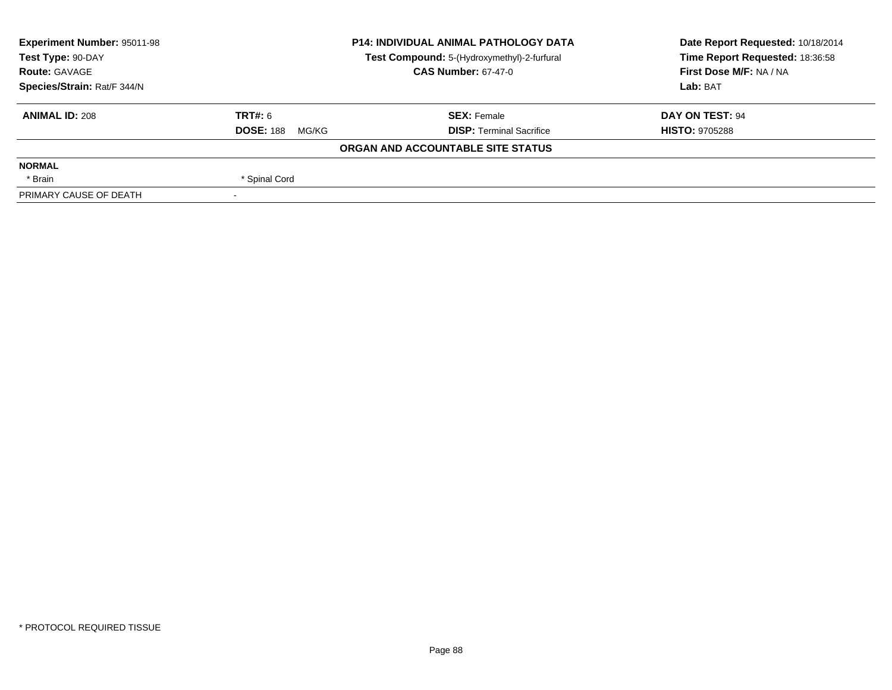| Experiment Number: 95011-98 | P14: INDIVIDUAL ANIMAL PATHOLOGY DATA | Date Report Requested: 10/18/2014 |
|---|---|---|
| Test Type: 90-DAY | Test Compound: 5-(Hydroxymethyl)-2-furfural | Time Report Requested: 18:36:58 |
| Route: GAVAGE | CAS Number: 67-47-0 | First Dose M/F: NA / NA |
| Species/Strain: Rat/F 344/N | | Lab: BAT |

| ANIMAL ID: 208 | TRT#: 6 | SEX: Female | DAY ON TEST: 94 |
|---|---|---|---|
| | DOSE: 188 MG/KG | DISP: Terminal Sacrifice | HISTO: 9705288 |

**ORGAN AND ACCOUNTABLE SITE STATUS**

| | |
|---|---|
| **NORMAL** | |
| * Brain | * Spinal Cord |
| PRIMARY CAUSE OF DEATH | - |

* PROTOCOL REQUIRED TISSUE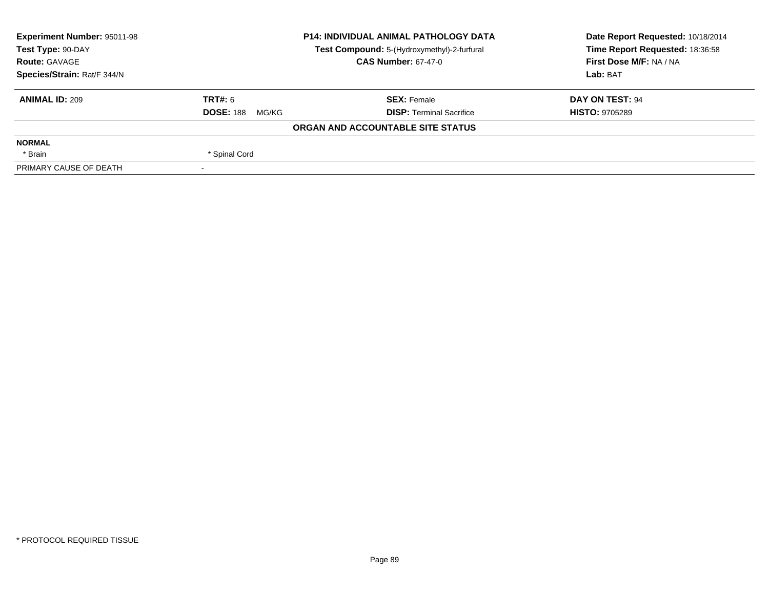**Experiment Number:** 95011-98
**Test Type:** 90-DAY
**Route:** GAVAGE
**Species/Strain:** Rat/F 344/N

**P14: INDIVIDUAL ANIMAL PATHOLOGY DATA**
**Test Compound:** 5-(Hydroxymethyl)-2-furfural
**CAS Number:** 67-47-0

**Date Report Requested:** 10/18/2014
**Time Report Requested:** 18:36:58
**First Dose M/F:** NA / NA
**Lab:** BAT

| **ANIMAL ID:** 209 | **TRT#:** 6 | **SEX:** Female | **DAY ON TEST:** 94 |
|---|---|---|---|
| | **DOSE:** 188 MG/KG | **DISP:** Terminal Sacrifice | **HISTO:** 9705289 |

**ORGAN AND ACCOUNTABLE SITE STATUS**

| **NORMAL** | |
|---|---|
| * Brain | * Spinal Cord |
| PRIMARY CAUSE OF DEATH | - |

* PROTOCOL REQUIRED TISSUE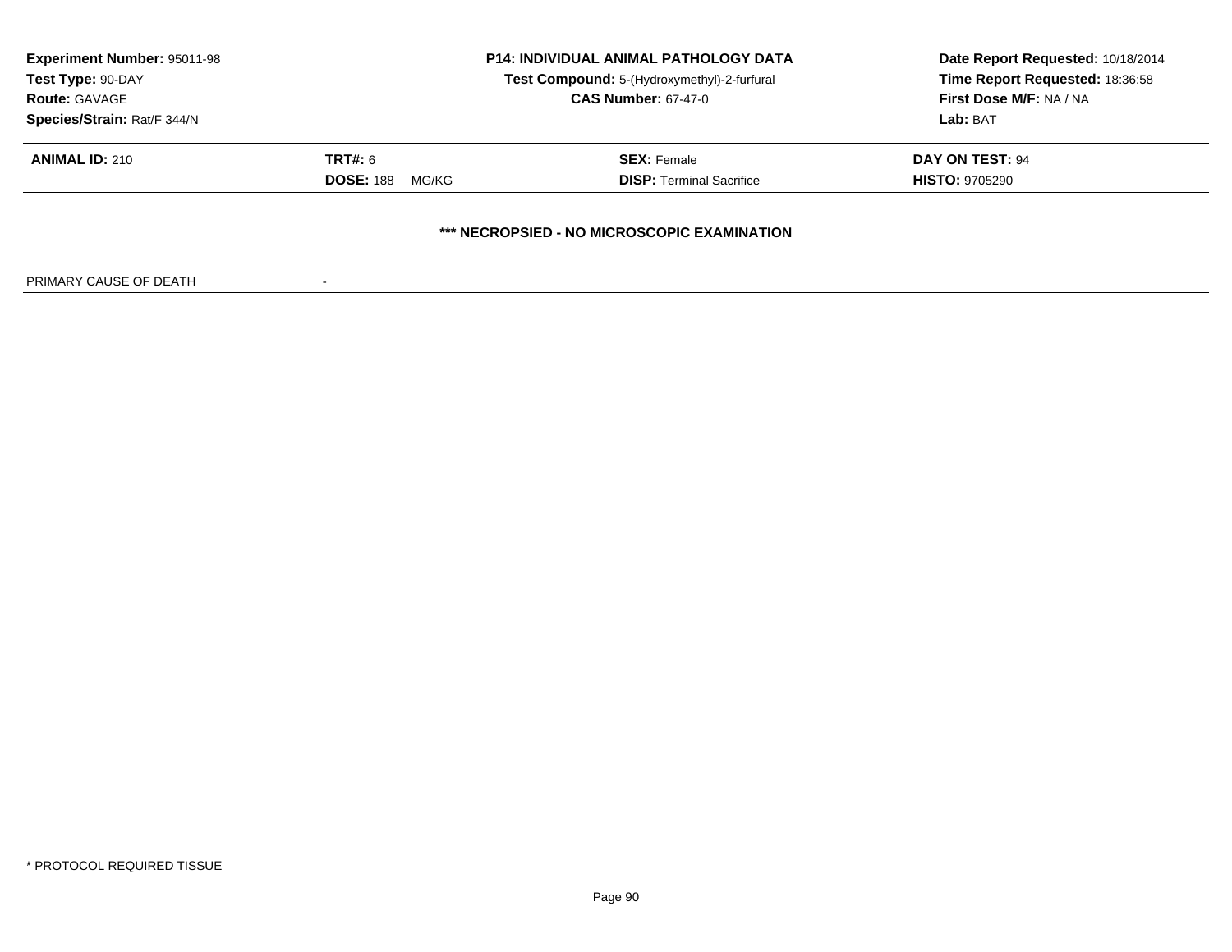**Experiment Number:** 95011-98
**Test Type:** 90-DAY
**Route:** GAVAGE
**Species/Strain:** Rat/F 344/N

**P14: INDIVIDUAL ANIMAL PATHOLOGY DATA**
**Test Compound:** 5-(Hydroxymethyl)-2-furfural
**CAS Number:** 67-47-0

**Date Report Requested:** 10/18/2014
**Time Report Requested:** 18:36:58
**First Dose M/F:** NA / NA
**Lab:** BAT

| **ANIMAL ID:** 210 | **TRT#:** 6 | **SEX:** Female | **DAY ON TEST:** 94 |
|---|---|---|---|
| | **DOSE:** 188 MG/KG | **DISP:** Terminal Sacrifice | **HISTO:** 9705290 |

**\*\*\* NECROPSIED - NO MICROSCOPIC EXAMINATION**

PRIMARY CAUSE OF DEATH -

\* PROTOCOL REQUIRED TISSUE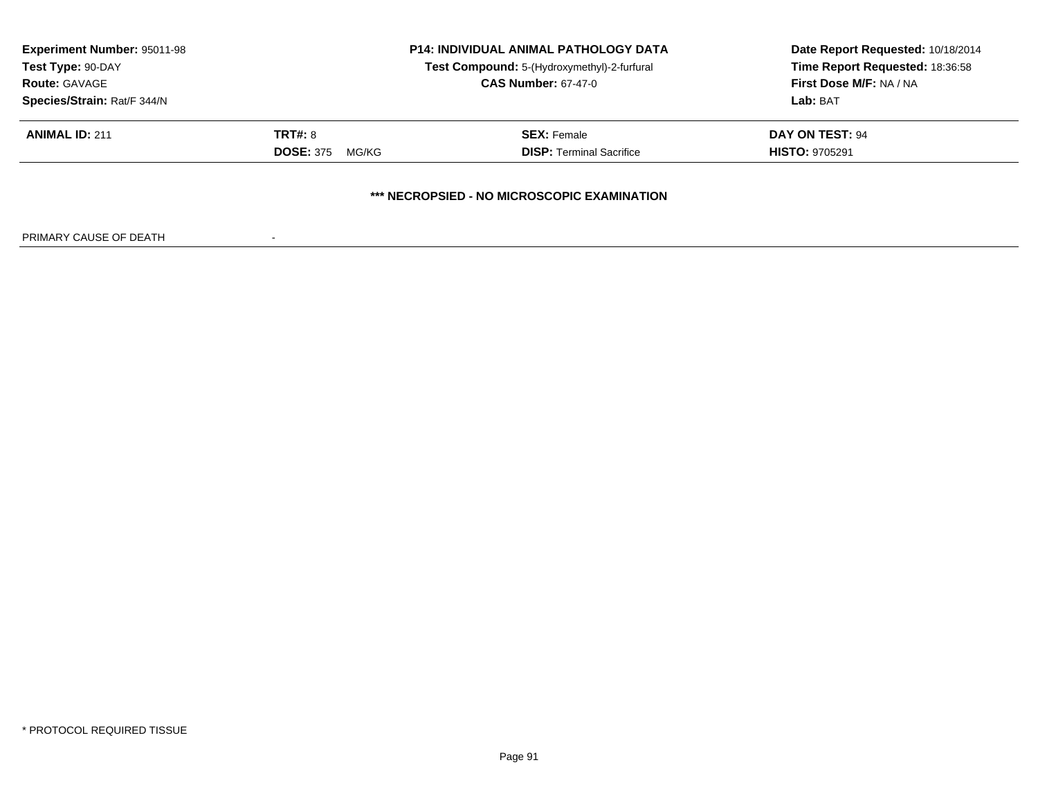**Experiment Number:** 95011-98
**Test Type:** 90-DAY
**Route:** GAVAGE
**Species/Strain:** Rat/F 344/N

**P14: INDIVIDUAL ANIMAL PATHOLOGY DATA**
**Test Compound:** 5-(Hydroxymethyl)-2-furfural
**CAS Number:** 67-47-0

**Date Report Requested:** 10/18/2014
**Time Report Requested:** 18:36:58
**First Dose M/F:** NA / NA
**Lab:** BAT

| **ANIMAL ID:** 211 | **TRT#:** 8 | **SEX:** Female | **DAY ON TEST:** 94 |
|---|---|---|---|
| | **DOSE:** 375 MG/KG | **DISP:** Terminal Sacrifice | **HISTO:** 9705291 |

**\*\*\* NECROPSIED - NO MICROSCOPIC EXAMINATION**

PRIMARY CAUSE OF DEATH -

\* PROTOCOL REQUIRED TISSUE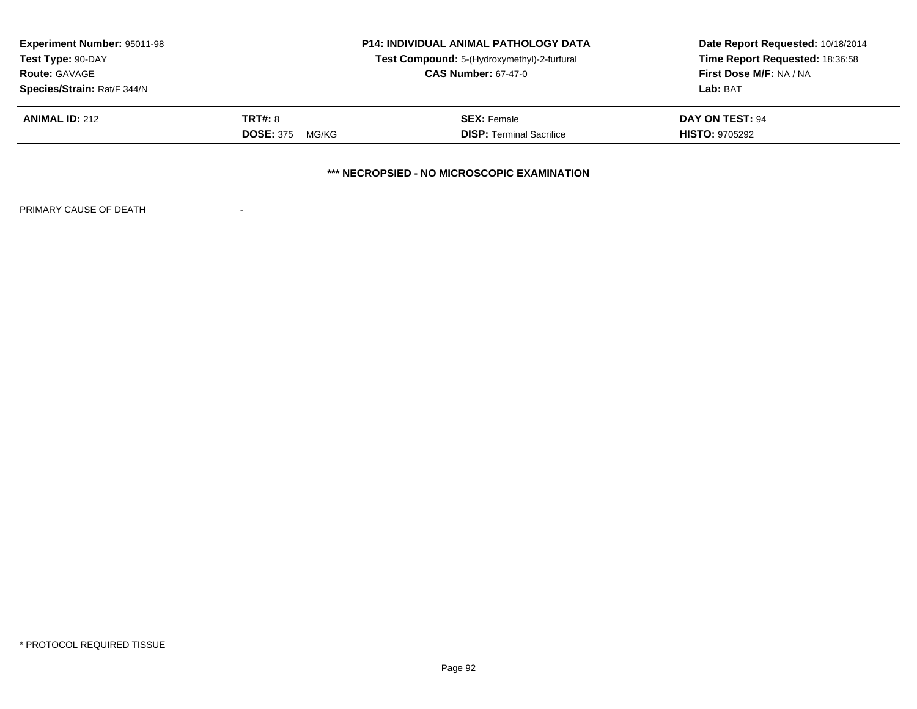**Experiment Number:** 95011-98
**Test Type:** 90-DAY
**Route:** GAVAGE
**Species/Strain:** Rat/F 344/N

**P14: INDIVIDUAL ANIMAL PATHOLOGY DATA**
**Test Compound:** 5-(Hydroxymethyl)-2-furfural
**CAS Number:** 67-47-0

**Date Report Requested:** 10/18/2014
**Time Report Requested:** 18:36:58
**First Dose M/F:** NA / NA
**Lab:** BAT

| **ANIMAL ID:** 212 | **TRT#:** 8 | **SEX:** Female | **DAY ON TEST:** 94 |
|---|---|---|---|
| | **DOSE:** 375 MG/KG | **DISP:** Terminal Sacrifice | **HISTO:** 9705292 |

**\*\*\* NECROPSIED - NO MICROSCOPIC EXAMINATION**

PRIMARY CAUSE OF DEATH -

* PROTOCOL REQUIRED TISSUE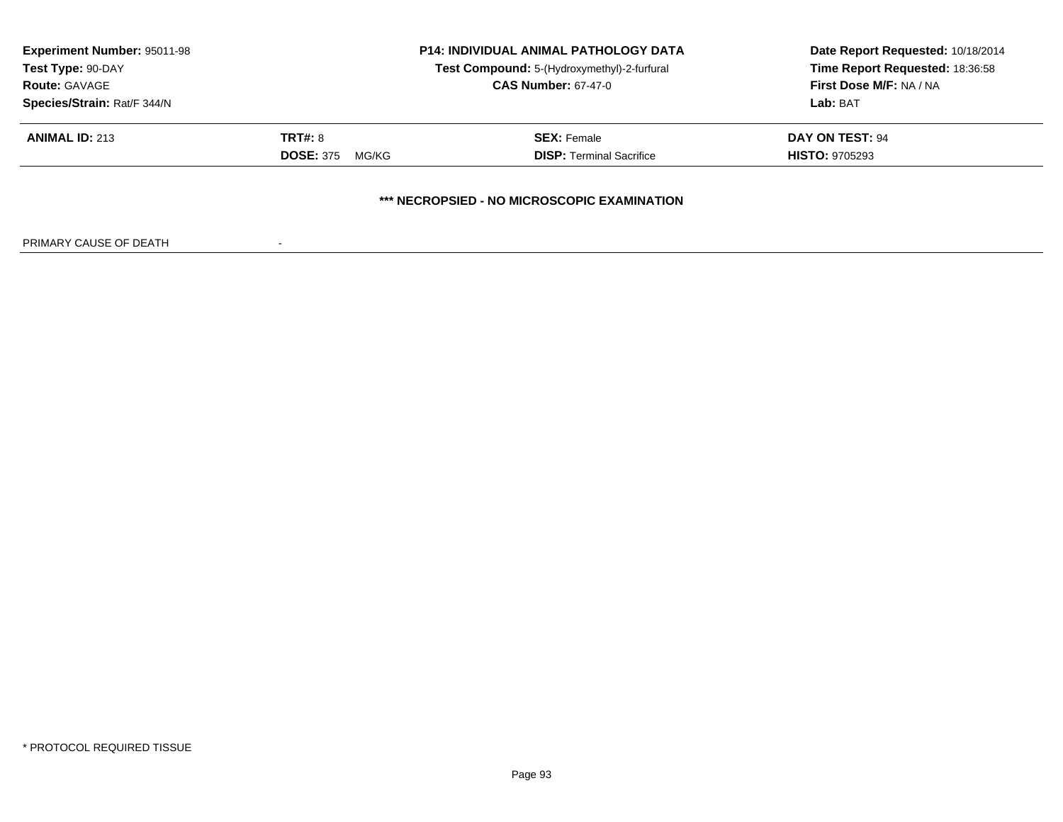**Experiment Number:** 95011-98
**Test Type:** 90-DAY
**Route:** GAVAGE
**Species/Strain:** Rat/F 344/N

**P14: INDIVIDUAL ANIMAL PATHOLOGY DATA**
**Test Compound:** 5-(Hydroxymethyl)-2-furfural
**CAS Number:** 67-47-0

**Date Report Requested:** 10/18/2014
**Time Report Requested:** 18:36:58
**First Dose M/F:** NA / NA
**Lab:** BAT

| **ANIMAL ID:** 213 | **TRT#:** 8 | **SEX:** Female | **DAY ON TEST:** 94 |
|---|---|---|---|
| | **DOSE:** 375 MG/KG | **DISP:** Terminal Sacrifice | **HISTO:** 9705293 |

**\*\*\* NECROPSIED - NO MICROSCOPIC EXAMINATION**

PRIMARY CAUSE OF DEATH -

\* PROTOCOL REQUIRED TISSUE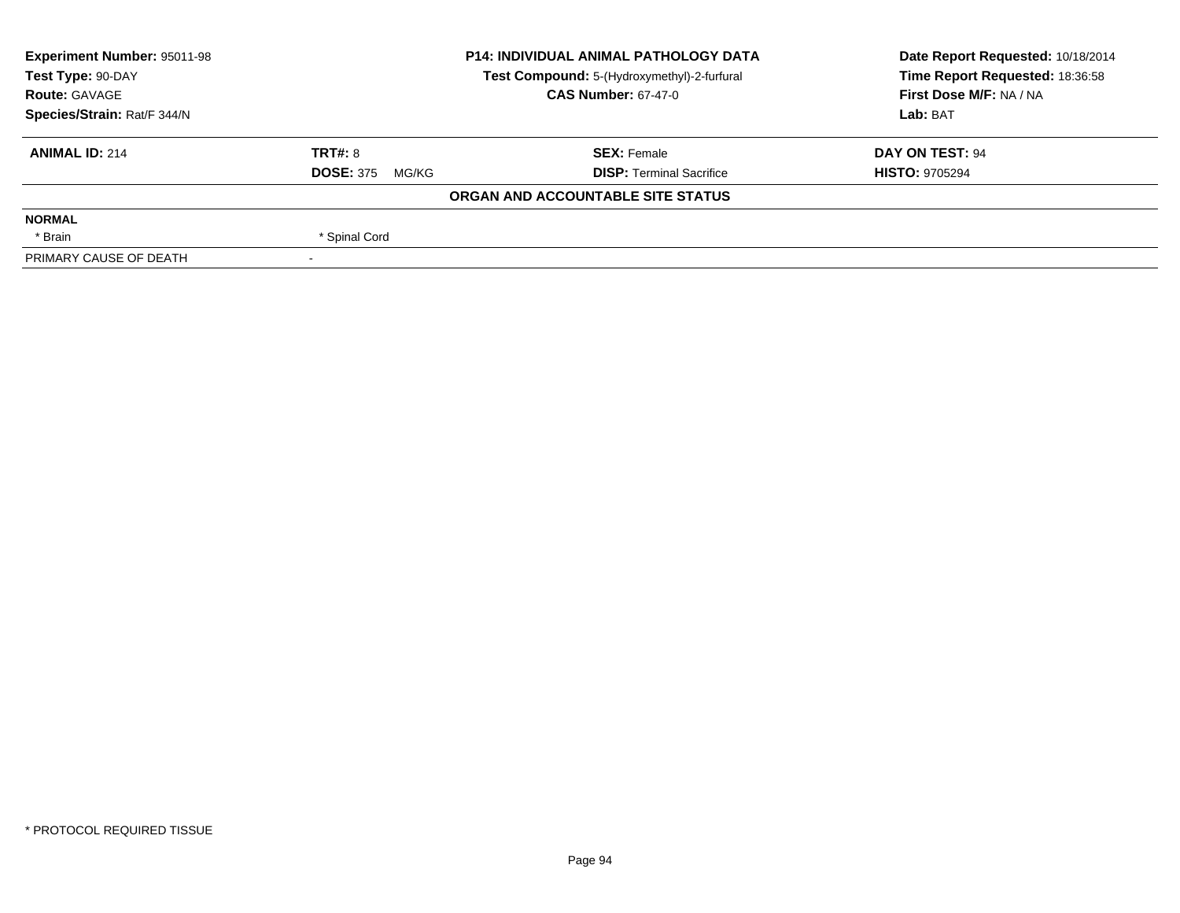| **Experiment Number:** 95011-98 | **P14: INDIVIDUAL ANIMAL PATHOLOGY DATA** | **Date Report Requested:** 10/18/2014 |
|---|---|---|
| **Test Type:** 90-DAY | **Test Compound:** 5-(Hydroxymethyl)-2-furfural | **Time Report Requested:** 18:36:58 |
| **Route:** GAVAGE | **CAS Number:** 67-47-0 | **First Dose M/F:** NA / NA |
| **Species/Strain:** Rat/F 344/N | | **Lab:** BAT |

| **ANIMAL ID:** 214 | **TRT#:** 8 | **SEX:** Female | **DAY ON TEST:** 94 |
|---|---|---|---|
| | **DOSE:** 375 MG/KG | **DISP:** Terminal Sacrifice | **HISTO:** 9705294 |

**ORGAN AND ACCOUNTABLE SITE STATUS**

| **NORMAL** | | | |
|---|---|---|---|
| * Brain | * Spinal Cord | | |
| PRIMARY CAUSE OF DEATH | - | | |

* PROTOCOL REQUIRED TISSUE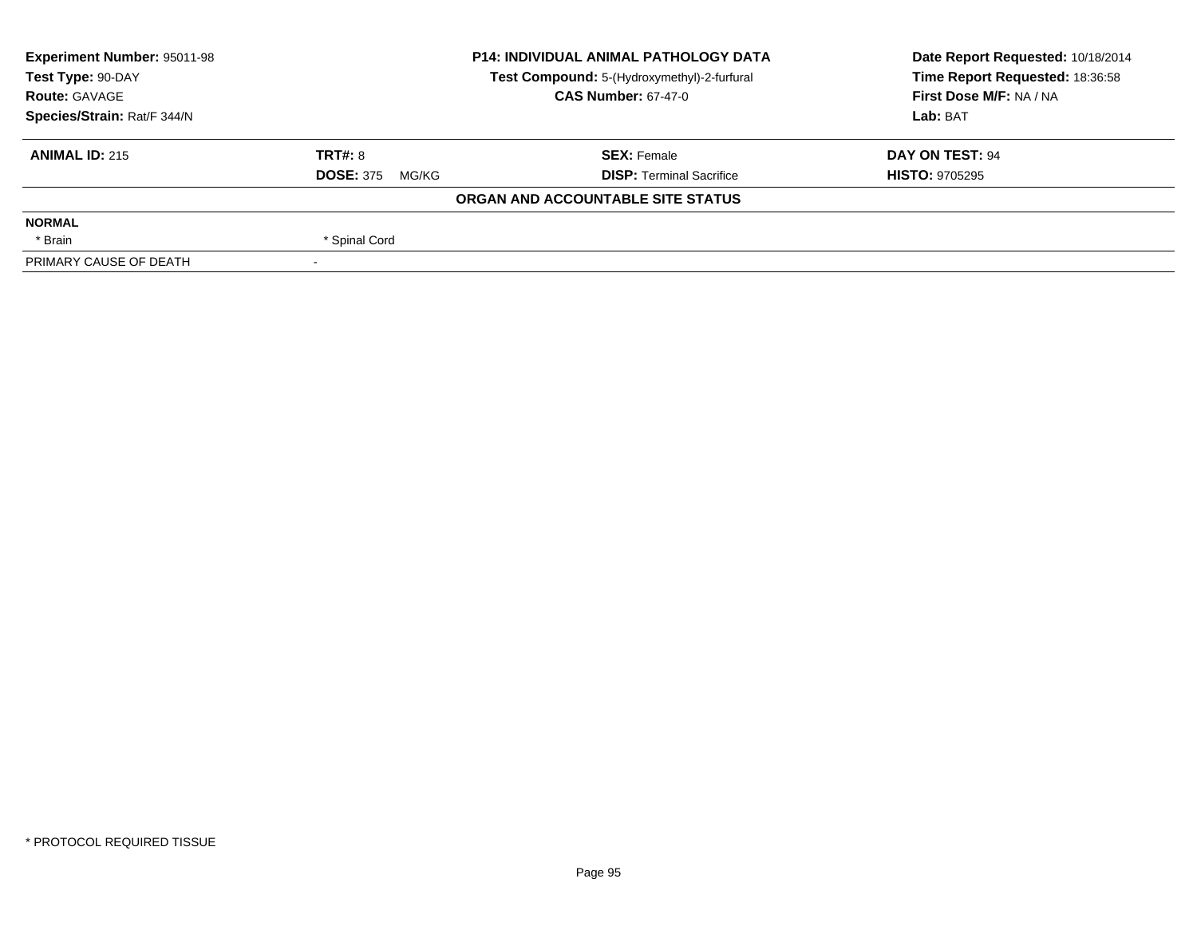| Experiment Number: 95011-98 | P14: INDIVIDUAL ANIMAL PATHOLOGY DATA | Date Report Requested: 10/18/2014 |
|---|---|---|
| Test Type: 90-DAY | Test Compound: 5-(Hydroxymethyl)-2-furfural | Time Report Requested: 18:36:58 |
| Route: GAVAGE | CAS Number: 67-47-0 | First Dose M/F: NA / NA |
| Species/Strain: Rat/F 344/N | | Lab: BAT |

| ANIMAL ID: 215 | TRT#: 8 | SEX: Female | DAY ON TEST: 94 |
|---|---|---|---|
| | DOSE: 375 MG/KG | DISP: Terminal Sacrifice | HISTO: 9705295 |

**ORGAN AND ACCOUNTABLE SITE STATUS**

| NORMAL | |
|---|---|
| * Brain | * Spinal Cord |
| PRIMARY CAUSE OF DEATH | - |

* PROTOCOL REQUIRED TISSUE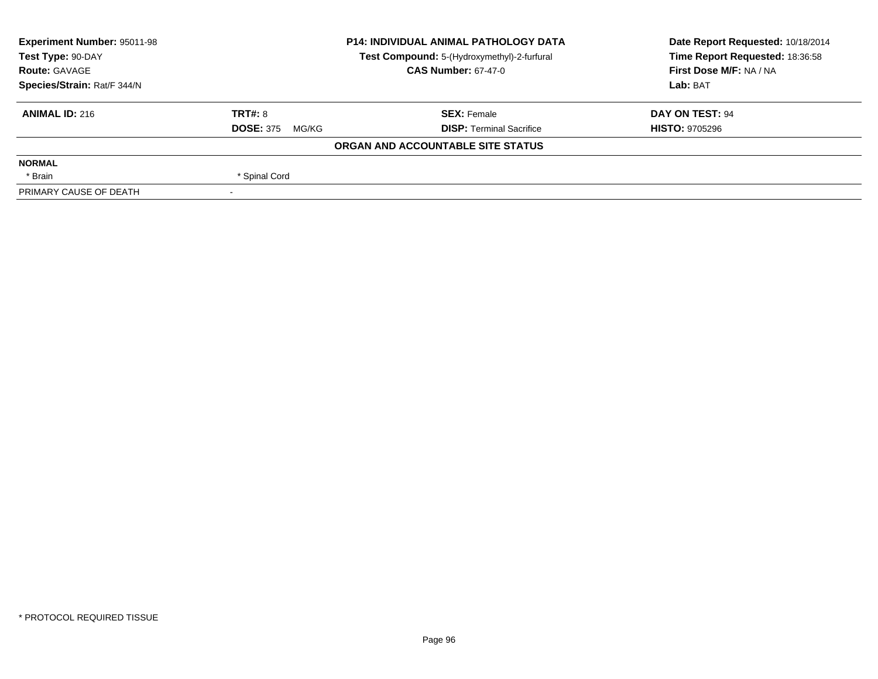| Experiment Number: 95011-98 | P14: INDIVIDUAL ANIMAL PATHOLOGY DATA | Date Report Requested: 10/18/2014 |
|---|---|---|
| Test Type: 90-DAY | Test Compound: 5-(Hydroxymethyl)-2-furfural | Time Report Requested: 18:36:58 |
| Route: GAVAGE | CAS Number: 67-47-0 | First Dose M/F: NA / NA |
| Species/Strain: Rat/F 344/N | | Lab: BAT |

| **ANIMAL ID:** 216 | **TRT#:** 8 | **SEX:** Female | **DAY ON TEST:** 94 |
|---|---|---|---|
| | **DOSE:** 375 MG/KG | **DISP:** Terminal Sacrifice | **HISTO:** 9705296 |

**ORGAN AND ACCOUNTABLE SITE STATUS**

| | |
|---|---|
| **NORMAL** | |
| * Brain | * Spinal Cord |
| PRIMARY CAUSE OF DEATH | - |

* PROTOCOL REQUIRED TISSUE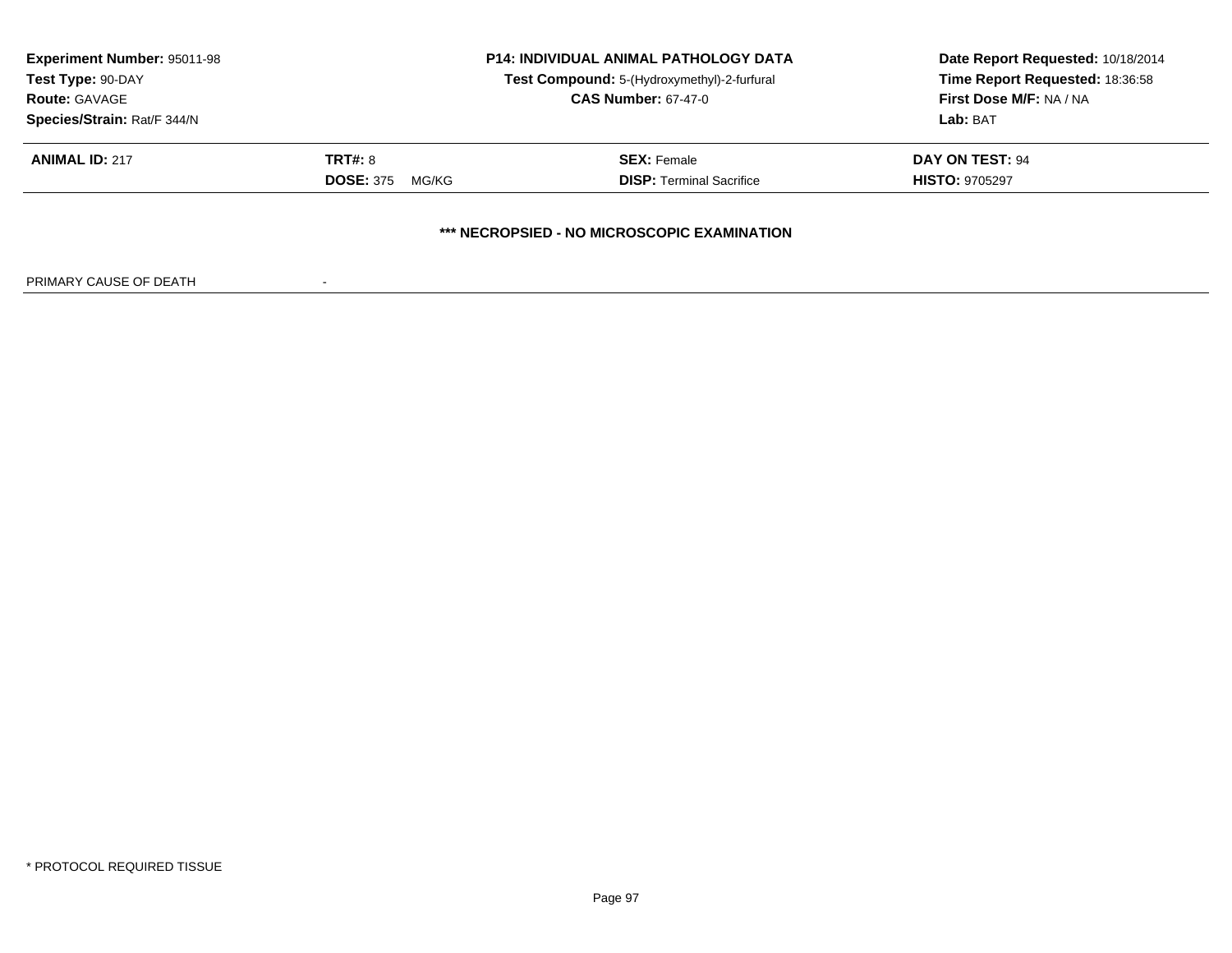| **Experiment Number:** 95011-98 | **P14: INDIVIDUAL ANIMAL PATHOLOGY DATA** | **Date Report Requested:** 10/18/2014 |
|---|---|---|
| **Test Type:** 90-DAY | **Test Compound:** 5-(Hydroxymethyl)-2-furfural | **Time Report Requested:** 18:36:58 |
| **Route:** GAVAGE | **CAS Number:** 67-47-0 | **First Dose M/F:** NA / NA |
| **Species/Strain:** Rat/F 344/N | | **Lab:** BAT |

| **ANIMAL ID:** 217 | **TRT#:** 8 | **SEX:** Female | **DAY ON TEST:** 94 |
|---|---|---|---|
| | **DOSE:** 375 MG/KG | **DISP:** Terminal Sacrifice | **HISTO:** 9705297 |

**\*\*\* NECROPSIED - NO MICROSCOPIC EXAMINATION**

PRIMARY CAUSE OF DEATH -

\* PROTOCOL REQUIRED TISSUE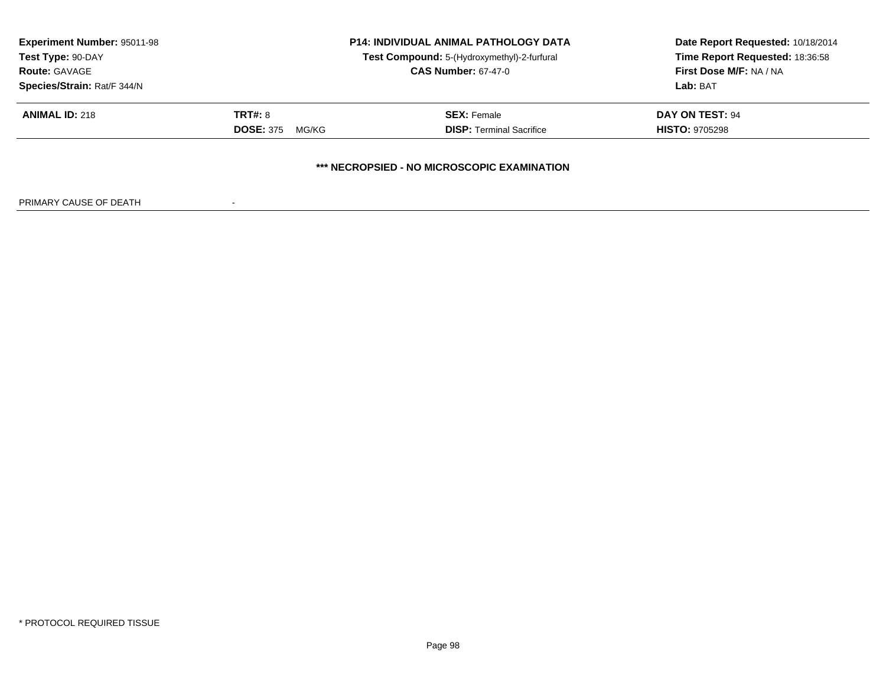**Experiment Number:** 95011-98
**Test Type:** 90-DAY
**Route:** GAVAGE
**Species/Strain:** Rat/F 344/N

**P14: INDIVIDUAL ANIMAL PATHOLOGY DATA**
**Test Compound:** 5-(Hydroxymethyl)-2-furfural
**CAS Number:** 67-47-0

**Date Report Requested:** 10/18/2014
**Time Report Requested:** 18:36:58
**First Dose M/F:** NA / NA
**Lab:** BAT

| **ANIMAL ID:** 218 | **TRT#:** 8 | **SEX:** Female | **DAY ON TEST:** 94 |
|---|---|---|---|
| | **DOSE:** 375 MG/KG | **DISP:** Terminal Sacrifice | **HISTO:** 9705298 |

**\*\*\* NECROPSIED - NO MICROSCOPIC EXAMINATION**

PRIMARY CAUSE OF DEATH -

\* PROTOCOL REQUIRED TISSUE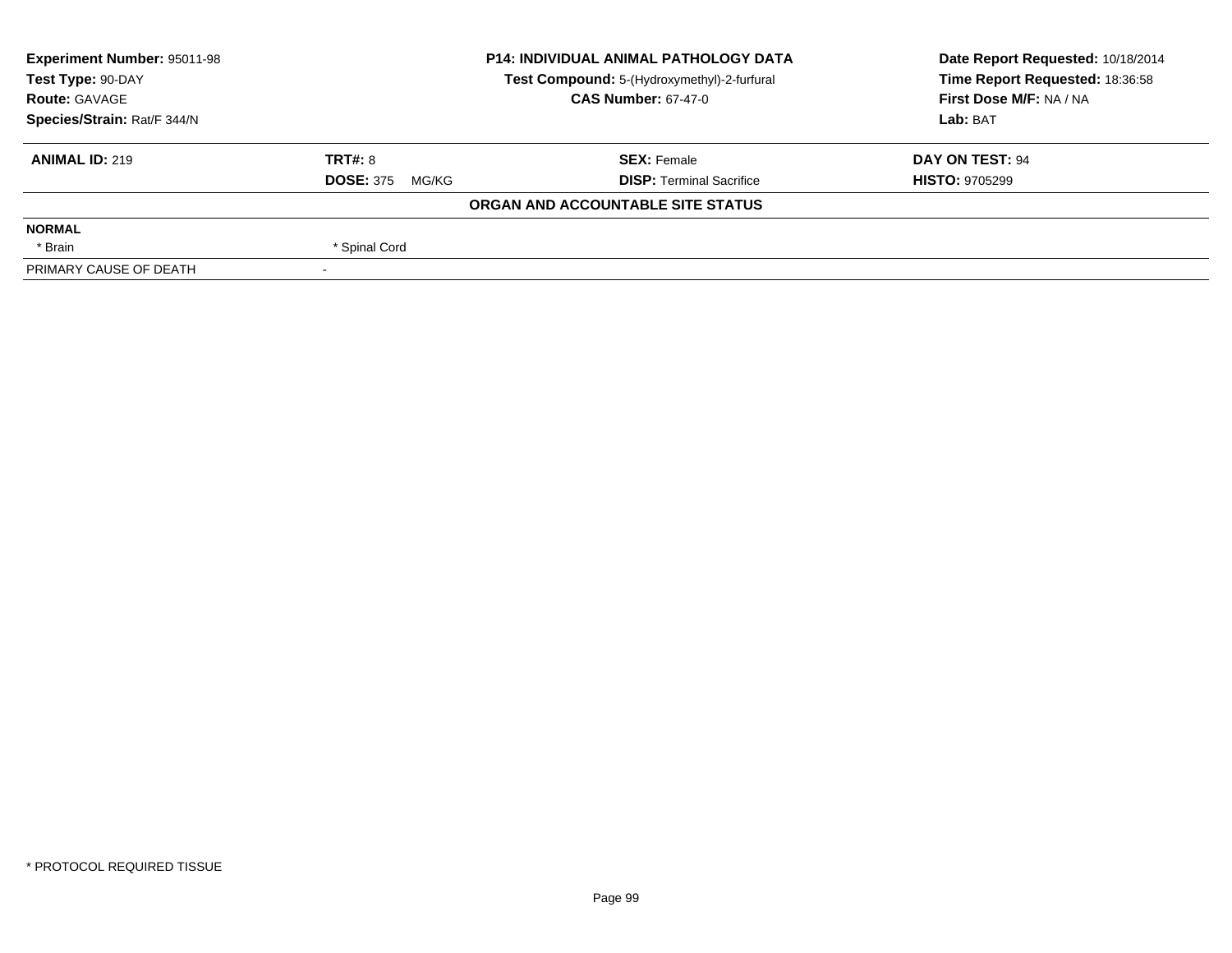| Experiment Number: 95011-98 | P14: INDIVIDUAL ANIMAL PATHOLOGY DATA | Date Report Requested: 10/18/2014 |
|---|---|---|
| Test Type: 90-DAY | Test Compound: 5-(Hydroxymethyl)-2-furfural | Time Report Requested: 18:36:58 |
| Route: GAVAGE | CAS Number: 67-47-0 | First Dose M/F: NA / NA |
| Species/Strain: Rat/F 344/N | | Lab: BAT |

| ANIMAL ID: 219 | TRT#: 8 | SEX: Female | DAY ON TEST: 94 |
|---|---|---|---|
| | DOSE: 375 MG/KG | DISP: Terminal Sacrifice | HISTO: 9705299 |

**ORGAN AND ACCOUNTABLE SITE STATUS**

| NORMAL | |
|---|---|
| * Brain | * Spinal Cord |
| PRIMARY CAUSE OF DEATH | - |

* PROTOCOL REQUIRED TISSUE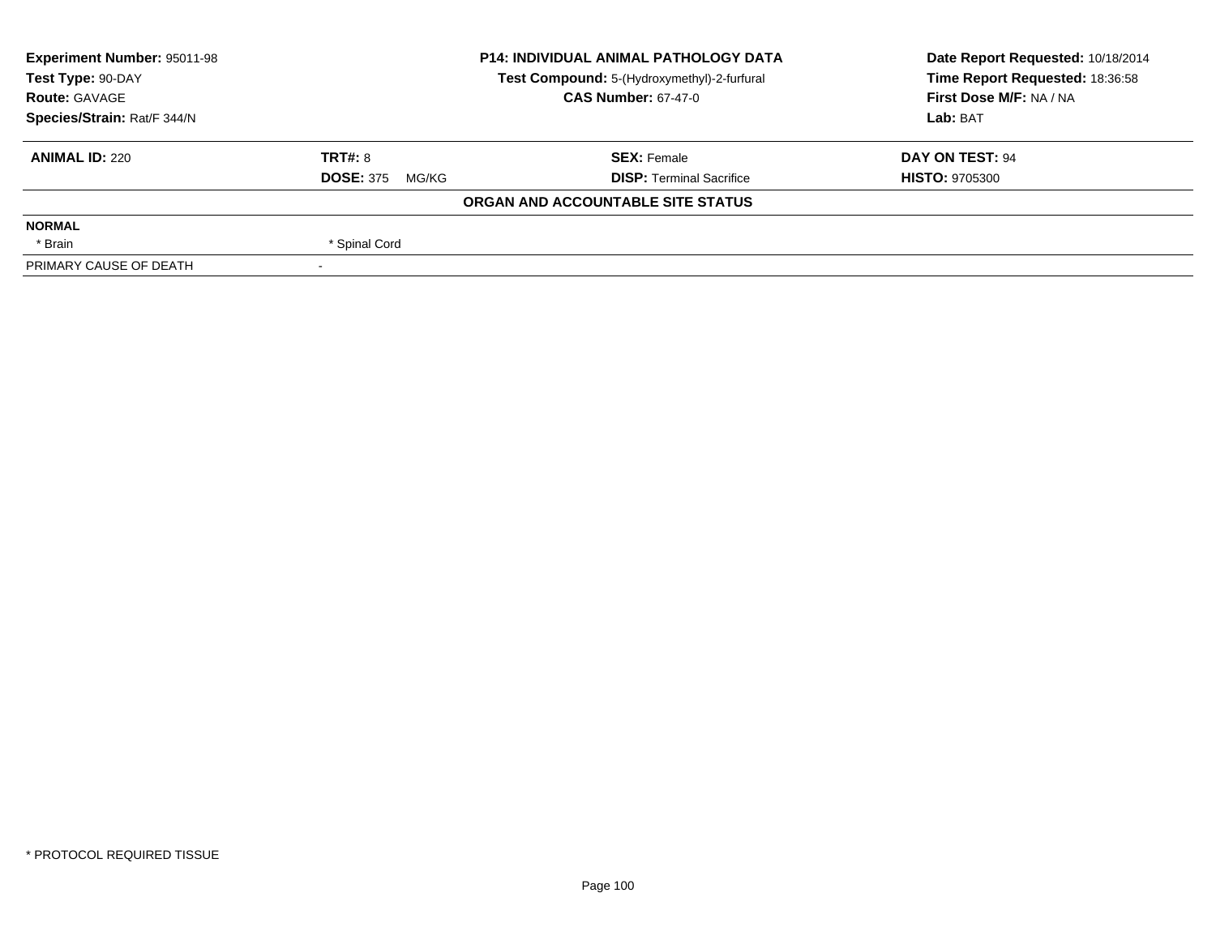| **Experiment Number:** 95011-98 | **P14: INDIVIDUAL ANIMAL PATHOLOGY DATA** | **Date Report Requested:** 10/18/2014 |
|---|---|---|
| **Test Type:** 90-DAY | **Test Compound:** 5-(Hydroxymethyl)-2-furfural | **Time Report Requested:** 18:36:58 |
| **Route:** GAVAGE | **CAS Number:** 67-47-0 | **First Dose M/F:** NA / NA |
| **Species/Strain:** Rat/F 344/N | | **Lab:** BAT |

| **ANIMAL ID:** 220 | **TRT#:** 8 | **SEX:** Female | **DAY ON TEST:** 94 |
|---|---|---|---|
| | **DOSE:** 375 MG/KG | **DISP:** Terminal Sacrifice | **HISTO:** 9705300 |

**ORGAN AND ACCOUNTABLE SITE STATUS**

| | | | |
|---|---|---|---|
| **NORMAL** | | | |
| * Brain | * Spinal Cord | | |
| PRIMARY CAUSE OF DEATH | - | | |

* PROTOCOL REQUIRED TISSUE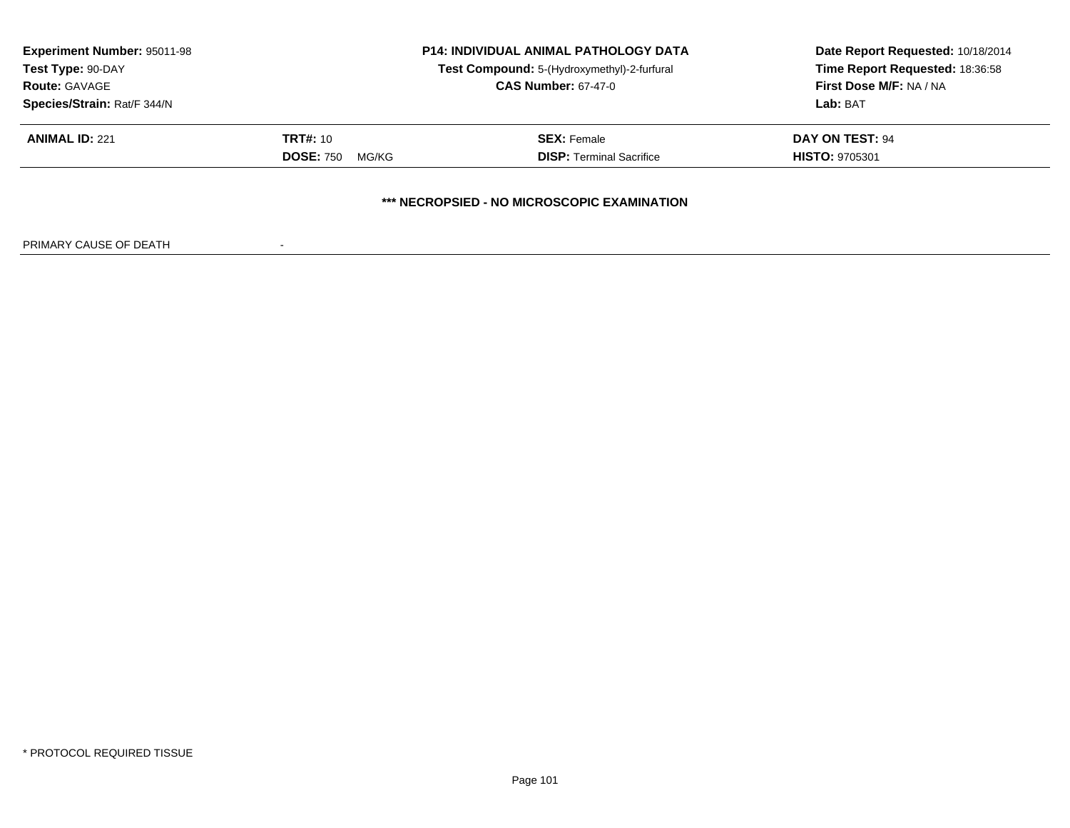| | | |
|---|---|---|
| **Experiment Number:** 95011-98 | **P14: INDIVIDUAL ANIMAL PATHOLOGY DATA** | **Date Report Requested:** 10/18/2014 |
| **Test Type:** 90-DAY | **Test Compound:** 5-(Hydroxymethyl)-2-furfural | **Time Report Requested:** 18:36:58 |
| **Route:** GAVAGE | **CAS Number:** 67-47-0 | **First Dose M/F:** NA / NA |
| **Species/Strain:** Rat/F 344/N | | **Lab:** BAT |

| | | | |
|---|---|---|---|
| **ANIMAL ID:** 221 | **TRT#:** 10 | **SEX:** Female | **DAY ON TEST:** 94 |
| | **DOSE:** 750 MG/KG | **DISP:** Terminal Sacrifice | **HISTO:** 9705301 |

**\*\*\* NECROPSIED - NO MICROSCOPIC EXAMINATION**

PRIMARY CAUSE OF DEATH -

* PROTOCOL REQUIRED TISSUE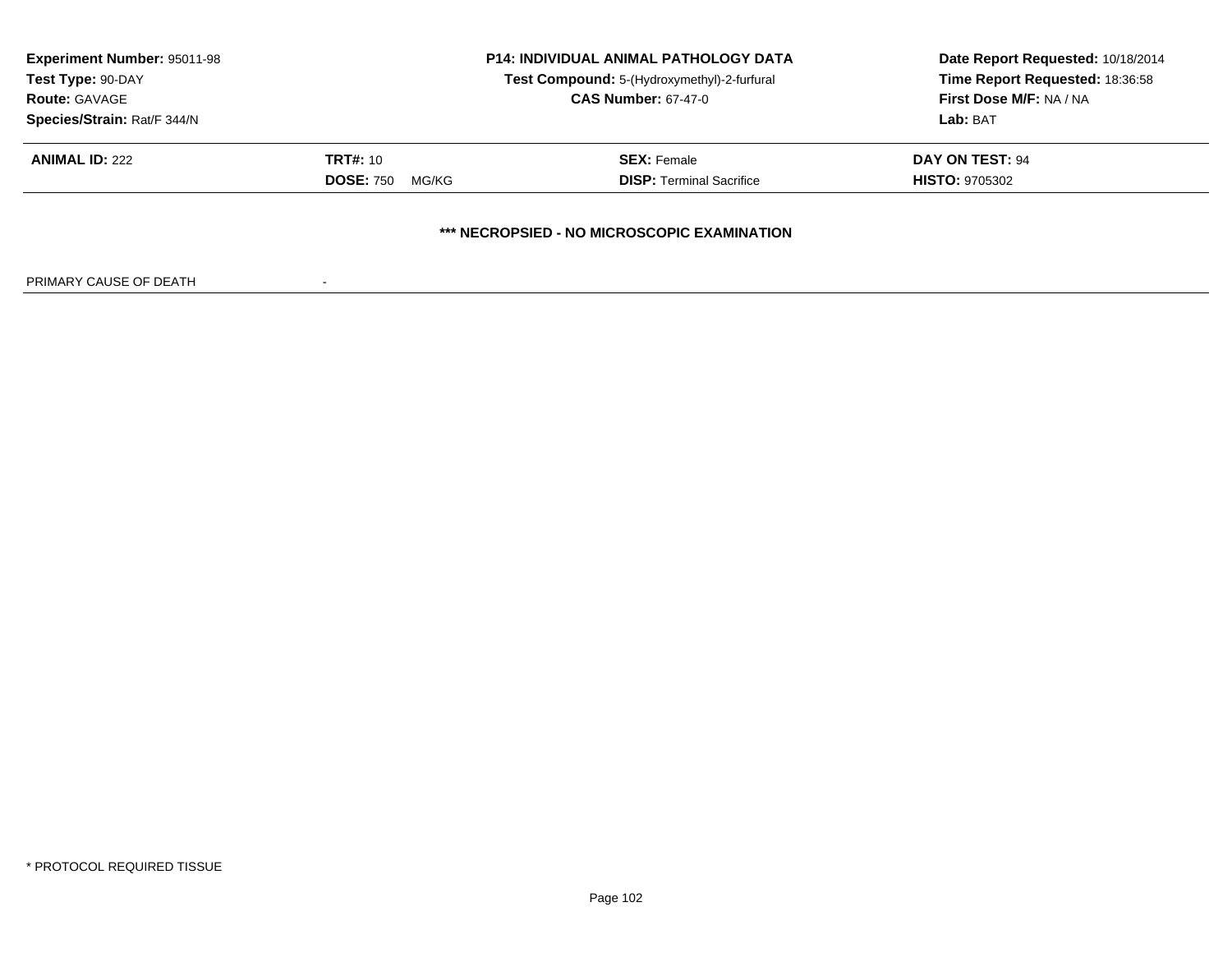**Experiment Number:** 95011-98
**Test Type:** 90-DAY
**Route:** GAVAGE
**Species/Strain:** Rat/F 344/N

**P14: INDIVIDUAL ANIMAL PATHOLOGY DATA**
**Test Compound:** 5-(Hydroxymethyl)-2-furfural
**CAS Number:** 67-47-0

**Date Report Requested:** 10/18/2014
**Time Report Requested:** 18:36:58
**First Dose M/F:** NA / NA
**Lab:** BAT

| **ANIMAL ID:** 222 | **TRT#:** 10 | **SEX:** Female | **DAY ON TEST:** 94 |
|---|---|---|---|
| | **DOSE:** 750 MG/KG | **DISP:** Terminal Sacrifice | **HISTO:** 9705302 |

**\*\*\* NECROPSIED - NO MICROSCOPIC EXAMINATION**

PRIMARY CAUSE OF DEATH -

\* PROTOCOL REQUIRED TISSUE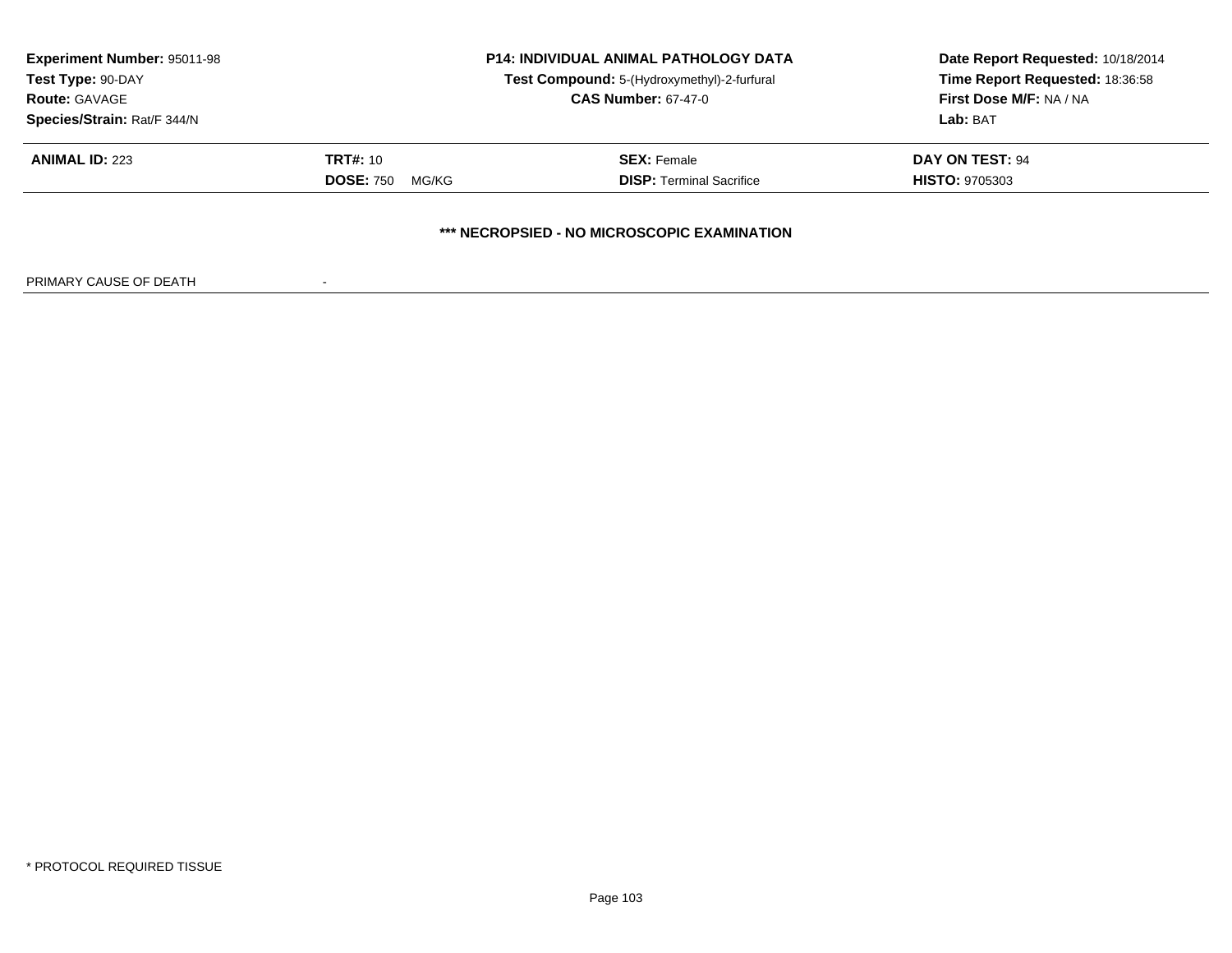**Experiment Number:** 95011-98
**Test Type:** 90-DAY
**Route:** GAVAGE
**Species/Strain:** Rat/F 344/N

**P14: INDIVIDUAL ANIMAL PATHOLOGY DATA**
**Test Compound:** 5-(Hydroxymethyl)-2-furfural
**CAS Number:** 67-47-0

**Date Report Requested:** 10/18/2014
**Time Report Requested:** 18:36:58
**First Dose M/F:** NA / NA
**Lab:** BAT

| **ANIMAL ID:** 223 | **TRT#:** 10 | **SEX:** Female | **DAY ON TEST:** 94 |
|---|---|---|---|
| | **DOSE:** 750 MG/KG | **DISP:** Terminal Sacrifice | **HISTO:** 9705303 |

**\*\*\* NECROPSIED - NO MICROSCOPIC EXAMINATION**

PRIMARY CAUSE OF DEATH -

\* PROTOCOL REQUIRED TISSUE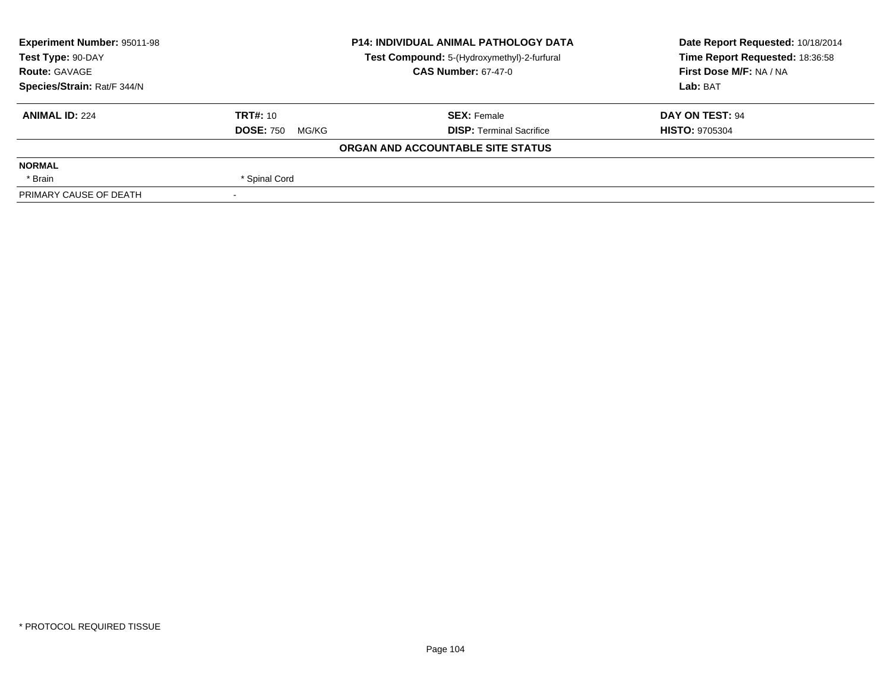**Experiment Number:** 95011-98
**Test Type:** 90-DAY
**Route:** GAVAGE
**Species/Strain:** Rat/F 344/N

**P14: INDIVIDUAL ANIMAL PATHOLOGY DATA**
**Test Compound:** 5-(Hydroxymethyl)-2-furfural
**CAS Number:** 67-47-0

**Date Report Requested:** 10/18/2014
**Time Report Requested:** 18:36:58
**First Dose M/F:** NA / NA
**Lab:** BAT

| **ANIMAL ID:** 224 | **TRT#:** 10 | **SEX:** Female | **DAY ON TEST:** 94 |
|---|---|---|---|
| | **DOSE:** 750 MG/KG | **DISP:** Terminal Sacrifice | **HISTO:** 9705304 |

**ORGAN AND ACCOUNTABLE SITE STATUS**

| **NORMAL** | |
|---|---|
| * Brain | * Spinal Cord |
| PRIMARY CAUSE OF DEATH | - |

* PROTOCOL REQUIRED TISSUE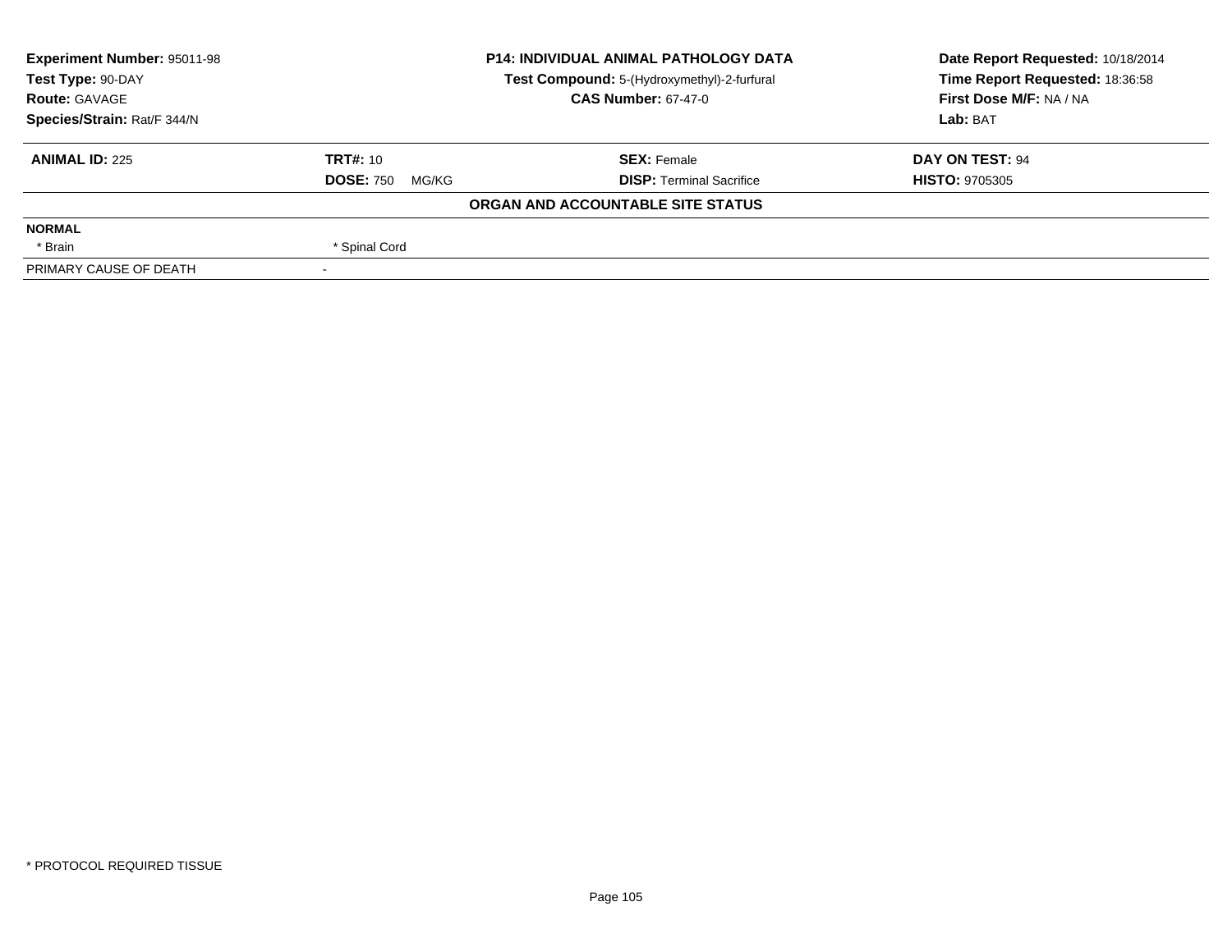| Experiment Number: 95011-98 | P14: INDIVIDUAL ANIMAL PATHOLOGY DATA | Date Report Requested: 10/18/2014 |
|---|---|---|
| Test Type: 90-DAY | Test Compound: 5-(Hydroxymethyl)-2-furfural | Time Report Requested: 18:36:58 |
| Route: GAVAGE | CAS Number: 67-47-0 | First Dose M/F: NA / NA |
| Species/Strain: Rat/F 344/N | | Lab: BAT |

| ANIMAL ID: 225 | TRT#: 10 | SEX: Female | DAY ON TEST: 94 |
|---|---|---|---|
| | DOSE: 750 MG/KG | DISP: Terminal Sacrifice | HISTO: 9705305 |

**ORGAN AND ACCOUNTABLE SITE STATUS**

| NORMAL | |
|---|---|
| * Brain | * Spinal Cord |
| PRIMARY CAUSE OF DEATH | - |

* PROTOCOL REQUIRED TISSUE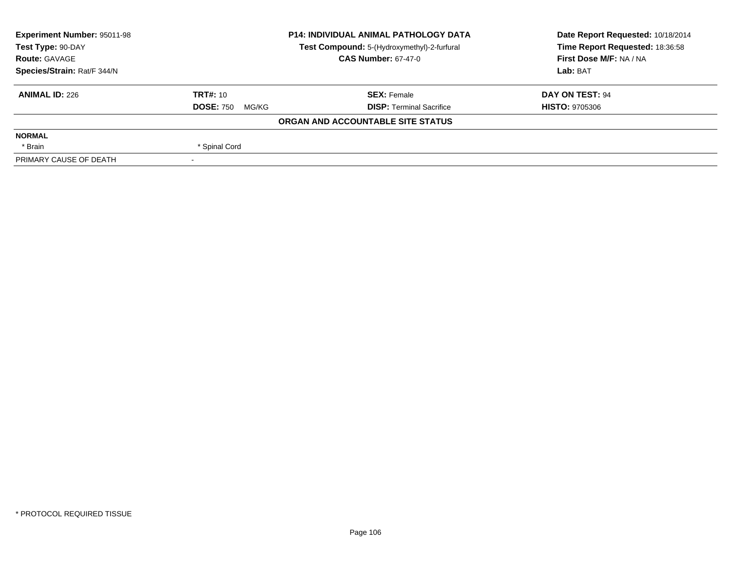| Experiment Number: 95011-98 | P14: INDIVIDUAL ANIMAL PATHOLOGY DATA | Date Report Requested: 10/18/2014 |
|---|---|---|
| Test Type: 90-DAY | Test Compound: 5-(Hydroxymethyl)-2-furfural | Time Report Requested: 18:36:58 |
| Route: GAVAGE | CAS Number: 67-47-0 | First Dose M/F: NA / NA |
| Species/Strain: Rat/F 344/N | | Lab: BAT |

| ANIMAL ID: 226 | TRT#: 10 | SEX: Female | DAY ON TEST: 94 |
|---|---|---|---|
| | DOSE: 750 MG/KG | DISP: Terminal Sacrifice | HISTO: 9705306 |

**ORGAN AND ACCOUNTABLE SITE STATUS**

| NORMAL | | | |
|---|---|---|---|
| * Brain | * Spinal Cord | | |
| PRIMARY CAUSE OF DEATH | - | | |

* PROTOCOL REQUIRED TISSUE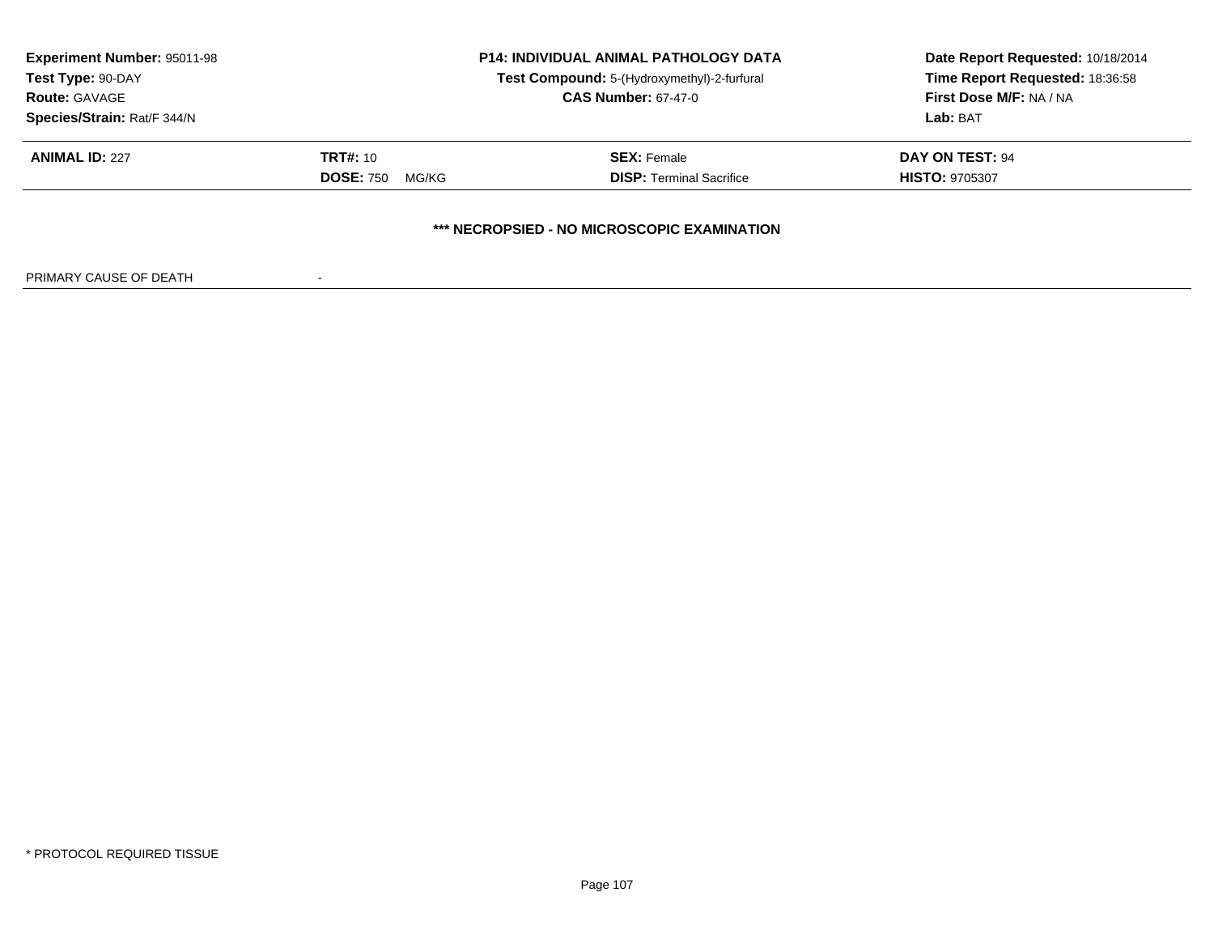| **Experiment Number:** 95011-98 | **P14: INDIVIDUAL ANIMAL PATHOLOGY DATA** | **Date Report Requested:** 10/18/2014 |
|---|---|---|
| **Test Type:** 90-DAY | **Test Compound:** 5-(Hydroxymethyl)-2-furfural | **Time Report Requested:** 18:36:58 |
| **Route:** GAVAGE | **CAS Number:** 67-47-0 | **First Dose M/F:** NA / NA |
| **Species/Strain:** Rat/F 344/N | | **Lab:** BAT |

| **ANIMAL ID:** 227 | **TRT#:** 10 | **SEX:** Female | **DAY ON TEST:** 94 |
|---|---|---|---|
| | **DOSE:** 750 MG/KG | **DISP:** Terminal Sacrifice | **HISTO:** 9705307 |

**\*\*\* NECROPSIED - NO MICROSCOPIC EXAMINATION**

PRIMARY CAUSE OF DEATH -

* PROTOCOL REQUIRED TISSUE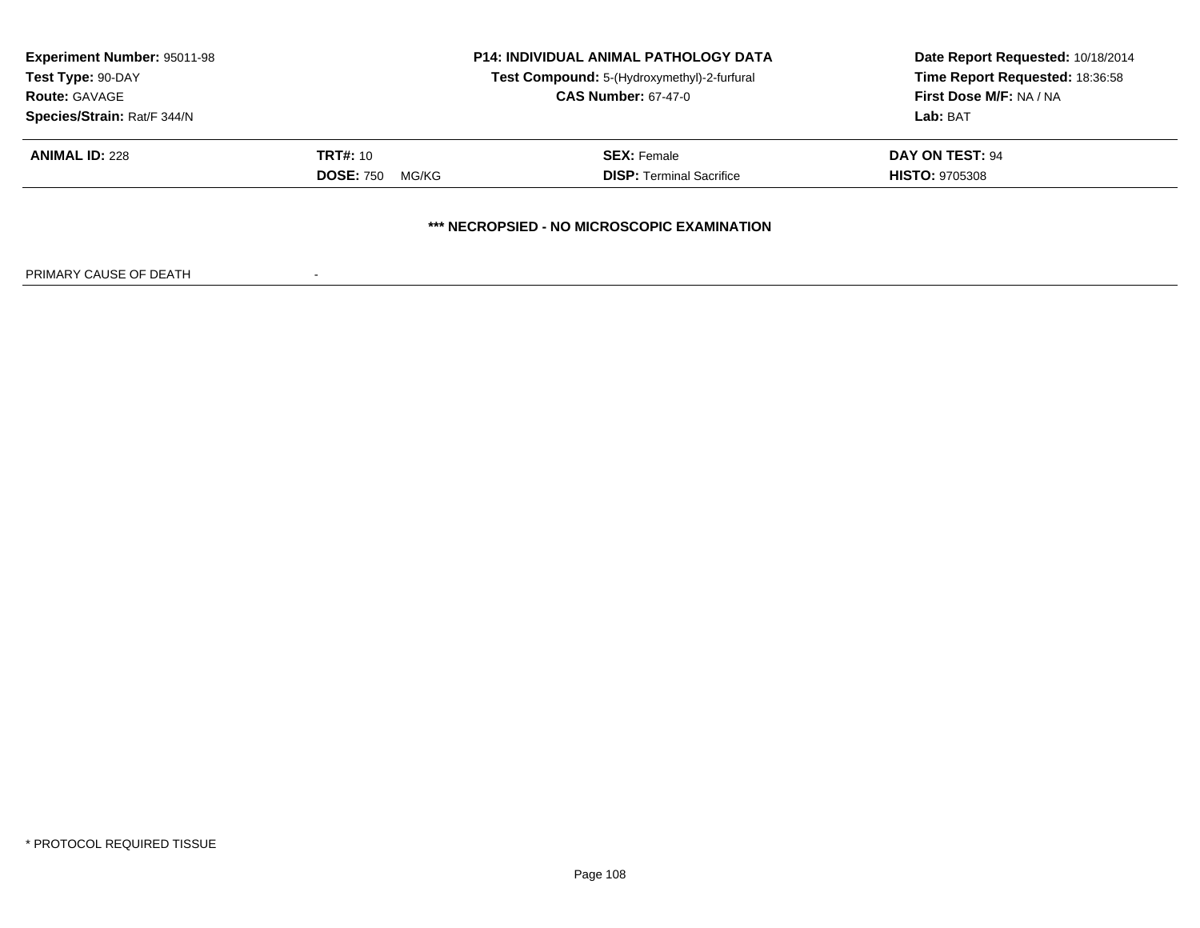**Experiment Number:** 95011-98
**Test Type:** 90-DAY
**Route:** GAVAGE
**Species/Strain:** Rat/F 344/N

**P14: INDIVIDUAL ANIMAL PATHOLOGY DATA**
**Test Compound:** 5-(Hydroxymethyl)-2-furfural
**CAS Number:** 67-47-0

**Date Report Requested:** 10/18/2014
**Time Report Requested:** 18:36:58
**First Dose M/F:** NA / NA
**Lab:** BAT

| **ANIMAL ID:** 228 | **TRT#:** 10 | **SEX:** Female | **DAY ON TEST:** 94 |
|---|---|---|---|
| | **DOSE:** 750 MG/KG | **DISP:** Terminal Sacrifice | **HISTO:** 9705308 |

**\*\*\* NECROPSIED - NO MICROSCOPIC EXAMINATION**

PRIMARY CAUSE OF DEATH -

* PROTOCOL REQUIRED TISSUE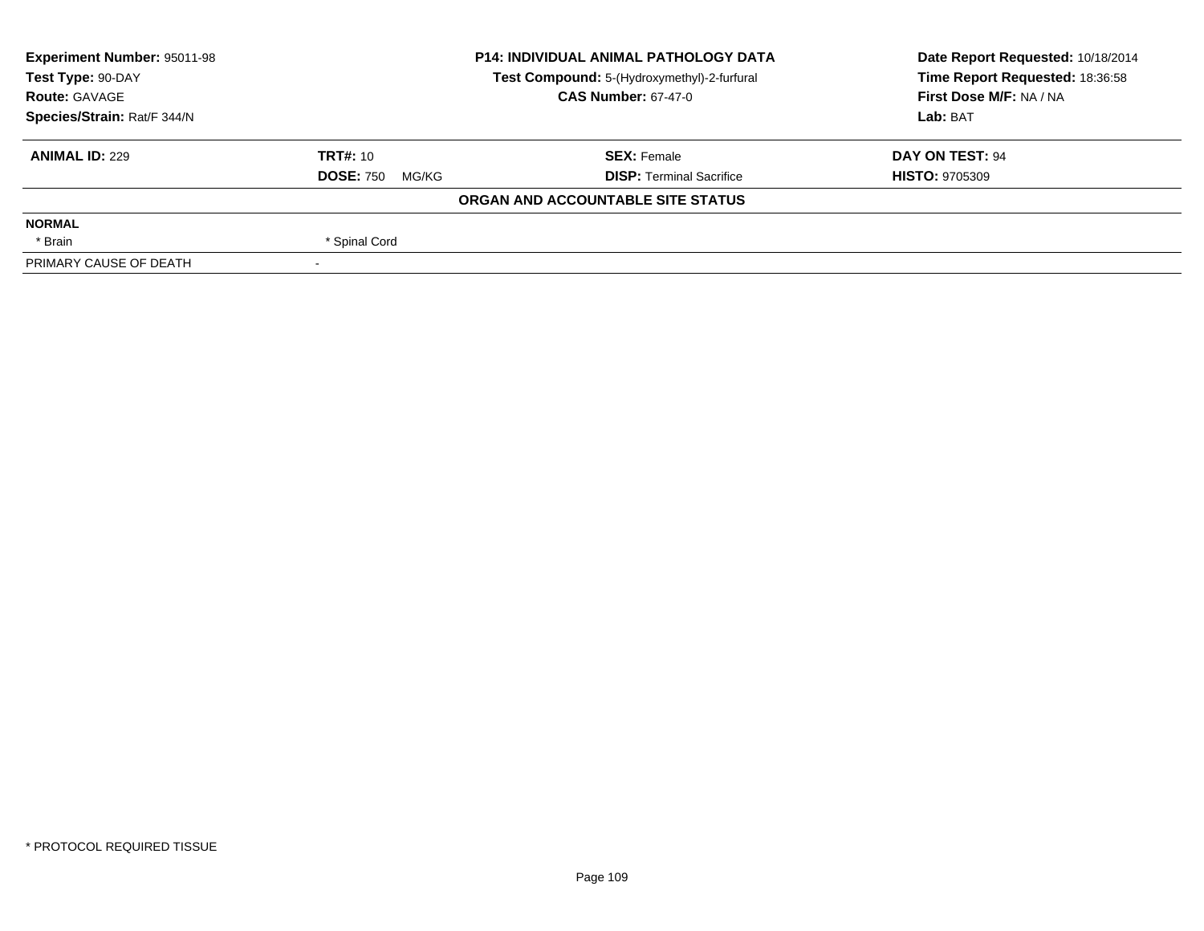**Experiment Number:** 95011-98
**Test Type:** 90-DAY
**Route:** GAVAGE
**Species/Strain:** Rat/F 344/N

**P14: INDIVIDUAL ANIMAL PATHOLOGY DATA**
**Test Compound:** 5-(Hydroxymethyl)-2-furfural
**CAS Number:** 67-47-0

**Date Report Requested:** 10/18/2014
**Time Report Requested:** 18:36:58
**First Dose M/F:** NA / NA
**Lab:** BAT

| **ANIMAL ID:** 229 | **TRT#:** 10 | **SEX:** Female | **DAY ON TEST:** 94 |
|---|---|---|---|
| | **DOSE:** 750 MG/KG | **DISP:** Terminal Sacrifice | **HISTO:** 9705309 |

**ORGAN AND ACCOUNTABLE SITE STATUS**

| | |
|---|---|
| **NORMAL** | |
| * Brain | * Spinal Cord |
| PRIMARY CAUSE OF DEATH | - |

* PROTOCOL REQUIRED TISSUE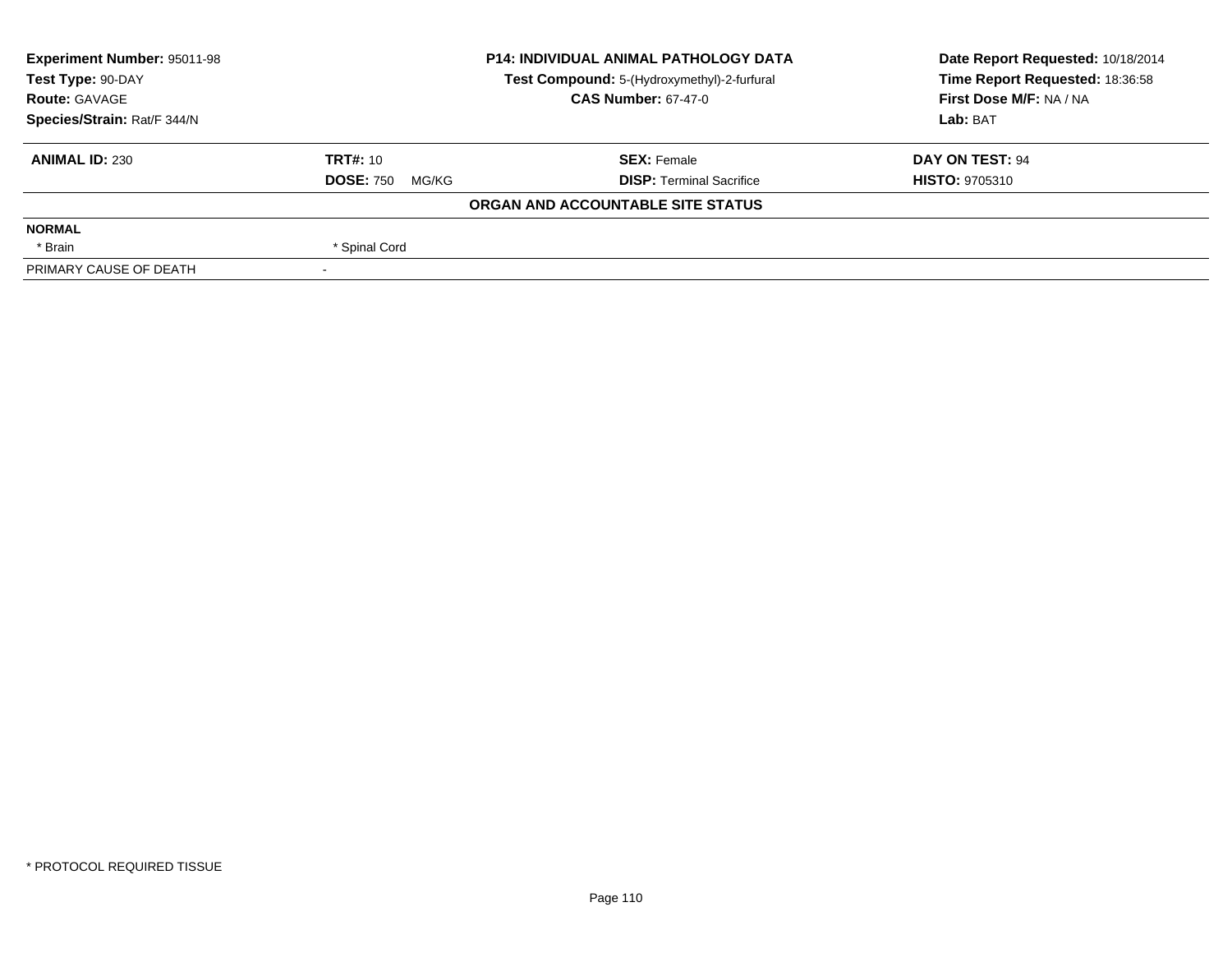**Experiment Number:** 95011-98
**Test Type:** 90-DAY
**Route:** GAVAGE
**Species/Strain:** Rat/F 344/N

**P14: INDIVIDUAL ANIMAL PATHOLOGY DATA**
**Test Compound:** 5-(Hydroxymethyl)-2-furfural
**CAS Number:** 67-47-0

**Date Report Requested:** 10/18/2014
**Time Report Requested:** 18:36:58
**First Dose M/F:** NA / NA
**Lab:** BAT

| **ANIMAL ID:** 230 | **TRT#:** 10 | **SEX:** Female | **DAY ON TEST:** 94 |
|---|---|---|---|
| | **DOSE:** 750 MG/KG | **DISP:** Terminal Sacrifice | **HISTO:** 9705310 |

**ORGAN AND ACCOUNTABLE SITE STATUS**

| | | | |
|---|---|---|---|
| **NORMAL** | | | |
| * Brain | * Spinal Cord | | |
| PRIMARY CAUSE OF DEATH | - | | |

* PROTOCOL REQUIRED TISSUE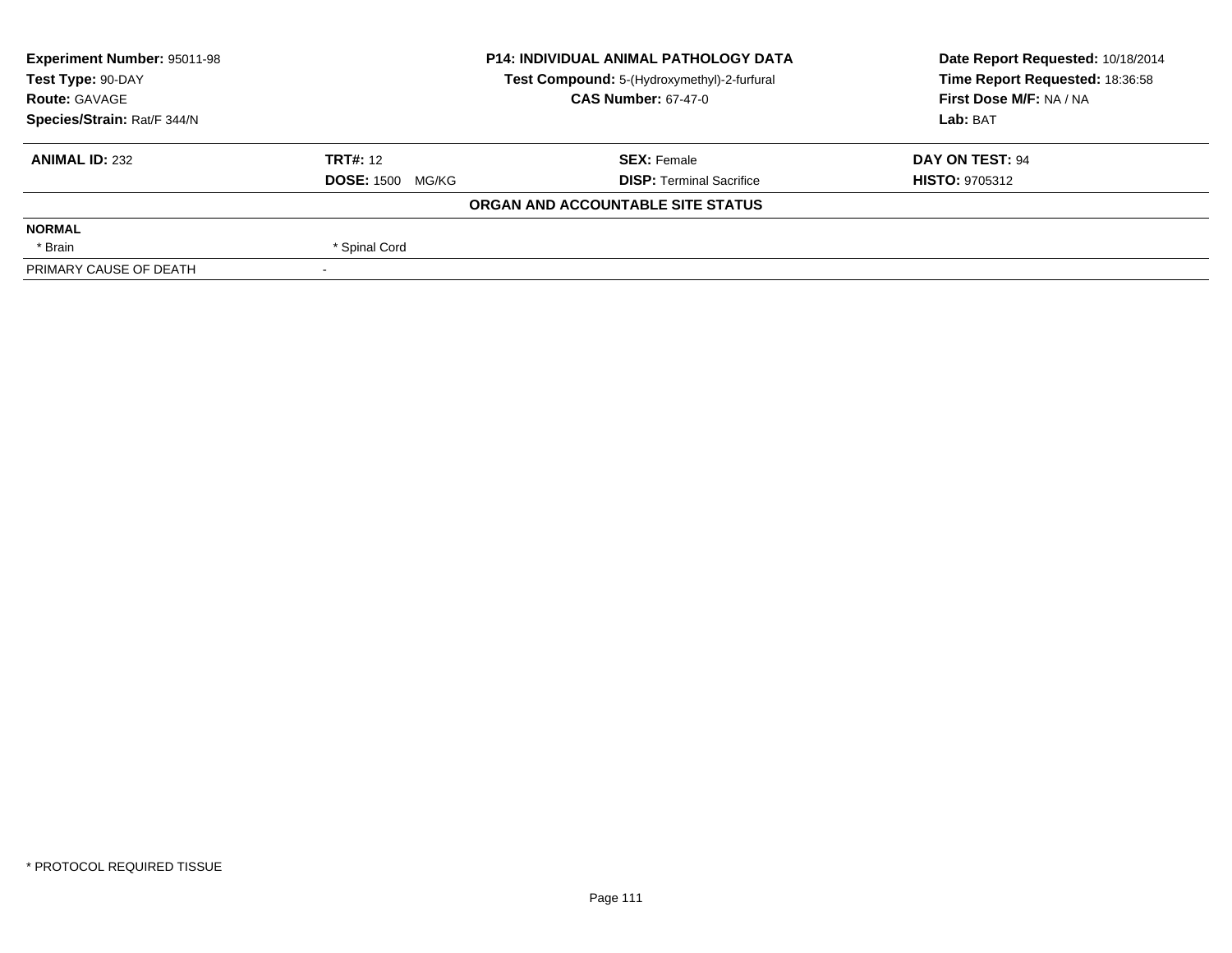**Experiment Number:** 95011-98
**Test Type:** 90-DAY
**Route:** GAVAGE
**Species/Strain:** Rat/F 344/N

**P14: INDIVIDUAL ANIMAL PATHOLOGY DATA**
**Test Compound:** 5-(Hydroxymethyl)-2-furfural
**CAS Number:** 67-47-0

**Date Report Requested:** 10/18/2014
**Time Report Requested:** 18:36:58
**First Dose M/F:** NA / NA
**Lab:** BAT

| **ANIMAL ID:** 232 | **TRT#:** 12 | **SEX:** Female | **DAY ON TEST:** 94 |
|---|---|---|---|
| | **DOSE:** 1500 MG/KG | **DISP:** Terminal Sacrifice | **HISTO:** 9705312 |

**ORGAN AND ACCOUNTABLE SITE STATUS**

| | |
|---|---|
| **NORMAL** | |
| * Brain | * Spinal Cord |
| PRIMARY CAUSE OF DEATH | - |

* PROTOCOL REQUIRED TISSUE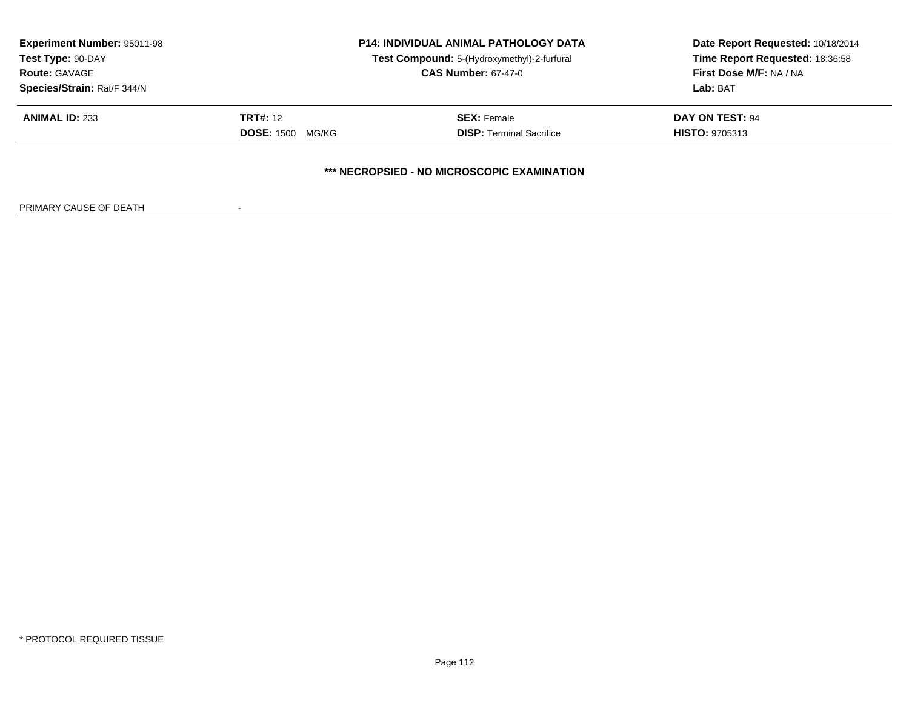**Experiment Number:** 95011-98
**Test Type:** 90-DAY
**Route:** GAVAGE
**Species/Strain:** Rat/F 344/N

**P14: INDIVIDUAL ANIMAL PATHOLOGY DATA**
**Test Compound:** 5-(Hydroxymethyl)-2-furfural
**CAS Number:** 67-47-0

**Date Report Requested:** 10/18/2014
**Time Report Requested:** 18:36:58
**First Dose M/F:** NA / NA
**Lab:** BAT

| **ANIMAL ID:** 233 | **TRT#:** 12 | **SEX:** Female | **DAY ON TEST:** 94 |
|---|---|---|---|
| | **DOSE:** 1500 MG/KG | **DISP:** Terminal Sacrifice | **HISTO:** 9705313 |

**\*\*\* NECROPSIED - NO MICROSCOPIC EXAMINATION**

PRIMARY CAUSE OF DEATH -

\* PROTOCOL REQUIRED TISSUE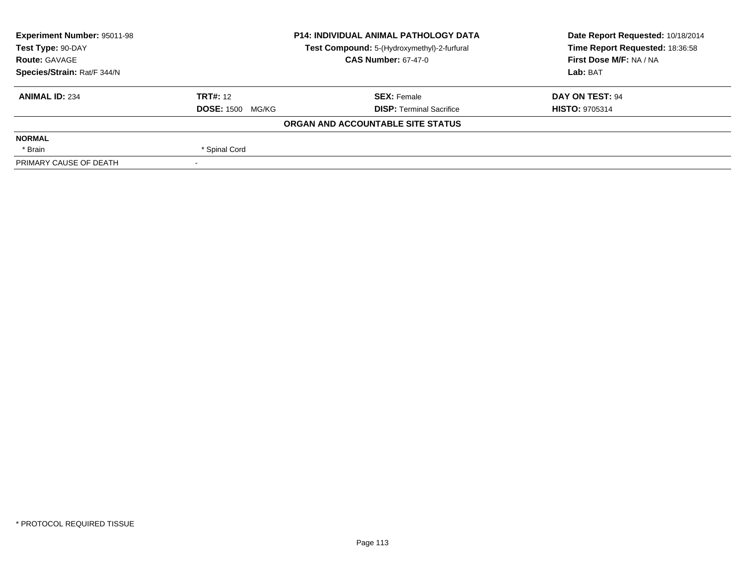**Experiment Number:** 95011-98
**Test Type:** 90-DAY
**Route:** GAVAGE
**Species/Strain:** Rat/F 344/N

**P14: INDIVIDUAL ANIMAL PATHOLOGY DATA**
**Test Compound:** 5-(Hydroxymethyl)-2-furfural
**CAS Number:** 67-47-0

**Date Report Requested:** 10/18/2014
**Time Report Requested:** 18:36:58
**First Dose M/F:** NA / NA
**Lab:** BAT

| **ANIMAL ID:** 234 | **TRT#:** 12 | **SEX:** Female | **DAY ON TEST:** 94 |
|---|---|---|---|
| | **DOSE:** 1500 MG/KG | **DISP:** Terminal Sacrifice | **HISTO:** 9705314 |

**ORGAN AND ACCOUNTABLE SITE STATUS**

| | |
|---|---|
| **NORMAL** | |
| * Brain | * Spinal Cord |
| PRIMARY CAUSE OF DEATH | - |

* PROTOCOL REQUIRED TISSUE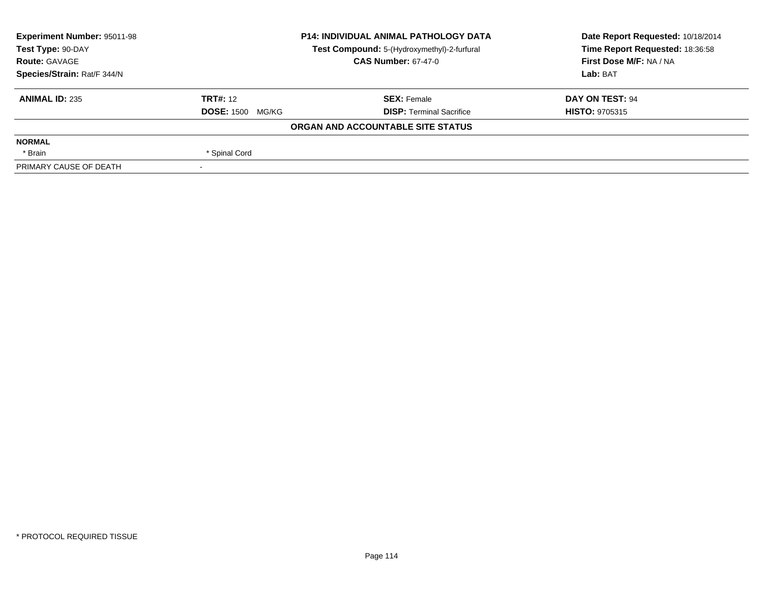**Experiment Number:** 95011-98
**Test Type:** 90-DAY
**Route:** GAVAGE
**Species/Strain:** Rat/F 344/N

**P14: INDIVIDUAL ANIMAL PATHOLOGY DATA**
**Test Compound:** 5-(Hydroxymethyl)-2-furfural
**CAS Number:** 67-47-0

**Date Report Requested:** 10/18/2014
**Time Report Requested:** 18:36:58
**First Dose M/F:** NA / NA
**Lab:** BAT

| **ANIMAL ID:** 235 | **TRT#:** 12 | **SEX:** Female | **DAY ON TEST:** 94 |
|---|---|---|---|
| | **DOSE:** 1500 MG/KG | **DISP:** Terminal Sacrifice | **HISTO:** 9705315 |

**ORGAN AND ACCOUNTABLE SITE STATUS**

| | |
|---|---|
| **NORMAL** | |
| * Brain | * Spinal Cord |
| PRIMARY CAUSE OF DEATH | - |

\* PROTOCOL REQUIRED TISSUE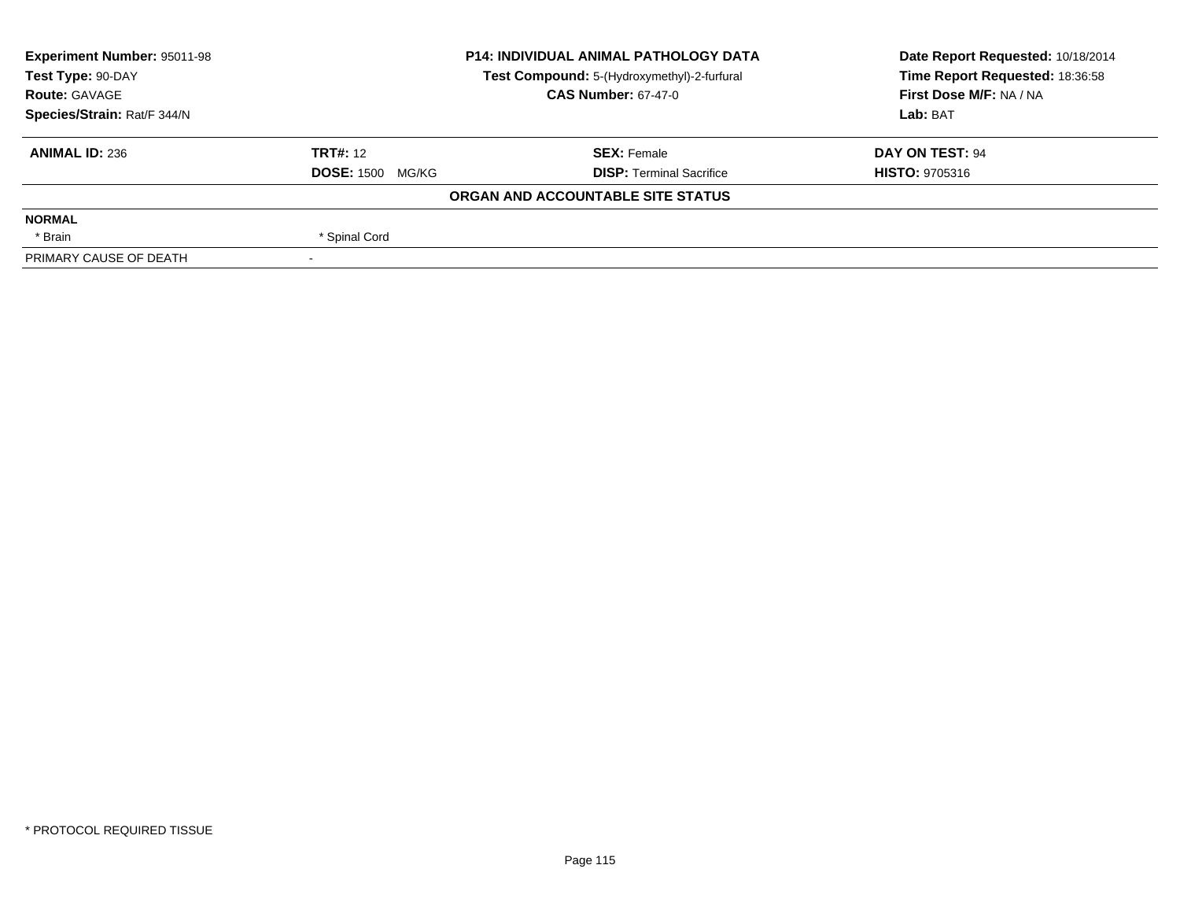| Experiment Number: 95011-98 | P14: INDIVIDUAL ANIMAL PATHOLOGY DATA | Date Report Requested: 10/18/2014 |
|---|---|---|
| Test Type: 90-DAY | Test Compound: 5-(Hydroxymethyl)-2-furfural | Time Report Requested: 18:36:58 |
| Route: GAVAGE | CAS Number: 67-47-0 | First Dose M/F: NA / NA |
| Species/Strain: Rat/F 344/N | | Lab: BAT |

| ANIMAL ID: 236 | TRT#: 12 | SEX: Female | DAY ON TEST: 94 |
|---|---|---|---|
| | DOSE: 1500 MG/KG | DISP: Terminal Sacrifice | HISTO: 9705316 |

**ORGAN AND ACCOUNTABLE SITE STATUS**

| NORMAL | | | |
|---|---|---|---|
| * Brain | * Spinal Cord | | |
| PRIMARY CAUSE OF DEATH | - | | |

* PROTOCOL REQUIRED TISSUE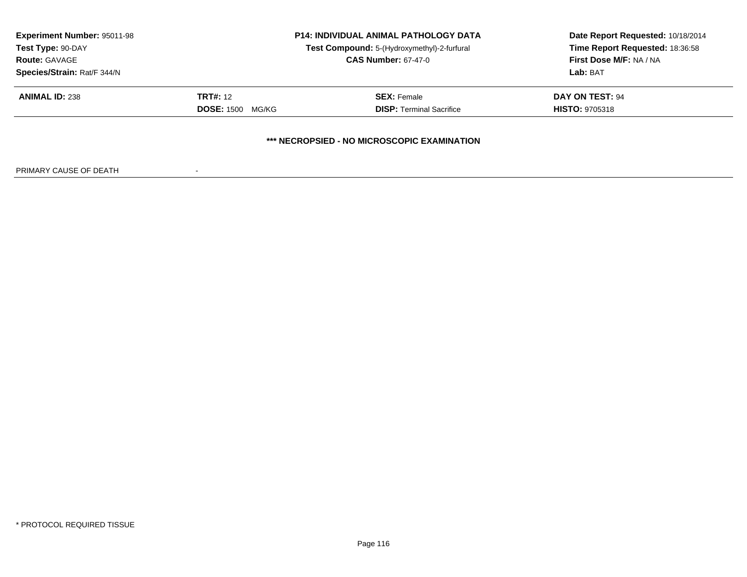| Experiment Number: 95011-98 | P14: INDIVIDUAL ANIMAL PATHOLOGY DATA | Date Report Requested: 10/18/2014 |
|---|---|---|
| Test Type: 90-DAY | Test Compound: 5-(Hydroxymethyl)-2-furfural | Time Report Requested: 18:36:58 |
| Route: GAVAGE | CAS Number: 67-47-0 | First Dose M/F: NA / NA |
| Species/Strain: Rat/F 344/N | | Lab: BAT |

| ANIMAL ID: 238 | TRT#: 12 | SEX: Female | DAY ON TEST: 94 |
|---|---|---|---|
| | DOSE: 1500 MG/KG | DISP: Terminal Sacrifice | HISTO: 9705318 |

**\*\*\* NECROPSIED - NO MICROSCOPIC EXAMINATION**

PRIMARY CAUSE OF DEATH -

\* PROTOCOL REQUIRED TISSUE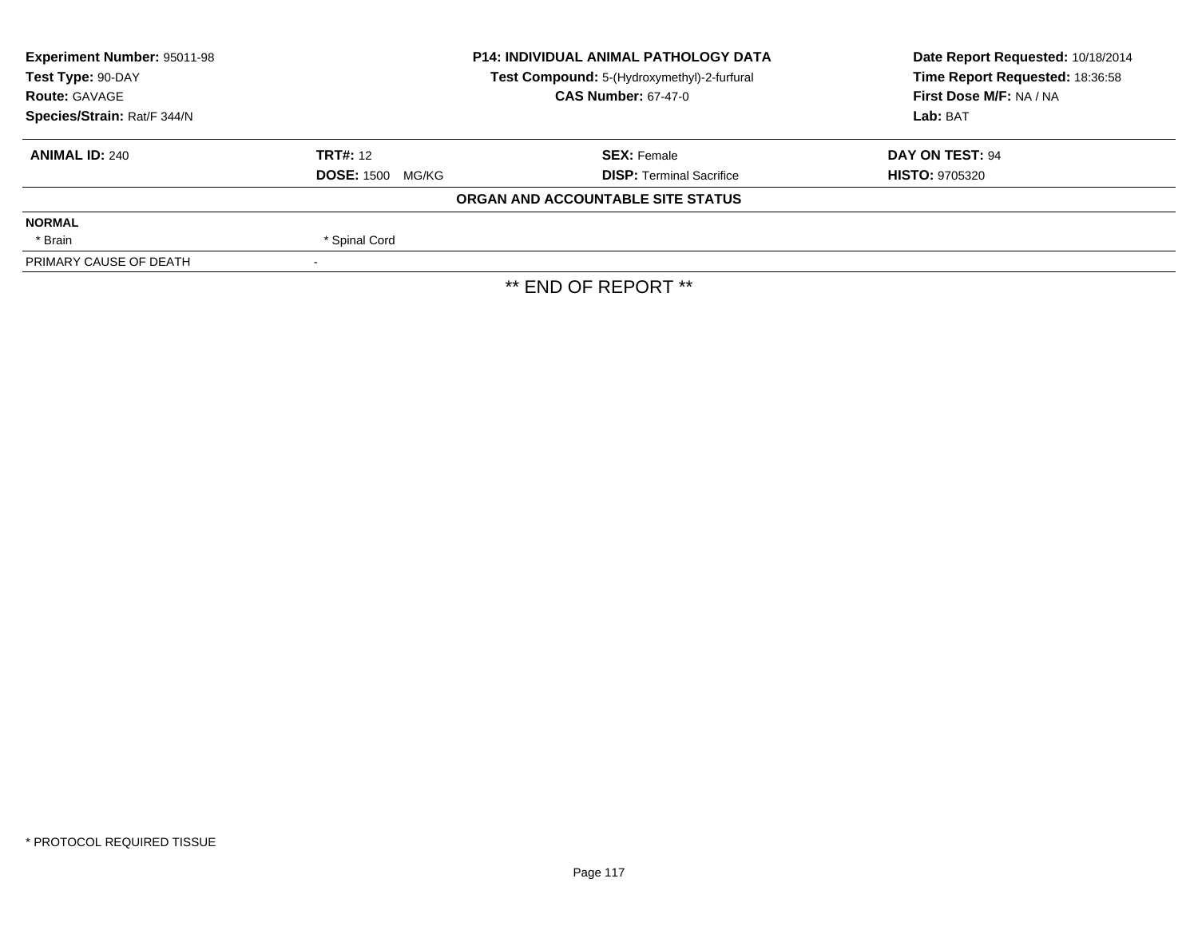**Experiment Number:** 95011-98
**Test Type:** 90-DAY
**Route:** GAVAGE
**Species/Strain:** Rat/F 344/N

**P14: INDIVIDUAL ANIMAL PATHOLOGY DATA**
**Test Compound:** 5-(Hydroxymethyl)-2-furfural
**CAS Number:** 67-47-0

**Date Report Requested:** 10/18/2014
**Time Report Requested:** 18:36:58
**First Dose M/F:** NA / NA
**Lab:** BAT

| | | | |
|---|---|---|---|
| **ANIMAL ID:** 240 | **TRT#:** 12 | **SEX:** Female | **DAY ON TEST:** 94 |
| | **DOSE:** 1500 MG/KG | **DISP:** Terminal Sacrifice | **HISTO:** 9705320 |

**ORGAN AND ACCOUNTABLE SITE STATUS**

| | |
|---|---|
| **NORMAL** | |
| * Brain | * Spinal Cord |
| PRIMARY CAUSE OF DEATH | - |

** END OF REPORT **

* PROTOCOL REQUIRED TISSUE